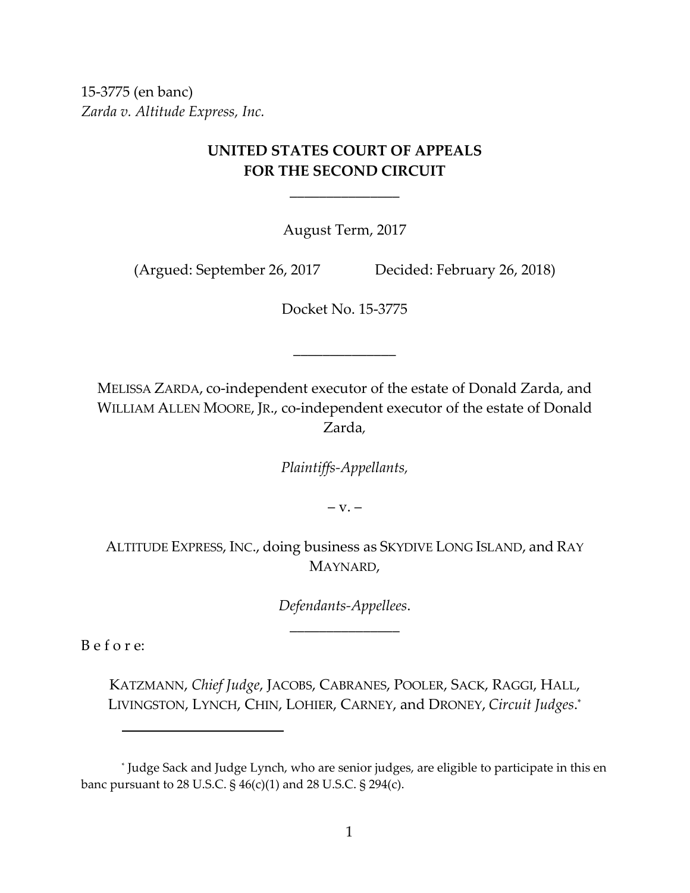15-3775 (en banc)
*Zarda v. Altitude Express, Inc.*

**UNITED STATES COURT OF APPEALS**
**FOR THE SECOND CIRCUIT**

\_\_\_\_\_\_\_\_\_\_\_\_\_\_\_\_

August Term, 2017

(Argued: September 26, 2017 Decided: February 26, 2018)

Docket No. 15-3775

\_\_\_\_\_\_\_\_\_\_\_\_\_\_\_\_

MELISSA ZARDA, co-independent executor of the estate of Donald Zarda, and WILLIAM ALLEN MOORE, JR., co-independent executor of the estate of Donald Zarda,

*Plaintiffs-Appellants,*

– v. –

ALTITUDE EXPRESS, INC., doing business as SKYDIVE LONG ISLAND, and RAY MAYNARD,

*Defendants-Appellees*.

\_\_\_\_\_\_\_\_\_\_\_\_\_\_\_\_

B e f o r e:

KATZMANN, *Chief Judge*, JACOBS, CABRANES, POOLER, SACK, RAGGI, HALL, LIVINGSTON, LYNCH, CHIN, LOHIER, CARNEY, and DRONEY, *Circuit Judges*.*

---

* Judge Sack and Judge Lynch, who are senior judges, are eligible to participate in this en banc pursuant to 28 U.S.C. § 46(c)(1) and 28 U.S.C. § 294(c).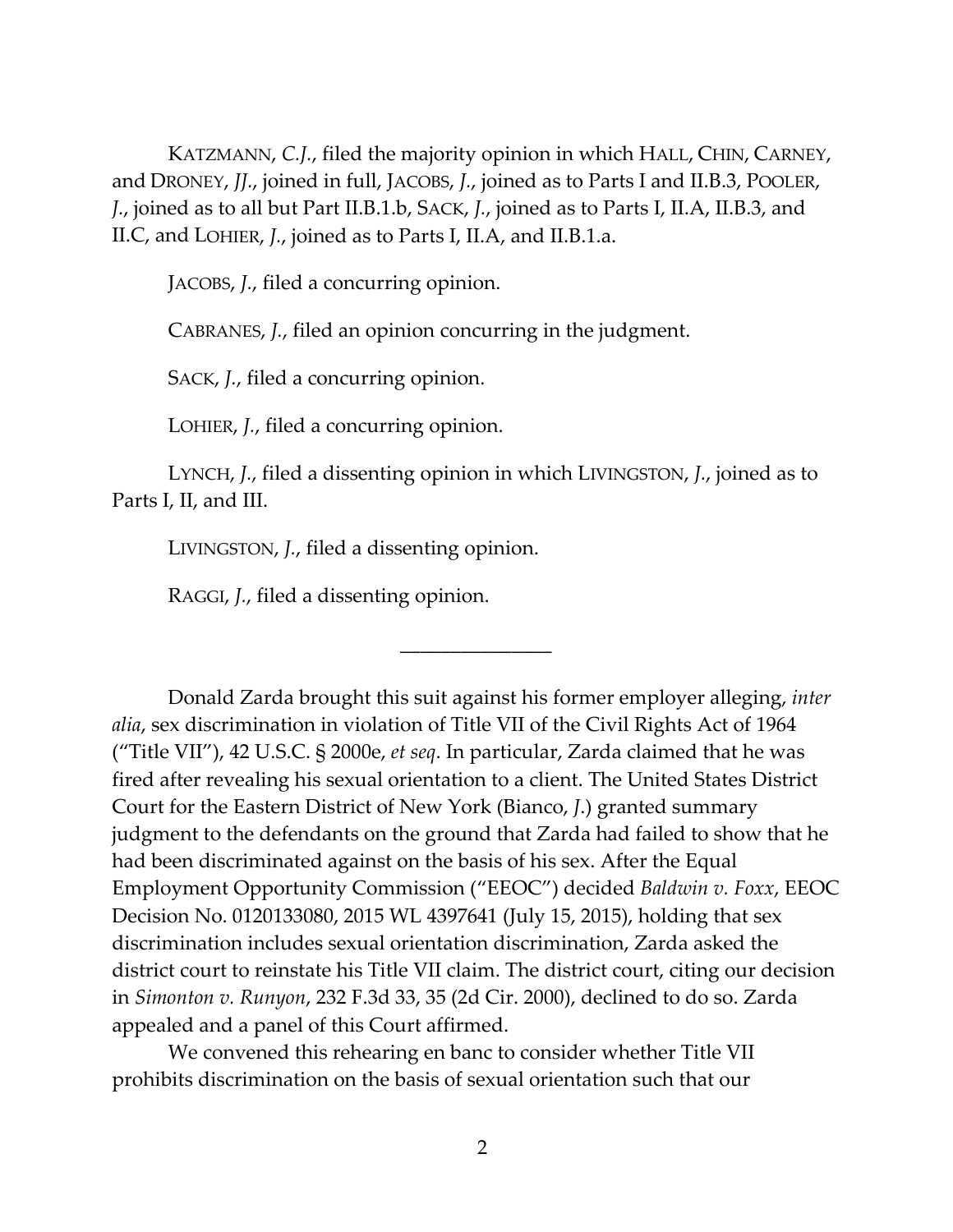KATZMANN, *C.J.*, filed the majority opinion in which HALL, CHIN, CARNEY, and DRONEY, *JJ.*, joined in full, JACOBS, *J.*, joined as to Parts I and II.B.3, POOLER, *J.*, joined as to all but Part II.B.1.b, SACK, *J.*, joined as to Parts I, II.A, II.B.3, and II.C, and LOHIER, *J.*, joined as to Parts I, II.A, and II.B.1.a.

JACOBS, *J.*, filed a concurring opinion.

CABRANES, *J.*, filed an opinion concurring in the judgment.

SACK, *J.*, filed a concurring opinion.

LOHIER, *J.*, filed a concurring opinion.

LYNCH, *J.*, filed a dissenting opinion in which LIVINGSTON, *J.*, joined as to Parts I, II, and III.

LIVINGSTON, *J.*, filed a dissenting opinion.

RAGGI, *J.*, filed a dissenting opinion.

---

Donald Zarda brought this suit against his former employer alleging, *inter alia*, sex discrimination in violation of Title VII of the Civil Rights Act of 1964 ("Title VII"), 42 U.S.C. § 2000e, *et seq*. In particular, Zarda claimed that he was fired after revealing his sexual orientation to a client. The United States District Court for the Eastern District of New York (Bianco, *J.*) granted summary judgment to the defendants on the ground that Zarda had failed to show that he had been discriminated against on the basis of his sex. After the Equal Employment Opportunity Commission ("EEOC") decided *Baldwin v. Foxx*, EEOC Decision No. 0120133080, 2015 WL 4397641 (July 15, 2015), holding that sex discrimination includes sexual orientation discrimination, Zarda asked the district court to reinstate his Title VII claim. The district court, citing our decision in *Simonton v. Runyon*, 232 F.3d 33, 35 (2d Cir. 2000), declined to do so. Zarda appealed and a panel of this Court affirmed.

We convened this rehearing en banc to consider whether Title VII prohibits discrimination on the basis of sexual orientation such that our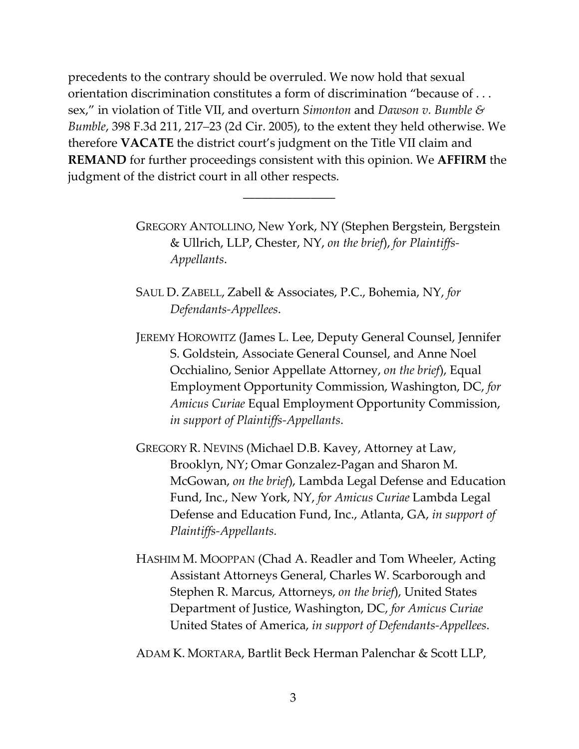precedents to the contrary should be overruled. We now hold that sexual orientation discrimination constitutes a form of discrimination "because of . . . sex," in violation of Title VII, and overturn *Simonton* and *Dawson v. Bumble & Bumble*, 398 F.3d 211, 217–23 (2d Cir. 2005), to the extent they held otherwise. We therefore **VACATE** the district court's judgment on the Title VII claim and **REMAND** for further proceedings consistent with this opinion. We **AFFIRM** the judgment of the district court in all other respects.

---

GREGORY ANTOLLINO, New York, NY (Stephen Bergstein, Bergstein & Ullrich, LLP, Chester, NY, *on the brief*), *for Plaintiffs-Appellants*.

SAUL D. ZABELL, Zabell & Associates, P.C., Bohemia, NY, *for Defendants-Appellees*.

JEREMY HOROWITZ (James L. Lee, Deputy General Counsel, Jennifer S. Goldstein, Associate General Counsel, and Anne Noel Occhialino, Senior Appellate Attorney, *on the brief*), Equal Employment Opportunity Commission, Washington, DC, *for Amicus Curiae* Equal Employment Opportunity Commission, *in support of Plaintiffs-Appellants*.

GREGORY R. NEVINS (Michael D.B. Kavey, Attorney at Law, Brooklyn, NY; Omar Gonzalez-Pagan and Sharon M. McGowan, *on the brief*), Lambda Legal Defense and Education Fund, Inc., New York, NY, *for Amicus Curiae* Lambda Legal Defense and Education Fund, Inc., Atlanta, GA, *in support of Plaintiffs-Appellants.*

HASHIM M. MOOPPAN (Chad A. Readler and Tom Wheeler, Acting Assistant Attorneys General, Charles W. Scarborough and Stephen R. Marcus, Attorneys, *on the brief*), United States Department of Justice, Washington, DC, *for Amicus Curiae* United States of America, *in support of Defendants-Appellees*.

ADAM K. MORTARA, Bartlit Beck Herman Palenchar & Scott LLP,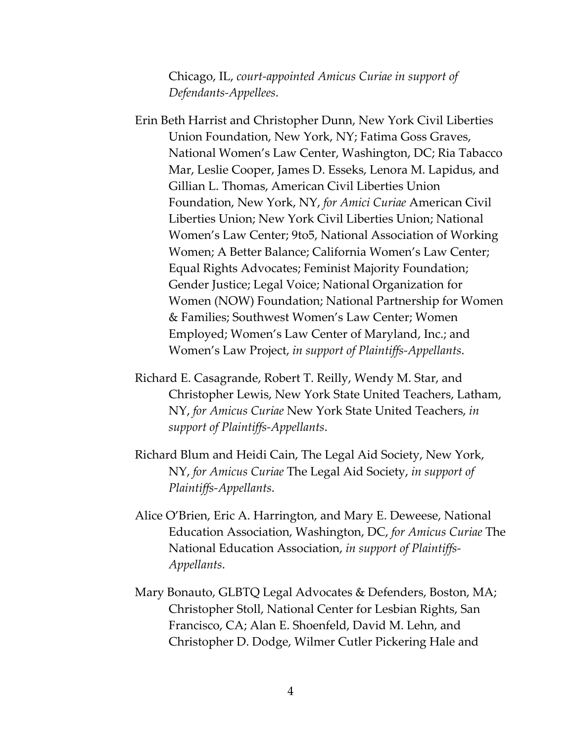Chicago, IL, *court-appointed Amicus Curiae in support of Defendants-Appellees*.

Erin Beth Harrist and Christopher Dunn, New York Civil Liberties Union Foundation, New York, NY; Fatima Goss Graves, National Women's Law Center, Washington, DC; Ria Tabacco Mar, Leslie Cooper, James D. Esseks, Lenora M. Lapidus, and Gillian L. Thomas, American Civil Liberties Union Foundation, New York, NY, *for Amici Curiae* American Civil Liberties Union; New York Civil Liberties Union; National Women's Law Center; 9to5, National Association of Working Women; A Better Balance; California Women's Law Center; Equal Rights Advocates; Feminist Majority Foundation; Gender Justice; Legal Voice; National Organization for Women (NOW) Foundation; National Partnership for Women & Families; Southwest Women's Law Center; Women Employed; Women's Law Center of Maryland, Inc.; and Women's Law Project, *in support of Plaintiffs-Appellants*.

Richard E. Casagrande, Robert T. Reilly, Wendy M. Star, and Christopher Lewis, New York State United Teachers, Latham, NY, *for Amicus Curiae* New York State United Teachers, *in support of Plaintiffs-Appellants*.

Richard Blum and Heidi Cain, The Legal Aid Society, New York, NY, *for Amicus Curiae* The Legal Aid Society, *in support of Plaintiffs-Appellants*.

Alice O'Brien, Eric A. Harrington, and Mary E. Deweese, National Education Association, Washington, DC, *for Amicus Curiae* The National Education Association, *in support of Plaintiffs-Appellants*.

Mary Bonauto, GLBTQ Legal Advocates & Defenders, Boston, MA; Christopher Stoll, National Center for Lesbian Rights, San Francisco, CA; Alan E. Shoenfeld, David M. Lehn, and Christopher D. Dodge, Wilmer Cutler Pickering Hale and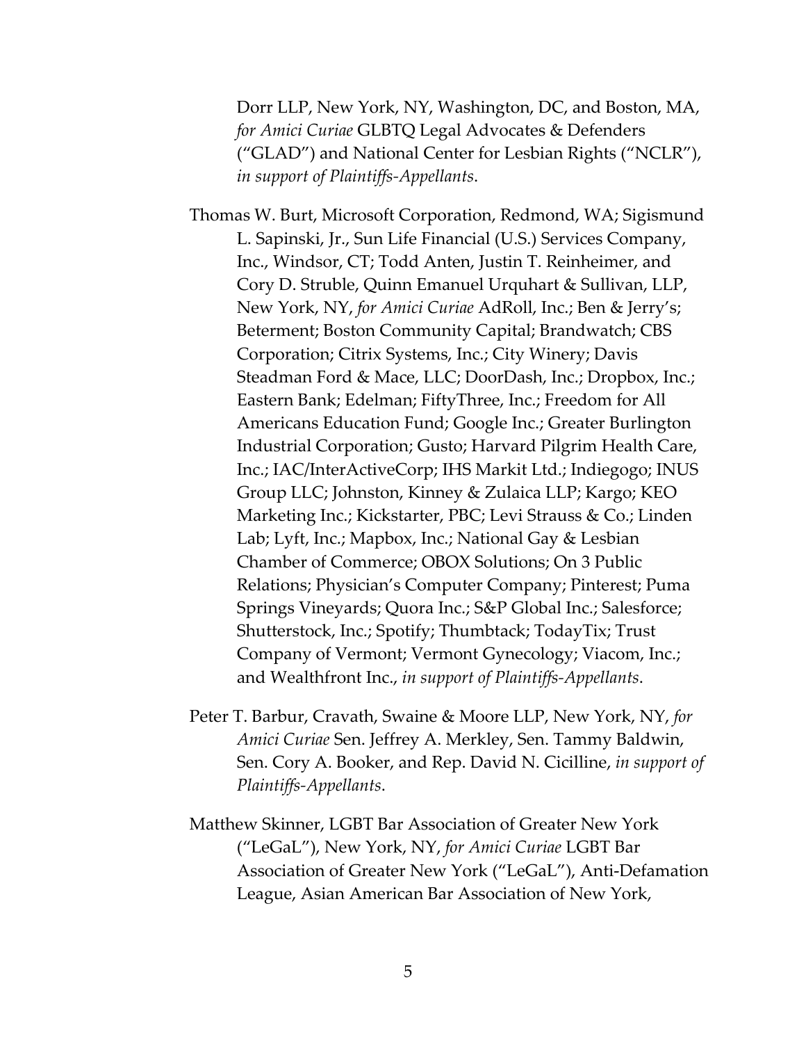Dorr LLP, New York, NY, Washington, DC, and Boston, MA, *for Amici Curiae* GLBTQ Legal Advocates & Defenders ("GLAD") and National Center for Lesbian Rights ("NCLR"), *in support of Plaintiffs-Appellants*.

Thomas W. Burt, Microsoft Corporation, Redmond, WA; Sigismund L. Sapinski, Jr., Sun Life Financial (U.S.) Services Company, Inc., Windsor, CT; Todd Anten, Justin T. Reinheimer, and Cory D. Struble, Quinn Emanuel Urquhart & Sullivan, LLP, New York, NY, *for Amici Curiae* AdRoll, Inc.; Ben & Jerry's; Beterment; Boston Community Capital; Brandwatch; CBS Corporation; Citrix Systems, Inc.; City Winery; Davis Steadman Ford & Mace, LLC; DoorDash, Inc.; Dropbox, Inc.; Eastern Bank; Edelman; FiftyThree, Inc.; Freedom for All Americans Education Fund; Google Inc.; Greater Burlington Industrial Corporation; Gusto; Harvard Pilgrim Health Care, Inc.; IAC/InterActiveCorp; IHS Markit Ltd.; Indiegogo; INUS Group LLC; Johnston, Kinney & Zulaica LLP; Kargo; KEO Marketing Inc.; Kickstarter, PBC; Levi Strauss & Co.; Linden Lab; Lyft, Inc.; Mapbox, Inc.; National Gay & Lesbian Chamber of Commerce; OBOX Solutions; On 3 Public Relations; Physician's Computer Company; Pinterest; Puma Springs Vineyards; Quora Inc.; S&P Global Inc.; Salesforce; Shutterstock, Inc.; Spotify; Thumbtack; TodayTix; Trust Company of Vermont; Vermont Gynecology; Viacom, Inc.; and Wealthfront Inc., *in support of Plaintiffs-Appellants*.

Peter T. Barbur, Cravath, Swaine & Moore LLP, New York, NY, *for Amici Curiae* Sen. Jeffrey A. Merkley, Sen. Tammy Baldwin, Sen. Cory A. Booker, and Rep. David N. Cicilline, *in support of Plaintiffs-Appellants*.

Matthew Skinner, LGBT Bar Association of Greater New York ("LeGaL"), New York, NY, *for Amici Curiae* LGBT Bar Association of Greater New York ("LeGaL"), Anti-Defamation League, Asian American Bar Association of New York,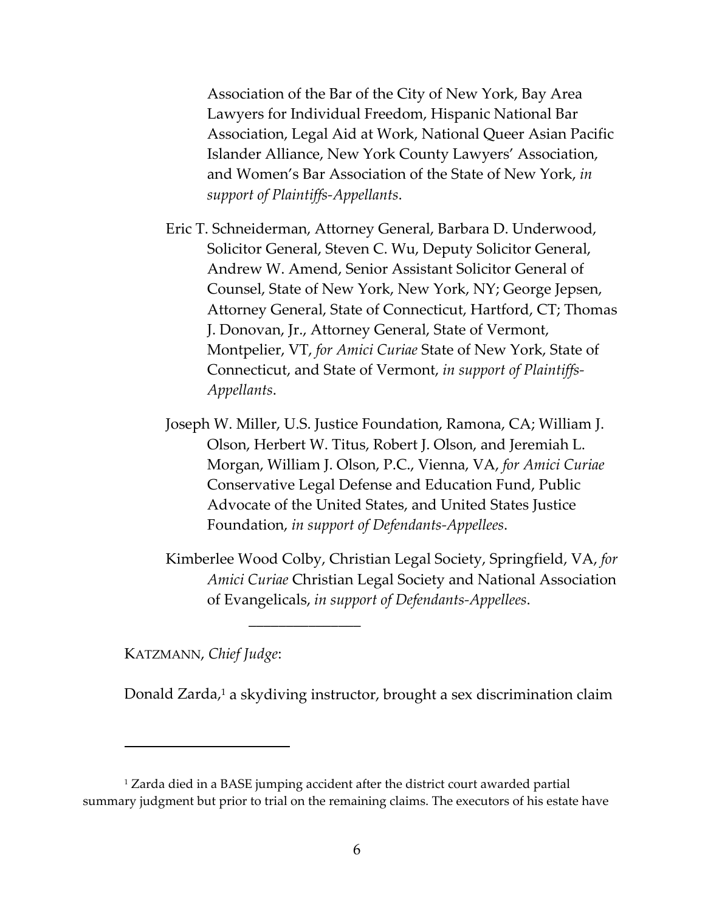Association of the Bar of the City of New York, Bay Area Lawyers for Individual Freedom, Hispanic National Bar Association, Legal Aid at Work, National Queer Asian Pacific Islander Alliance, New York County Lawyers' Association, and Women's Bar Association of the State of New York, *in support of Plaintiffs-Appellants*.

Eric T. Schneiderman, Attorney General, Barbara D. Underwood, Solicitor General, Steven C. Wu, Deputy Solicitor General, Andrew W. Amend, Senior Assistant Solicitor General of Counsel, State of New York, New York, NY; George Jepsen, Attorney General, State of Connecticut, Hartford, CT; Thomas J. Donovan, Jr., Attorney General, State of Vermont, Montpelier, VT, *for Amici Curiae* State of New York, State of Connecticut, and State of Vermont, *in support of Plaintiffs-Appellants*.

Joseph W. Miller, U.S. Justice Foundation, Ramona, CA; William J. Olson, Herbert W. Titus, Robert J. Olson, and Jeremiah L. Morgan, William J. Olson, P.C., Vienna, VA, *for Amici Curiae* Conservative Legal Defense and Education Fund, Public Advocate of the United States, and United States Justice Foundation, *in support of Defendants-Appellees*.

Kimberlee Wood Colby, Christian Legal Society, Springfield, VA, *for Amici Curiae* Christian Legal Society and National Association of Evangelicals, *in support of Defendants-Appellees*.

---

KATZMANN, *Chief Judge*:

Donald Zarda,[1] a skydiving instructor, brought a sex discrimination claim

---

[1] Zarda died in a BASE jumping accident after the district court awarded partial summary judgment but prior to trial on the remaining claims. The executors of his estate have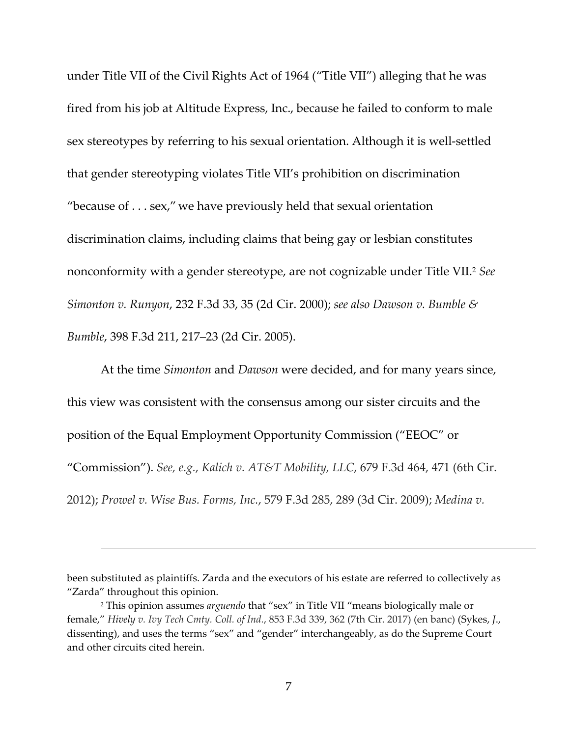under Title VII of the Civil Rights Act of 1964 ("Title VII") alleging that he was fired from his job at Altitude Express, Inc., because he failed to conform to male sex stereotypes by referring to his sexual orientation. Although it is well-settled that gender stereotyping violates Title VII's prohibition on discrimination "because of . . . sex," we have previously held that sexual orientation discrimination claims, including claims that being gay or lesbian constitutes nonconformity with a gender stereotype, are not cognizable under Title VII.[2] *See Simonton v. Runyon*, 232 F.3d 33, 35 (2d Cir. 2000); *see also Dawson v. Bumble & Bumble*, 398 F.3d 211, 217–23 (2d Cir. 2005).

At the time *Simonton* and *Dawson* were decided, and for many years since, this view was consistent with the consensus among our sister circuits and the position of the Equal Employment Opportunity Commission ("EEOC" or "Commission"). *See, e.g.*, *Kalich v. AT&T Mobility, LLC*, 679 F.3d 464, 471 (6th Cir. 2012); *Prowel v. Wise Bus. Forms, Inc.*, 579 F.3d 285, 289 (3d Cir. 2009); *Medina v.*

---

been substituted as plaintiffs. Zarda and the executors of his estate are referred to collectively as "Zarda" throughout this opinion.

[2] This opinion assumes *arguendo* that "sex" in Title VII "means biologically male or female," *Hively v. Ivy Tech Cmty. Coll. of Ind.*, 853 F.3d 339, 362 (7th Cir. 2017) (en banc) (Sykes, *J.*, dissenting), and uses the terms "sex" and "gender" interchangeably, as do the Supreme Court and other circuits cited herein.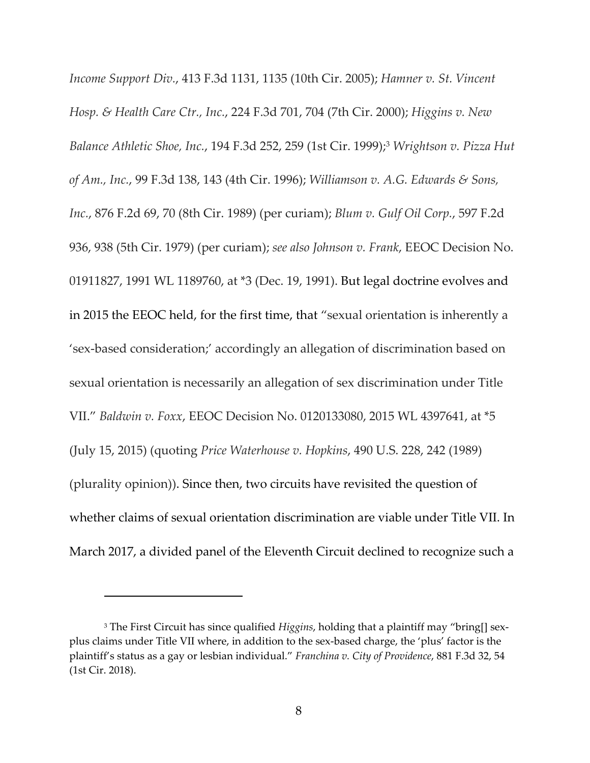*Income Support Div.*, 413 F.3d 1131, 1135 (10th Cir. 2005); *Hamner v. St. Vincent Hosp. & Health Care Ctr., Inc.*, 224 F.3d 701, 704 (7th Cir. 2000); *Higgins v. New Balance Athletic Shoe, Inc.*, 194 F.3d 252, 259 (1st Cir. 1999);[3] *Wrightson v. Pizza Hut of Am., Inc.*, 99 F.3d 138, 143 (4th Cir. 1996); *Williamson v. A.G. Edwards & Sons, Inc.*, 876 F.2d 69, 70 (8th Cir. 1989) (per curiam); *Blum v. Gulf Oil Corp.*, 597 F.2d 936, 938 (5th Cir. 1979) (per curiam); *see also Johnson v. Frank*, EEOC Decision No. 01911827, 1991 WL 1189760, at *3 (Dec. 19, 1991). But legal doctrine evolves and in 2015 the EEOC held, for the first time, that "sexual orientation is inherently a 'sex-based consideration;' accordingly an allegation of discrimination based on sexual orientation is necessarily an allegation of sex discrimination under Title VII." *Baldwin v. Foxx*, EEOC Decision No. 0120133080, 2015 WL 4397641, at *5 (July 15, 2015) (quoting *Price Waterhouse v. Hopkins*, 490 U.S. 228, 242 (1989) (plurality opinion)). Since then, two circuits have revisited the question of whether claims of sexual orientation discrimination are viable under Title VII. In March 2017, a divided panel of the Eleventh Circuit declined to recognize such a

---

[3] The First Circuit has since qualified *Higgins*, holding that a plaintiff may "bring[] sex-plus claims under Title VII where, in addition to the sex-based charge, the 'plus' factor is the plaintiff's status as a gay or lesbian individual." *Franchina v. City of Providence*, 881 F.3d 32, 54 (1st Cir. 2018).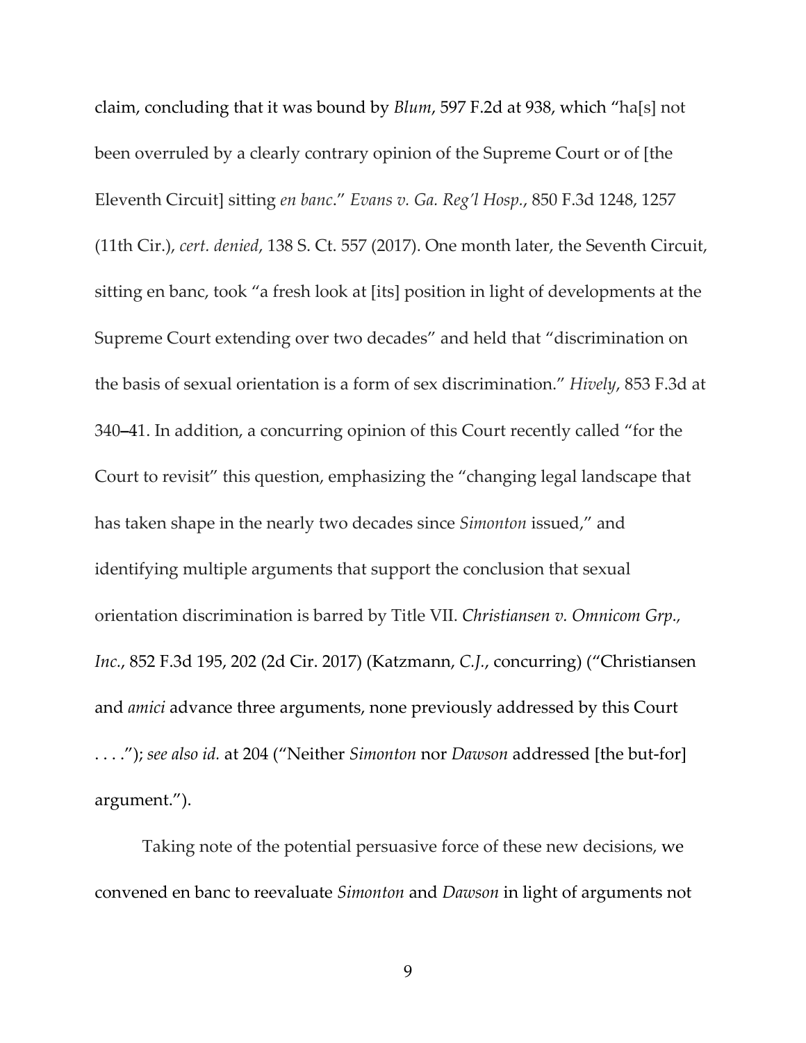claim, concluding that it was bound by *Blum*, 597 F.2d at 938, which "ha[s] not been overruled by a clearly contrary opinion of the Supreme Court or of [the Eleventh Circuit] sitting *en banc*." *Evans v. Ga. Reg'l Hosp.*, 850 F.3d 1248, 1257 (11th Cir.), *cert. denied*, 138 S. Ct. 557 (2017). One month later, the Seventh Circuit, sitting en banc, took "a fresh look at [its] position in light of developments at the Supreme Court extending over two decades" and held that "discrimination on the basis of sexual orientation is a form of sex discrimination." *Hively*, 853 F.3d at 340–41. In addition, a concurring opinion of this Court recently called "for the Court to revisit" this question, emphasizing the "changing legal landscape that has taken shape in the nearly two decades since *Simonton* issued," and identifying multiple arguments that support the conclusion that sexual orientation discrimination is barred by Title VII. *Christiansen v. Omnicom Grp., Inc.*, 852 F.3d 195, 202 (2d Cir. 2017) (Katzmann, *C.J.*, concurring) ("Christiansen and *amici* advance three arguments, none previously addressed by this Court . . . ."); *see also id.* at 204 ("Neither *Simonton* nor *Dawson* addressed [the but-for] argument.").

Taking note of the potential persuasive force of these new decisions, we convened en banc to reevaluate *Simonton* and *Dawson* in light of arguments not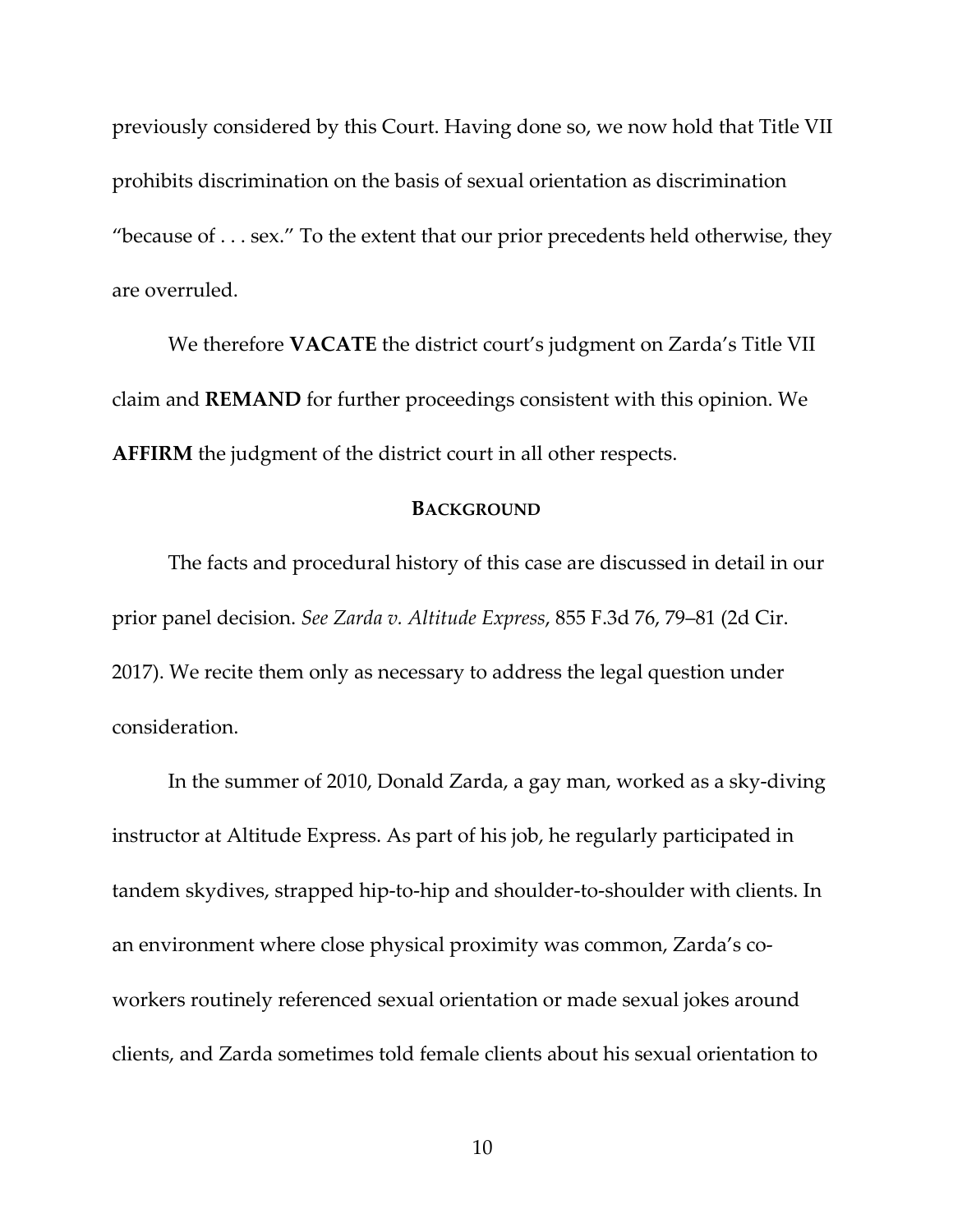previously considered by this Court. Having done so, we now hold that Title VII prohibits discrimination on the basis of sexual orientation as discrimination "because of . . . sex." To the extent that our prior precedents held otherwise, they are overruled.

We therefore **VACATE** the district court's judgment on Zarda's Title VII claim and **REMAND** for further proceedings consistent with this opinion. We **AFFIRM** the judgment of the district court in all other respects.

## BACKGROUND

The facts and procedural history of this case are discussed in detail in our prior panel decision. *See Zarda v. Altitude Express*, 855 F.3d 76, 79–81 (2d Cir. 2017). We recite them only as necessary to address the legal question under consideration.

In the summer of 2010, Donald Zarda, a gay man, worked as a sky-diving instructor at Altitude Express. As part of his job, he regularly participated in tandem skydives, strapped hip-to-hip and shoulder-to-shoulder with clients. In an environment where close physical proximity was common, Zarda's co-workers routinely referenced sexual orientation or made sexual jokes around clients, and Zarda sometimes told female clients about his sexual orientation to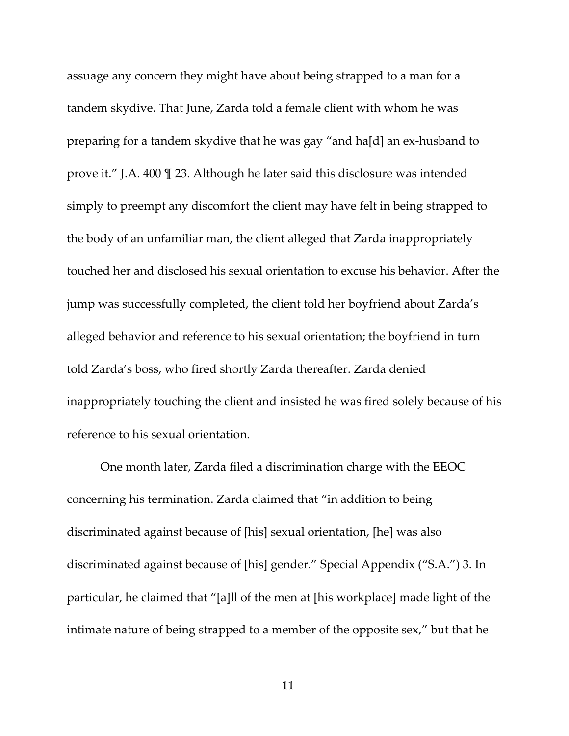assuage any concern they might have about being strapped to a man for a tandem skydive. That June, Zarda told a female client with whom he was preparing for a tandem skydive that he was gay "and ha[d] an ex-husband to prove it." J.A. 400 ¶ 23. Although he later said this disclosure was intended simply to preempt any discomfort the client may have felt in being strapped to the body of an unfamiliar man, the client alleged that Zarda inappropriately touched her and disclosed his sexual orientation to excuse his behavior. After the jump was successfully completed, the client told her boyfriend about Zarda's alleged behavior and reference to his sexual orientation; the boyfriend in turn told Zarda's boss, who fired shortly Zarda thereafter. Zarda denied inappropriately touching the client and insisted he was fired solely because of his reference to his sexual orientation.

One month later, Zarda filed a discrimination charge with the EEOC concerning his termination. Zarda claimed that "in addition to being discriminated against because of [his] sexual orientation, [he] was also discriminated against because of [his] gender." Special Appendix ("S.A.") 3. In particular, he claimed that "[a]ll of the men at [his workplace] made light of the intimate nature of being strapped to a member of the opposite sex," but that he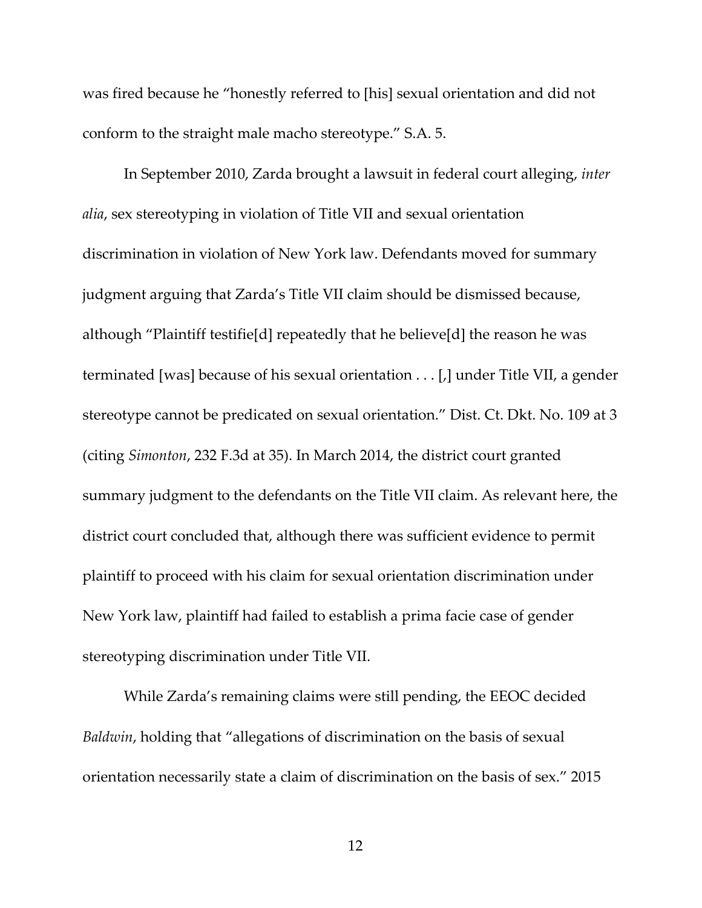was fired because he "honestly referred to [his] sexual orientation and did not conform to the straight male macho stereotype." S.A. 5.

In September 2010, Zarda brought a lawsuit in federal court alleging, *inter alia*, sex stereotyping in violation of Title VII and sexual orientation discrimination in violation of New York law. Defendants moved for summary judgment arguing that Zarda's Title VII claim should be dismissed because, although "Plaintiff testifie[d] repeatedly that he believe[d] the reason he was terminated [was] because of his sexual orientation . . . [,] under Title VII, a gender stereotype cannot be predicated on sexual orientation." Dist. Ct. Dkt. No. 109 at 3 (citing *Simonton*, 232 F.3d at 35). In March 2014, the district court granted summary judgment to the defendants on the Title VII claim. As relevant here, the district court concluded that, although there was sufficient evidence to permit plaintiff to proceed with his claim for sexual orientation discrimination under New York law, plaintiff had failed to establish a prima facie case of gender stereotyping discrimination under Title VII.

While Zarda's remaining claims were still pending, the EEOC decided *Baldwin*, holding that "allegations of discrimination on the basis of sexual orientation necessarily state a claim of discrimination on the basis of sex." 2015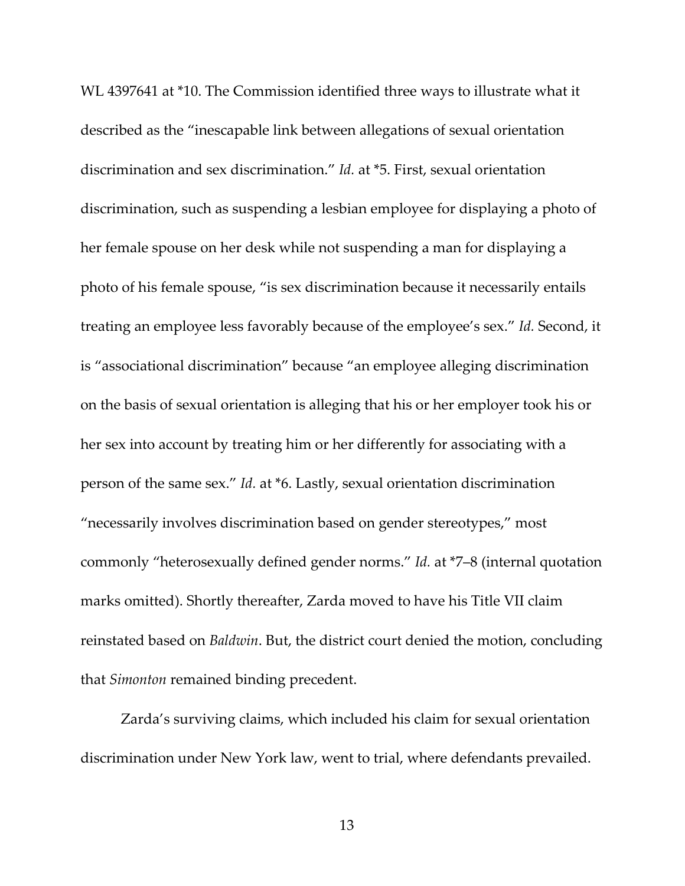WL 4397641 at *10. The Commission identified three ways to illustrate what it described as the "inescapable link between allegations of sexual orientation discrimination and sex discrimination." *Id.* at *5. First, sexual orientation discrimination, such as suspending a lesbian employee for displaying a photo of her female spouse on her desk while not suspending a man for displaying a photo of his female spouse, "is sex discrimination because it necessarily entails treating an employee less favorably because of the employee's sex." *Id.* Second, it is "associational discrimination" because "an employee alleging discrimination on the basis of sexual orientation is alleging that his or her employer took his or her sex into account by treating him or her differently for associating with a person of the same sex." *Id.* at *6. Lastly, sexual orientation discrimination "necessarily involves discrimination based on gender stereotypes," most commonly "heterosexually defined gender norms." *Id.* at *7–8 (internal quotation marks omitted). Shortly thereafter, Zarda moved to have his Title VII claim reinstated based on *Baldwin*. But, the district court denied the motion, concluding that *Simonton* remained binding precedent.

Zarda's surviving claims, which included his claim for sexual orientation discrimination under New York law, went to trial, where defendants prevailed.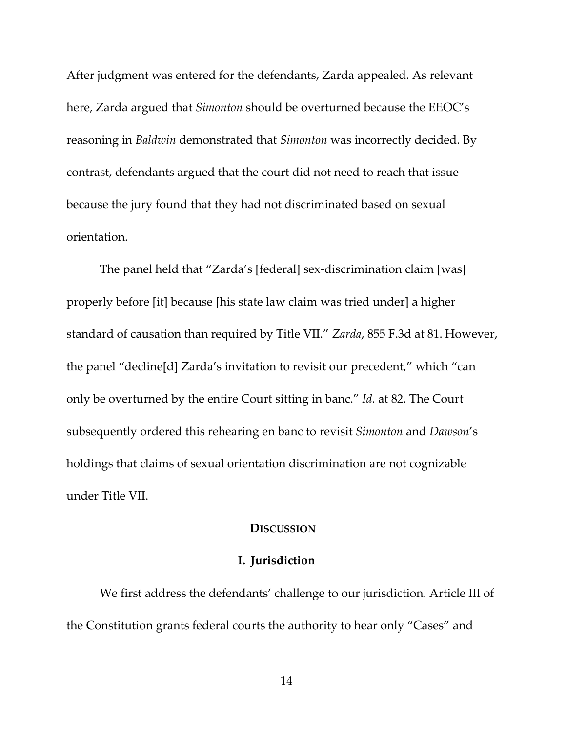After judgment was entered for the defendants, Zarda appealed. As relevant here, Zarda argued that *Simonton* should be overturned because the EEOC's reasoning in *Baldwin* demonstrated that *Simonton* was incorrectly decided. By contrast, defendants argued that the court did not need to reach that issue because the jury found that they had not discriminated based on sexual orientation.

The panel held that "Zarda's [federal] sex-discrimination claim [was] properly before [it] because [his state law claim was tried under] a higher standard of causation than required by Title VII." *Zarda*, 855 F.3d at 81. However, the panel "decline[d] Zarda's invitation to revisit our precedent," which "can only be overturned by the entire Court sitting in banc." *Id.* at 82. The Court subsequently ordered this rehearing en banc to revisit *Simonton* and *Dawson*'s holdings that claims of sexual orientation discrimination are not cognizable under Title VII.

## DISCUSSION

### I. Jurisdiction

We first address the defendants' challenge to our jurisdiction. Article III of the Constitution grants federal courts the authority to hear only "Cases" and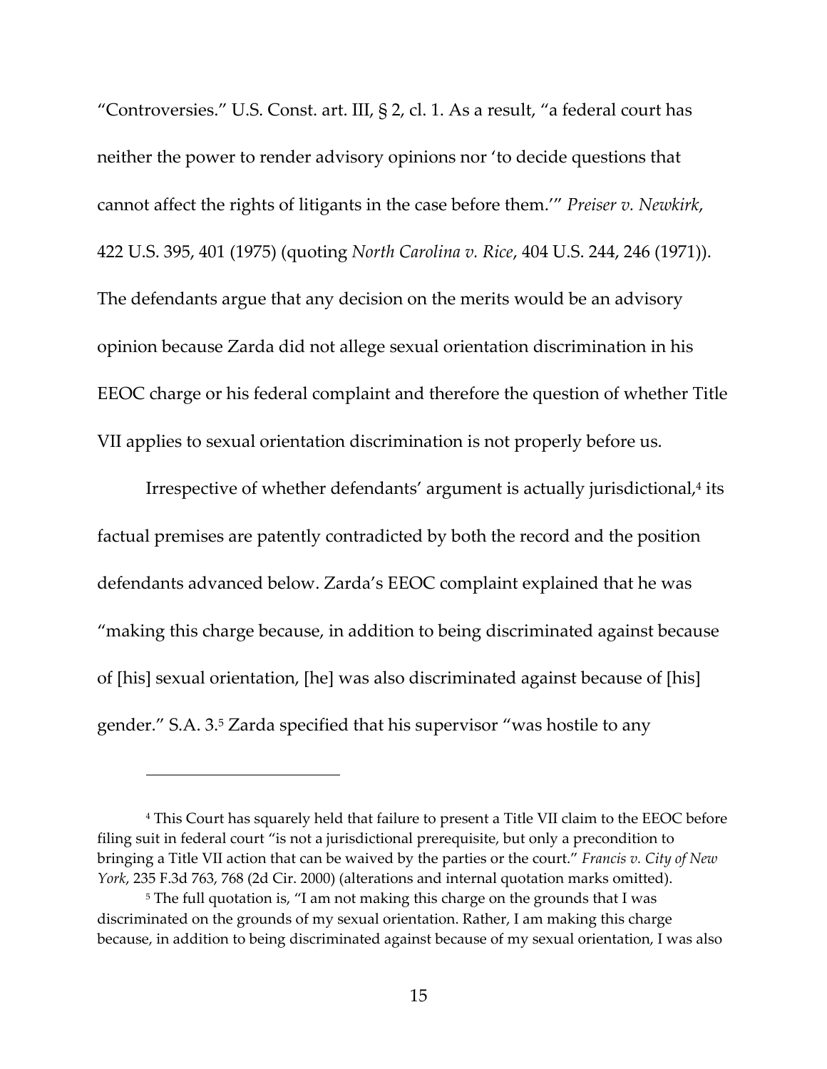"Controversies." U.S. Const. art. III, § 2, cl. 1. As a result, "a federal court has neither the power to render advisory opinions nor 'to decide questions that cannot affect the rights of litigants in the case before them.'" *Preiser v. Newkirk*, 422 U.S. 395, 401 (1975) (quoting *North Carolina v. Rice*, 404 U.S. 244, 246 (1971)). The defendants argue that any decision on the merits would be an advisory opinion because Zarda did not allege sexual orientation discrimination in his EEOC charge or his federal complaint and therefore the question of whether Title VII applies to sexual orientation discrimination is not properly before us.

Irrespective of whether defendants' argument is actually jurisdictional,[4] its factual premises are patently contradicted by both the record and the position defendants advanced below. Zarda's EEOC complaint explained that he was "making this charge because, in addition to being discriminated against because of [his] sexual orientation, [he] was also discriminated against because of [his] gender." S.A. 3.[5] Zarda specified that his supervisor "was hostile to any

---

[4] This Court has squarely held that failure to present a Title VII claim to the EEOC before filing suit in federal court "is not a jurisdictional prerequisite, but only a precondition to bringing a Title VII action that can be waived by the parties or the court." *Francis v. City of New York*, 235 F.3d 763, 768 (2d Cir. 2000) (alterations and internal quotation marks omitted).

[5] The full quotation is, "I am not making this charge on the grounds that I was discriminated on the grounds of my sexual orientation. Rather, I am making this charge because, in addition to being discriminated against because of my sexual orientation, I was also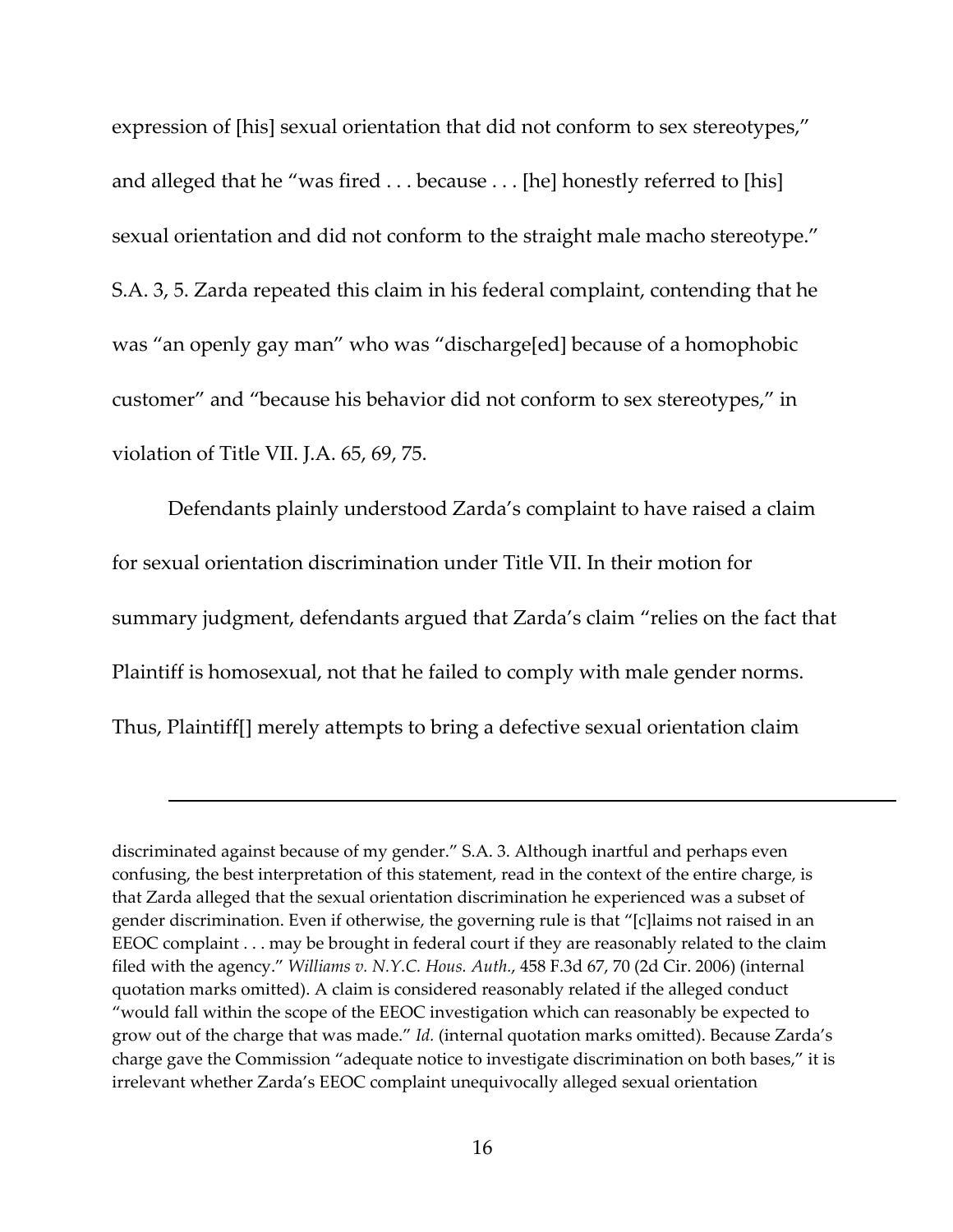expression of [his] sexual orientation that did not conform to sex stereotypes," and alleged that he "was fired . . . because . . . [he] honestly referred to [his] sexual orientation and did not conform to the straight male macho stereotype." S.A. 3, 5. Zarda repeated this claim in his federal complaint, contending that he was "an openly gay man" who was "discharge[ed] because of a homophobic customer" and "because his behavior did not conform to sex stereotypes," in violation of Title VII. J.A. 65, 69, 75.

Defendants plainly understood Zarda's complaint to have raised a claim for sexual orientation discrimination under Title VII. In their motion for summary judgment, defendants argued that Zarda's claim "relies on the fact that Plaintiff is homosexual, not that he failed to comply with male gender norms. Thus, Plaintiff[] merely attempts to bring a defective sexual orientation claim

---

discriminated against because of my gender." S.A. 3. Although inartful and perhaps even confusing, the best interpretation of this statement, read in the context of the entire charge, is that Zarda alleged that the sexual orientation discrimination he experienced was a subset of gender discrimination. Even if otherwise, the governing rule is that "[c]laims not raised in an EEOC complaint . . . may be brought in federal court if they are reasonably related to the claim filed with the agency." *Williams v. N.Y.C. Hous. Auth.*, 458 F.3d 67, 70 (2d Cir. 2006) (internal quotation marks omitted). A claim is considered reasonably related if the alleged conduct "would fall within the scope of the EEOC investigation which can reasonably be expected to grow out of the charge that was made." *Id.* (internal quotation marks omitted). Because Zarda's charge gave the Commission "adequate notice to investigate discrimination on both bases," it is irrelevant whether Zarda's EEOC complaint unequivocally alleged sexual orientation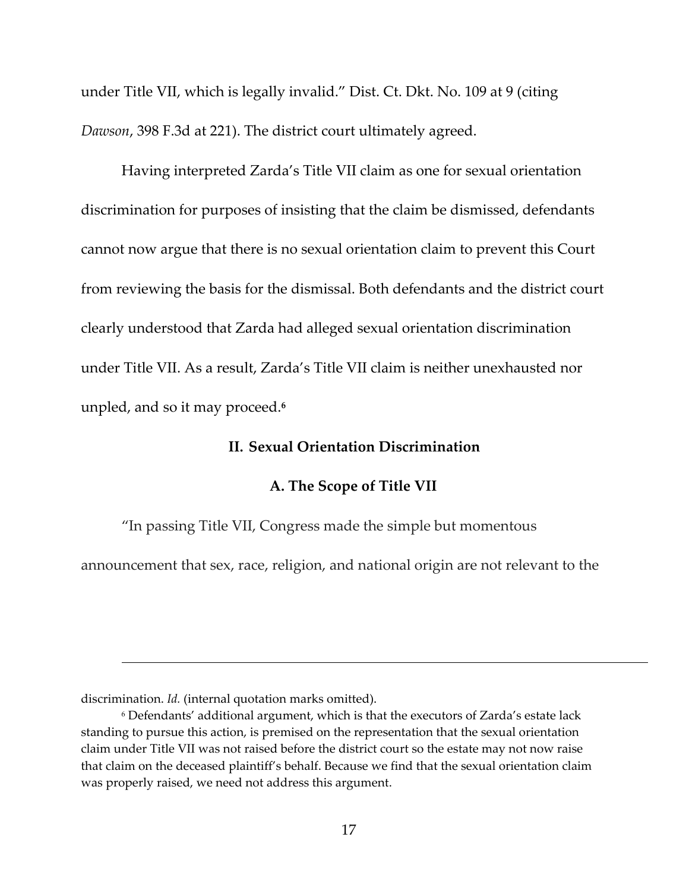under Title VII, which is legally invalid." Dist. Ct. Dkt. No. 109 at 9 (citing *Dawson*, 398 F.3d at 221). The district court ultimately agreed.

Having interpreted Zarda's Title VII claim as one for sexual orientation discrimination for purposes of insisting that the claim be dismissed, defendants cannot now argue that there is no sexual orientation claim to prevent this Court from reviewing the basis for the dismissal. Both defendants and the district court clearly understood that Zarda had alleged sexual orientation discrimination under Title VII. As a result, Zarda's Title VII claim is neither unexhausted nor unpled, and so it may proceed.[6]

## II. Sexual Orientation Discrimination

### A. The Scope of Title VII

"In passing Title VII, Congress made the simple but momentous announcement that sex, race, religion, and national origin are not relevant to the

---

discrimination. *Id.* (internal quotation marks omitted).

[6] Defendants' additional argument, which is that the executors of Zarda's estate lack standing to pursue this action, is premised on the representation that the sexual orientation claim under Title VII was not raised before the district court so the estate may not now raise that claim on the deceased plaintiff's behalf. Because we find that the sexual orientation claim was properly raised, we need not address this argument.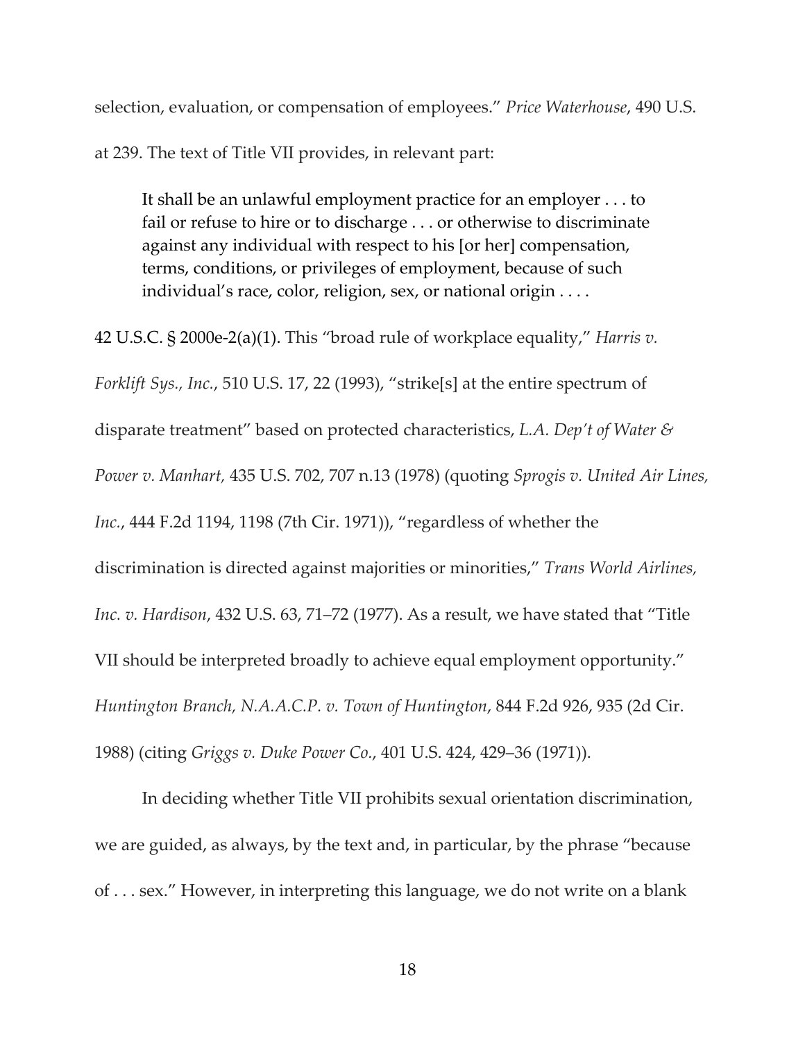selection, evaluation, or compensation of employees." *Price Waterhouse*, 490 U.S. at 239. The text of Title VII provides, in relevant part:

> It shall be an unlawful employment practice for an employer . . . to fail or refuse to hire or to discharge . . . or otherwise to discriminate against any individual with respect to his [or her] compensation, terms, conditions, or privileges of employment, because of such individual's race, color, religion, sex, or national origin . . . .

42 U.S.C. § 2000e-2(a)(1). This "broad rule of workplace equality," *Harris v. Forklift Sys., Inc.*, 510 U.S. 17, 22 (1993), "strike[s] at the entire spectrum of disparate treatment" based on protected characteristics, *L.A. Dep't of Water & Power v. Manhart,* 435 U.S. 702, 707 n.13 (1978) (quoting *Sprogis v. United Air Lines, Inc.*, 444 F.2d 1194, 1198 (7th Cir. 1971)), "regardless of whether the discrimination is directed against majorities or minorities," *Trans World Airlines, Inc. v. Hardison*, 432 U.S. 63, 71–72 (1977). As a result, we have stated that "Title VII should be interpreted broadly to achieve equal employment opportunity." *Huntington Branch, N.A.A.C.P. v. Town of Huntington*, 844 F.2d 926, 935 (2d Cir. 1988) (citing *Griggs v. Duke Power Co.*, 401 U.S. 424, 429–36 (1971)).

In deciding whether Title VII prohibits sexual orientation discrimination, we are guided, as always, by the text and, in particular, by the phrase "because of . . . sex." However, in interpreting this language, we do not write on a blank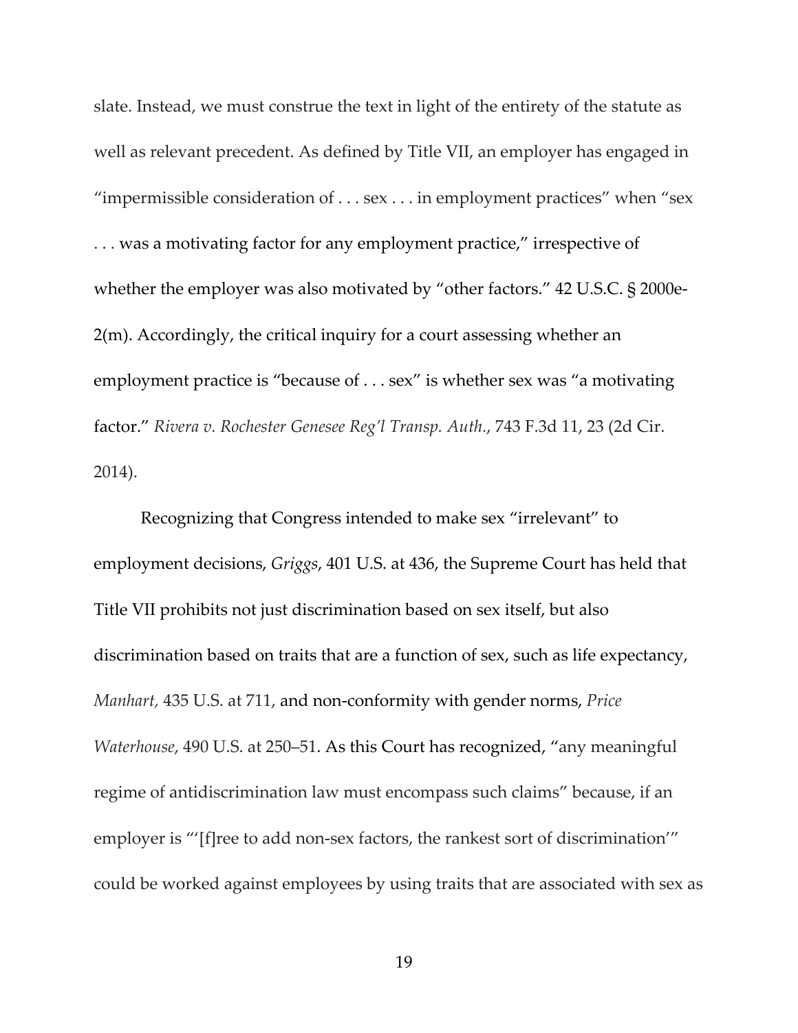slate. Instead, we must construe the text in light of the entirety of the statute as well as relevant precedent. As defined by Title VII, an employer has engaged in "impermissible consideration of . . . sex . . . in employment practices" when "sex . . . was a motivating factor for any employment practice," irrespective of whether the employer was also motivated by "other factors." 42 U.S.C. § 2000e-2(m). Accordingly, the critical inquiry for a court assessing whether an employment practice is "because of . . . sex" is whether sex was "a motivating factor." *Rivera v. Rochester Genesee Reg'l Transp. Auth.*, 743 F.3d 11, 23 (2d Cir. 2014).

Recognizing that Congress intended to make sex "irrelevant" to employment decisions, *Griggs*, 401 U.S. at 436, the Supreme Court has held that Title VII prohibits not just discrimination based on sex itself, but also discrimination based on traits that are a function of sex, such as life expectancy, *Manhart*, 435 U.S. at 711, and non-conformity with gender norms, *Price Waterhouse*, 490 U.S. at 250–51. As this Court has recognized, "any meaningful regime of antidiscrimination law must encompass such claims" because, if an employer is "'[f]ree to add non-sex factors, the rankest sort of discrimination'" could be worked against employees by using traits that are associated with sex as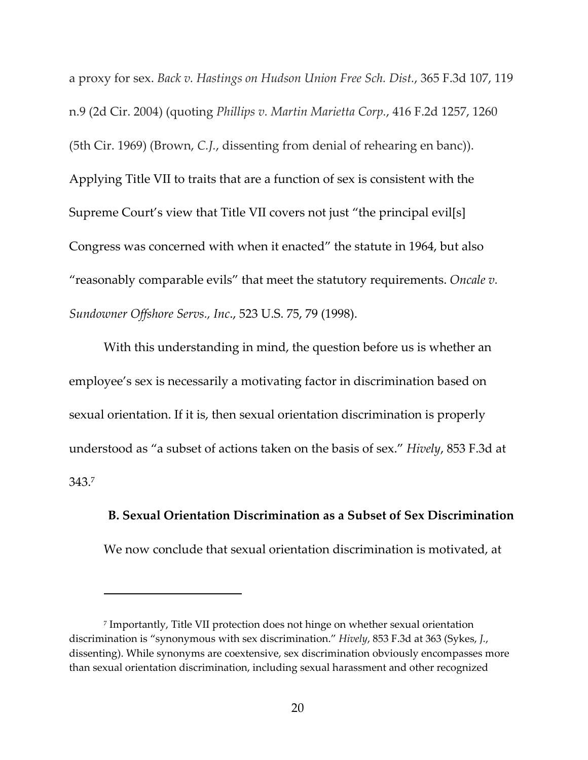a proxy for sex. *Back v. Hastings on Hudson Union Free Sch. Dist.*, 365 F.3d 107, 119 n.9 (2d Cir. 2004) (quoting *Phillips v. Martin Marietta Corp.*, 416 F.2d 1257, 1260 (5th Cir. 1969) (Brown, *C.J.*, dissenting from denial of rehearing en banc)). Applying Title VII to traits that are a function of sex is consistent with the Supreme Court's view that Title VII covers not just "the principal evil[s] Congress was concerned with when it enacted" the statute in 1964, but also "reasonably comparable evils" that meet the statutory requirements. *Oncale v. Sundowner Offshore Servs., Inc.*, 523 U.S. 75, 79 (1998).

With this understanding in mind, the question before us is whether an employee's sex is necessarily a motivating factor in discrimination based on sexual orientation. If it is, then sexual orientation discrimination is properly understood as "a subset of actions taken on the basis of sex." *Hively*, 853 F.3d at 343.[7]

**B. Sexual Orientation Discrimination as a Subset of Sex Discrimination**

We now conclude that sexual orientation discrimination is motivated, at

---

[7] Importantly, Title VII protection does not hinge on whether sexual orientation discrimination is "synonymous with sex discrimination." *Hively*, 853 F.3d at 363 (Sykes, *J.*, dissenting). While synonyms are coextensive, sex discrimination obviously encompasses more than sexual orientation discrimination, including sexual harassment and other recognized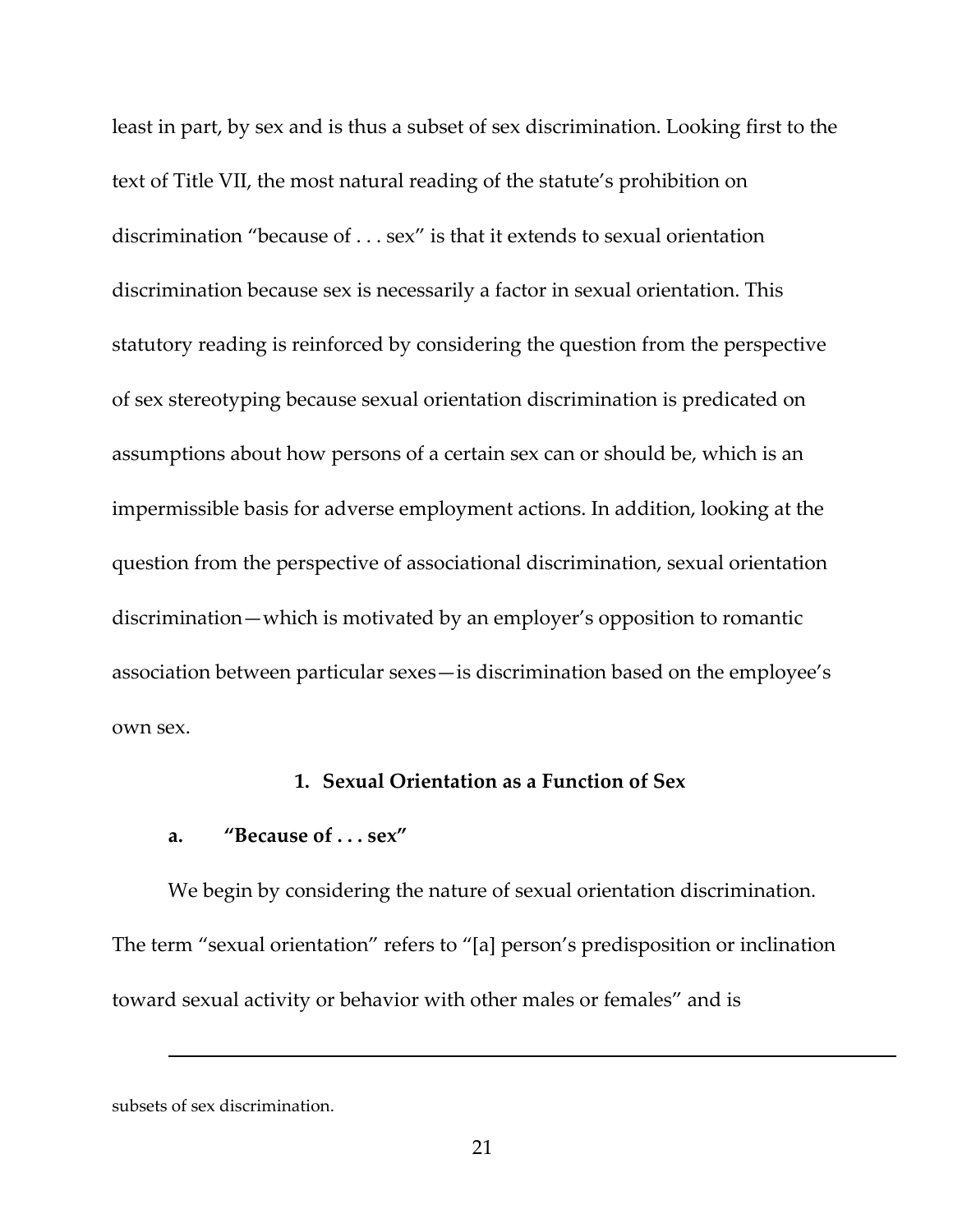least in part, by sex and is thus a subset of sex discrimination. Looking first to the text of Title VII, the most natural reading of the statute's prohibition on discrimination "because of . . . sex" is that it extends to sexual orientation discrimination because sex is necessarily a factor in sexual orientation. This statutory reading is reinforced by considering the question from the perspective of sex stereotyping because sexual orientation discrimination is predicated on assumptions about how persons of a certain sex can or should be, which is an impermissible basis for adverse employment actions. In addition, looking at the question from the perspective of associational discrimination, sexual orientation discrimination—which is motivated by an employer's opposition to romantic association between particular sexes—is discrimination based on the employee's own sex.

### 1. Sexual Orientation as a Function of Sex

#### a. "Because of . . . sex"

We begin by considering the nature of sexual orientation discrimination. The term "sexual orientation" refers to "[a] person's predisposition or inclination toward sexual activity or behavior with other males or females" and is

---

subsets of sex discrimination.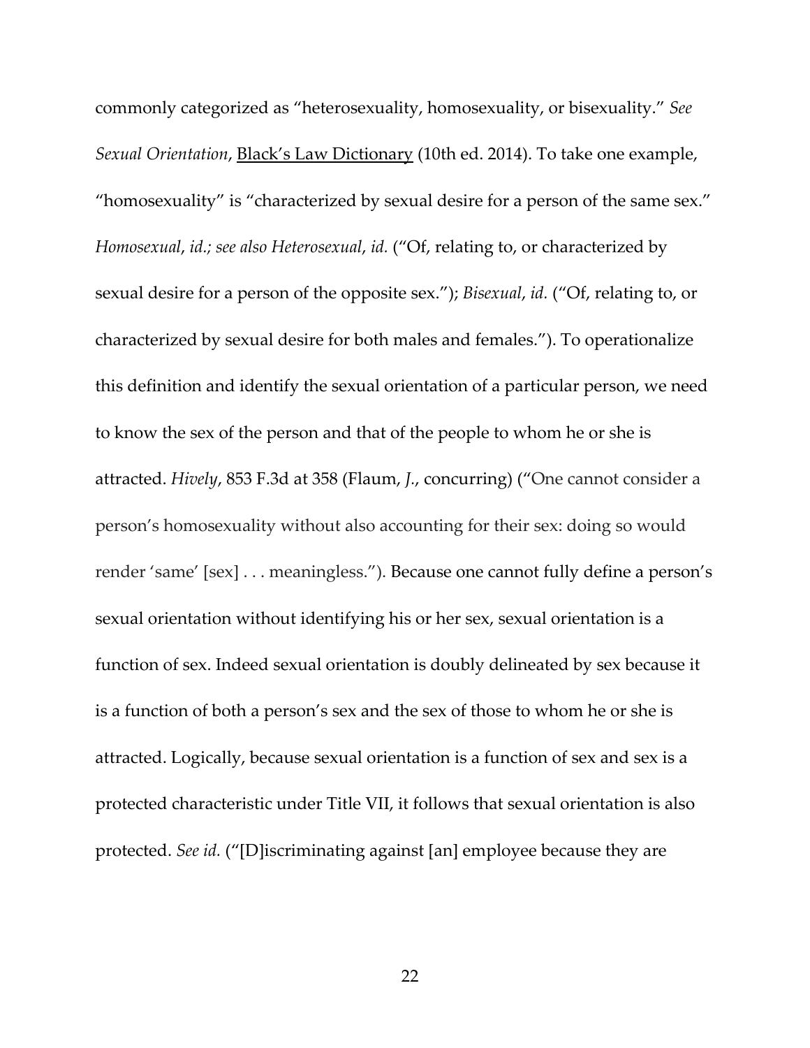commonly categorized as "heterosexuality, homosexuality, or bisexuality." *See Sexual Orientation*, Black's Law Dictionary (10th ed. 2014). To take one example, "homosexuality" is "characterized by sexual desire for a person of the same sex." *Homosexual*, *id.; see also Heterosexual*, *id.* ("Of, relating to, or characterized by sexual desire for a person of the opposite sex."); *Bisexual*, *id.* ("Of, relating to, or characterized by sexual desire for both males and females."). To operationalize this definition and identify the sexual orientation of a particular person, we need to know the sex of the person and that of the people to whom he or she is attracted. *Hively*, 853 F.3d at 358 (Flaum, *J.*, concurring) ("One cannot consider a person's homosexuality without also accounting for their sex: doing so would render 'same' [sex] . . . meaningless."). Because one cannot fully define a person's sexual orientation without identifying his or her sex, sexual orientation is a function of sex. Indeed sexual orientation is doubly delineated by sex because it is a function of both a person's sex and the sex of those to whom he or she is attracted. Logically, because sexual orientation is a function of sex and sex is a protected characteristic under Title VII, it follows that sexual orientation is also protected. *See id.* ("[D]iscriminating against [an] employee because they are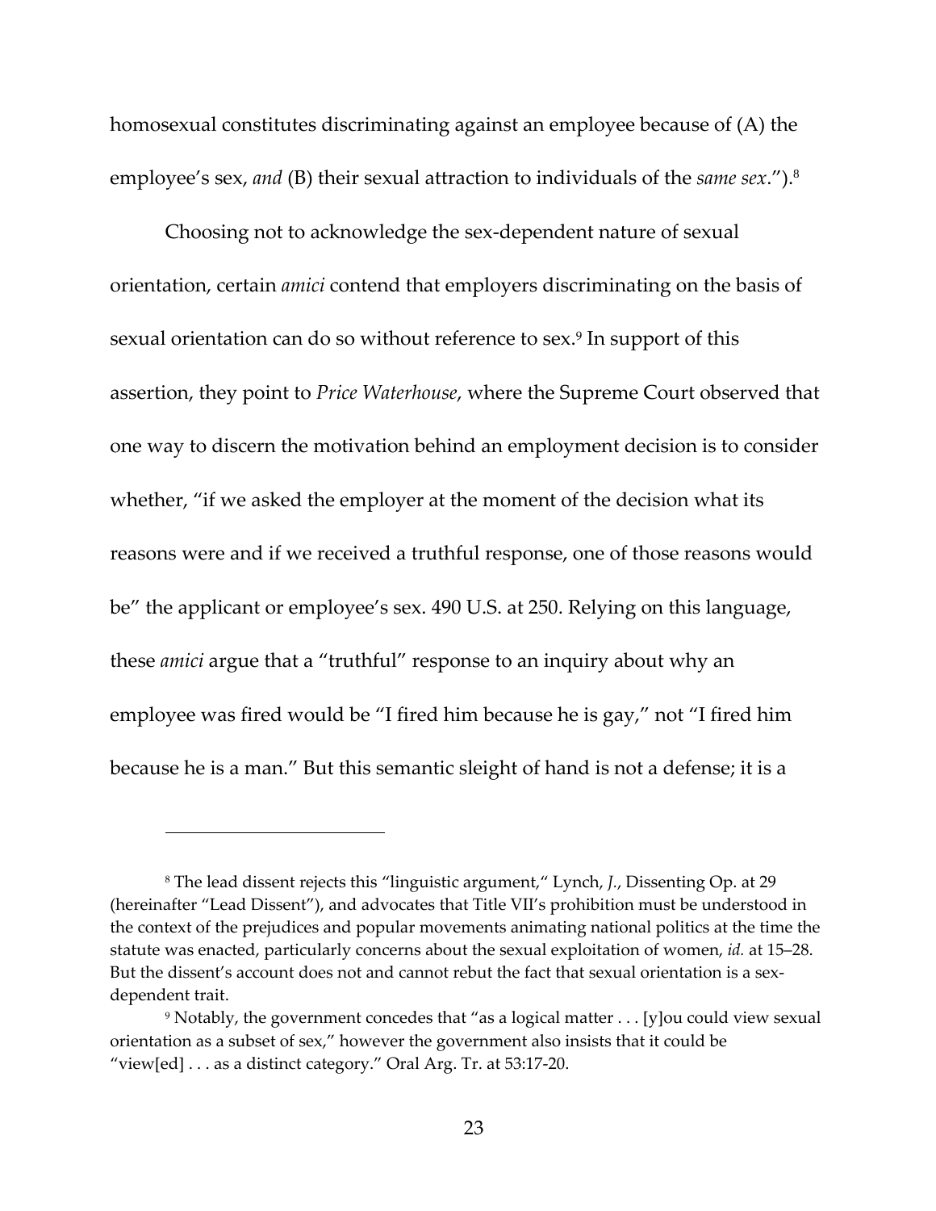homosexual constitutes discriminating against an employee because of (A) the employee's sex, *and* (B) their sexual attraction to individuals of the *same sex*.").[8]

Choosing not to acknowledge the sex-dependent nature of sexual orientation, certain *amici* contend that employers discriminating on the basis of sexual orientation can do so without reference to sex.[9] In support of this assertion, they point to *Price Waterhouse*, where the Supreme Court observed that one way to discern the motivation behind an employment decision is to consider whether, "if we asked the employer at the moment of the decision what its reasons were and if we received a truthful response, one of those reasons would be" the applicant or employee's sex. 490 U.S. at 250. Relying on this language, these *amici* argue that a "truthful" response to an inquiry about why an employee was fired would be "I fired him because he is gay," not "I fired him because he is a man." But this semantic sleight of hand is not a defense; it is a

---

[8] The lead dissent rejects this "linguistic argument," Lynch, *J.*, Dissenting Op. at 29 (hereinafter "Lead Dissent"), and advocates that Title VII's prohibition must be understood in the context of the prejudices and popular movements animating national politics at the time the statute was enacted, particularly concerns about the sexual exploitation of women, *id.* at 15–28. But the dissent's account does not and cannot rebut the fact that sexual orientation is a sex-dependent trait.

[9] Notably, the government concedes that "as a logical matter . . . [y]ou could view sexual orientation as a subset of sex," however the government also insists that it could be "view[ed] . . . as a distinct category." Oral Arg. Tr. at 53:17-20.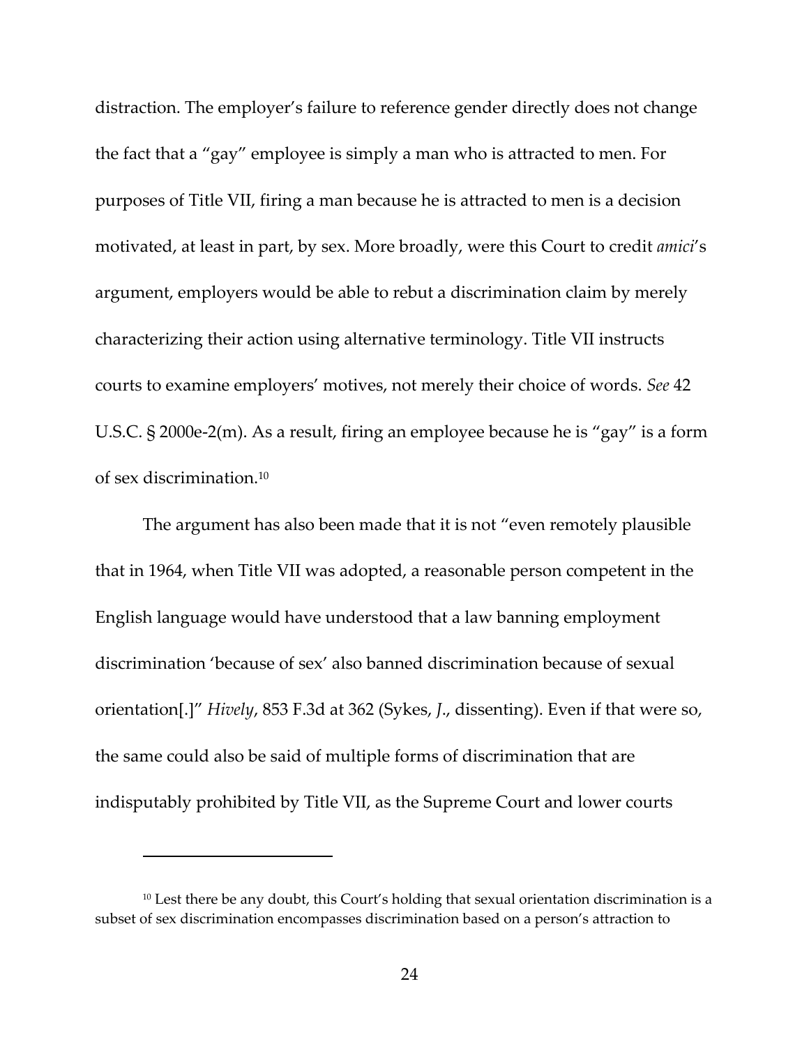distraction. The employer's failure to reference gender directly does not change the fact that a "gay" employee is simply a man who is attracted to men. For purposes of Title VII, firing a man because he is attracted to men is a decision motivated, at least in part, by sex. More broadly, were this Court to credit *amici*'s argument, employers would be able to rebut a discrimination claim by merely characterizing their action using alternative terminology. Title VII instructs courts to examine employers' motives, not merely their choice of words. *See* 42 U.S.C. § 2000e-2(m). As a result, firing an employee because he is "gay" is a form of sex discrimination.[10]

The argument has also been made that it is not "even remotely plausible that in 1964, when Title VII was adopted, a reasonable person competent in the English language would have understood that a law banning employment discrimination 'because of sex' also banned discrimination because of sexual orientation[.]" *Hively*, 853 F.3d at 362 (Sykes, *J.*, dissenting). Even if that were so, the same could also be said of multiple forms of discrimination that are indisputably prohibited by Title VII, as the Supreme Court and lower courts

[10] Lest there be any doubt, this Court's holding that sexual orientation discrimination is a subset of sex discrimination encompasses discrimination based on a person's attraction to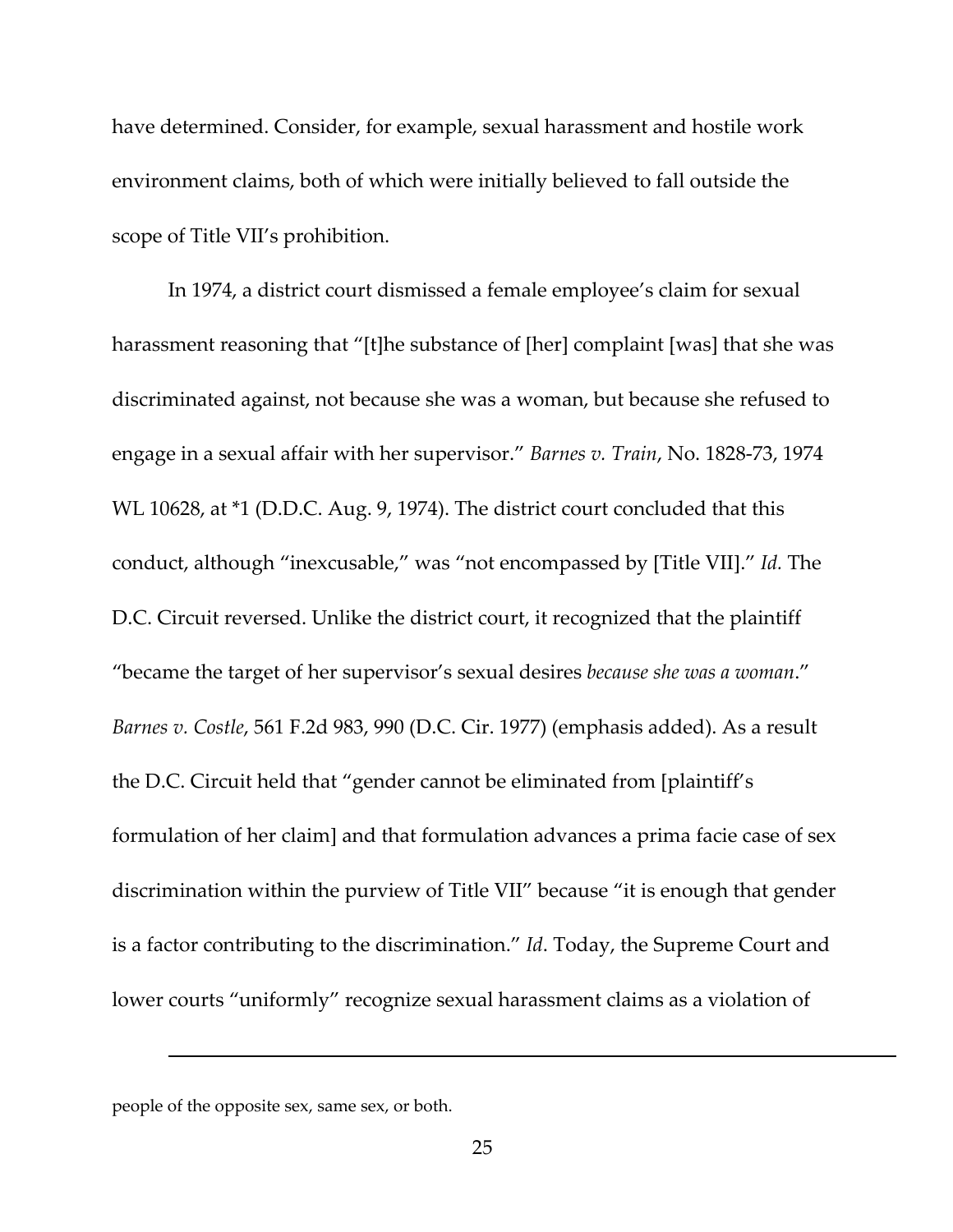have determined. Consider, for example, sexual harassment and hostile work environment claims, both of which were initially believed to fall outside the scope of Title VII's prohibition.

In 1974, a district court dismissed a female employee's claim for sexual harassment reasoning that "[t]he substance of [her] complaint [was] that she was discriminated against, not because she was a woman, but because she refused to engage in a sexual affair with her supervisor." *Barnes v. Train*, No. 1828-73, 1974 WL 10628, at *1 (D.D.C. Aug. 9, 1974). The district court concluded that this conduct, although "inexcusable," was "not encompassed by [Title VII]." *Id.* The D.C. Circuit reversed. Unlike the district court, it recognized that the plaintiff "became the target of her supervisor's sexual desires *because she was a woman*." *Barnes v. Costle*, 561 F.2d 983, 990 (D.C. Cir. 1977) (emphasis added). As a result the D.C. Circuit held that "gender cannot be eliminated from [plaintiff's formulation of her claim] and that formulation advances a prima facie case of sex discrimination within the purview of Title VII" because "it is enough that gender is a factor contributing to the discrimination." *Id*. Today, the Supreme Court and lower courts "uniformly" recognize sexual harassment claims as a violation of

---

people of the opposite sex, same sex, or both.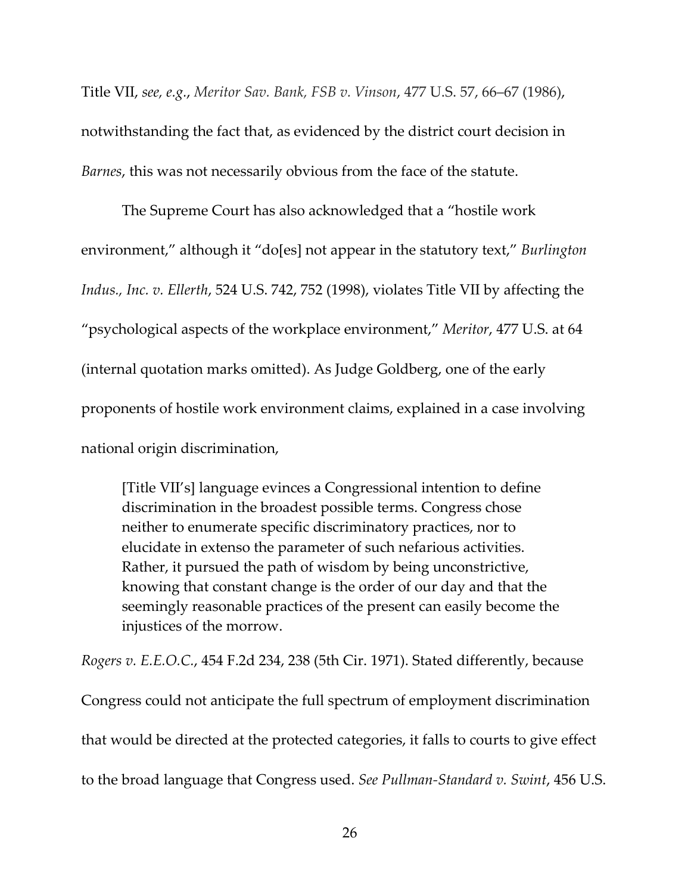Title VII, *see, e.g.*, *Meritor Sav. Bank, FSB v. Vinson*, 477 U.S. 57, 66–67 (1986), notwithstanding the fact that, as evidenced by the district court decision in *Barnes*, this was not necessarily obvious from the face of the statute.

The Supreme Court has also acknowledged that a "hostile work environment," although it "do[es] not appear in the statutory text," *Burlington Indus., Inc. v. Ellerth*, 524 U.S. 742, 752 (1998), violates Title VII by affecting the "psychological aspects of the workplace environment," *Meritor*, 477 U.S. at 64 (internal quotation marks omitted). As Judge Goldberg, one of the early proponents of hostile work environment claims, explained in a case involving national origin discrimination,

> [Title VII's] language evinces a Congressional intention to define discrimination in the broadest possible terms. Congress chose neither to enumerate specific discriminatory practices, nor to elucidate in extenso the parameter of such nefarious activities. Rather, it pursued the path of wisdom by being unconstrictive, knowing that constant change is the order of our day and that the seemingly reasonable practices of the present can easily become the injustices of the morrow.

*Rogers v. E.E.O.C.*, 454 F.2d 234, 238 (5th Cir. 1971). Stated differently, because Congress could not anticipate the full spectrum of employment discrimination that would be directed at the protected categories, it falls to courts to give effect to the broad language that Congress used. *See Pullman-Standard v. Swint*, 456 U.S.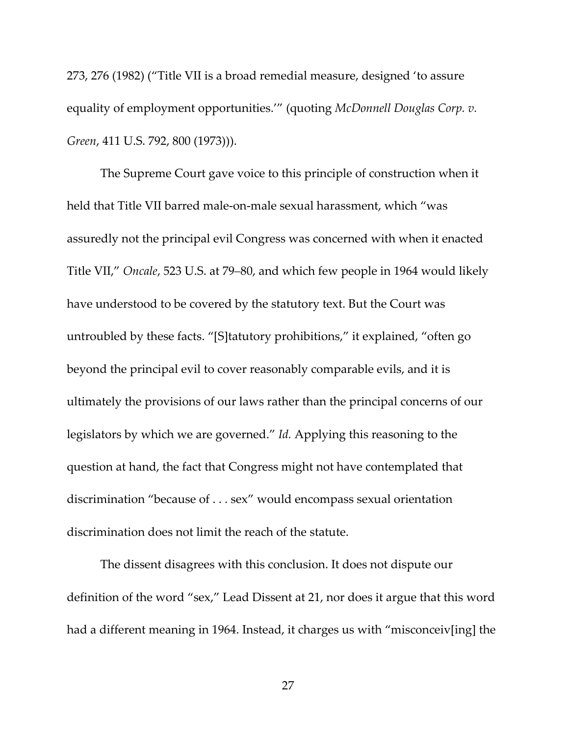273, 276 (1982) ("Title VII is a broad remedial measure, designed 'to assure equality of employment opportunities.'" (quoting *McDonnell Douglas Corp. v. Green*, 411 U.S. 792, 800 (1973))).

The Supreme Court gave voice to this principle of construction when it held that Title VII barred male-on-male sexual harassment, which "was assuredly not the principal evil Congress was concerned with when it enacted Title VII," *Oncale*, 523 U.S. at 79–80, and which few people in 1964 would likely have understood to be covered by the statutory text. But the Court was untroubled by these facts. "[S]tatutory prohibitions," it explained, "often go beyond the principal evil to cover reasonably comparable evils, and it is ultimately the provisions of our laws rather than the principal concerns of our legislators by which we are governed." *Id.* Applying this reasoning to the question at hand, the fact that Congress might not have contemplated that discrimination "because of . . . sex" would encompass sexual orientation discrimination does not limit the reach of the statute.

The dissent disagrees with this conclusion. It does not dispute our definition of the word "sex," Lead Dissent at 21, nor does it argue that this word had a different meaning in 1964. Instead, it charges us with "misconceiv[ing] the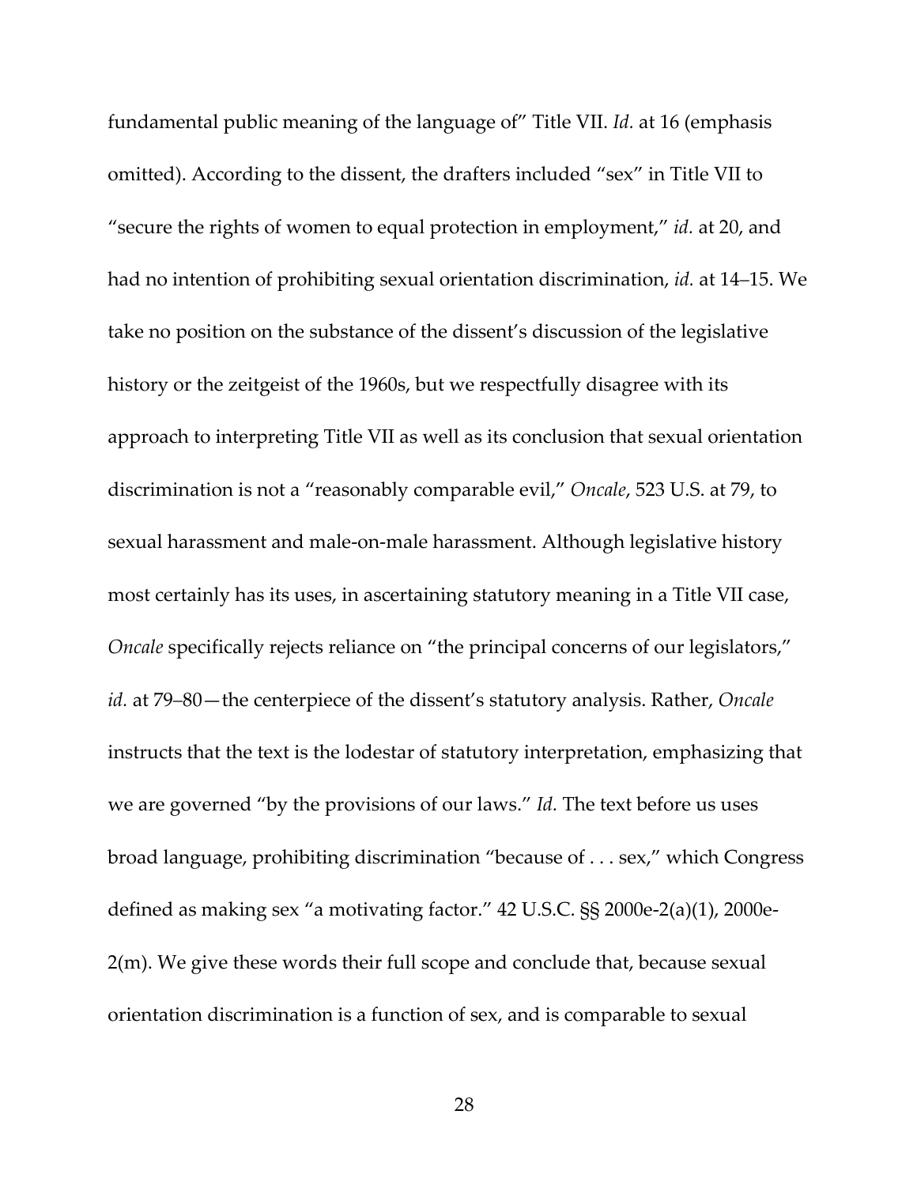fundamental public meaning of the language of" Title VII. *Id.* at 16 (emphasis omitted). According to the dissent, the drafters included "sex" in Title VII to "secure the rights of women to equal protection in employment," *id.* at 20, and had no intention of prohibiting sexual orientation discrimination, *id.* at 14–15. We take no position on the substance of the dissent's discussion of the legislative history or the zeitgeist of the 1960s, but we respectfully disagree with its approach to interpreting Title VII as well as its conclusion that sexual orientation discrimination is not a "reasonably comparable evil," *Oncale*, 523 U.S. at 79, to sexual harassment and male-on-male harassment. Although legislative history most certainly has its uses, in ascertaining statutory meaning in a Title VII case, *Oncale* specifically rejects reliance on "the principal concerns of our legislators," *id.* at 79–80—the centerpiece of the dissent's statutory analysis. Rather, *Oncale* instructs that the text is the lodestar of statutory interpretation, emphasizing that we are governed "by the provisions of our laws." *Id.* The text before us uses broad language, prohibiting discrimination "because of . . . sex," which Congress defined as making sex "a motivating factor." 42 U.S.C. §§ 2000e-2(a)(1), 2000e-2(m). We give these words their full scope and conclude that, because sexual orientation discrimination is a function of sex, and is comparable to sexual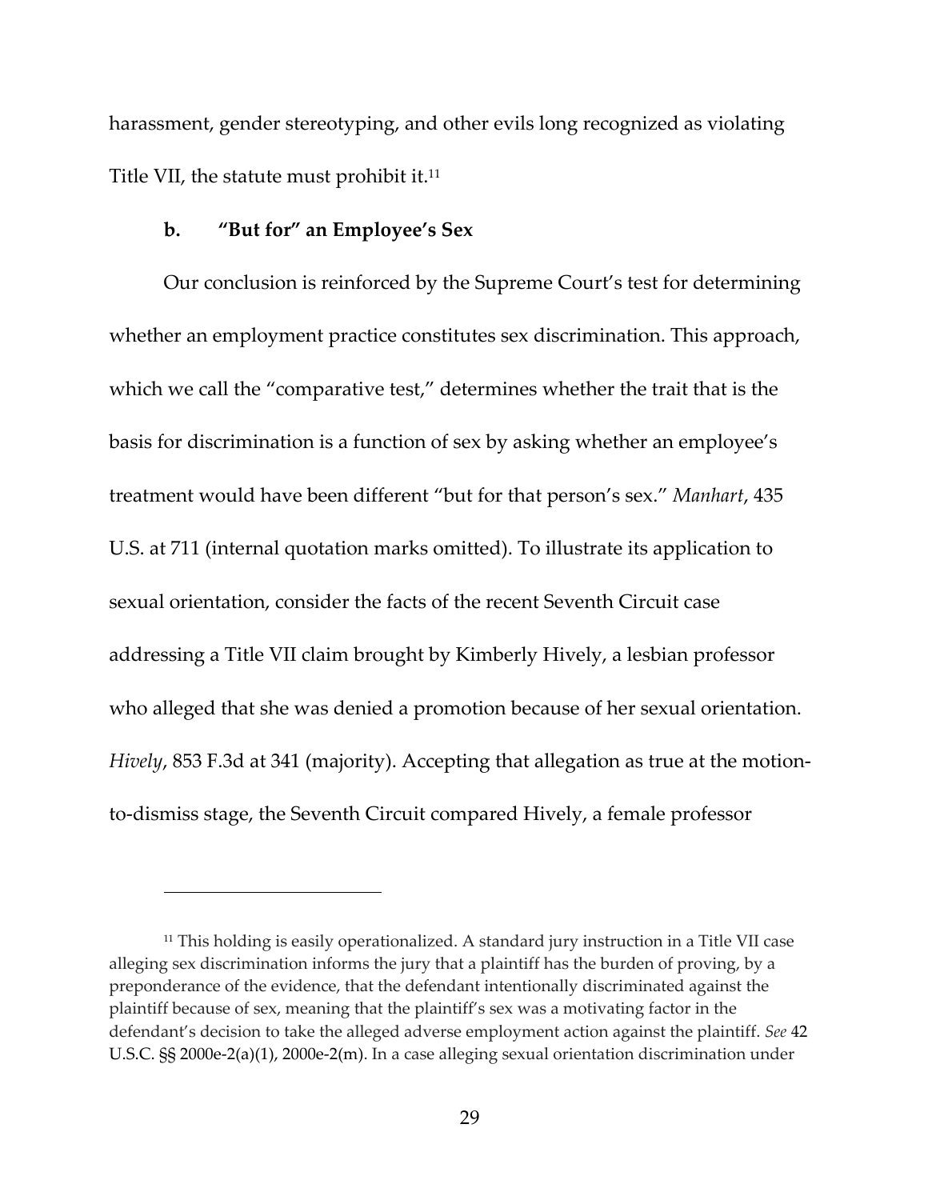harassment, gender stereotyping, and other evils long recognized as violating Title VII, the statute must prohibit it.[11]

**b. "But for" an Employee's Sex**

Our conclusion is reinforced by the Supreme Court's test for determining whether an employment practice constitutes sex discrimination. This approach, which we call the "comparative test," determines whether the trait that is the basis for discrimination is a function of sex by asking whether an employee's treatment would have been different "but for that person's sex." *Manhart*, 435 U.S. at 711 (internal quotation marks omitted). To illustrate its application to sexual orientation, consider the facts of the recent Seventh Circuit case addressing a Title VII claim brought by Kimberly Hively, a lesbian professor who alleged that she was denied a promotion because of her sexual orientation. *Hively*, 853 F.3d at 341 (majority). Accepting that allegation as true at the motion-to-dismiss stage, the Seventh Circuit compared Hively, a female professor

---

[11] This holding is easily operationalized. A standard jury instruction in a Title VII case alleging sex discrimination informs the jury that a plaintiff has the burden of proving, by a preponderance of the evidence, that the defendant intentionally discriminated against the plaintiff because of sex, meaning that the plaintiff's sex was a motivating factor in the defendant's decision to take the alleged adverse employment action against the plaintiff. *See* 42 U.S.C. §§ 2000e-2(a)(1), 2000e-2(m). In a case alleging sexual orientation discrimination under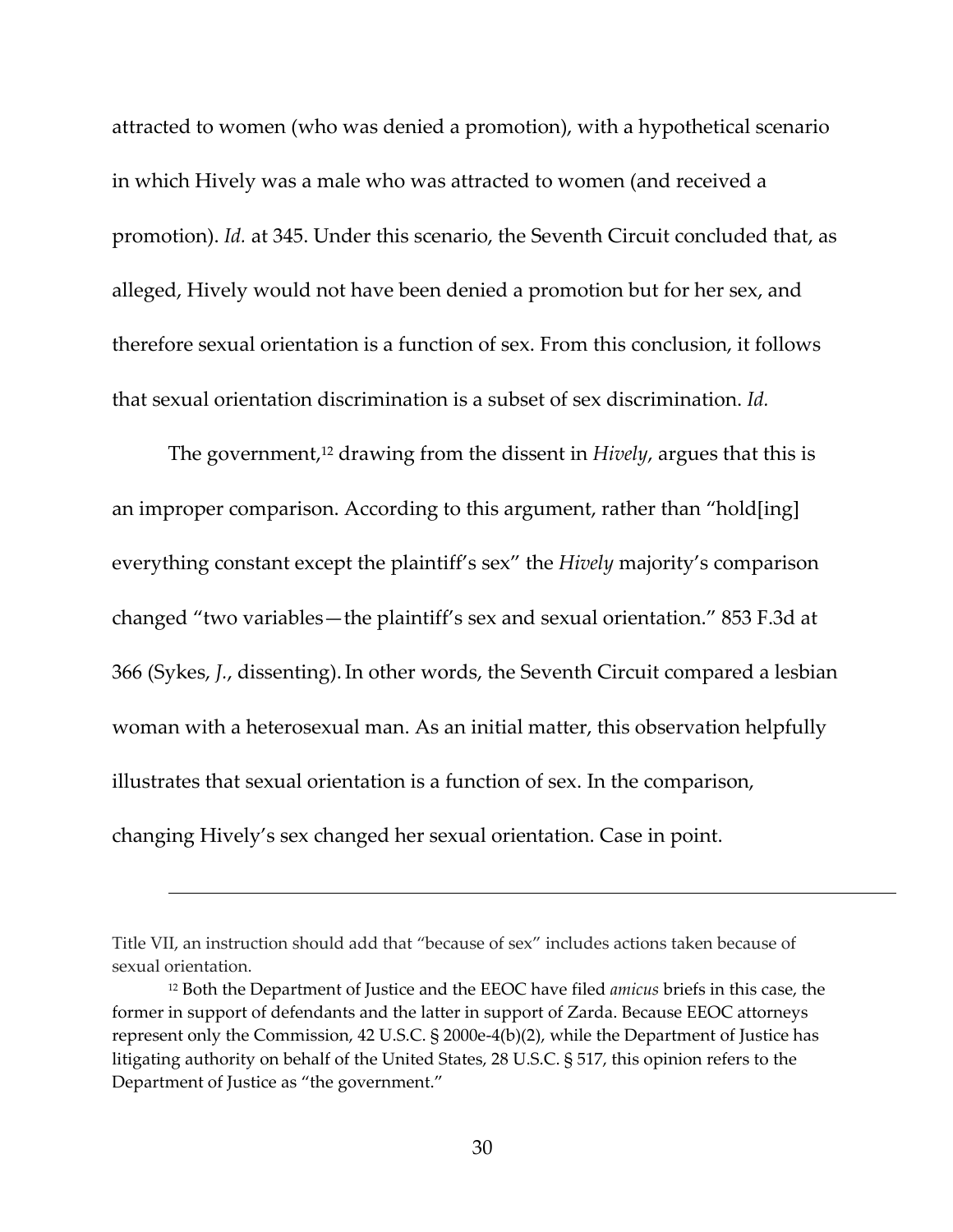attracted to women (who was denied a promotion), with a hypothetical scenario in which Hively was a male who was attracted to women (and received a promotion). *Id.* at 345. Under this scenario, the Seventh Circuit concluded that, as alleged, Hively would not have been denied a promotion but for her sex, and therefore sexual orientation is a function of sex. From this conclusion, it follows that sexual orientation discrimination is a subset of sex discrimination. *Id.*

The government,[12] drawing from the dissent in *Hively*, argues that this is an improper comparison. According to this argument, rather than "hold[ing] everything constant except the plaintiff's sex" the *Hively* majority's comparison changed "two variables—the plaintiff's sex and sexual orientation." 853 F.3d at 366 (Sykes, *J.*, dissenting). In other words, the Seventh Circuit compared a lesbian woman with a heterosexual man. As an initial matter, this observation helpfully illustrates that sexual orientation is a function of sex. In the comparison, changing Hively's sex changed her sexual orientation. Case in point.

---

Title VII, an instruction should add that "because of sex" includes actions taken because of sexual orientation.

[12] Both the Department of Justice and the EEOC have filed *amicus* briefs in this case, the former in support of defendants and the latter in support of Zarda. Because EEOC attorneys represent only the Commission, 42 U.S.C. § 2000e-4(b)(2), while the Department of Justice has litigating authority on behalf of the United States, 28 U.S.C. § 517, this opinion refers to the Department of Justice as "the government."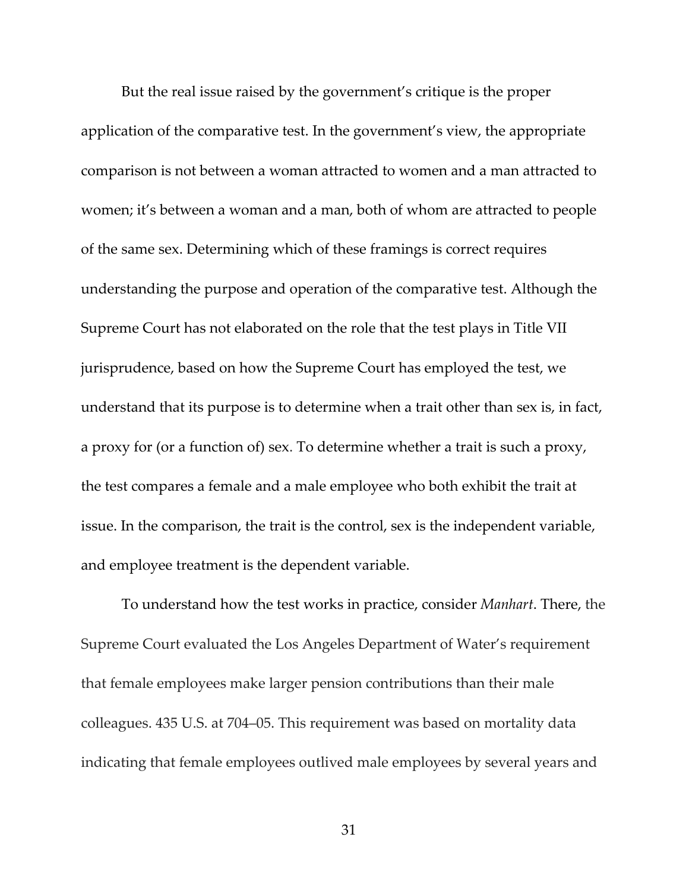But the real issue raised by the government's critique is the proper application of the comparative test. In the government's view, the appropriate comparison is not between a woman attracted to women and a man attracted to women; it's between a woman and a man, both of whom are attracted to people of the same sex. Determining which of these framings is correct requires understanding the purpose and operation of the comparative test. Although the Supreme Court has not elaborated on the role that the test plays in Title VII jurisprudence, based on how the Supreme Court has employed the test, we understand that its purpose is to determine when a trait other than sex is, in fact, a proxy for (or a function of) sex. To determine whether a trait is such a proxy, the test compares a female and a male employee who both exhibit the trait at issue. In the comparison, the trait is the control, sex is the independent variable, and employee treatment is the dependent variable.

To understand how the test works in practice, consider *Manhart*. There, the Supreme Court evaluated the Los Angeles Department of Water's requirement that female employees make larger pension contributions than their male colleagues. 435 U.S. at 704–05. This requirement was based on mortality data indicating that female employees outlived male employees by several years and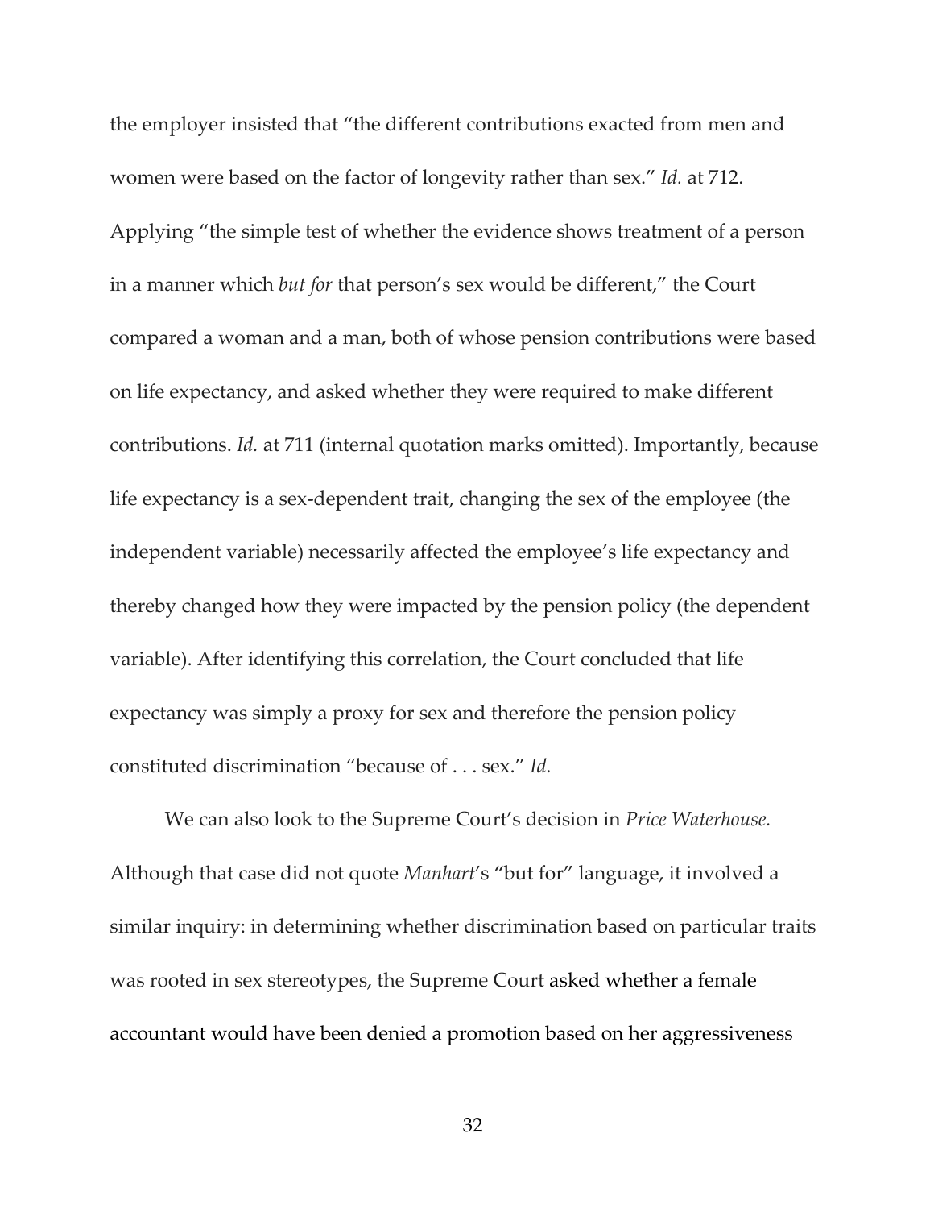the employer insisted that "the different contributions exacted from men and women were based on the factor of longevity rather than sex." *Id.* at 712. Applying "the simple test of whether the evidence shows treatment of a person in a manner which *but for* that person's sex would be different," the Court compared a woman and a man, both of whose pension contributions were based on life expectancy, and asked whether they were required to make different contributions. *Id.* at 711 (internal quotation marks omitted). Importantly, because life expectancy is a sex-dependent trait, changing the sex of the employee (the independent variable) necessarily affected the employee's life expectancy and thereby changed how they were impacted by the pension policy (the dependent variable). After identifying this correlation, the Court concluded that life expectancy was simply a proxy for sex and therefore the pension policy constituted discrimination "because of . . . sex." *Id.*

We can also look to the Supreme Court's decision in *Price Waterhouse.* Although that case did not quote *Manhart*'s "but for" language, it involved a similar inquiry: in determining whether discrimination based on particular traits was rooted in sex stereotypes, the Supreme Court asked whether a female accountant would have been denied a promotion based on her aggressiveness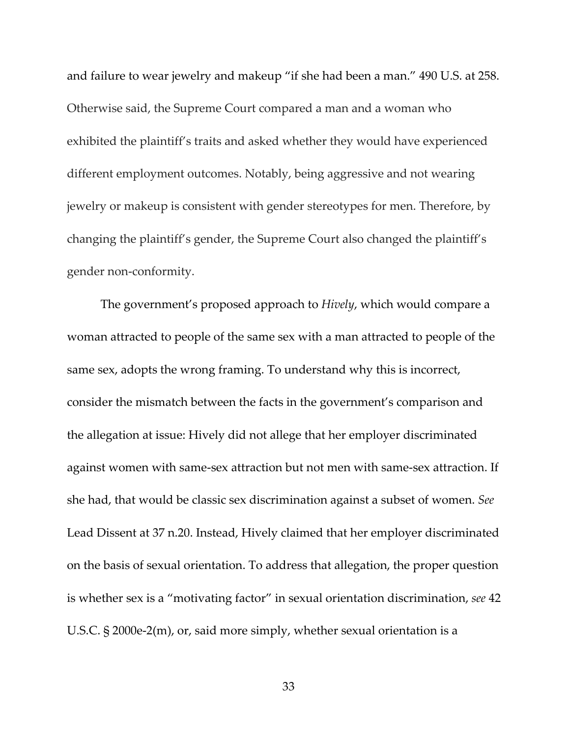and failure to wear jewelry and makeup "if she had been a man." 490 U.S. at 258. Otherwise said, the Supreme Court compared a man and a woman who exhibited the plaintiff's traits and asked whether they would have experienced different employment outcomes. Notably, being aggressive and not wearing jewelry or makeup is consistent with gender stereotypes for men. Therefore, by changing the plaintiff's gender, the Supreme Court also changed the plaintiff's gender non-conformity.

The government's proposed approach to *Hively*, which would compare a woman attracted to people of the same sex with a man attracted to people of the same sex, adopts the wrong framing. To understand why this is incorrect, consider the mismatch between the facts in the government's comparison and the allegation at issue: Hively did not allege that her employer discriminated against women with same-sex attraction but not men with same-sex attraction. If she had, that would be classic sex discrimination against a subset of women. *See* Lead Dissent at 37 n.20. Instead, Hively claimed that her employer discriminated on the basis of sexual orientation. To address that allegation, the proper question is whether sex is a "motivating factor" in sexual orientation discrimination, *see* 42 U.S.C. § 2000e-2(m), or, said more simply, whether sexual orientation is a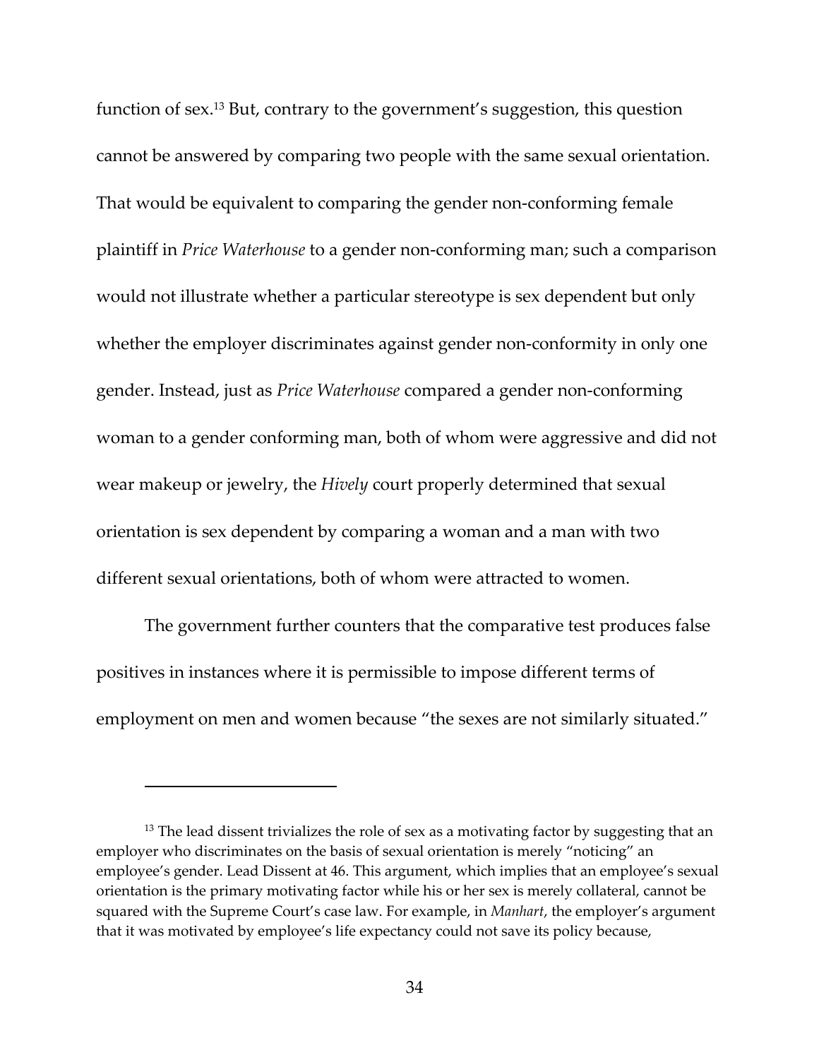function of sex.[13] But, contrary to the government's suggestion, this question cannot be answered by comparing two people with the same sexual orientation. That would be equivalent to comparing the gender non-conforming female plaintiff in *Price Waterhouse* to a gender non-conforming man; such a comparison would not illustrate whether a particular stereotype is sex dependent but only whether the employer discriminates against gender non-conformity in only one gender. Instead, just as *Price Waterhouse* compared a gender non-conforming woman to a gender conforming man, both of whom were aggressive and did not wear makeup or jewelry, the *Hively* court properly determined that sexual orientation is sex dependent by comparing a woman and a man with two different sexual orientations, both of whom were attracted to women.

The government further counters that the comparative test produces false positives in instances where it is permissible to impose different terms of employment on men and women because "the sexes are not similarly situated."

---

[13] The lead dissent trivializes the role of sex as a motivating factor by suggesting that an employer who discriminates on the basis of sexual orientation is merely "noticing" an employee's gender. Lead Dissent at 46. This argument, which implies that an employee's sexual orientation is the primary motivating factor while his or her sex is merely collateral, cannot be squared with the Supreme Court's case law. For example, in *Manhart*, the employer's argument that it was motivated by employee's life expectancy could not save its policy because,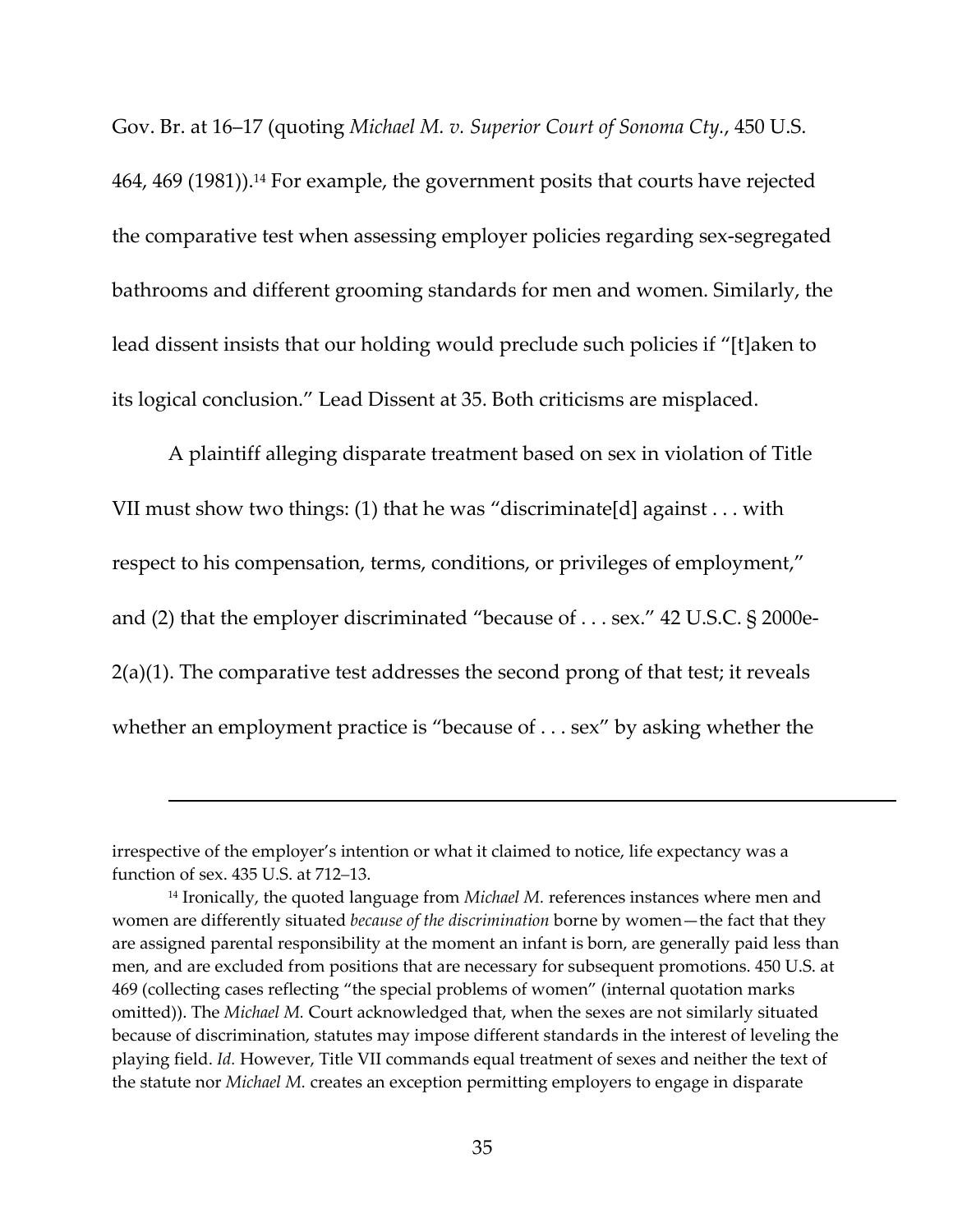Gov. Br. at 16–17 (quoting *Michael M. v. Superior Court of Sonoma Cty.*, 450 U.S. 464, 469 (1981)).[14] For example, the government posits that courts have rejected the comparative test when assessing employer policies regarding sex-segregated bathrooms and different grooming standards for men and women. Similarly, the lead dissent insists that our holding would preclude such policies if "[t]aken to its logical conclusion." Lead Dissent at 35. Both criticisms are misplaced.

A plaintiff alleging disparate treatment based on sex in violation of Title VII must show two things: (1) that he was "discriminate[d] against . . . with respect to his compensation, terms, conditions, or privileges of employment," and (2) that the employer discriminated "because of . . . sex." 42 U.S.C. § 2000e-2(a)(1). The comparative test addresses the second prong of that test; it reveals whether an employment practice is "because of . . . sex" by asking whether the

---

irrespective of the employer's intention or what it claimed to notice, life expectancy was a function of sex. 435 U.S. at 712–13.

[14] Ironically, the quoted language from *Michael M.* references instances where men and women are differently situated *because of the discrimination* borne by women—the fact that they are assigned parental responsibility at the moment an infant is born, are generally paid less than men, and are excluded from positions that are necessary for subsequent promotions. 450 U.S. at 469 (collecting cases reflecting "the special problems of women" (internal quotation marks omitted)). The *Michael M.* Court acknowledged that, when the sexes are not similarly situated because of discrimination, statutes may impose different standards in the interest of leveling the playing field. *Id.* However, Title VII commands equal treatment of sexes and neither the text of the statute nor *Michael M.* creates an exception permitting employers to engage in disparate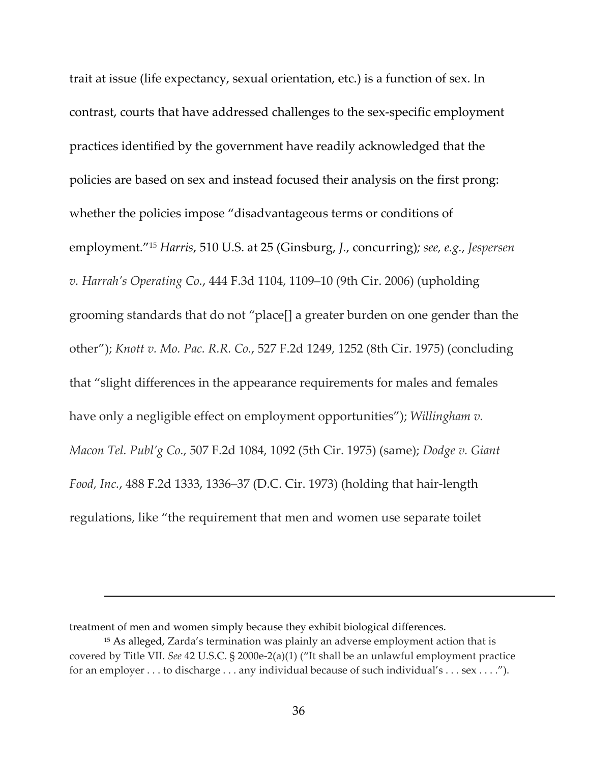trait at issue (life expectancy, sexual orientation, etc.) is a function of sex. In contrast, courts that have addressed challenges to the sex-specific employment practices identified by the government have readily acknowledged that the policies are based on sex and instead focused their analysis on the first prong: whether the policies impose "disadvantageous terms or conditions of employment."[15] *Harris*, 510 U.S. at 25 (Ginsburg, *J.*, concurring)*; see, e.g.*, *Jespersen v. Harrah's Operating Co.*, 444 F.3d 1104, 1109–10 (9th Cir. 2006) (upholding grooming standards that do not "place[] a greater burden on one gender than the other"); *Knott v. Mo. Pac. R.R. Co.*, 527 F.2d 1249, 1252 (8th Cir. 1975) (concluding that "slight differences in the appearance requirements for males and females have only a negligible effect on employment opportunities"); *Willingham v. Macon Tel. Publ'g Co.*, 507 F.2d 1084, 1092 (5th Cir. 1975) (same); *Dodge v. Giant Food, Inc.*, 488 F.2d 1333, 1336–37 (D.C. Cir. 1973) (holding that hair-length regulations, like "the requirement that men and women use separate toilet

---

treatment of men and women simply because they exhibit biological differences.

[15] As alleged, Zarda's termination was plainly an adverse employment action that is covered by Title VII. *See* 42 U.S.C. § 2000e-2(a)(1) ("It shall be an unlawful employment practice for an employer . . . to discharge . . . any individual because of such individual's . . . sex . . . .").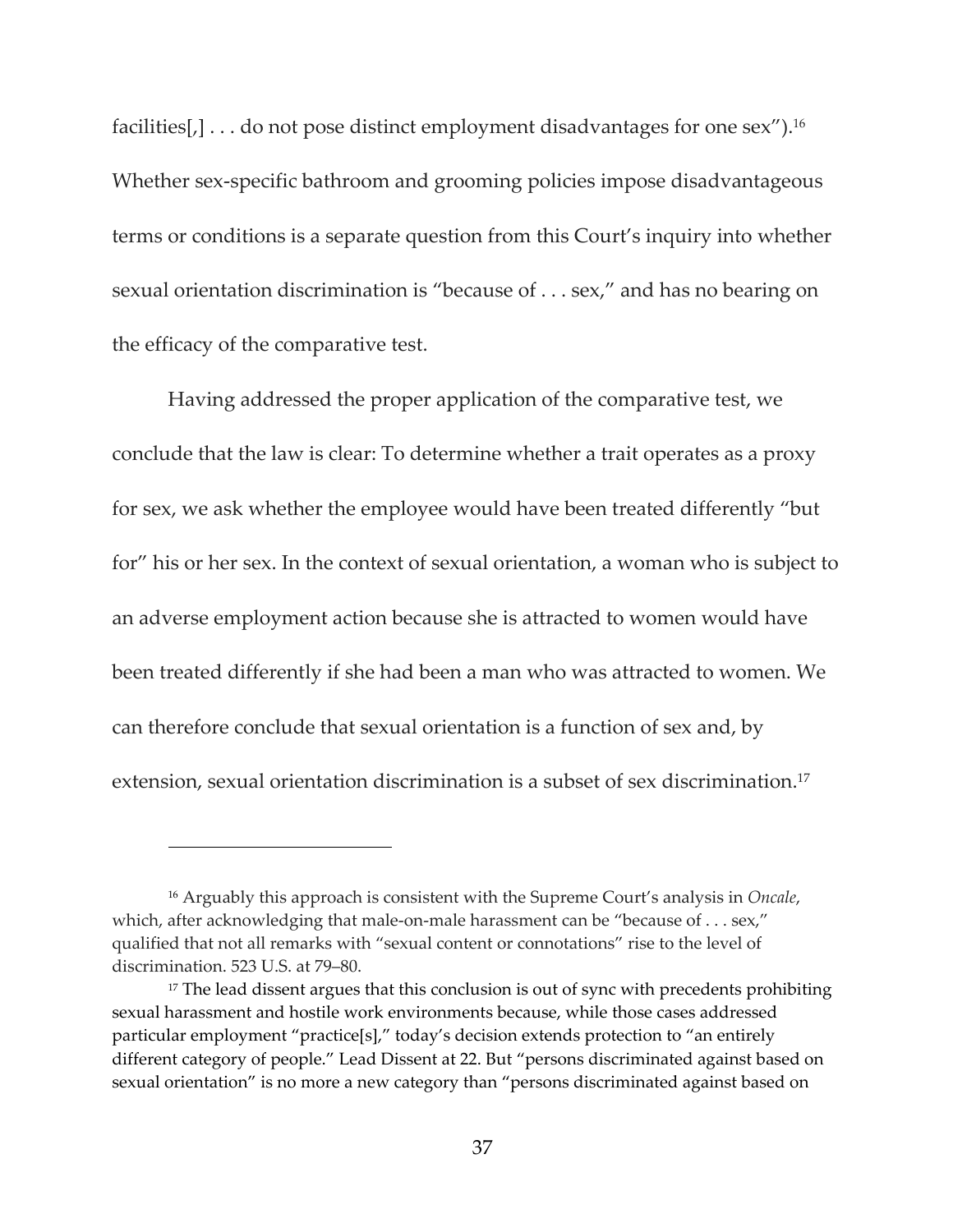facilities[,] . . . do not pose distinct employment disadvantages for one sex").[16] Whether sex-specific bathroom and grooming policies impose disadvantageous terms or conditions is a separate question from this Court's inquiry into whether sexual orientation discrimination is "because of . . . sex," and has no bearing on the efficacy of the comparative test.

Having addressed the proper application of the comparative test, we conclude that the law is clear: To determine whether a trait operates as a proxy for sex, we ask whether the employee would have been treated differently "but for" his or her sex. In the context of sexual orientation, a woman who is subject to an adverse employment action because she is attracted to women would have been treated differently if she had been a man who was attracted to women. We can therefore conclude that sexual orientation is a function of sex and, by extension, sexual orientation discrimination is a subset of sex discrimination.[17]

---

[16] Arguably this approach is consistent with the Supreme Court's analysis in *Oncale*, which, after acknowledging that male-on-male harassment can be "because of . . . sex," qualified that not all remarks with "sexual content or connotations" rise to the level of discrimination. 523 U.S. at 79–80.

[17] The lead dissent argues that this conclusion is out of sync with precedents prohibiting sexual harassment and hostile work environments because, while those cases addressed particular employment "practice[s]," today's decision extends protection to "an entirely different category of people." Lead Dissent at 22. But "persons discriminated against based on sexual orientation" is no more a new category than "persons discriminated against based on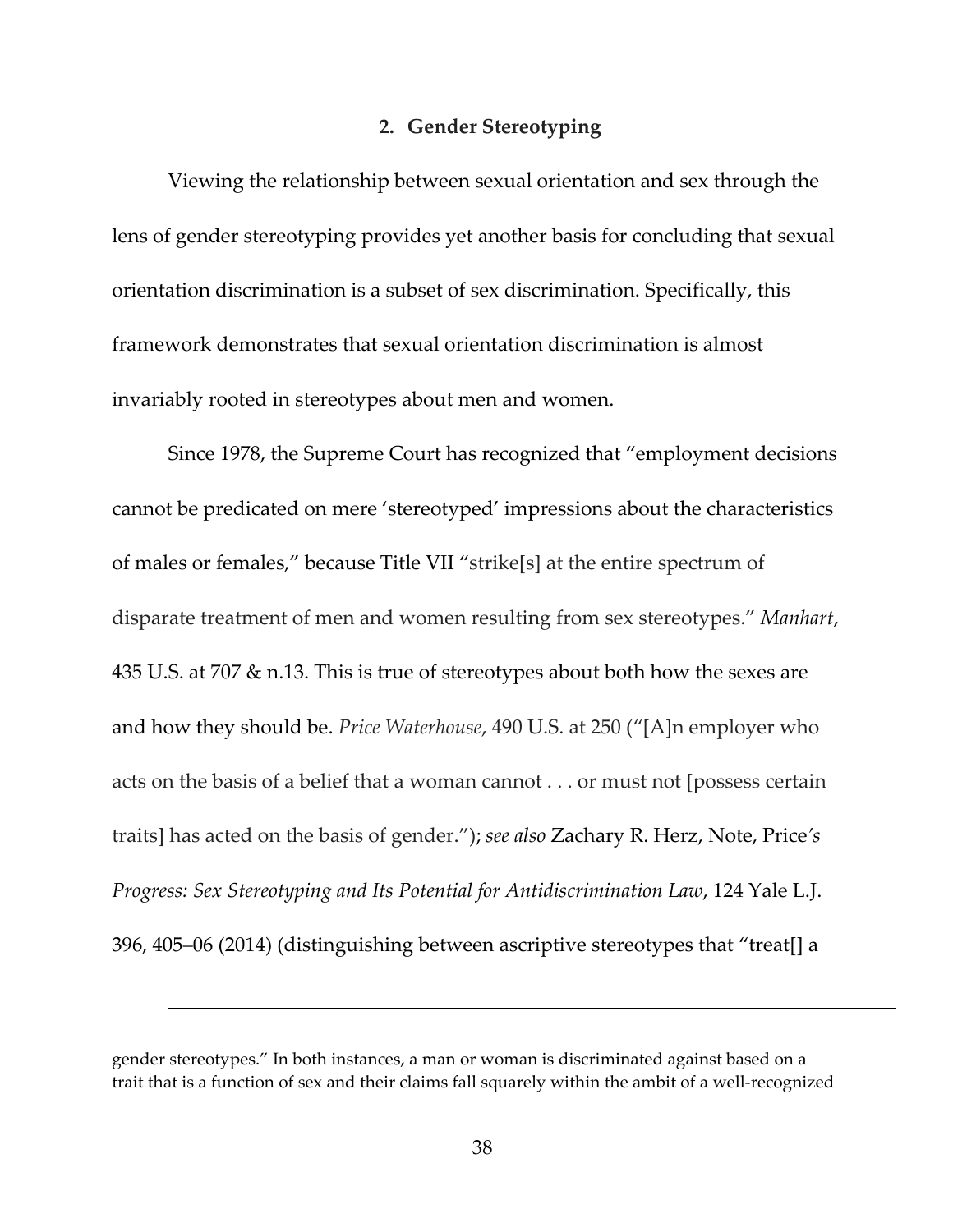### 2. Gender Stereotyping

Viewing the relationship between sexual orientation and sex through the lens of gender stereotyping provides yet another basis for concluding that sexual orientation discrimination is a subset of sex discrimination. Specifically, this framework demonstrates that sexual orientation discrimination is almost invariably rooted in stereotypes about men and women.

Since 1978, the Supreme Court has recognized that "employment decisions cannot be predicated on mere 'stereotyped' impressions about the characteristics of males or females," because Title VII "strike[s] at the entire spectrum of disparate treatment of men and women resulting from sex stereotypes." *Manhart*, 435 U.S. at 707 & n.13. This is true of stereotypes about both how the sexes are and how they should be. *Price Waterhouse*, 490 U.S. at 250 ("[A]n employer who acts on the basis of a belief that a woman cannot . . . or must not [possess certain traits] has acted on the basis of gender."); *see also* Zachary R. Herz, Note, Price*'s Progress: Sex Stereotyping and Its Potential for Antidiscrimination Law*, 124 Yale L.J. 396, 405–06 (2014) (distinguishing between ascriptive stereotypes that "treat[] a

---

gender stereotypes." In both instances, a man or woman is discriminated against based on a trait that is a function of sex and their claims fall squarely within the ambit of a well-recognized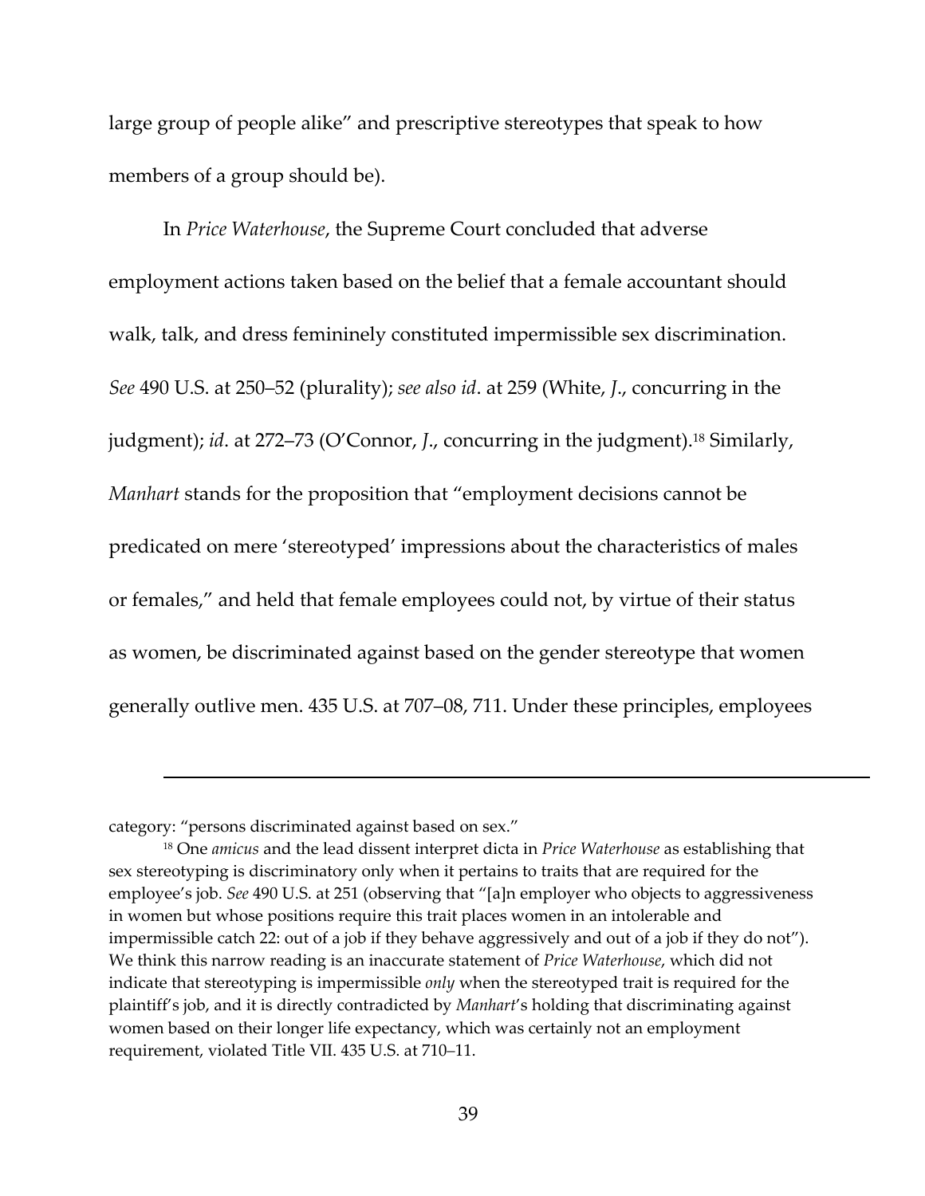large group of people alike" and prescriptive stereotypes that speak to how members of a group should be).

In *Price Waterhouse*, the Supreme Court concluded that adverse employment actions taken based on the belief that a female accountant should walk, talk, and dress femininely constituted impermissible sex discrimination. *See* 490 U.S. at 250–52 (plurality); *see also id*. at 259 (White, *J*., concurring in the judgment); *id*. at 272–73 (O'Connor, *J*., concurring in the judgment).[18] Similarly, *Manhart* stands for the proposition that "employment decisions cannot be predicated on mere 'stereotyped' impressions about the characteristics of males or females," and held that female employees could not, by virtue of their status as women, be discriminated against based on the gender stereotype that women generally outlive men. 435 U.S. at 707–08, 711. Under these principles, employees

---

category: "persons discriminated against based on sex."

[18] One *amicus* and the lead dissent interpret dicta in *Price Waterhouse* as establishing that sex stereotyping is discriminatory only when it pertains to traits that are required for the employee's job. *See* 490 U.S. at 251 (observing that "[a]n employer who objects to aggressiveness in women but whose positions require this trait places women in an intolerable and impermissible catch 22: out of a job if they behave aggressively and out of a job if they do not"). We think this narrow reading is an inaccurate statement of *Price Waterhouse*, which did not indicate that stereotyping is impermissible *only* when the stereotyped trait is required for the plaintiff's job, and it is directly contradicted by *Manhart*'s holding that discriminating against women based on their longer life expectancy, which was certainly not an employment requirement, violated Title VII. 435 U.S. at 710–11.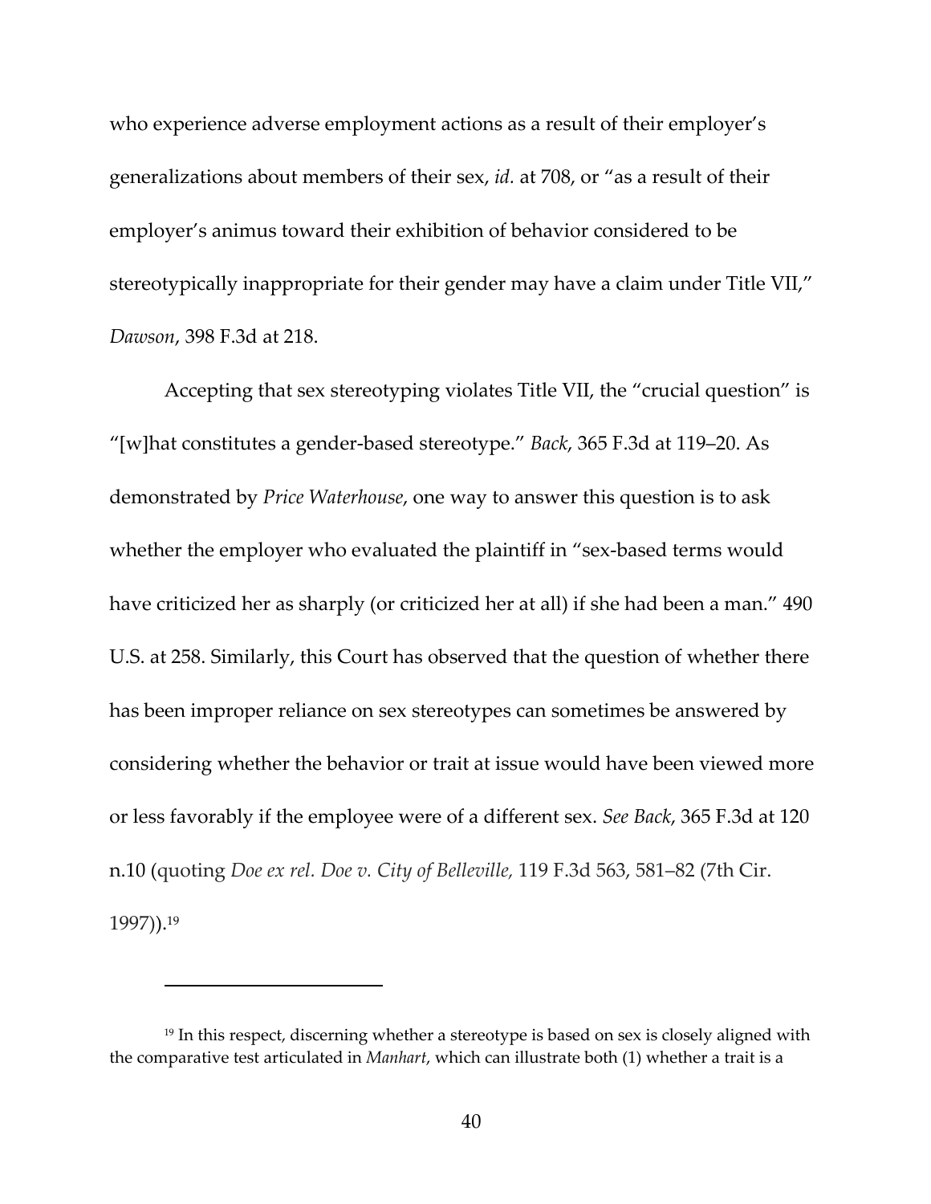who experience adverse employment actions as a result of their employer's generalizations about members of their sex, *id.* at 708, or "as a result of their employer's animus toward their exhibition of behavior considered to be stereotypically inappropriate for their gender may have a claim under Title VII," *Dawson*, 398 F.3d at 218.

Accepting that sex stereotyping violates Title VII, the "crucial question" is "[w]hat constitutes a gender-based stereotype." *Back*, 365 F.3d at 119–20. As demonstrated by *Price Waterhouse*, one way to answer this question is to ask whether the employer who evaluated the plaintiff in "sex-based terms would have criticized her as sharply (or criticized her at all) if she had been a man." 490 U.S. at 258. Similarly, this Court has observed that the question of whether there has been improper reliance on sex stereotypes can sometimes be answered by considering whether the behavior or trait at issue would have been viewed more or less favorably if the employee were of a different sex. *See Back*, 365 F.3d at 120 n.10 (quoting *Doe ex rel. Doe v. City of Belleville,* 119 F.3d 563, 581–82 (7th Cir. 1997)).[19]

---

[19] In this respect, discerning whether a stereotype is based on sex is closely aligned with the comparative test articulated in *Manhart*, which can illustrate both (1) whether a trait is a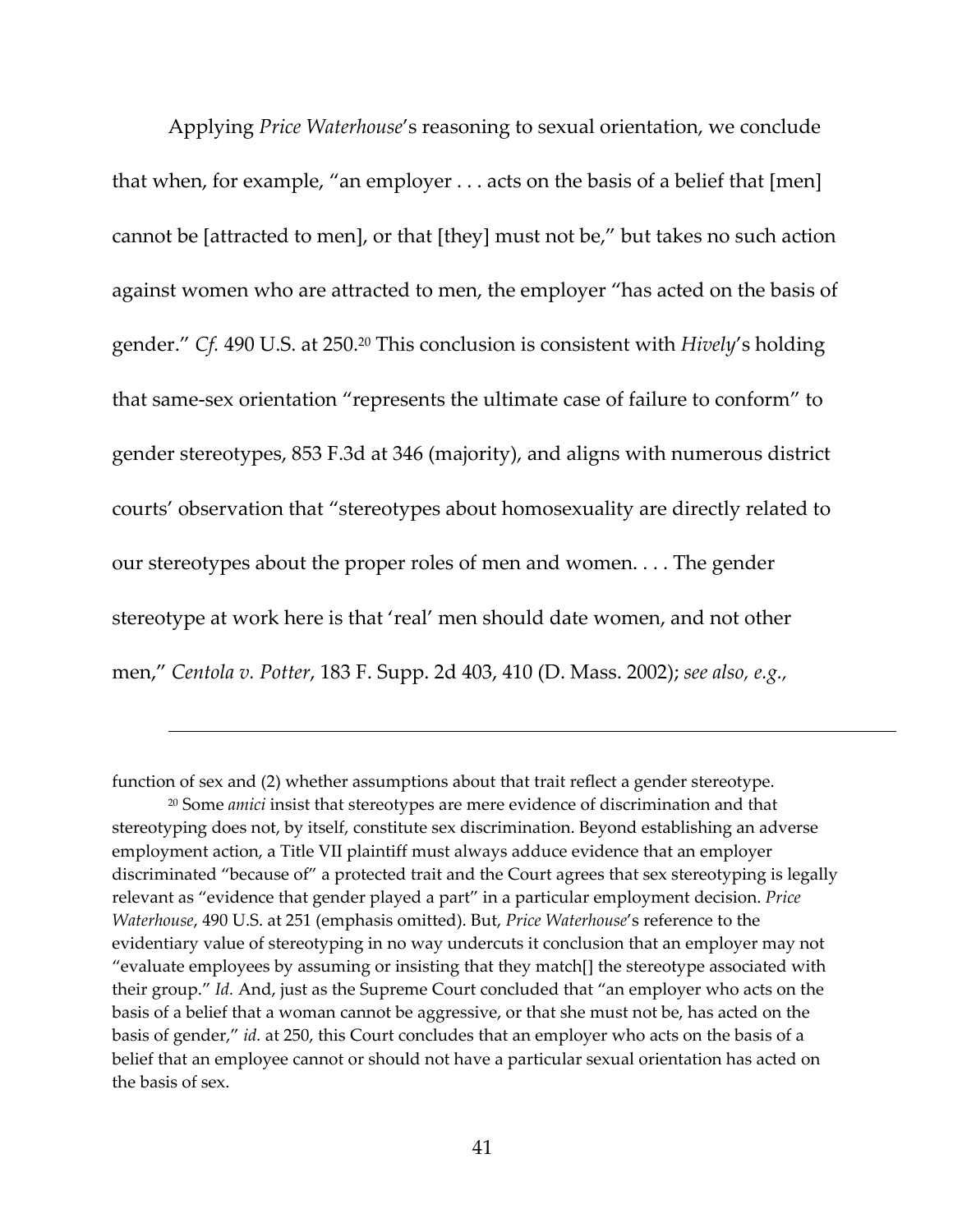Applying *Price Waterhouse*'s reasoning to sexual orientation, we conclude that when, for example, "an employer . . . acts on the basis of a belief that [men] cannot be [attracted to men], or that [they] must not be," but takes no such action against women who are attracted to men, the employer "has acted on the basis of gender." *Cf.* 490 U.S. at 250.[20] This conclusion is consistent with *Hively*'s holding that same-sex orientation "represents the ultimate case of failure to conform" to gender stereotypes, 853 F.3d at 346 (majority), and aligns with numerous district courts' observation that "stereotypes about homosexuality are directly related to our stereotypes about the proper roles of men and women. . . . The gender stereotype at work here is that 'real' men should date women, and not other men," *Centola v. Potter*, 183 F. Supp. 2d 403, 410 (D. Mass. 2002); *see also, e.g.*,

---

function of sex and (2) whether assumptions about that trait reflect a gender stereotype.

[20] Some *amici* insist that stereotypes are mere evidence of discrimination and that stereotyping does not, by itself, constitute sex discrimination. Beyond establishing an adverse employment action, a Title VII plaintiff must always adduce evidence that an employer discriminated "because of" a protected trait and the Court agrees that sex stereotyping is legally relevant as "evidence that gender played a part" in a particular employment decision. *Price Waterhouse*, 490 U.S. at 251 (emphasis omitted). But, *Price Waterhouse*'s reference to the evidentiary value of stereotyping in no way undercuts it conclusion that an employer may not "evaluate employees by assuming or insisting that they match[] the stereotype associated with their group." *Id.* And, just as the Supreme Court concluded that "an employer who acts on the basis of a belief that a woman cannot be aggressive, or that she must not be, has acted on the basis of gender," *id.* at 250, this Court concludes that an employer who acts on the basis of a belief that an employee cannot or should not have a particular sexual orientation has acted on the basis of sex.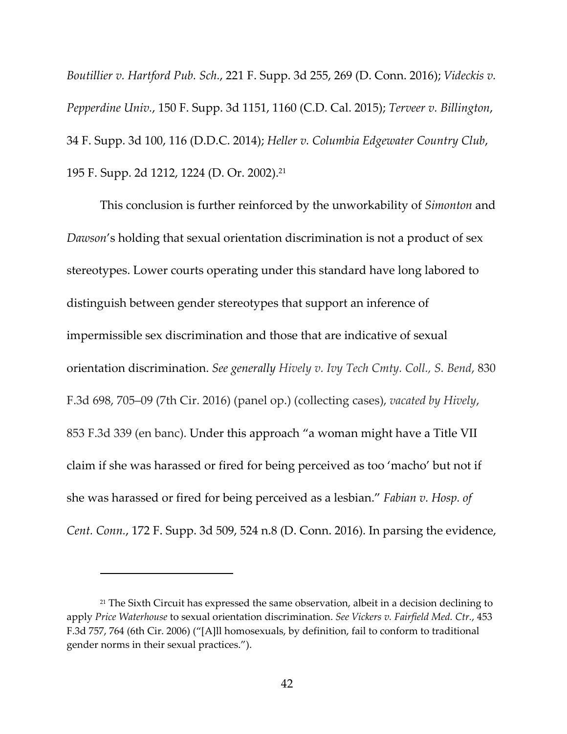*Boutillier v. Hartford Pub. Sch.*, 221 F. Supp. 3d 255, 269 (D. Conn. 2016); *Videckis v. Pepperdine Univ.*, 150 F. Supp. 3d 1151, 1160 (C.D. Cal. 2015); *Terveer v. Billington*, 34 F. Supp. 3d 100, 116 (D.D.C. 2014); *Heller v. Columbia Edgewater Country Club*, 195 F. Supp. 2d 1212, 1224 (D. Or. 2002).[21]

This conclusion is further reinforced by the unworkability of *Simonton* and *Dawson*'s holding that sexual orientation discrimination is not a product of sex stereotypes. Lower courts operating under this standard have long labored to distinguish between gender stereotypes that support an inference of impermissible sex discrimination and those that are indicative of sexual orientation discrimination. *See generally Hively v. Ivy Tech Cmty. Coll., S. Bend*, 830 F.3d 698, 705–09 (7th Cir. 2016) (panel op.) (collecting cases), *vacated by Hively*, 853 F.3d 339 (en banc). Under this approach "a woman might have a Title VII claim if she was harassed or fired for being perceived as too 'macho' but not if she was harassed or fired for being perceived as a lesbian." *Fabian v. Hosp. of Cent. Conn.*, 172 F. Supp. 3d 509, 524 n.8 (D. Conn. 2016). In parsing the evidence,

---

[21] The Sixth Circuit has expressed the same observation, albeit in a decision declining to apply *Price Waterhouse* to sexual orientation discrimination. *See Vickers v. Fairfield Med. Ctr.*, 453 F.3d 757, 764 (6th Cir. 2006) ("[A]ll homosexuals, by definition, fail to conform to traditional gender norms in their sexual practices.").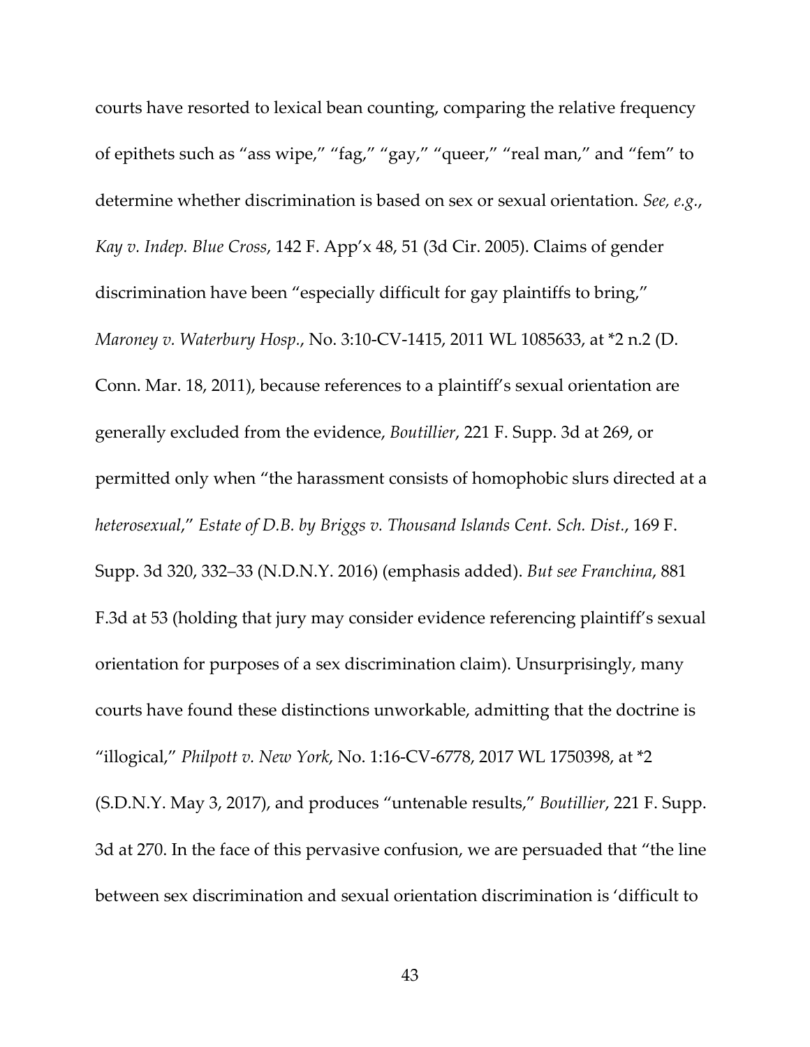courts have resorted to lexical bean counting, comparing the relative frequency of epithets such as "ass wipe," "fag," "gay," "queer," "real man," and "fem" to determine whether discrimination is based on sex or sexual orientation. *See, e.g.*, *Kay v. Indep. Blue Cross*, 142 F. App'x 48, 51 (3d Cir. 2005). Claims of gender discrimination have been "especially difficult for gay plaintiffs to bring," *Maroney v. Waterbury Hosp.*, No. 3:10-CV-1415, 2011 WL 1085633, at *2 n.2 (D. Conn. Mar. 18, 2011), because references to a plaintiff's sexual orientation are generally excluded from the evidence, *Boutillier*, 221 F. Supp. 3d at 269, or permitted only when "the harassment consists of homophobic slurs directed at a *heterosexual*," *Estate of D.B. by Briggs v. Thousand Islands Cent. Sch. Dist.*, 169 F. Supp. 3d 320, 332–33 (N.D.N.Y. 2016) (emphasis added). *But see Franchina*, 881 F.3d at 53 (holding that jury may consider evidence referencing plaintiff's sexual orientation for purposes of a sex discrimination claim). Unsurprisingly, many courts have found these distinctions unworkable, admitting that the doctrine is "illogical," *Philpott v. New York*, No. 1:16-CV-6778, 2017 WL 1750398, at *2 (S.D.N.Y. May 3, 2017), and produces "untenable results," *Boutillier*, 221 F. Supp. 3d at 270. In the face of this pervasive confusion, we are persuaded that "the line between sex discrimination and sexual orientation discrimination is 'difficult to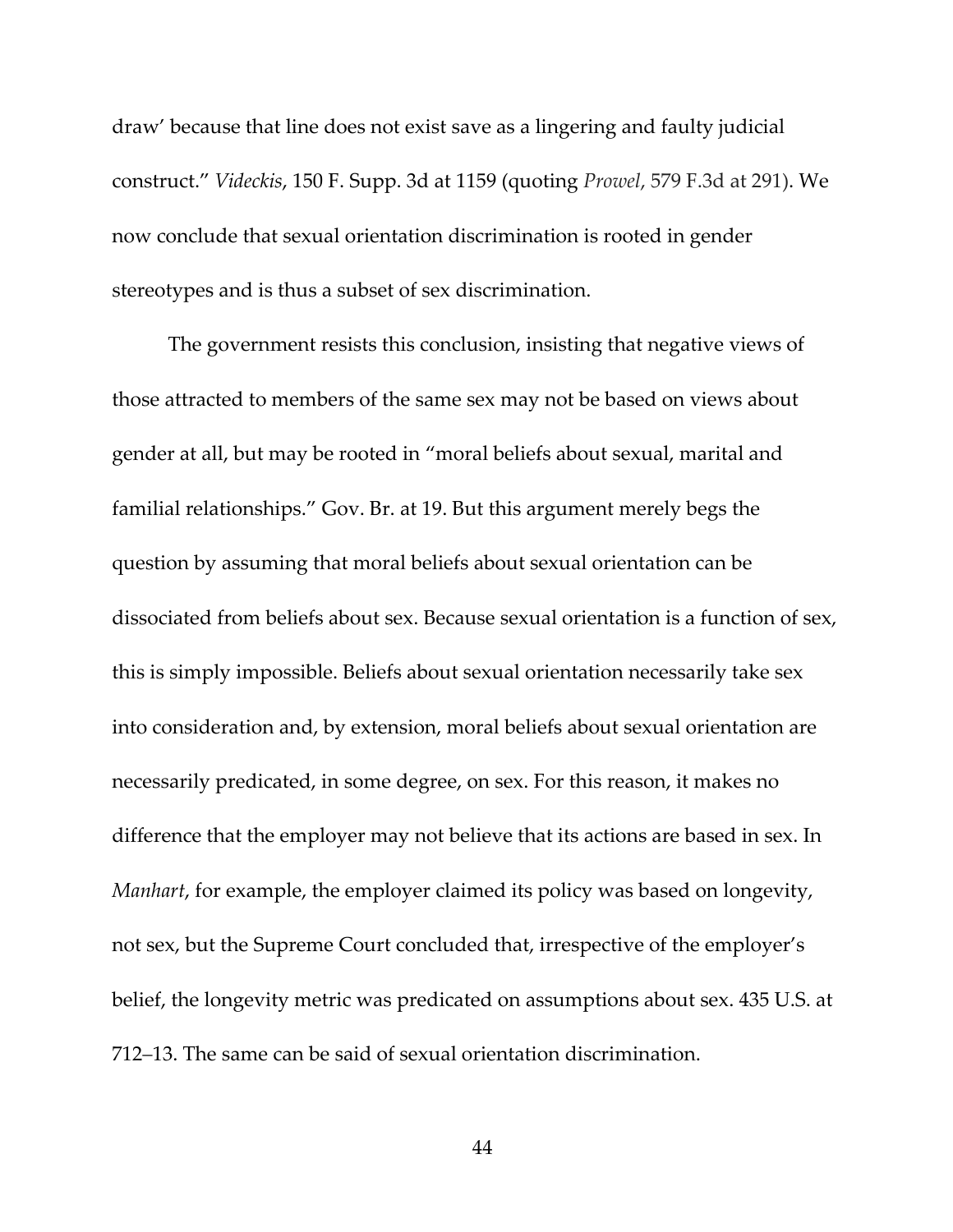draw' because that line does not exist save as a lingering and faulty judicial construct." *Videckis*, 150 F. Supp. 3d at 1159 (quoting *Prowel*, 579 F.3d at 291). We now conclude that sexual orientation discrimination is rooted in gender stereotypes and is thus a subset of sex discrimination.

The government resists this conclusion, insisting that negative views of those attracted to members of the same sex may not be based on views about gender at all, but may be rooted in "moral beliefs about sexual, marital and familial relationships." Gov. Br. at 19. But this argument merely begs the question by assuming that moral beliefs about sexual orientation can be dissociated from beliefs about sex. Because sexual orientation is a function of sex, this is simply impossible. Beliefs about sexual orientation necessarily take sex into consideration and, by extension, moral beliefs about sexual orientation are necessarily predicated, in some degree, on sex. For this reason, it makes no difference that the employer may not believe that its actions are based in sex. In *Manhart*, for example, the employer claimed its policy was based on longevity, not sex, but the Supreme Court concluded that, irrespective of the employer's belief, the longevity metric was predicated on assumptions about sex. 435 U.S. at 712–13. The same can be said of sexual orientation discrimination.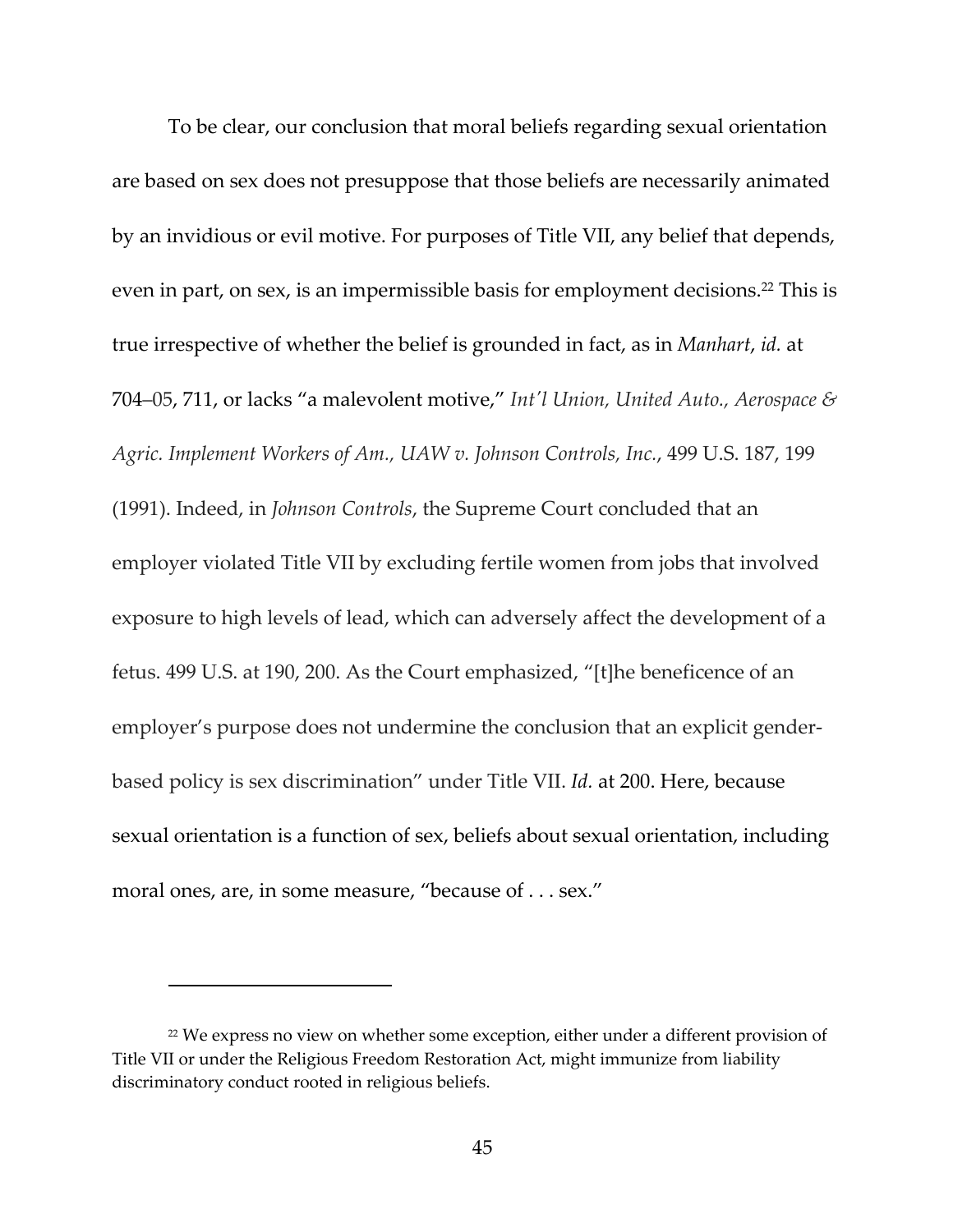To be clear, our conclusion that moral beliefs regarding sexual orientation are based on sex does not presuppose that those beliefs are necessarily animated by an invidious or evil motive. For purposes of Title VII, any belief that depends, even in part, on sex, is an impermissible basis for employment decisions.[22] This is true irrespective of whether the belief is grounded in fact, as in *Manhart*, *id.* at 704–05, 711, or lacks "a malevolent motive," *Int'l Union, United Auto., Aerospace & Agric. Implement Workers of Am., UAW v. Johnson Controls, Inc.*, 499 U.S. 187, 199 (1991). Indeed, in *Johnson Controls*, the Supreme Court concluded that an employer violated Title VII by excluding fertile women from jobs that involved exposure to high levels of lead, which can adversely affect the development of a fetus. 499 U.S. at 190, 200. As the Court emphasized, "[t]he beneficence of an employer's purpose does not undermine the conclusion that an explicit gender-based policy is sex discrimination" under Title VII. *Id.* at 200. Here, because sexual orientation is a function of sex, beliefs about sexual orientation, including moral ones, are, in some measure, "because of . . . sex."

---

[22] We express no view on whether some exception, either under a different provision of Title VII or under the Religious Freedom Restoration Act, might immunize from liability discriminatory conduct rooted in religious beliefs.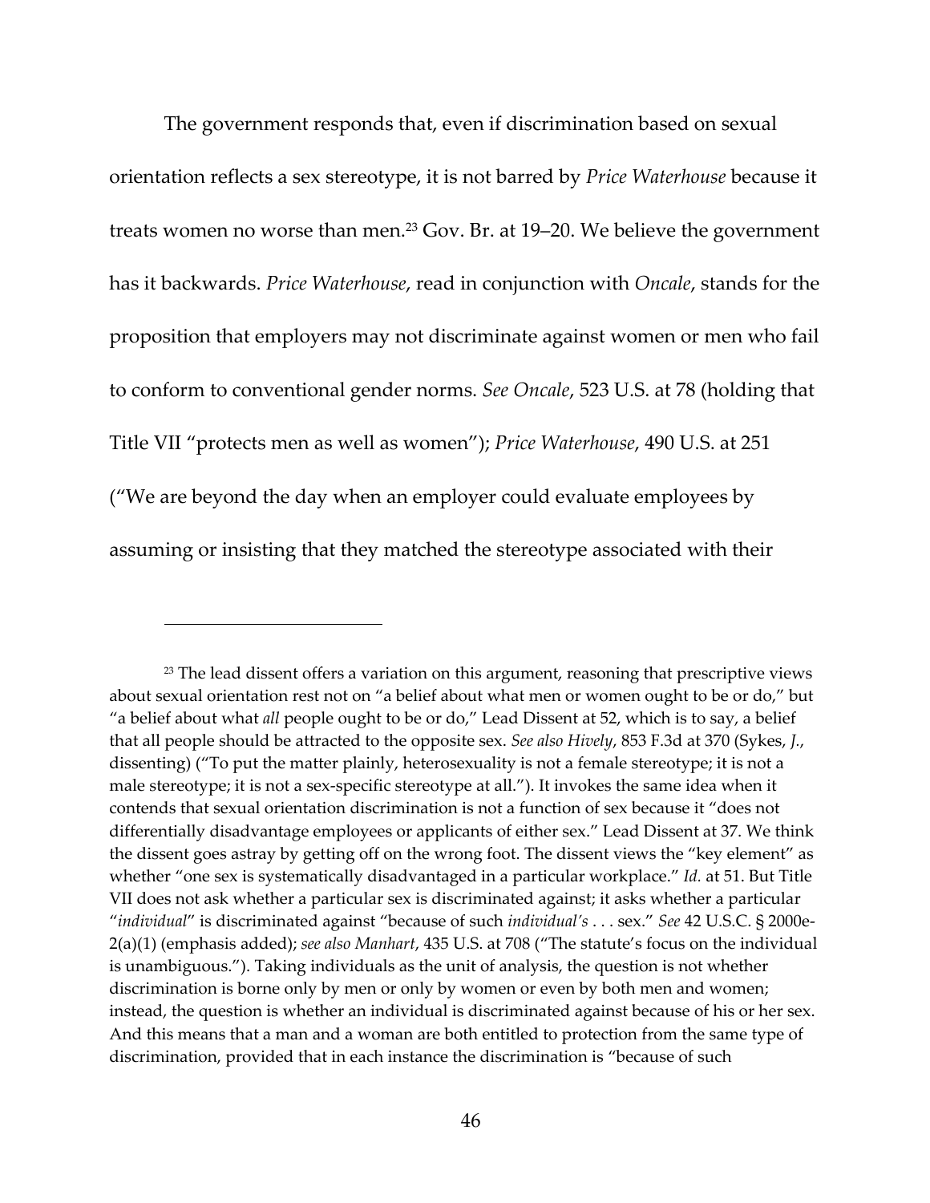The government responds that, even if discrimination based on sexual orientation reflects a sex stereotype, it is not barred by *Price Waterhouse* because it treats women no worse than men.[23] Gov. Br. at 19–20. We believe the government has it backwards. *Price Waterhouse*, read in conjunction with *Oncale*, stands for the proposition that employers may not discriminate against women or men who fail to conform to conventional gender norms. *See Oncale*, 523 U.S. at 78 (holding that Title VII "protects men as well as women"); *Price Waterhouse*, 490 U.S. at 251 ("We are beyond the day when an employer could evaluate employees by assuming or insisting that they matched the stereotype associated with their

---

[23] The lead dissent offers a variation on this argument, reasoning that prescriptive views about sexual orientation rest not on "a belief about what men or women ought to be or do," but "a belief about what *all* people ought to be or do," Lead Dissent at 52, which is to say, a belief that all people should be attracted to the opposite sex. *See also Hively*, 853 F.3d at 370 (Sykes, *J.*, dissenting) ("To put the matter plainly, heterosexuality is not a female stereotype; it is not a male stereotype; it is not a sex-specific stereotype at all."). It invokes the same idea when it contends that sexual orientation discrimination is not a function of sex because it "does not differentially disadvantage employees or applicants of either sex." Lead Dissent at 37. We think the dissent goes astray by getting off on the wrong foot. The dissent views the "key element" as whether "one sex is systematically disadvantaged in a particular workplace." *Id.* at 51. But Title VII does not ask whether a particular sex is discriminated against; it asks whether a particular "*individual*" is discriminated against "because of such *individual's* . . . sex." *See* 42 U.S.C. § 2000e-2(a)(1) (emphasis added); *see also Manhart*, 435 U.S. at 708 ("The statute's focus on the individual is unambiguous."). Taking individuals as the unit of analysis, the question is not whether discrimination is borne only by men or only by women or even by both men and women; instead, the question is whether an individual is discriminated against because of his or her sex. And this means that a man and a woman are both entitled to protection from the same type of discrimination, provided that in each instance the discrimination is "because of such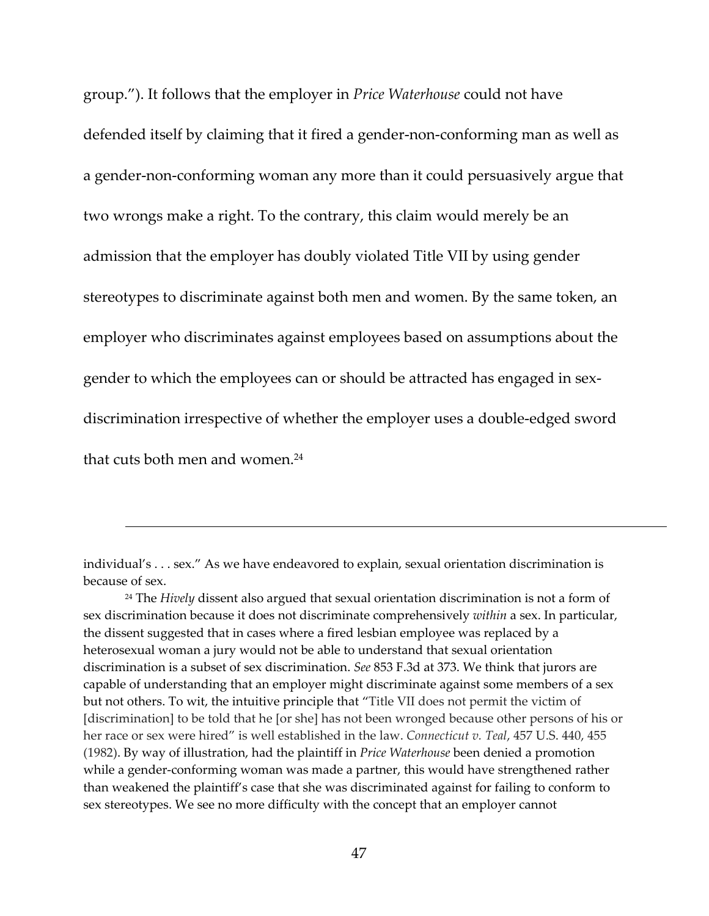group."). It follows that the employer in *Price Waterhouse* could not have defended itself by claiming that it fired a gender-non-conforming man as well as a gender-non-conforming woman any more than it could persuasively argue that two wrongs make a right. To the contrary, this claim would merely be an admission that the employer has doubly violated Title VII by using gender stereotypes to discriminate against both men and women. By the same token, an employer who discriminates against employees based on assumptions about the gender to which the employees can or should be attracted has engaged in sex-discrimination irrespective of whether the employer uses a double-edged sword that cuts both men and women.[24]

---

individual's . . . sex." As we have endeavored to explain, sexual orientation discrimination is because of sex.

[24] The *Hively* dissent also argued that sexual orientation discrimination is not a form of sex discrimination because it does not discriminate comprehensively *within* a sex. In particular, the dissent suggested that in cases where a fired lesbian employee was replaced by a heterosexual woman a jury would not be able to understand that sexual orientation discrimination is a subset of sex discrimination. *See* 853 F.3d at 373. We think that jurors are capable of understanding that an employer might discriminate against some members of a sex but not others. To wit, the intuitive principle that "Title VII does not permit the victim of [discrimination] to be told that he [or she] has not been wronged because other persons of his or her race or sex were hired" is well established in the law. *Connecticut v. Teal*, 457 U.S. 440, 455 (1982). By way of illustration, had the plaintiff in *Price Waterhouse* been denied a promotion while a gender-conforming woman was made a partner, this would have strengthened rather than weakened the plaintiff's case that she was discriminated against for failing to conform to sex stereotypes. We see no more difficulty with the concept that an employer cannot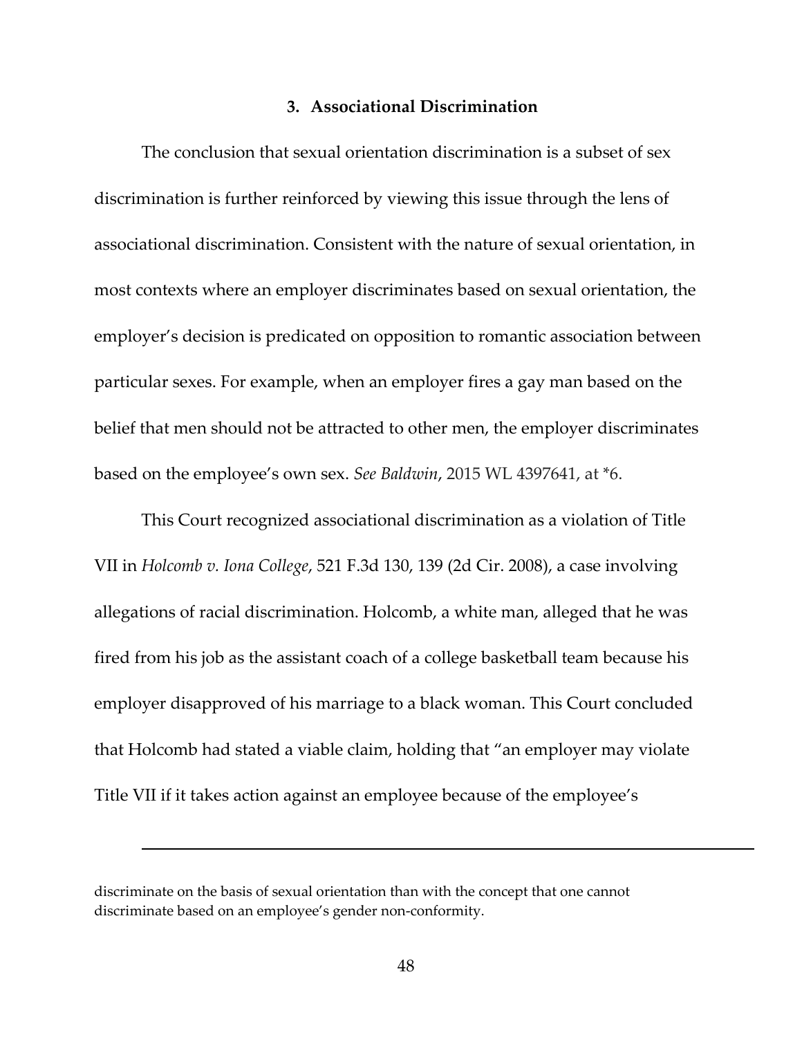### 3. Associational Discrimination

The conclusion that sexual orientation discrimination is a subset of sex discrimination is further reinforced by viewing this issue through the lens of associational discrimination. Consistent with the nature of sexual orientation, in most contexts where an employer discriminates based on sexual orientation, the employer's decision is predicated on opposition to romantic association between particular sexes. For example, when an employer fires a gay man based on the belief that men should not be attracted to other men, the employer discriminates based on the employee's own sex. *See Baldwin*, 2015 WL 4397641, at *6.

This Court recognized associational discrimination as a violation of Title VII in *Holcomb v. Iona College*, 521 F.3d 130, 139 (2d Cir. 2008), a case involving allegations of racial discrimination. Holcomb, a white man, alleged that he was fired from his job as the assistant coach of a college basketball team because his employer disapproved of his marriage to a black woman. This Court concluded that Holcomb had stated a viable claim, holding that "an employer may violate Title VII if it takes action against an employee because of the employee's

---

discriminate on the basis of sexual orientation than with the concept that one cannot discriminate based on an employee's gender non-conformity.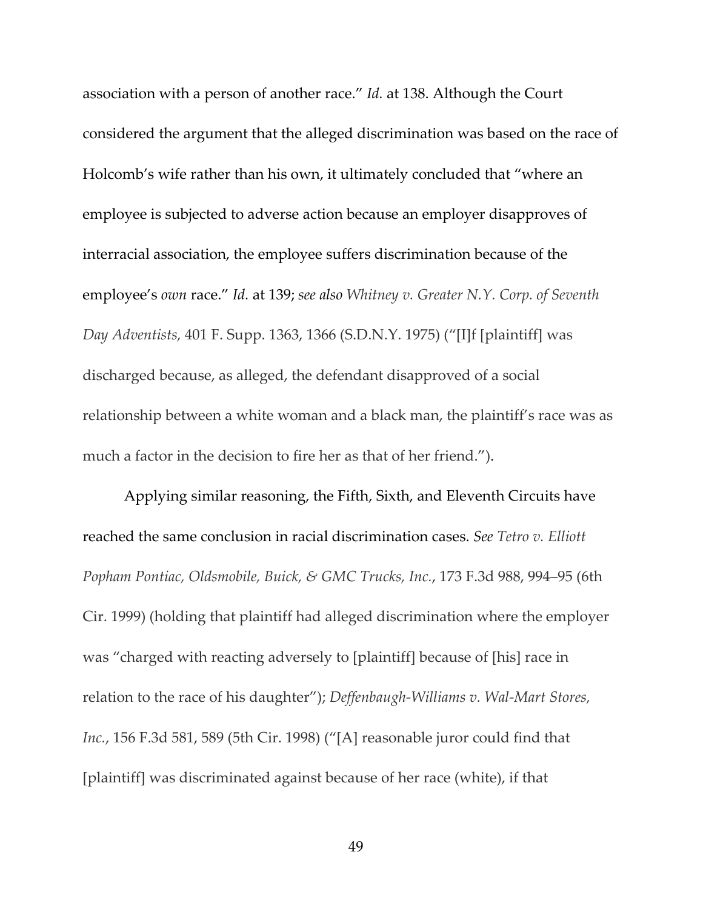association with a person of another race." *Id.* at 138. Although the Court considered the argument that the alleged discrimination was based on the race of Holcomb's wife rather than his own, it ultimately concluded that "where an employee is subjected to adverse action because an employer disapproves of interracial association, the employee suffers discrimination because of the employee's *own* race." *Id.* at 139; *see also Whitney v. Greater N.Y. Corp. of Seventh Day Adventists*, 401 F. Supp. 1363, 1366 (S.D.N.Y. 1975) ("[I]f [plaintiff] was discharged because, as alleged, the defendant disapproved of a social relationship between a white woman and a black man, the plaintiff's race was as much a factor in the decision to fire her as that of her friend.").

Applying similar reasoning, the Fifth, Sixth, and Eleventh Circuits have reached the same conclusion in racial discrimination cases. *See Tetro v. Elliott Popham Pontiac, Oldsmobile, Buick, & GMC Trucks, Inc.*, 173 F.3d 988, 994–95 (6th Cir. 1999) (holding that plaintiff had alleged discrimination where the employer was "charged with reacting adversely to [plaintiff] because of [his] race in relation to the race of his daughter"); *Deffenbaugh-Williams v. Wal-Mart Stores, Inc.*, 156 F.3d 581, 589 (5th Cir. 1998) ("[A] reasonable juror could find that [plaintiff] was discriminated against because of her race (white), if that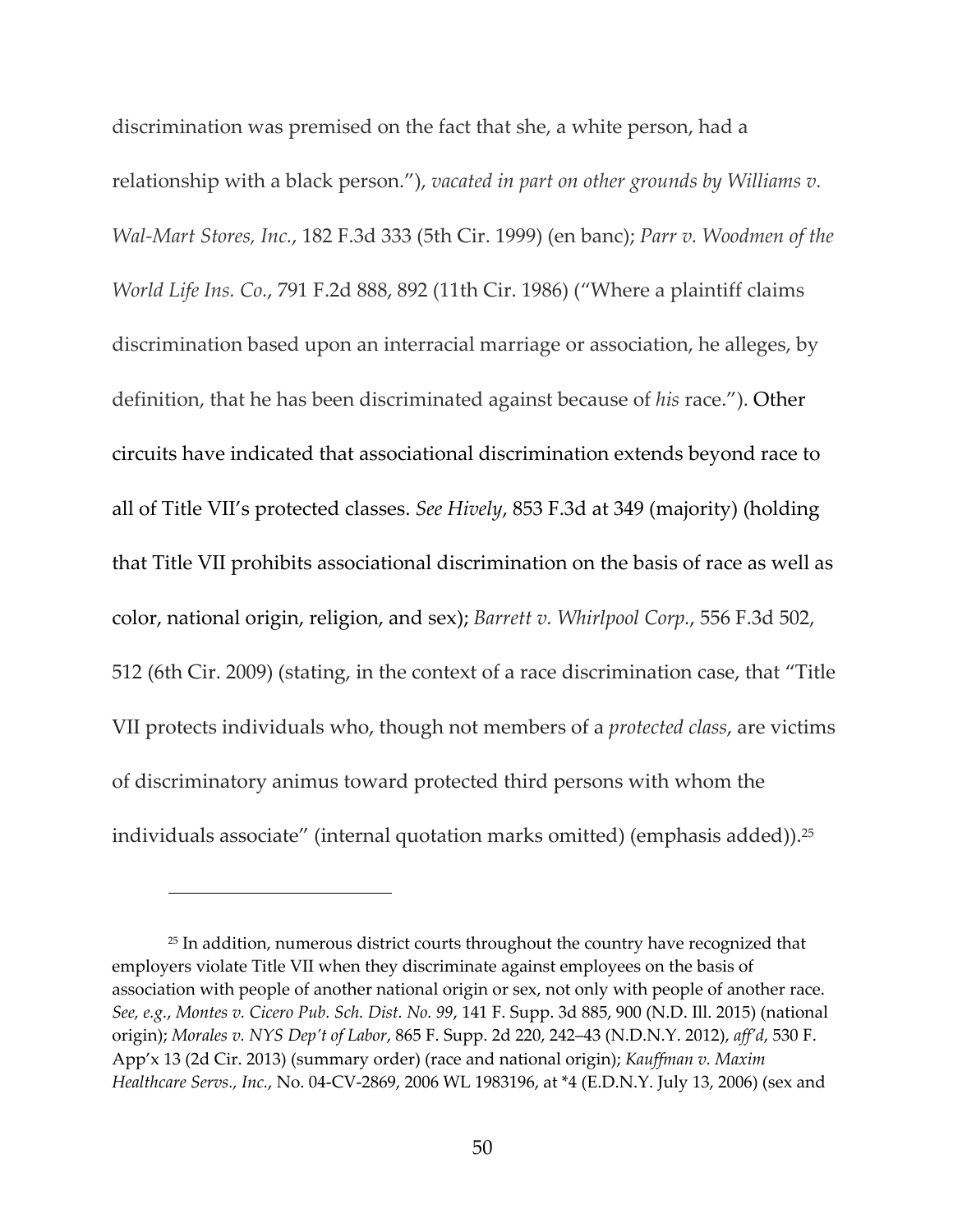discrimination was premised on the fact that she, a white person, had a relationship with a black person."), *vacated in part on other grounds by Williams v. Wal-Mart Stores, Inc.*, 182 F.3d 333 (5th Cir. 1999) (en banc); *Parr v. Woodmen of the World Life Ins. Co.*, 791 F.2d 888, 892 (11th Cir. 1986) ("Where a plaintiff claims discrimination based upon an interracial marriage or association, he alleges, by definition, that he has been discriminated against because of *his* race."). Other circuits have indicated that associational discrimination extends beyond race to all of Title VII's protected classes. *See Hively*, 853 F.3d at 349 (majority) (holding that Title VII prohibits associational discrimination on the basis of race as well as color, national origin, religion, and sex); *Barrett v. Whirlpool Corp.*, 556 F.3d 502, 512 (6th Cir. 2009) (stating, in the context of a race discrimination case, that "Title VII protects individuals who, though not members of a *protected class*, are victims of discriminatory animus toward protected third persons with whom the individuals associate" (internal quotation marks omitted) (emphasis added)).[25]

---

[25] In addition, numerous district courts throughout the country have recognized that employers violate Title VII when they discriminate against employees on the basis of association with people of another national origin or sex, not only with people of another race. *See, e.g.*, *Montes v. Cicero Pub. Sch. Dist. No. 99*, 141 F. Supp. 3d 885, 900 (N.D. Ill. 2015) (national origin); *Morales v. NYS Dep't of Labor*, 865 F. Supp. 2d 220, 242–43 (N.D.N.Y. 2012), *aff'd*, 530 F. App'x 13 (2d Cir. 2013) (summary order) (race and national origin); *Kauffman v. Maxim Healthcare Servs., Inc.*, No. 04-CV-2869, 2006 WL 1983196, at *4 (E.D.N.Y. July 13, 2006) (sex and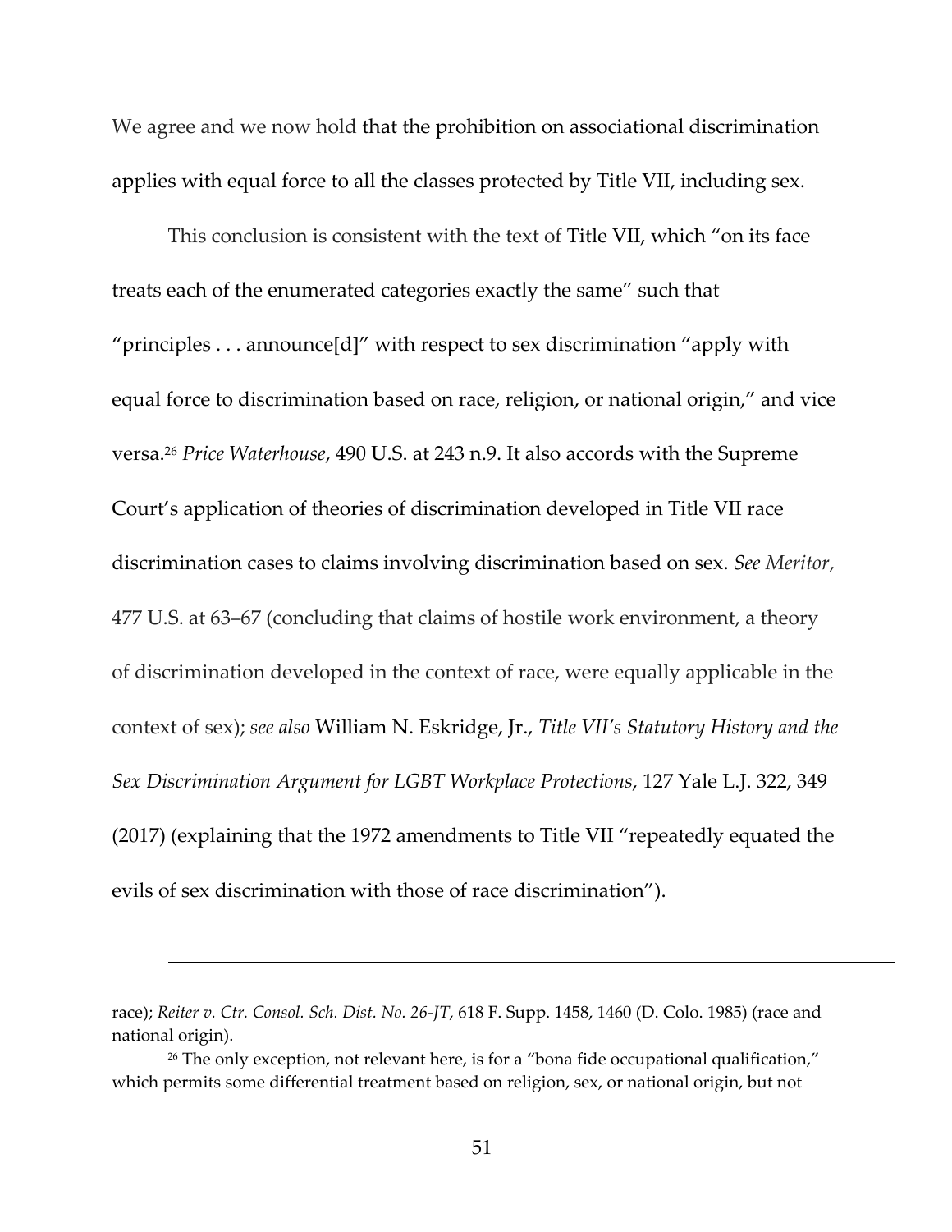We agree and we now hold that the prohibition on associational discrimination applies with equal force to all the classes protected by Title VII, including sex.

This conclusion is consistent with the text of Title VII, which "on its face treats each of the enumerated categories exactly the same" such that "principles . . . announce[d]" with respect to sex discrimination "apply with equal force to discrimination based on race, religion, or national origin," and vice versa.[26] *Price Waterhouse*, 490 U.S. at 243 n.9. It also accords with the Supreme Court's application of theories of discrimination developed in Title VII race discrimination cases to claims involving discrimination based on sex. *See Meritor*, 477 U.S. at 63–67 (concluding that claims of hostile work environment, a theory of discrimination developed in the context of race, were equally applicable in the context of sex); *see also* William N. Eskridge, Jr., *Title VII's Statutory History and the Sex Discrimination Argument for LGBT Workplace Protections*, 127 Yale L.J. 322, 349 (2017) (explaining that the 1972 amendments to Title VII "repeatedly equated the evils of sex discrimination with those of race discrimination").

---

race); *Reiter v. Ctr. Consol. Sch. Dist. No. 26-JT*, 618 F. Supp. 1458, 1460 (D. Colo. 1985) (race and national origin).

[26] The only exception, not relevant here, is for a "bona fide occupational qualification," which permits some differential treatment based on religion, sex, or national origin, but not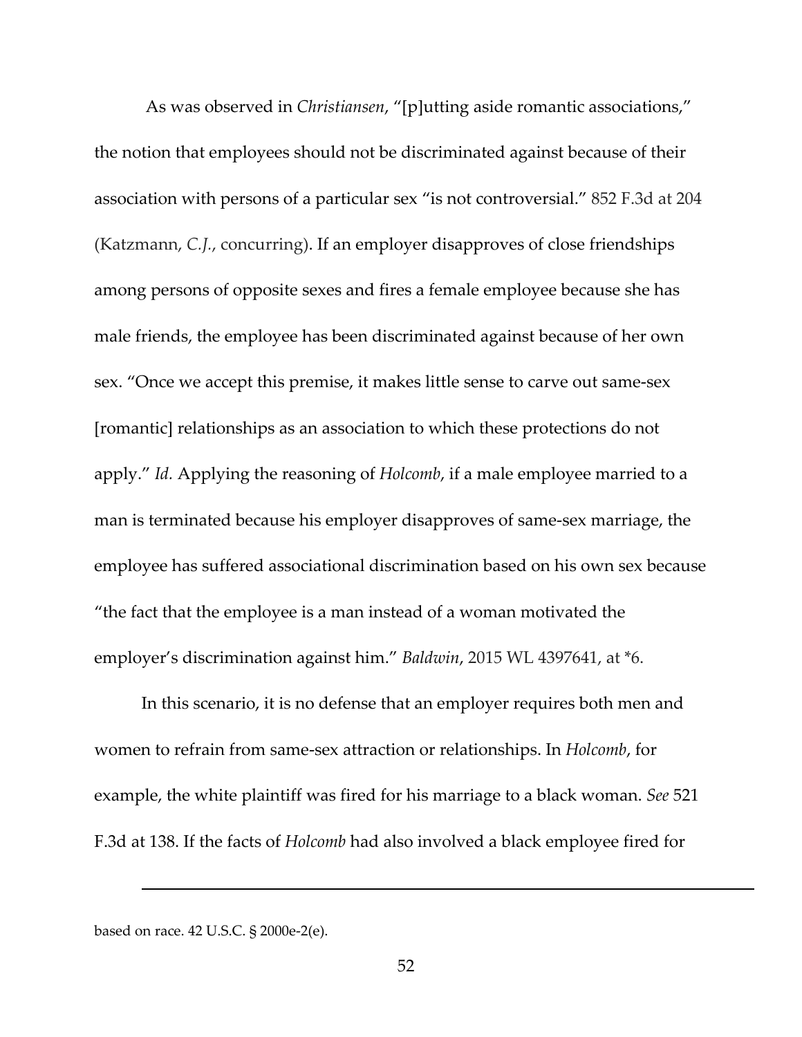As was observed in *Christiansen*, "[p]utting aside romantic associations," the notion that employees should not be discriminated against because of their association with persons of a particular sex "is not controversial." 852 F.3d at 204 (Katzmann, *C.J.*, concurring). If an employer disapproves of close friendships among persons of opposite sexes and fires a female employee because she has male friends, the employee has been discriminated against because of her own sex. "Once we accept this premise, it makes little sense to carve out same-sex [romantic] relationships as an association to which these protections do not apply." *Id.* Applying the reasoning of *Holcomb*, if a male employee married to a man is terminated because his employer disapproves of same-sex marriage, the employee has suffered associational discrimination based on his own sex because "the fact that the employee is a man instead of a woman motivated the employer's discrimination against him." *Baldwin*, 2015 WL 4397641, at *6.

In this scenario, it is no defense that an employer requires both men and women to refrain from same-sex attraction or relationships. In *Holcomb*, for example, the white plaintiff was fired for his marriage to a black woman. *See* 521 F.3d at 138. If the facts of *Holcomb* had also involved a black employee fired for

---

based on race. 42 U.S.C. § 2000e-2(e).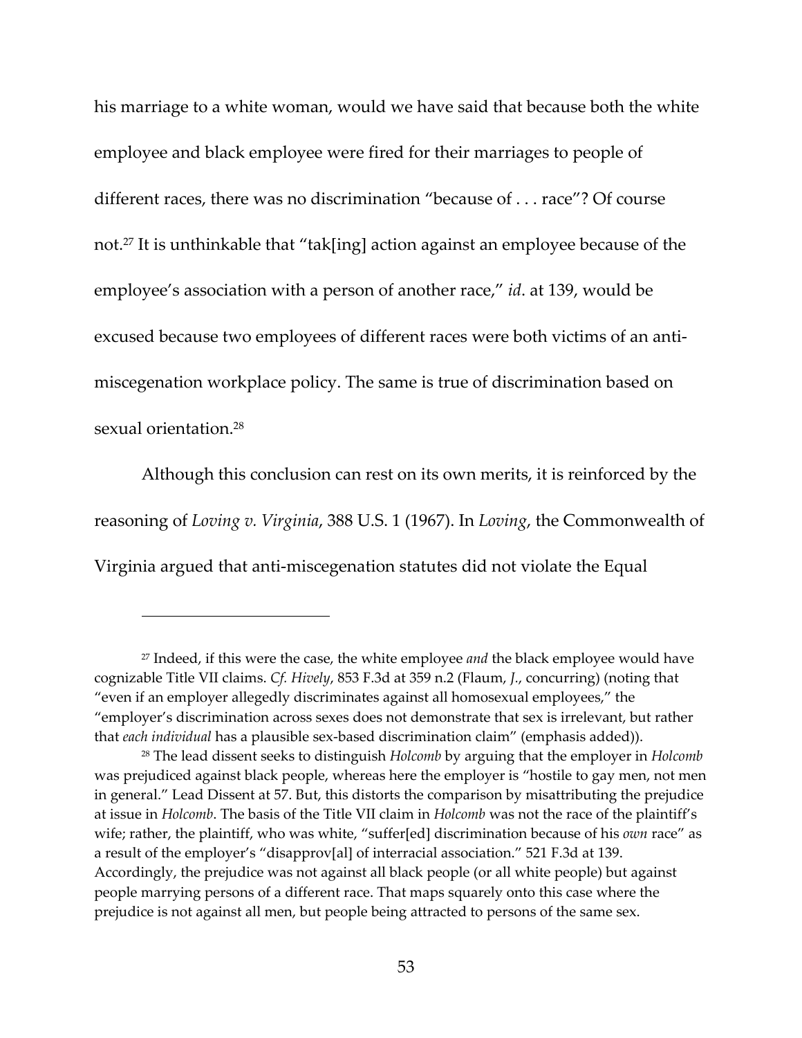his marriage to a white woman, would we have said that because both the white employee and black employee were fired for their marriages to people of different races, there was no discrimination "because of . . . race"? Of course not.[27] It is unthinkable that "tak[ing] action against an employee because of the employee's association with a person of another race," *id*. at 139, would be excused because two employees of different races were both victims of an anti-miscegenation workplace policy. The same is true of discrimination based on sexual orientation.[28]

Although this conclusion can rest on its own merits, it is reinforced by the reasoning of *Loving v. Virginia*, 388 U.S. 1 (1967). In *Loving*, the Commonwealth of Virginia argued that anti-miscegenation statutes did not violate the Equal

---

[27] Indeed, if this were the case, the white employee *and* the black employee would have cognizable Title VII claims. *Cf. Hively*, 853 F.3d at 359 n.2 (Flaum, *J.*, concurring) (noting that "even if an employer allegedly discriminates against all homosexual employees," the "employer's discrimination across sexes does not demonstrate that sex is irrelevant, but rather that *each individual* has a plausible sex-based discrimination claim" (emphasis added)).

[28] The lead dissent seeks to distinguish *Holcomb* by arguing that the employer in *Holcomb* was prejudiced against black people, whereas here the employer is "hostile to gay men, not men in general." Lead Dissent at 57. But, this distorts the comparison by misattributing the prejudice at issue in *Holcomb*. The basis of the Title VII claim in *Holcomb* was not the race of the plaintiff's wife; rather, the plaintiff, who was white, "suffer[ed] discrimination because of his *own* race" as a result of the employer's "disapprov[al] of interracial association." 521 F.3d at 139. Accordingly, the prejudice was not against all black people (or all white people) but against people marrying persons of a different race. That maps squarely onto this case where the prejudice is not against all men, but people being attracted to persons of the same sex.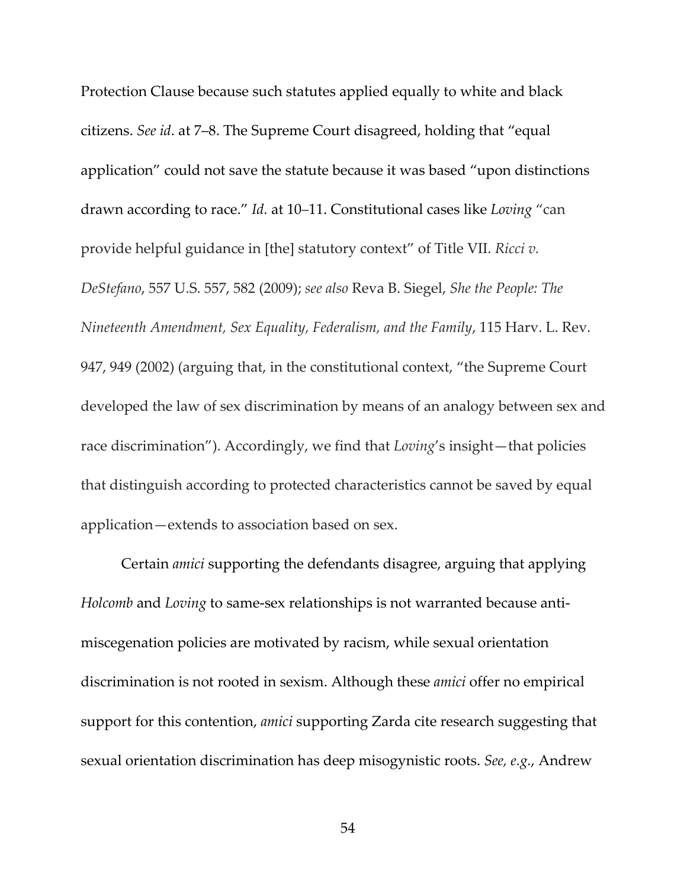Protection Clause because such statutes applied equally to white and black citizens. *See id*. at 7–8. The Supreme Court disagreed, holding that "equal application" could not save the statute because it was based "upon distinctions drawn according to race." *Id.* at 10–11. Constitutional cases like *Loving* "can provide helpful guidance in [the] statutory context" of Title VII. *Ricci v. DeStefano*, 557 U.S. 557, 582 (2009); *see also* Reva B. Siegel, *She the People: The Nineteenth Amendment, Sex Equality, Federalism, and the Family*, 115 Harv. L. Rev. 947, 949 (2002) (arguing that, in the constitutional context, "the Supreme Court developed the law of sex discrimination by means of an analogy between sex and race discrimination"). Accordingly, we find that *Loving*'s insight—that policies that distinguish according to protected characteristics cannot be saved by equal application—extends to association based on sex.

Certain *amici* supporting the defendants disagree, arguing that applying *Holcomb* and *Loving* to same-sex relationships is not warranted because anti-miscegenation policies are motivated by racism, while sexual orientation discrimination is not rooted in sexism. Although these *amici* offer no empirical support for this contention, *amici* supporting Zarda cite research suggesting that sexual orientation discrimination has deep misogynistic roots. *See, e.g.*, Andrew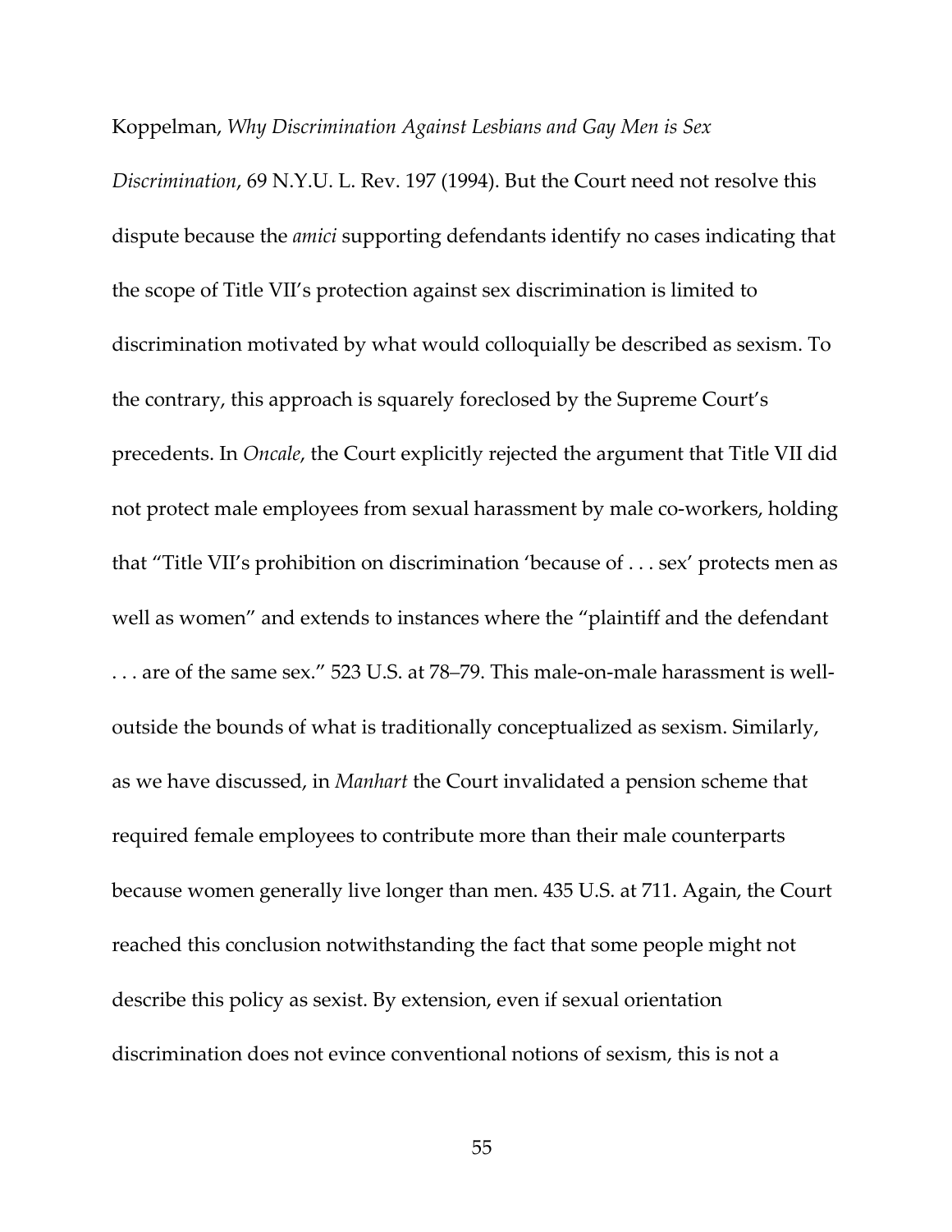Koppelman, *Why Discrimination Against Lesbians and Gay Men is Sex Discrimination*, 69 N.Y.U. L. Rev. 197 (1994). But the Court need not resolve this dispute because the *amici* supporting defendants identify no cases indicating that the scope of Title VII's protection against sex discrimination is limited to discrimination motivated by what would colloquially be described as sexism. To the contrary, this approach is squarely foreclosed by the Supreme Court's precedents. In *Oncale*, the Court explicitly rejected the argument that Title VII did not protect male employees from sexual harassment by male co-workers, holding that "Title VII's prohibition on discrimination 'because of . . . sex' protects men as well as women" and extends to instances where the "plaintiff and the defendant . . . are of the same sex." 523 U.S. at 78–79. This male-on-male harassment is well-outside the bounds of what is traditionally conceptualized as sexism. Similarly, as we have discussed, in *Manhart* the Court invalidated a pension scheme that required female employees to contribute more than their male counterparts because women generally live longer than men. 435 U.S. at 711. Again, the Court reached this conclusion notwithstanding the fact that some people might not describe this policy as sexist. By extension, even if sexual orientation discrimination does not evince conventional notions of sexism, this is not a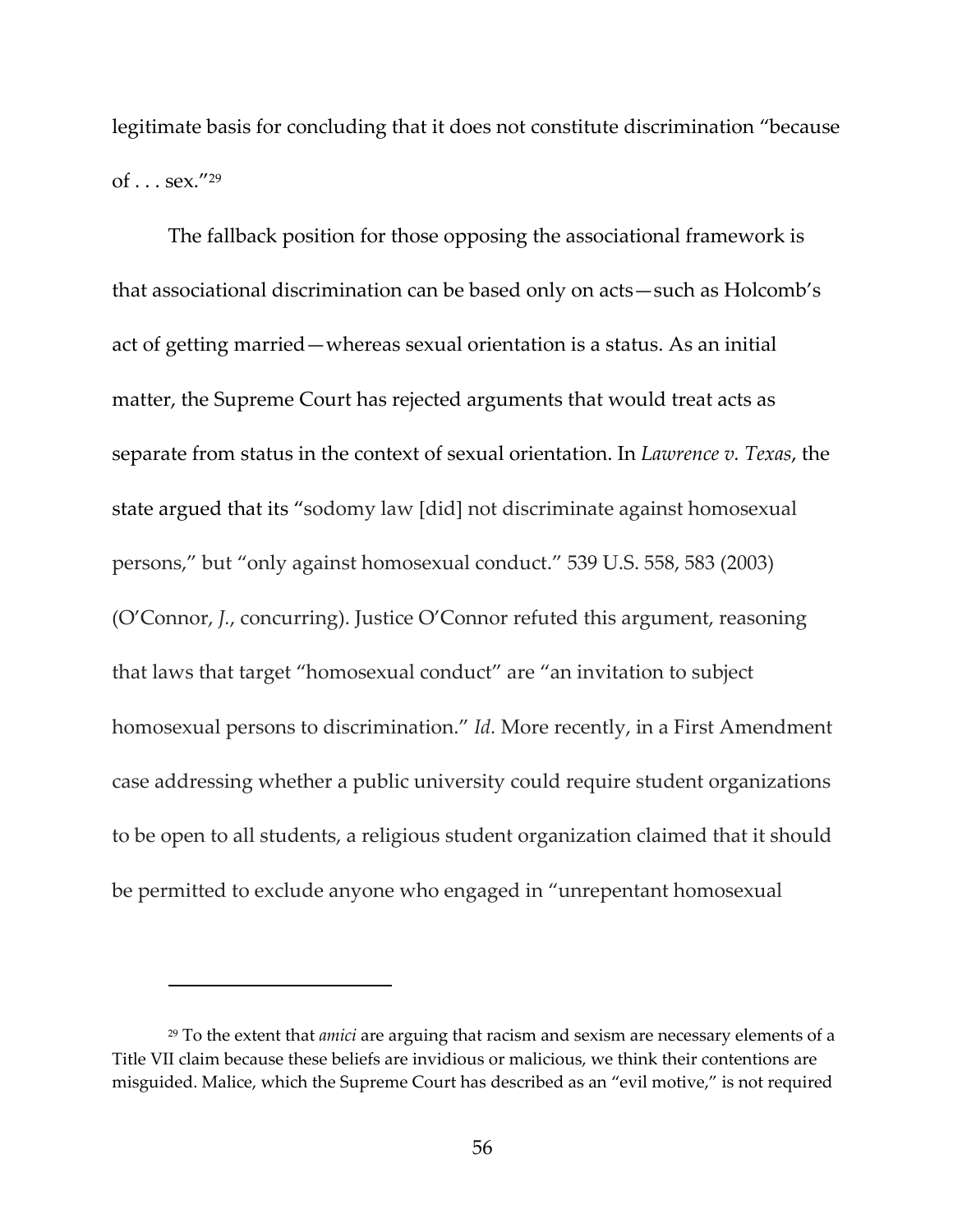legitimate basis for concluding that it does not constitute discrimination "because of . . . sex."[29]

The fallback position for those opposing the associational framework is that associational discrimination can be based only on acts—such as Holcomb's act of getting married—whereas sexual orientation is a status. As an initial matter, the Supreme Court has rejected arguments that would treat acts as separate from status in the context of sexual orientation. In *Lawrence v. Texas*, the state argued that its "sodomy law [did] not discriminate against homosexual persons," but "only against homosexual conduct." 539 U.S. 558, 583 (2003) (O'Connor, *J.*, concurring). Justice O'Connor refuted this argument, reasoning that laws that target "homosexual conduct" are "an invitation to subject homosexual persons to discrimination." *Id.* More recently, in a First Amendment case addressing whether a public university could require student organizations to be open to all students, a religious student organization claimed that it should be permitted to exclude anyone who engaged in "unrepentant homosexual

---

[29] To the extent that *amici* are arguing that racism and sexism are necessary elements of a Title VII claim because these beliefs are invidious or malicious, we think their contentions are misguided. Malice, which the Supreme Court has described as an "evil motive," is not required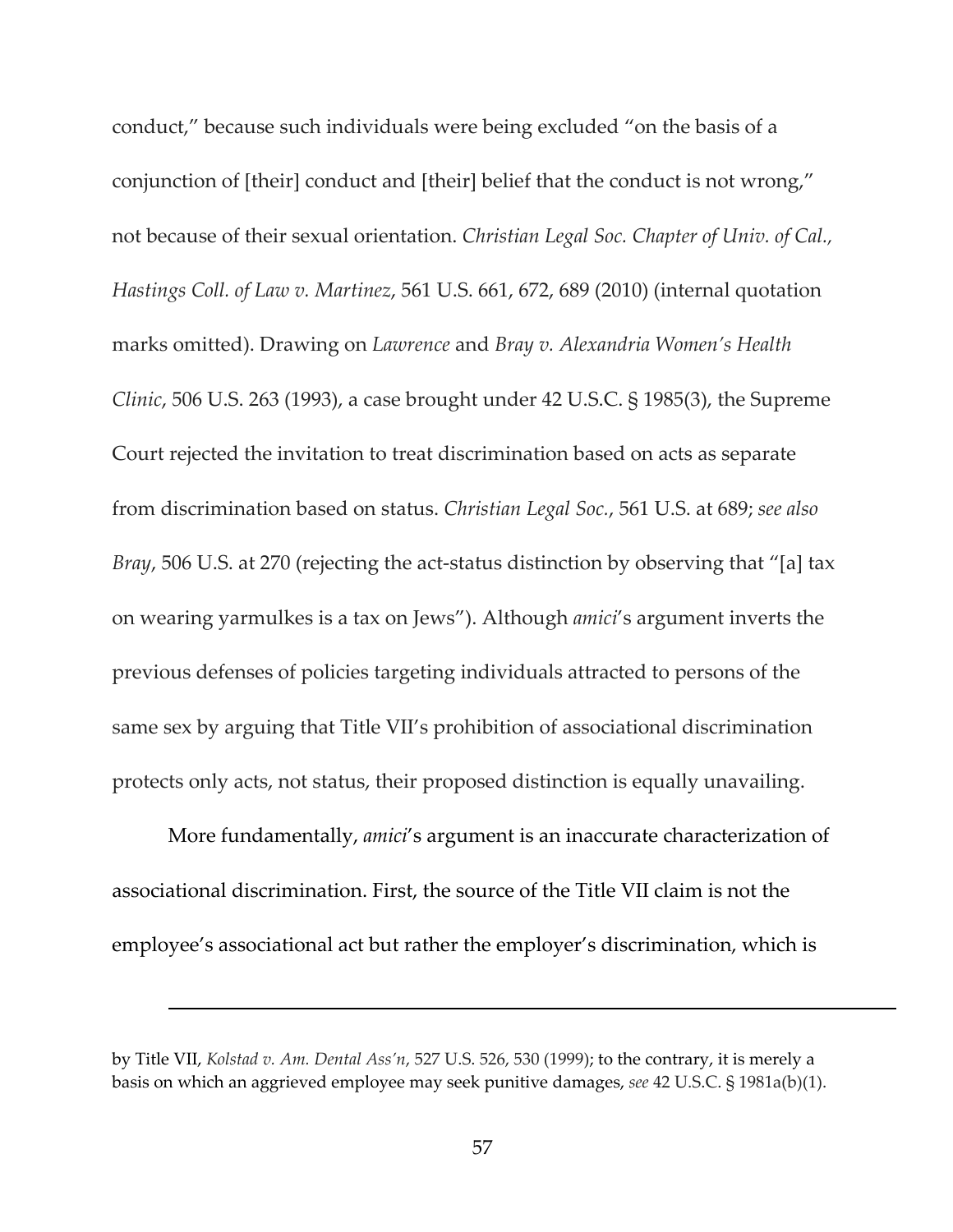conduct," because such individuals were being excluded "on the basis of a conjunction of [their] conduct and [their] belief that the conduct is not wrong," not because of their sexual orientation. *Christian Legal Soc. Chapter of Univ. of Cal., Hastings Coll. of Law v. Martinez*, 561 U.S. 661, 672, 689 (2010) (internal quotation marks omitted). Drawing on *Lawrence* and *Bray v. Alexandria Women's Health Clinic*, 506 U.S. 263 (1993), a case brought under 42 U.S.C. § 1985(3), the Supreme Court rejected the invitation to treat discrimination based on acts as separate from discrimination based on status. *Christian Legal Soc.*, 561 U.S. at 689; *see also Bray*, 506 U.S. at 270 (rejecting the act-status distinction by observing that "[a] tax on wearing yarmulkes is a tax on Jews"). Although *amici*'s argument inverts the previous defenses of policies targeting individuals attracted to persons of the same sex by arguing that Title VII's prohibition of associational discrimination protects only acts, not status, their proposed distinction is equally unavailing.

More fundamentally, *amici*'s argument is an inaccurate characterization of associational discrimination. First, the source of the Title VII claim is not the employee's associational act but rather the employer's discrimination, which is

---

by Title VII, *Kolstad v. Am. Dental Ass'n*, 527 U.S. 526, 530 (1999); to the contrary, it is merely a basis on which an aggrieved employee may seek punitive damages, *see* 42 U.S.C. § 1981a(b)(1).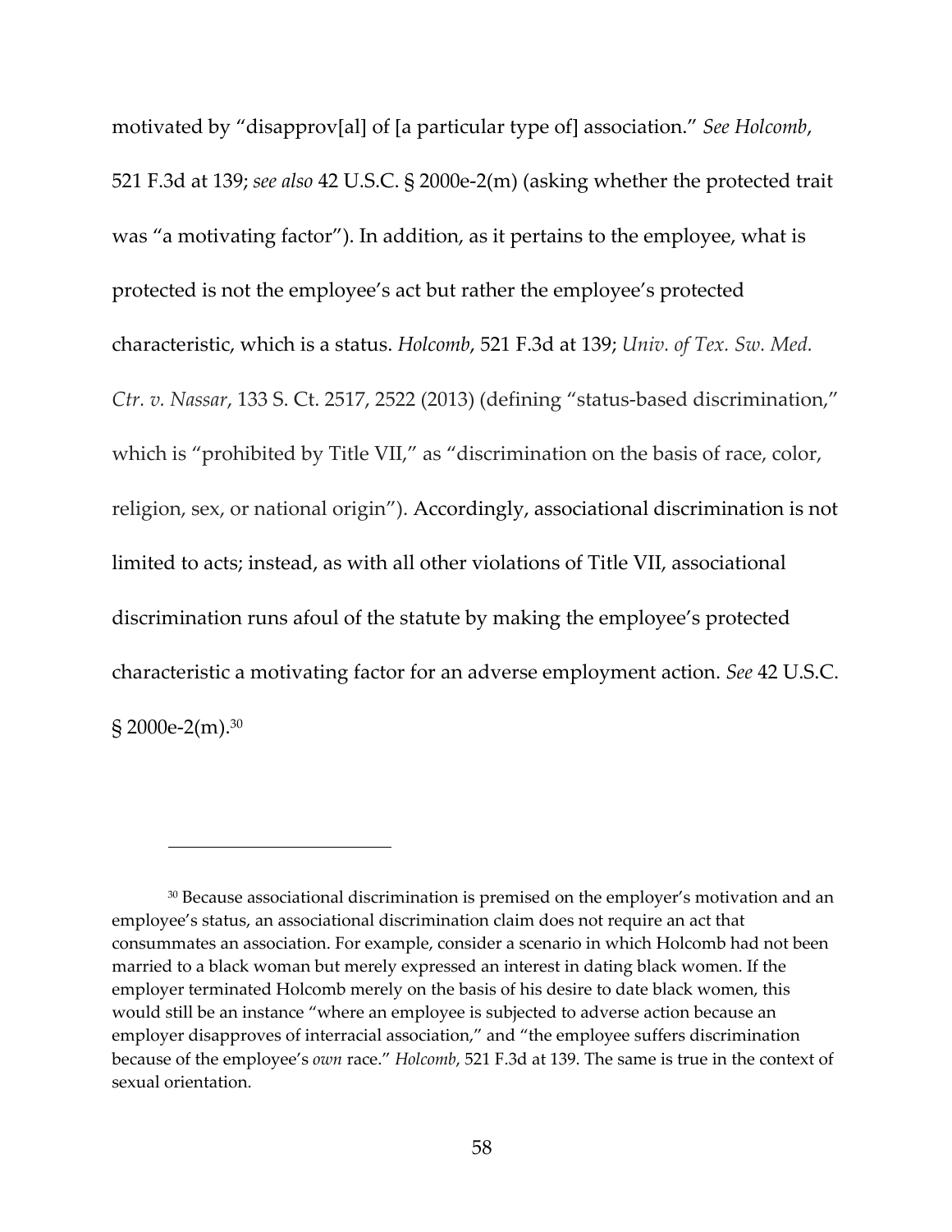motivated by "disapprov[al] of [a particular type of] association." *See Holcomb*, 521 F.3d at 139; *see also* 42 U.S.C. § 2000e-2(m) (asking whether the protected trait was "a motivating factor"). In addition, as it pertains to the employee, what is protected is not the employee's act but rather the employee's protected characteristic, which is a status. *Holcomb*, 521 F.3d at 139; *Univ. of Tex. Sw. Med. Ctr. v. Nassar*, 133 S. Ct. 2517, 2522 (2013) (defining "status-based discrimination," which is "prohibited by Title VII," as "discrimination on the basis of race, color, religion, sex, or national origin"). Accordingly, associational discrimination is not limited to acts; instead, as with all other violations of Title VII, associational discrimination runs afoul of the statute by making the employee's protected characteristic a motivating factor for an adverse employment action. *See* 42 U.S.C. § 2000e-2(m).[30]

---

[30] Because associational discrimination is premised on the employer's motivation and an employee's status, an associational discrimination claim does not require an act that consummates an association. For example, consider a scenario in which Holcomb had not been married to a black woman but merely expressed an interest in dating black women. If the employer terminated Holcomb merely on the basis of his desire to date black women, this would still be an instance "where an employee is subjected to adverse action because an employer disapproves of interracial association," and "the employee suffers discrimination because of the employee's *own* race." *Holcomb*, 521 F.3d at 139. The same is true in the context of sexual orientation.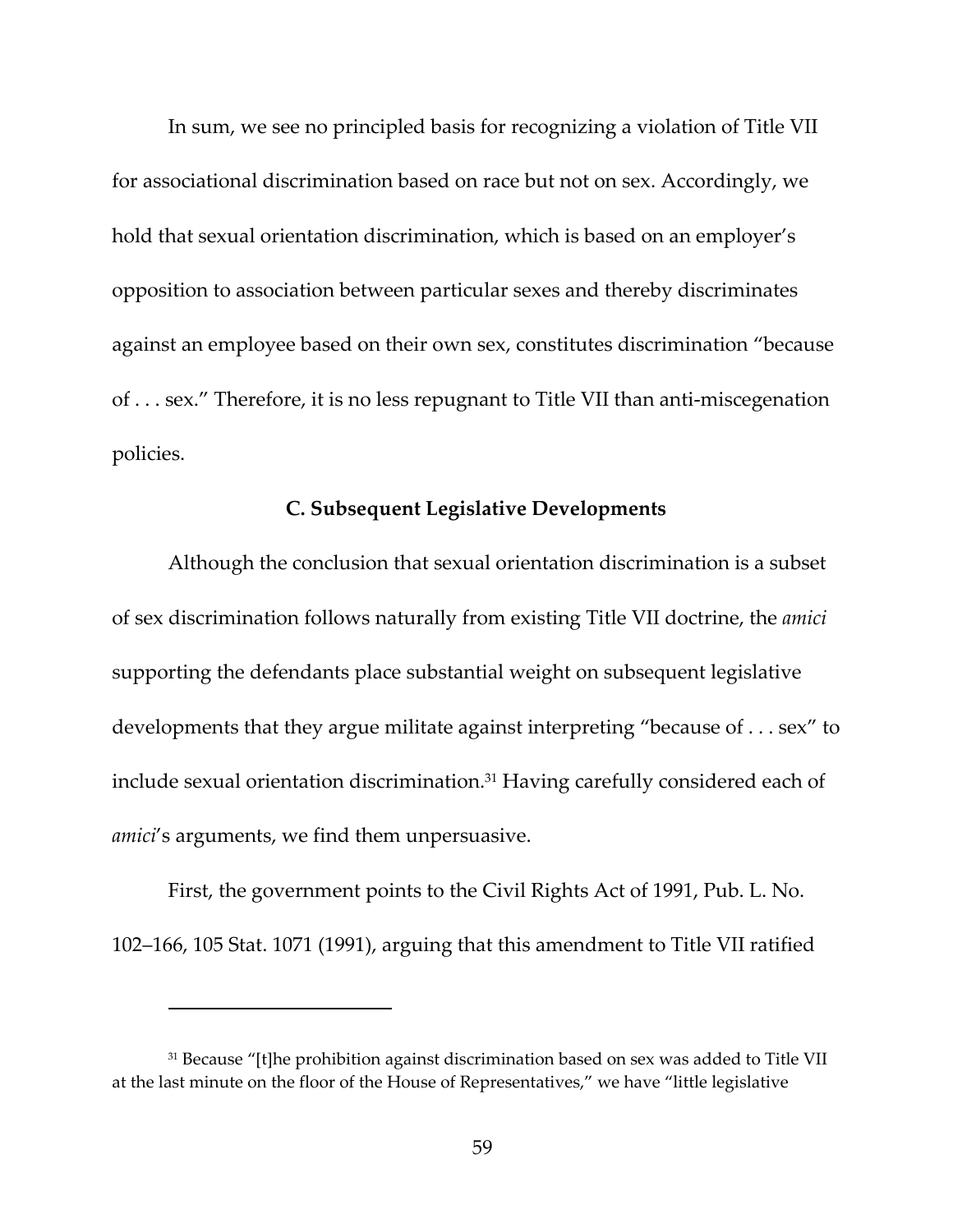In sum, we see no principled basis for recognizing a violation of Title VII for associational discrimination based on race but not on sex. Accordingly, we hold that sexual orientation discrimination, which is based on an employer's opposition to association between particular sexes and thereby discriminates against an employee based on their own sex, constitutes discrimination "because of . . . sex." Therefore, it is no less repugnant to Title VII than anti-miscegenation policies.

### C. Subsequent Legislative Developments

Although the conclusion that sexual orientation discrimination is a subset of sex discrimination follows naturally from existing Title VII doctrine, the *amici* supporting the defendants place substantial weight on subsequent legislative developments that they argue militate against interpreting "because of . . . sex" to include sexual orientation discrimination.[31] Having carefully considered each of *amici*'s arguments, we find them unpersuasive.

First, the government points to the Civil Rights Act of 1991, Pub. L. No. 102–166, 105 Stat. 1071 (1991), arguing that this amendment to Title VII ratified

---

[31] Because "[t]he prohibition against discrimination based on sex was added to Title VII at the last minute on the floor of the House of Representatives," we have "little legislative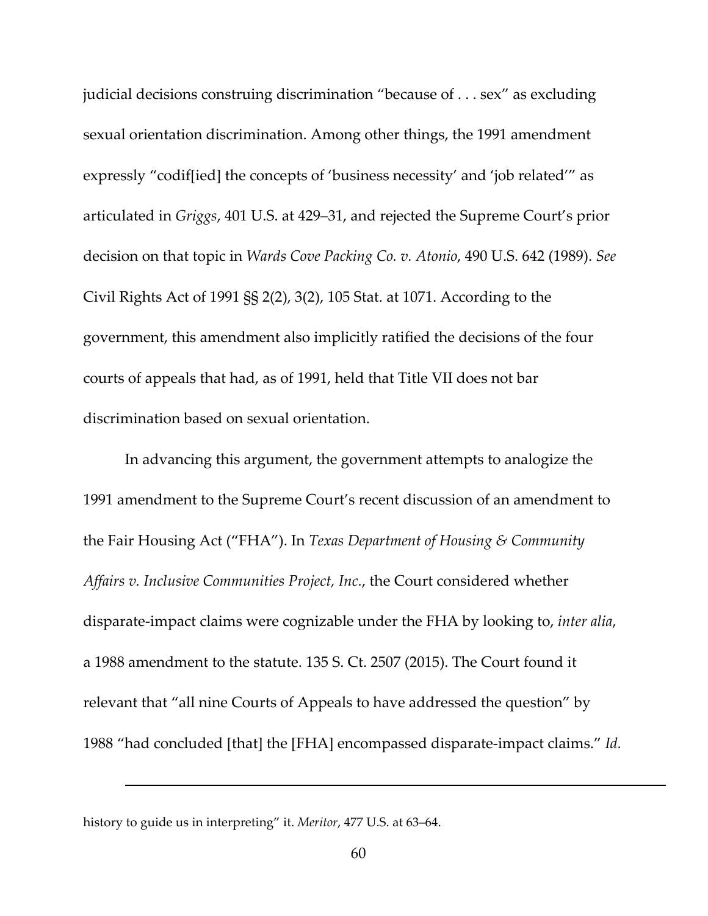judicial decisions construing discrimination "because of . . . sex" as excluding sexual orientation discrimination. Among other things, the 1991 amendment expressly "codif[ied] the concepts of 'business necessity' and 'job related'" as articulated in *Griggs*, 401 U.S. at 429–31, and rejected the Supreme Court's prior decision on that topic in *Wards Cove Packing Co. v. Atonio*, 490 U.S. 642 (1989). *See* Civil Rights Act of 1991 §§ 2(2), 3(2), 105 Stat. at 1071. According to the government, this amendment also implicitly ratified the decisions of the four courts of appeals that had, as of 1991, held that Title VII does not bar discrimination based on sexual orientation.

In advancing this argument, the government attempts to analogize the 1991 amendment to the Supreme Court's recent discussion of an amendment to the Fair Housing Act ("FHA"). In *Texas Department of Housing & Community Affairs v. Inclusive Communities Project, Inc.*, the Court considered whether disparate-impact claims were cognizable under the FHA by looking to, *inter alia*, a 1988 amendment to the statute. 135 S. Ct. 2507 (2015). The Court found it relevant that "all nine Courts of Appeals to have addressed the question" by 1988 "had concluded [that] the [FHA] encompassed disparate-impact claims." *Id.*

---

history to guide us in interpreting" it. *Meritor*, 477 U.S. at 63–64.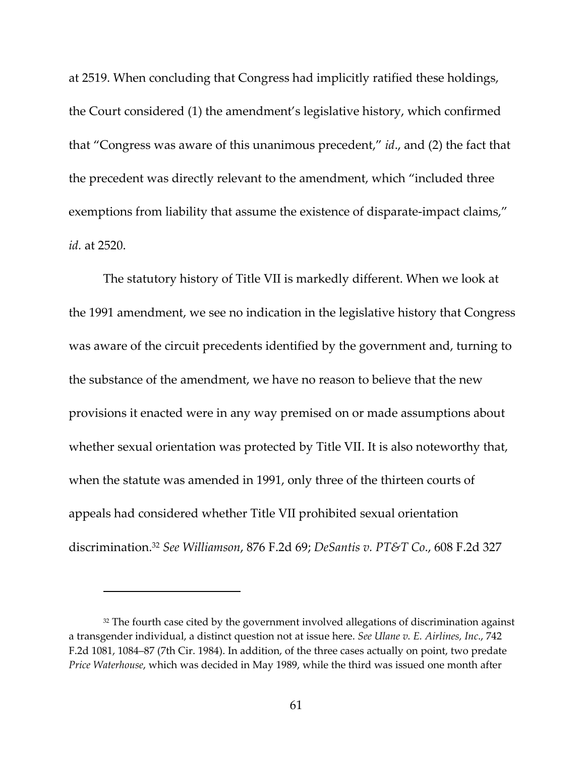at 2519. When concluding that Congress had implicitly ratified these holdings, the Court considered (1) the amendment's legislative history, which confirmed that "Congress was aware of this unanimous precedent," *id*., and (2) the fact that the precedent was directly relevant to the amendment, which "included three exemptions from liability that assume the existence of disparate-impact claims," *id.* at 2520.

The statutory history of Title VII is markedly different. When we look at the 1991 amendment, we see no indication in the legislative history that Congress was aware of the circuit precedents identified by the government and, turning to the substance of the amendment, we have no reason to believe that the new provisions it enacted were in any way premised on or made assumptions about whether sexual orientation was protected by Title VII. It is also noteworthy that, when the statute was amended in 1991, only three of the thirteen courts of appeals had considered whether Title VII prohibited sexual orientation discrimination.[32] *See Williamson*, 876 F.2d 69; *DeSantis v. PT&T Co.*, 608 F.2d 327

---

[32] The fourth case cited by the government involved allegations of discrimination against a transgender individual, a distinct question not at issue here. *See Ulane v. E. Airlines, Inc*., 742 F.2d 1081, 1084–87 (7th Cir. 1984). In addition, of the three cases actually on point, two predate *Price Waterhouse*, which was decided in May 1989, while the third was issued one month after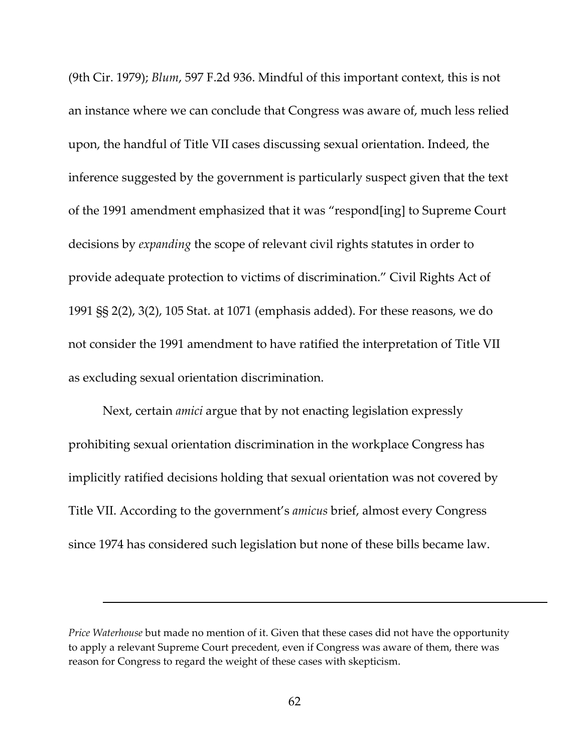(9th Cir. 1979); *Blum*, 597 F.2d 936. Mindful of this important context, this is not an instance where we can conclude that Congress was aware of, much less relied upon, the handful of Title VII cases discussing sexual orientation. Indeed, the inference suggested by the government is particularly suspect given that the text of the 1991 amendment emphasized that it was "respond[ing] to Supreme Court decisions by *expanding* the scope of relevant civil rights statutes in order to provide adequate protection to victims of discrimination." Civil Rights Act of 1991 §§ 2(2), 3(2), 105 Stat. at 1071 (emphasis added). For these reasons, we do not consider the 1991 amendment to have ratified the interpretation of Title VII as excluding sexual orientation discrimination.

Next, certain *amici* argue that by not enacting legislation expressly prohibiting sexual orientation discrimination in the workplace Congress has implicitly ratified decisions holding that sexual orientation was not covered by Title VII. According to the government's *amicus* brief, almost every Congress since 1974 has considered such legislation but none of these bills became law.

---

*Price Waterhouse* but made no mention of it. Given that these cases did not have the opportunity to apply a relevant Supreme Court precedent, even if Congress was aware of them, there was reason for Congress to regard the weight of these cases with skepticism.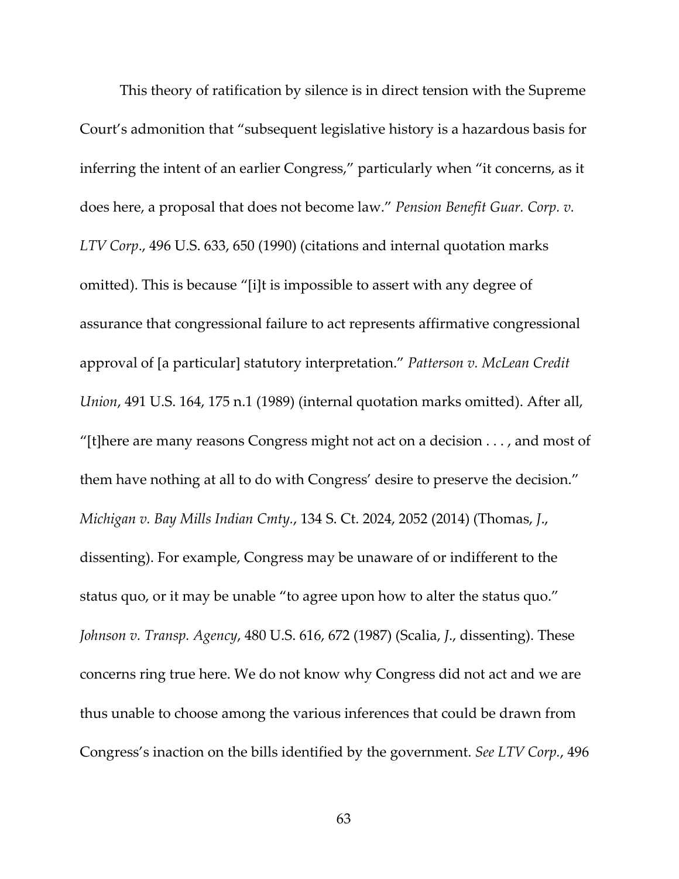This theory of ratification by silence is in direct tension with the Supreme Court's admonition that "subsequent legislative history is a hazardous basis for inferring the intent of an earlier Congress," particularly when "it concerns, as it does here, a proposal that does not become law." *Pension Benefit Guar. Corp. v. LTV Corp*., 496 U.S. 633, 650 (1990) (citations and internal quotation marks omitted). This is because "[i]t is impossible to assert with any degree of assurance that congressional failure to act represents affirmative congressional approval of [a particular] statutory interpretation." *Patterson v. McLean Credit Union*, 491 U.S. 164, 175 n.1 (1989) (internal quotation marks omitted). After all, "[t]here are many reasons Congress might not act on a decision . . . , and most of them have nothing at all to do with Congress' desire to preserve the decision." *Michigan v. Bay Mills Indian Cmty.*, 134 S. Ct. 2024, 2052 (2014) (Thomas, *J*., dissenting). For example, Congress may be unaware of or indifferent to the status quo, or it may be unable "to agree upon how to alter the status quo." *Johnson v. Transp. Agency*, 480 U.S. 616, 672 (1987) (Scalia, *J*., dissenting). These concerns ring true here. We do not know why Congress did not act and we are thus unable to choose among the various inferences that could be drawn from Congress's inaction on the bills identified by the government. *See LTV Corp.*, 496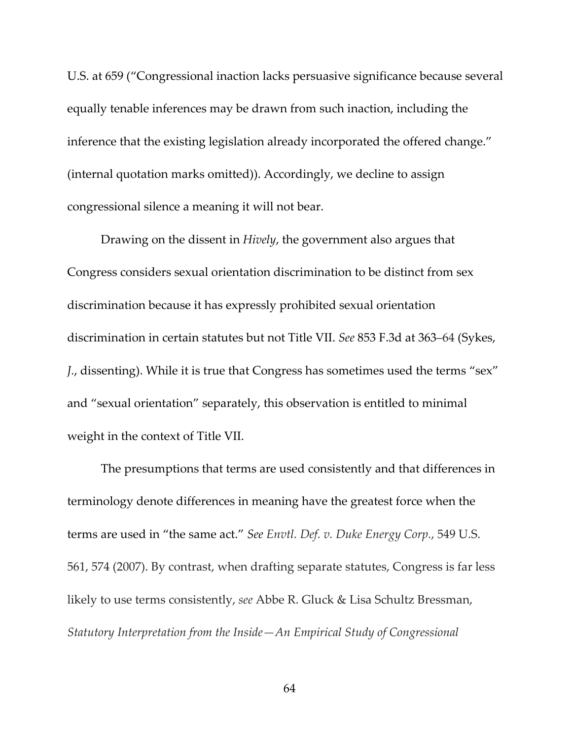U.S. at 659 ("Congressional inaction lacks persuasive significance because several equally tenable inferences may be drawn from such inaction, including the inference that the existing legislation already incorporated the offered change." (internal quotation marks omitted)). Accordingly, we decline to assign congressional silence a meaning it will not bear.

Drawing on the dissent in *Hively*, the government also argues that Congress considers sexual orientation discrimination to be distinct from sex discrimination because it has expressly prohibited sexual orientation discrimination in certain statutes but not Title VII. *See* 853 F.3d at 363–64 (Sykes, *J.*, dissenting). While it is true that Congress has sometimes used the terms "sex" and "sexual orientation" separately, this observation is entitled to minimal weight in the context of Title VII.

The presumptions that terms are used consistently and that differences in terminology denote differences in meaning have the greatest force when the terms are used in "the same act." *See Envtl. Def. v. Duke Energy Corp.*, 549 U.S. 561, 574 (2007). By contrast, when drafting separate statutes, Congress is far less likely to use terms consistently, *see* Abbe R. Gluck & Lisa Schultz Bressman, *Statutory Interpretation from the Inside—An Empirical Study of Congressional*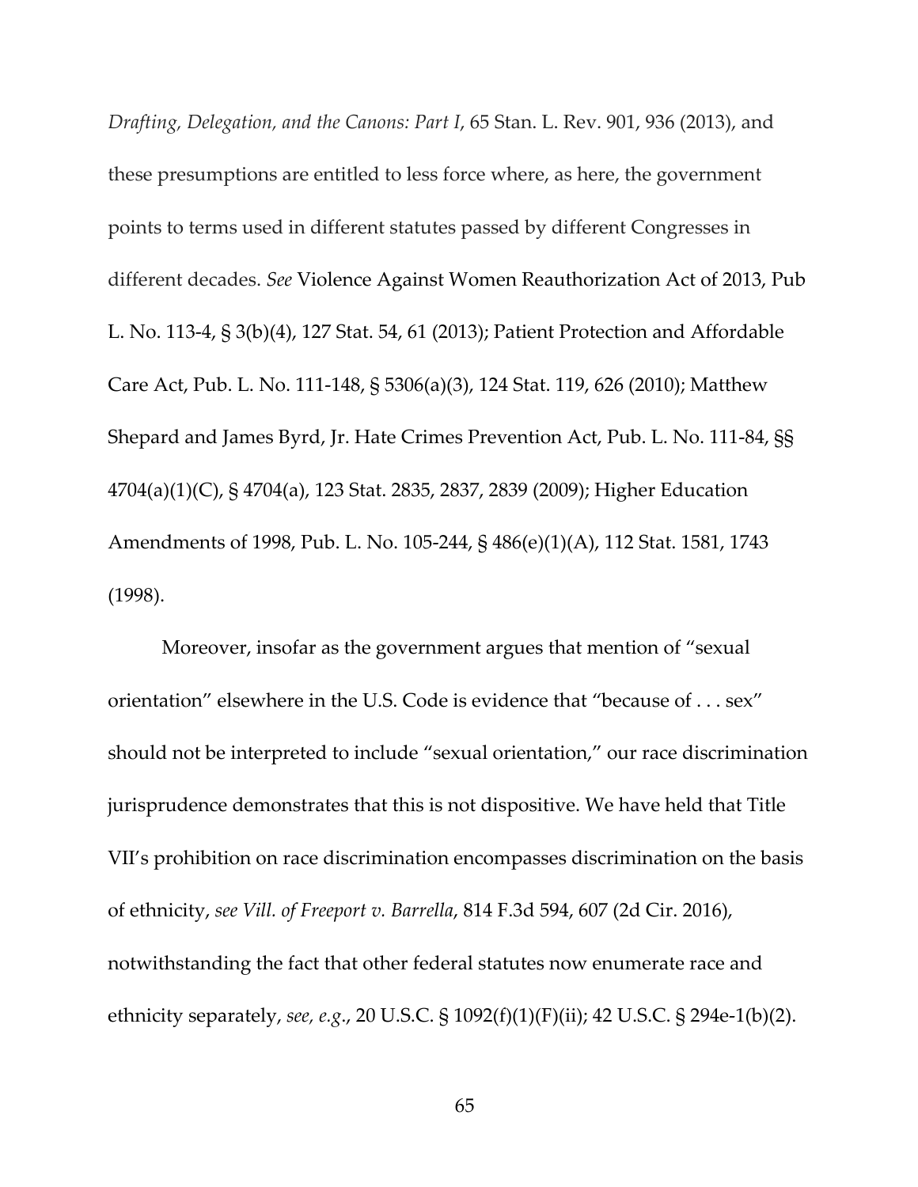*Drafting, Delegation, and the Canons: Part I*, 65 Stan. L. Rev. 901, 936 (2013), and these presumptions are entitled to less force where, as here, the government points to terms used in different statutes passed by different Congresses in different decades. *See* Violence Against Women Reauthorization Act of 2013, Pub L. No. 113-4, § 3(b)(4), 127 Stat. 54, 61 (2013); Patient Protection and Affordable Care Act, Pub. L. No. 111-148, § 5306(a)(3), 124 Stat. 119, 626 (2010); Matthew Shepard and James Byrd, Jr. Hate Crimes Prevention Act, Pub. L. No. 111-84, §§ 4704(a)(1)(C), § 4704(a), 123 Stat. 2835, 2837, 2839 (2009); Higher Education Amendments of 1998, Pub. L. No. 105-244, § 486(e)(1)(A), 112 Stat. 1581, 1743 (1998).

Moreover, insofar as the government argues that mention of "sexual orientation" elsewhere in the U.S. Code is evidence that "because of . . . sex" should not be interpreted to include "sexual orientation," our race discrimination jurisprudence demonstrates that this is not dispositive. We have held that Title VII's prohibition on race discrimination encompasses discrimination on the basis of ethnicity, *see Vill. of Freeport v. Barrella*, 814 F.3d 594, 607 (2d Cir. 2016), notwithstanding the fact that other federal statutes now enumerate race and ethnicity separately, *see, e.g.*, 20 U.S.C. § 1092(f)(1)(F)(ii); 42 U.S.C. § 294e-1(b)(2).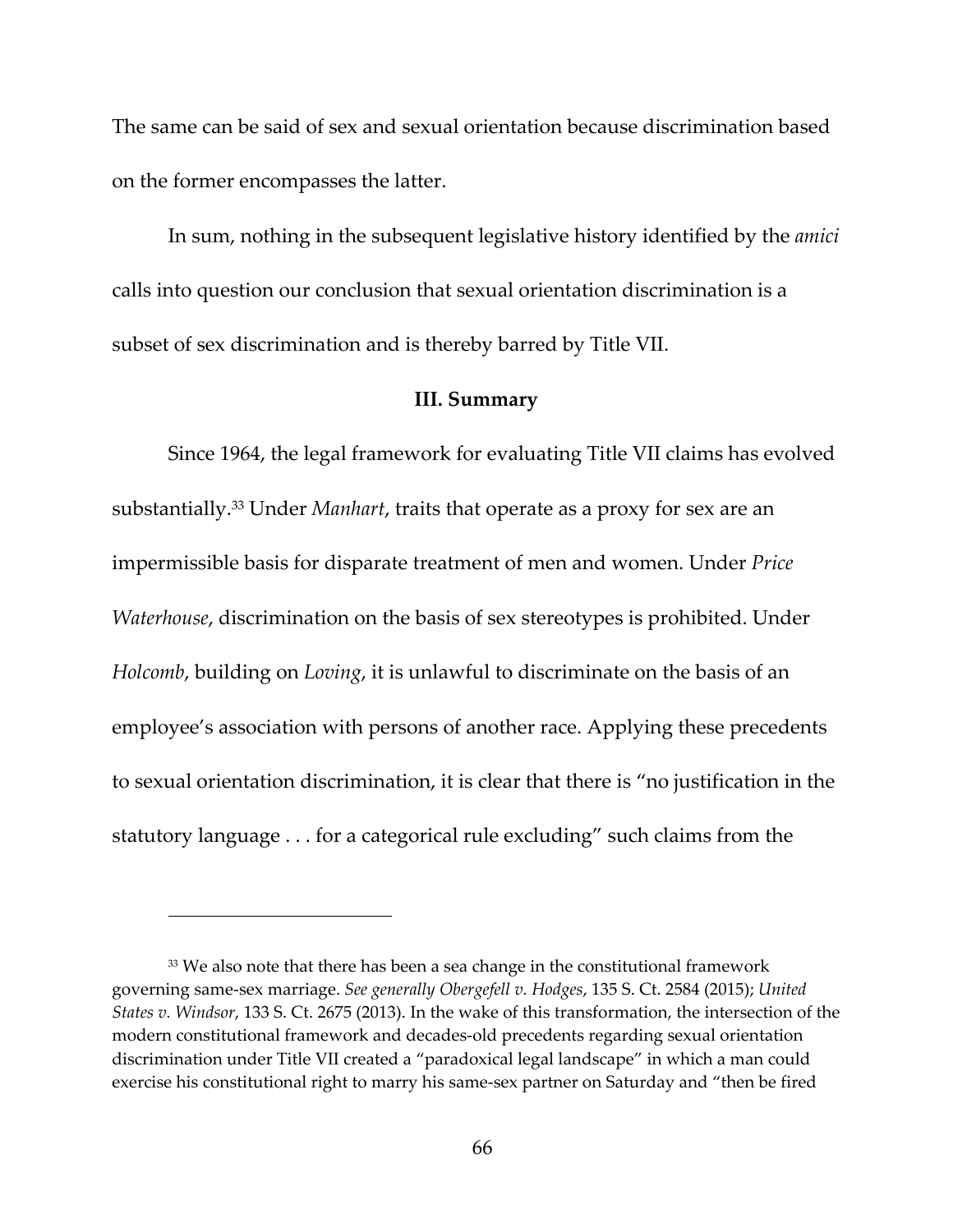The same can be said of sex and sexual orientation because discrimination based on the former encompasses the latter.

In sum, nothing in the subsequent legislative history identified by the *amici* calls into question our conclusion that sexual orientation discrimination is a subset of sex discrimination and is thereby barred by Title VII.

### III. Summary

Since 1964, the legal framework for evaluating Title VII claims has evolved substantially.[33] Under *Manhart*, traits that operate as a proxy for sex are an impermissible basis for disparate treatment of men and women. Under *Price Waterhouse*, discrimination on the basis of sex stereotypes is prohibited. Under *Holcomb*, building on *Loving*, it is unlawful to discriminate on the basis of an employee's association with persons of another race. Applying these precedents to sexual orientation discrimination, it is clear that there is "no justification in the statutory language . . . for a categorical rule excluding" such claims from the

---

[33] We also note that there has been a sea change in the constitutional framework governing same-sex marriage. *See generally Obergefell v. Hodges*, 135 S. Ct. 2584 (2015); *United States v. Windsor*, 133 S. Ct. 2675 (2013). In the wake of this transformation, the intersection of the modern constitutional framework and decades-old precedents regarding sexual orientation discrimination under Title VII created a "paradoxical legal landscape" in which a man could exercise his constitutional right to marry his same-sex partner on Saturday and "then be fired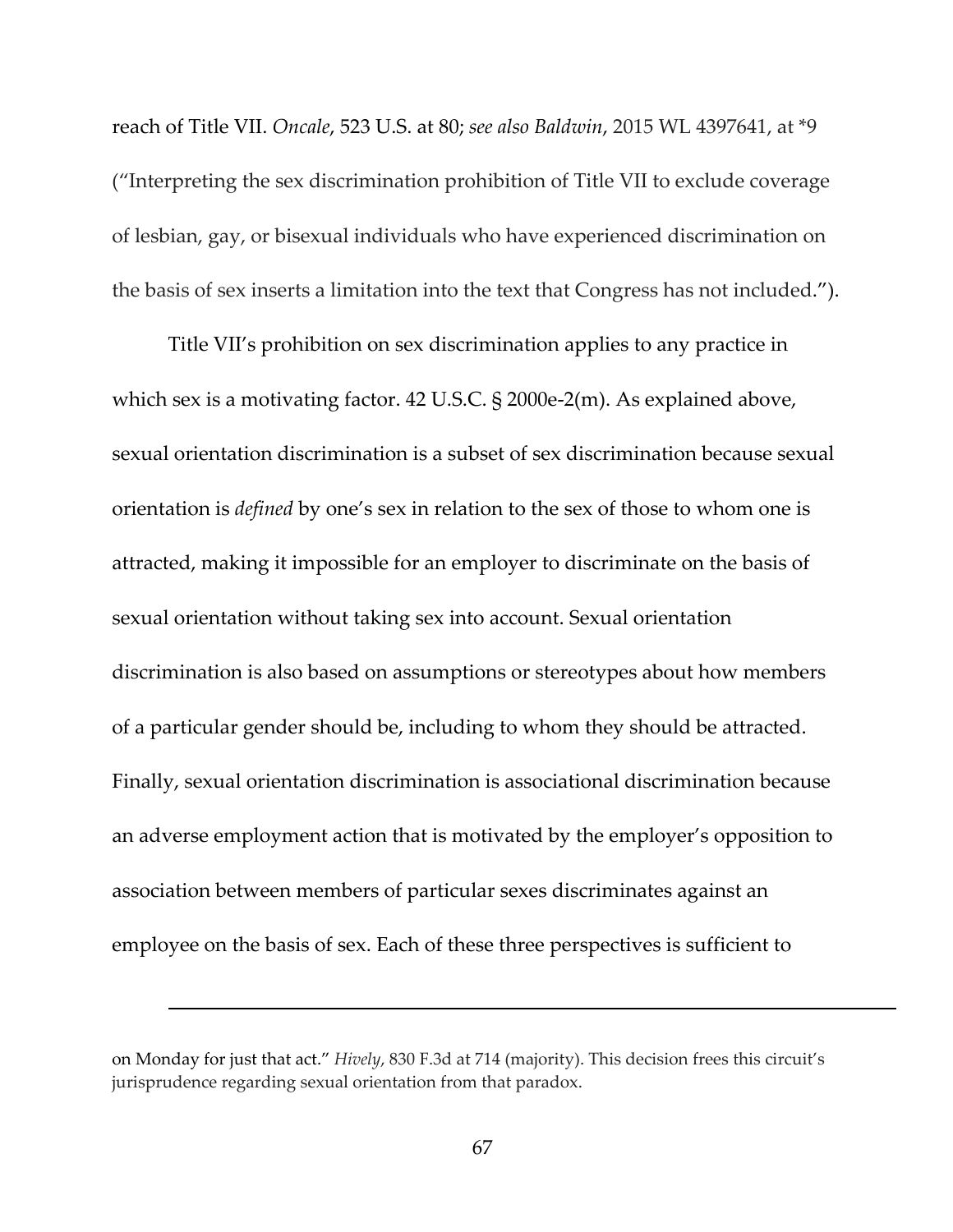reach of Title VII. *Oncale*, 523 U.S. at 80; *see also Baldwin*, 2015 WL 4397641, at *9 ("Interpreting the sex discrimination prohibition of Title VII to exclude coverage of lesbian, gay, or bisexual individuals who have experienced discrimination on the basis of sex inserts a limitation into the text that Congress has not included.").

Title VII's prohibition on sex discrimination applies to any practice in which sex is a motivating factor. 42 U.S.C. § 2000e-2(m). As explained above, sexual orientation discrimination is a subset of sex discrimination because sexual orientation is *defined* by one's sex in relation to the sex of those to whom one is attracted, making it impossible for an employer to discriminate on the basis of sexual orientation without taking sex into account. Sexual orientation discrimination is also based on assumptions or stereotypes about how members of a particular gender should be, including to whom they should be attracted. Finally, sexual orientation discrimination is associational discrimination because an adverse employment action that is motivated by the employer's opposition to association between members of particular sexes discriminates against an employee on the basis of sex. Each of these three perspectives is sufficient to

---

on Monday for just that act." *Hively*, 830 F.3d at 714 (majority). This decision frees this circuit's jurisprudence regarding sexual orientation from that paradox.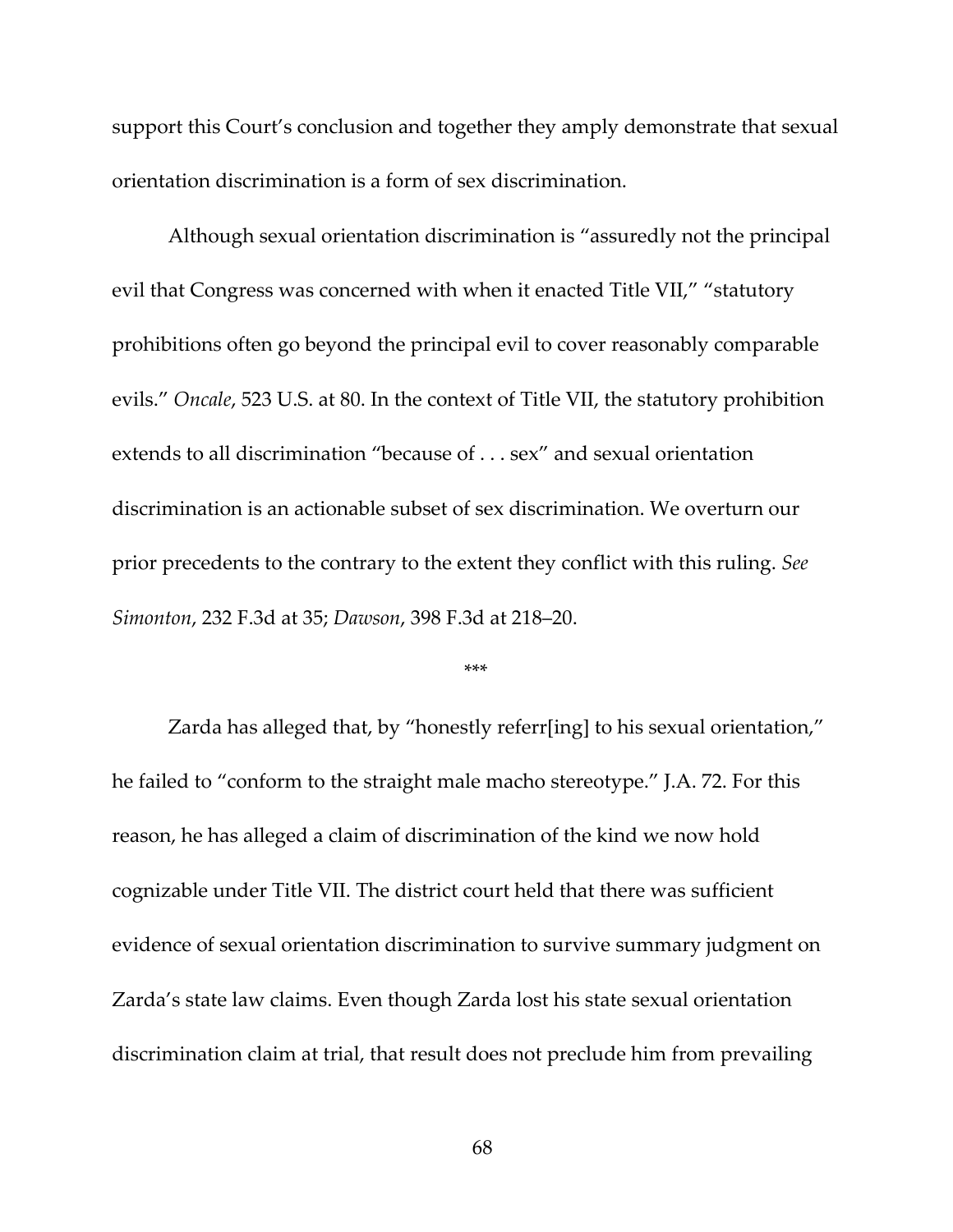support this Court's conclusion and together they amply demonstrate that sexual orientation discrimination is a form of sex discrimination.

Although sexual orientation discrimination is "assuredly not the principal evil that Congress was concerned with when it enacted Title VII," "statutory prohibitions often go beyond the principal evil to cover reasonably comparable evils." *Oncale*, 523 U.S. at 80. In the context of Title VII, the statutory prohibition extends to all discrimination "because of . . . sex" and sexual orientation discrimination is an actionable subset of sex discrimination. We overturn our prior precedents to the contrary to the extent they conflict with this ruling. *See Simonton*, 232 F.3d at 35; *Dawson*, 398 F.3d at 218–20.

\*\*\*

Zarda has alleged that, by "honestly referr[ing] to his sexual orientation," he failed to "conform to the straight male macho stereotype." J.A. 72. For this reason, he has alleged a claim of discrimination of the kind we now hold cognizable under Title VII. The district court held that there was sufficient evidence of sexual orientation discrimination to survive summary judgment on Zarda's state law claims. Even though Zarda lost his state sexual orientation discrimination claim at trial, that result does not preclude him from prevailing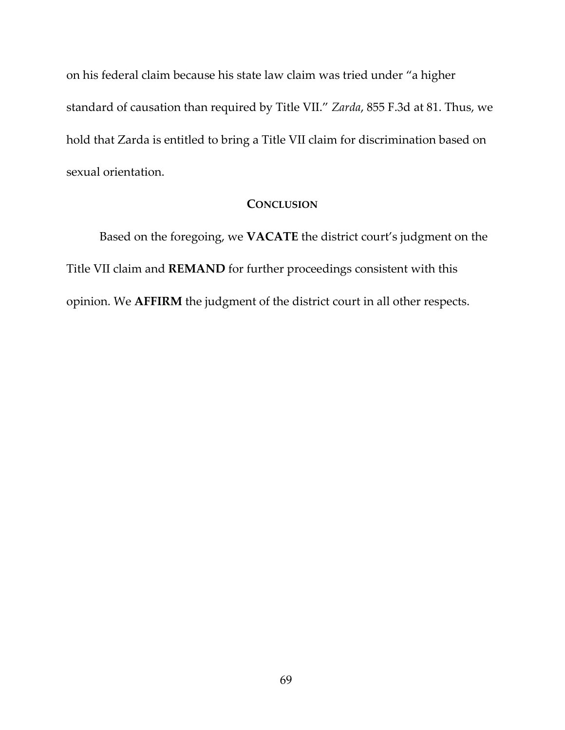on his federal claim because his state law claim was tried under "a higher standard of causation than required by Title VII." *Zarda*, 855 F.3d at 81. Thus, we hold that Zarda is entitled to bring a Title VII claim for discrimination based on sexual orientation.

## CONCLUSION

Based on the foregoing, we **VACATE** the district court's judgment on the Title VII claim and **REMAND** for further proceedings consistent with this opinion. We **AFFIRM** the judgment of the district court in all other respects.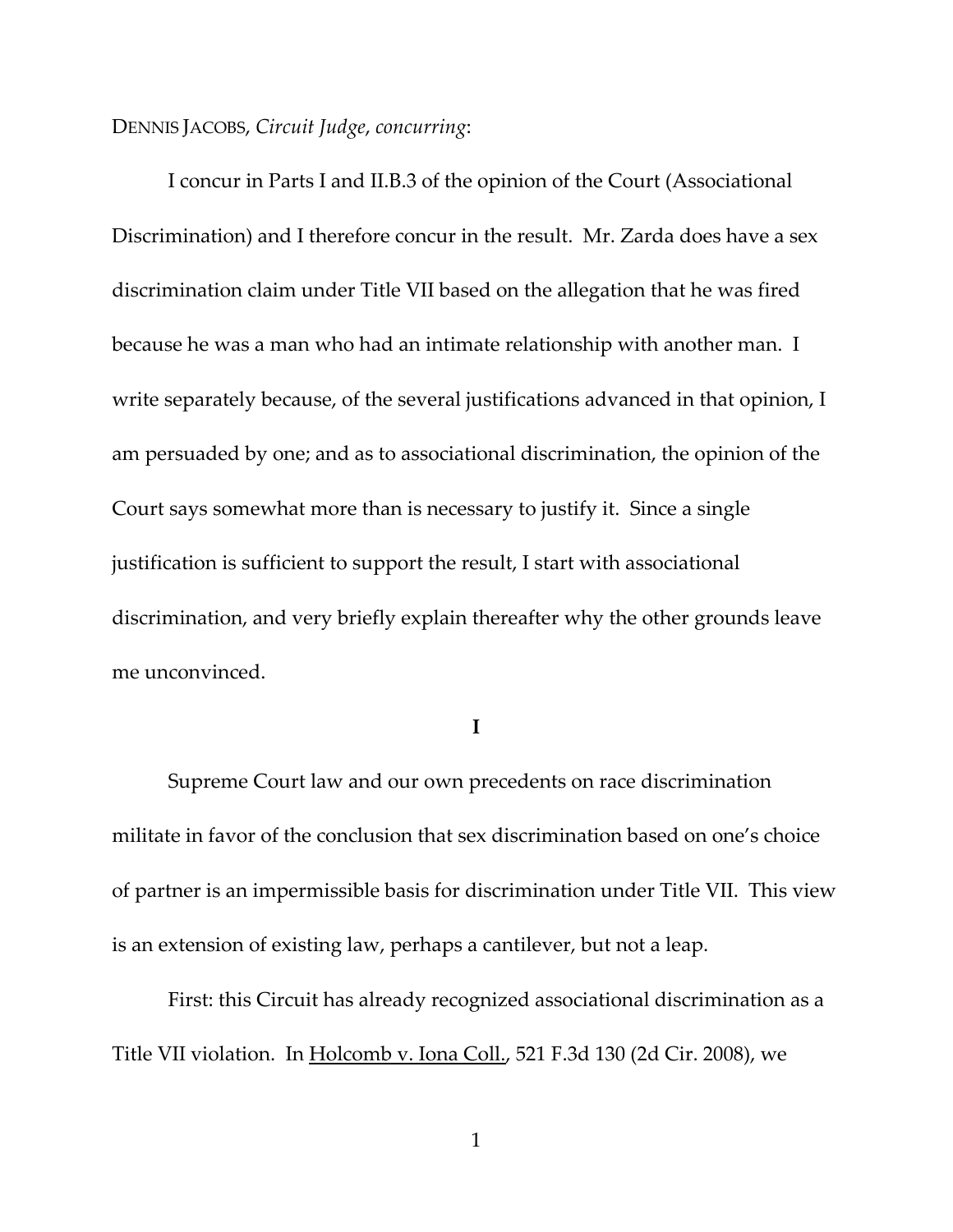DENNIS JACOBS, *Circuit Judge*, *concurring*:

I concur in Parts I and II.B.3 of the opinion of the Court (Associational Discrimination) and I therefore concur in the result. Mr. Zarda does have a sex discrimination claim under Title VII based on the allegation that he was fired because he was a man who had an intimate relationship with another man. I write separately because, of the several justifications advanced in that opinion, I am persuaded by one; and as to associational discrimination, the opinion of the Court says somewhat more than is necessary to justify it. Since a single justification is sufficient to support the result, I start with associational discrimination, and very briefly explain thereafter why the other grounds leave me unconvinced.

**I**

Supreme Court law and our own precedents on race discrimination militate in favor of the conclusion that sex discrimination based on one's choice of partner is an impermissible basis for discrimination under Title VII. This view is an extension of existing law, perhaps a cantilever, but not a leap.

First: this Circuit has already recognized associational discrimination as a Title VII violation. In Holcomb v. Iona Coll., 521 F.3d 130 (2d Cir. 2008), we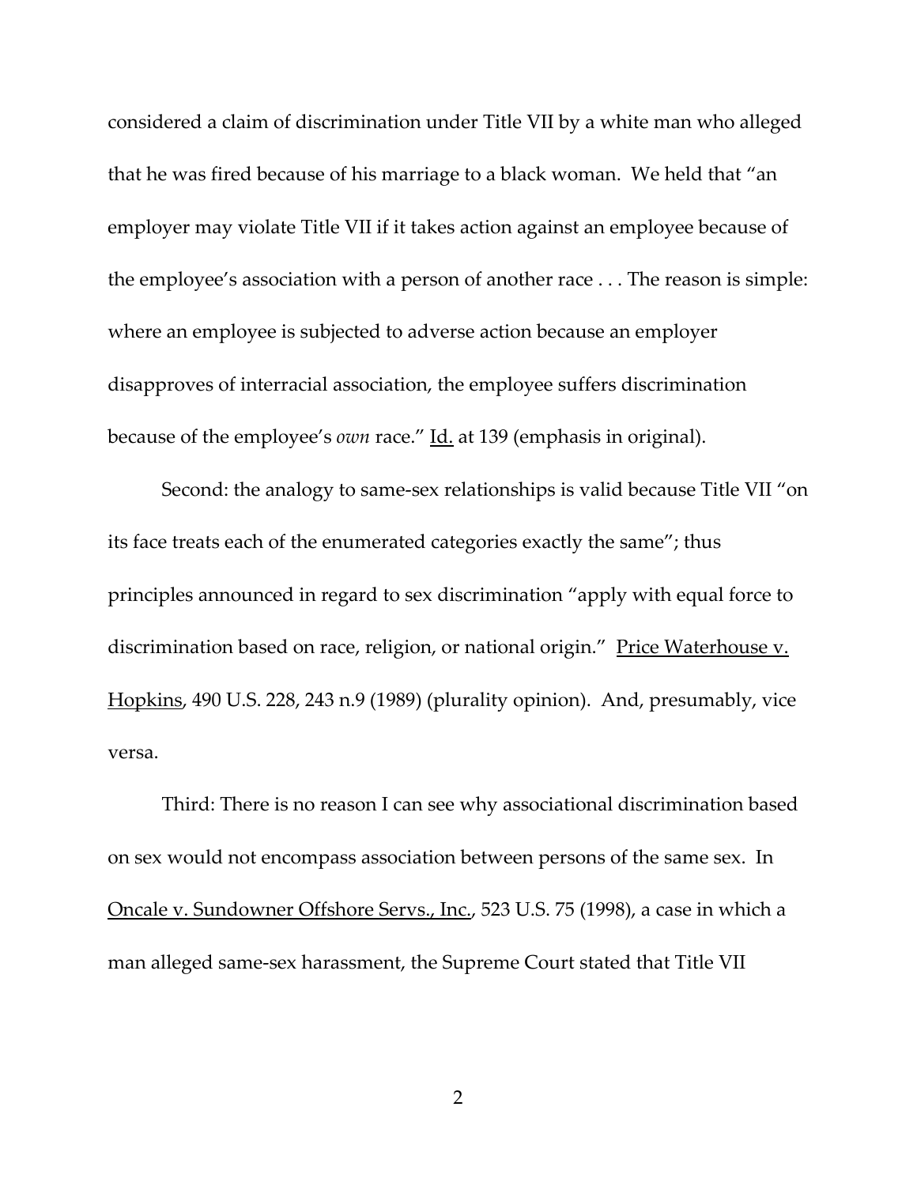considered a claim of discrimination under Title VII by a white man who alleged that he was fired because of his marriage to a black woman. We held that "an employer may violate Title VII if it takes action against an employee because of the employee's association with a person of another race . . . The reason is simple: where an employee is subjected to adverse action because an employer disapproves of interracial association, the employee suffers discrimination because of the employee's *own* race." Id. at 139 (emphasis in original).

Second: the analogy to same-sex relationships is valid because Title VII "on its face treats each of the enumerated categories exactly the same"; thus principles announced in regard to sex discrimination "apply with equal force to discrimination based on race, religion, or national origin." Price Waterhouse v. Hopkins, 490 U.S. 228, 243 n.9 (1989) (plurality opinion). And, presumably, vice versa.

Third: There is no reason I can see why associational discrimination based on sex would not encompass association between persons of the same sex. In Oncale v. Sundowner Offshore Servs., Inc., 523 U.S. 75 (1998), a case in which a man alleged same-sex harassment, the Supreme Court stated that Title VII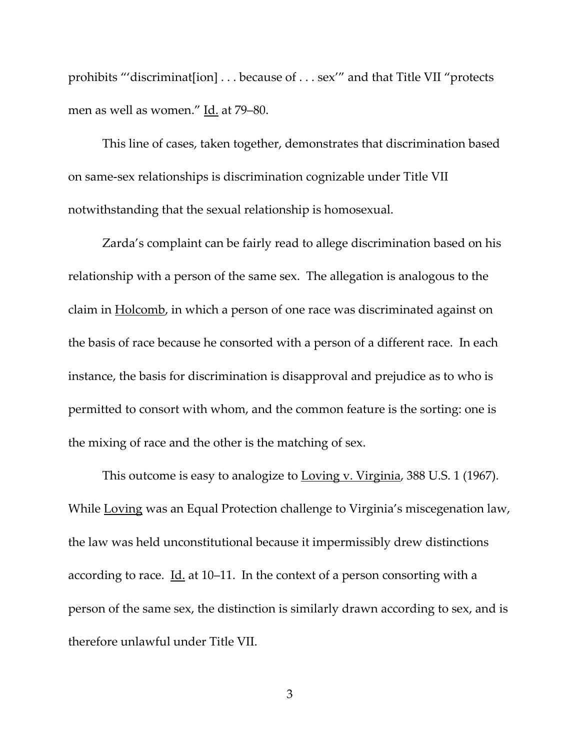prohibits "'discriminat[ion] . . . because of . . . sex'" and that Title VII "protects men as well as women." Id. at 79–80.

This line of cases, taken together, demonstrates that discrimination based on same-sex relationships is discrimination cognizable under Title VII notwithstanding that the sexual relationship is homosexual.

Zarda's complaint can be fairly read to allege discrimination based on his relationship with a person of the same sex. The allegation is analogous to the claim in Holcomb, in which a person of one race was discriminated against on the basis of race because he consorted with a person of a different race. In each instance, the basis for discrimination is disapproval and prejudice as to who is permitted to consort with whom, and the common feature is the sorting: one is the mixing of race and the other is the matching of sex.

This outcome is easy to analogize to Loving v. Virginia, 388 U.S. 1 (1967). While Loving was an Equal Protection challenge to Virginia's miscegenation law, the law was held unconstitutional because it impermissibly drew distinctions according to race. Id. at 10–11. In the context of a person consorting with a person of the same sex, the distinction is similarly drawn according to sex, and is therefore unlawful under Title VII.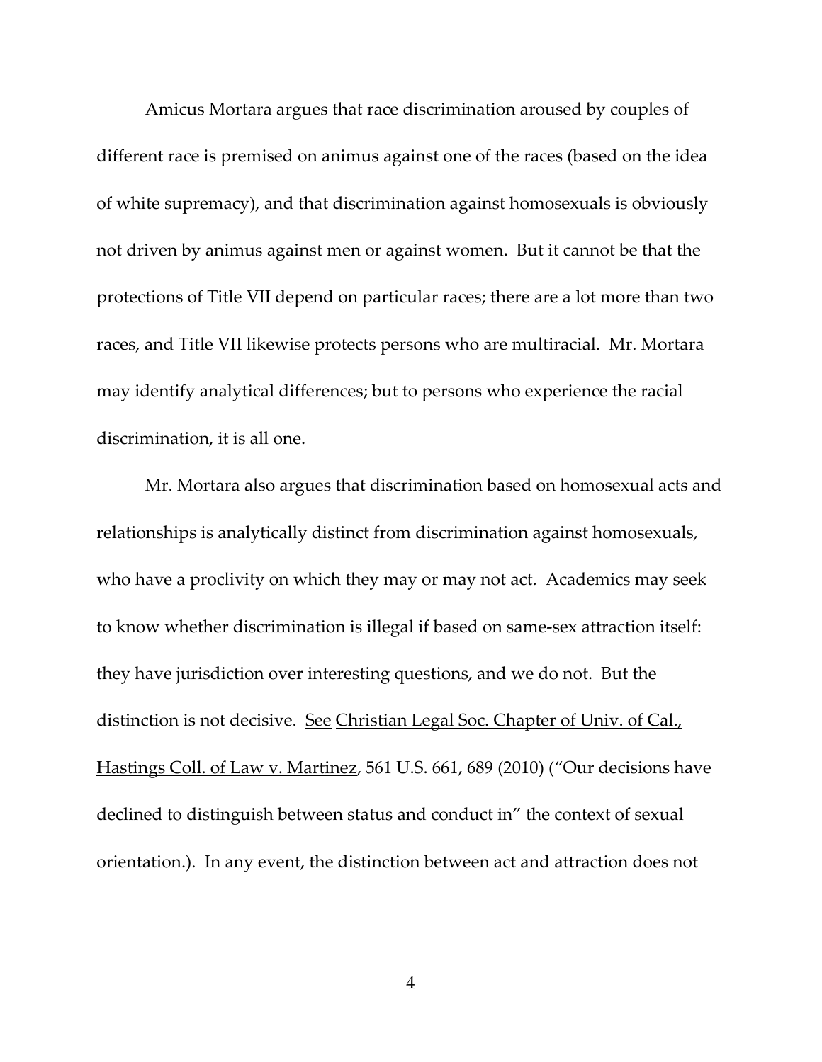Amicus Mortara argues that race discrimination aroused by couples of different race is premised on animus against one of the races (based on the idea of white supremacy), and that discrimination against homosexuals is obviously not driven by animus against men or against women. But it cannot be that the protections of Title VII depend on particular races; there are a lot more than two races, and Title VII likewise protects persons who are multiracial. Mr. Mortara may identify analytical differences; but to persons who experience the racial discrimination, it is all one.

Mr. Mortara also argues that discrimination based on homosexual acts and relationships is analytically distinct from discrimination against homosexuals, who have a proclivity on which they may or may not act. Academics may seek to know whether discrimination is illegal if based on same-sex attraction itself: they have jurisdiction over interesting questions, and we do not. But the distinction is not decisive. See Christian Legal Soc. Chapter of Univ. of Cal., Hastings Coll. of Law v. Martinez, 561 U.S. 661, 689 (2010) ("Our decisions have declined to distinguish between status and conduct in" the context of sexual orientation.). In any event, the distinction between act and attraction does not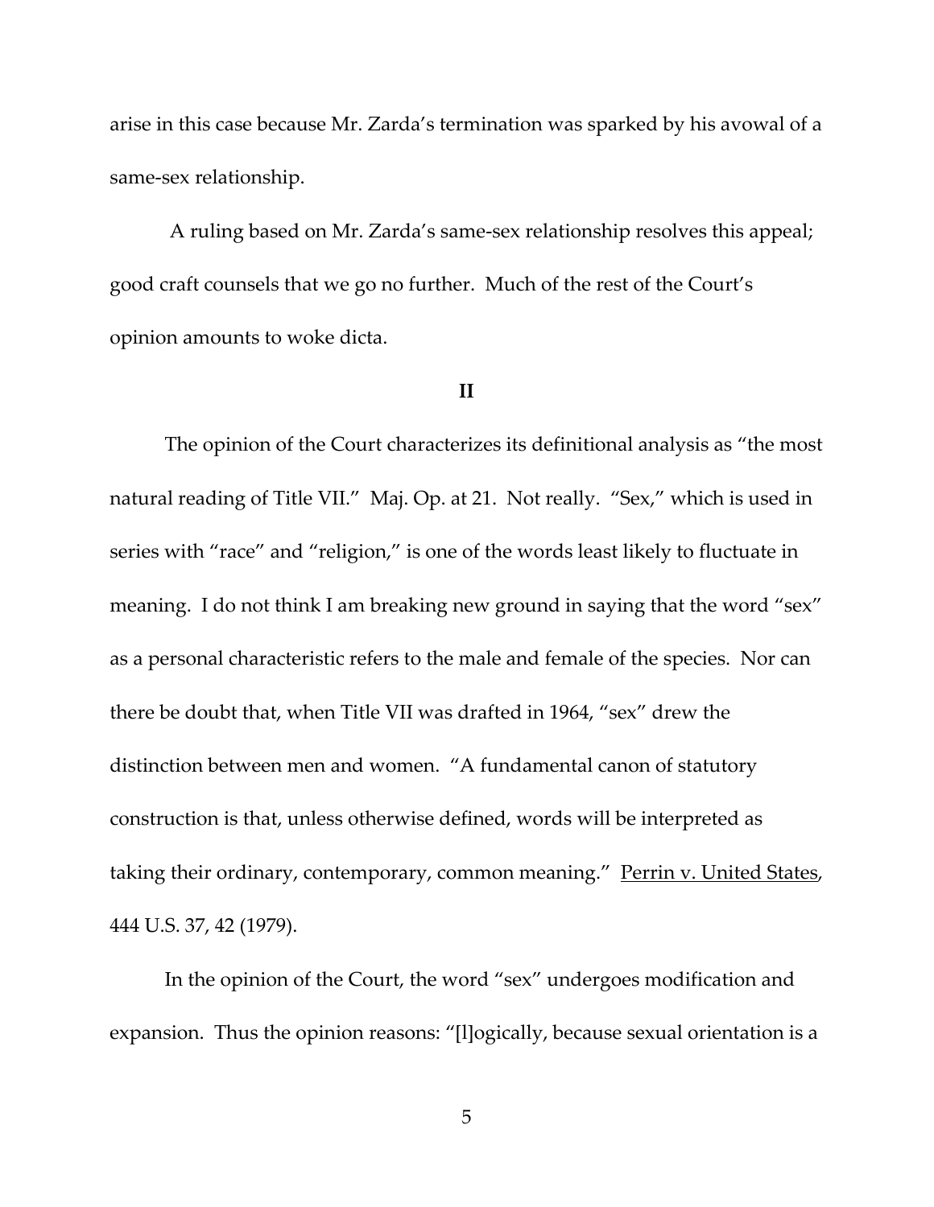arise in this case because Mr. Zarda's termination was sparked by his avowal of a same-sex relationship.

A ruling based on Mr. Zarda's same-sex relationship resolves this appeal; good craft counsels that we go no further. Much of the rest of the Court's opinion amounts to woke dicta.

**II**

The opinion of the Court characterizes its definitional analysis as "the most natural reading of Title VII." Maj. Op. at 21. Not really. "Sex," which is used in series with "race" and "religion," is one of the words least likely to fluctuate in meaning. I do not think I am breaking new ground in saying that the word "sex" as a personal characteristic refers to the male and female of the species. Nor can there be doubt that, when Title VII was drafted in 1964, "sex" drew the distinction between men and women. "A fundamental canon of statutory construction is that, unless otherwise defined, words will be interpreted as taking their ordinary, contemporary, common meaning." Perrin v. United States, 444 U.S. 37, 42 (1979).

In the opinion of the Court, the word "sex" undergoes modification and expansion. Thus the opinion reasons: "[l]ogically, because sexual orientation is a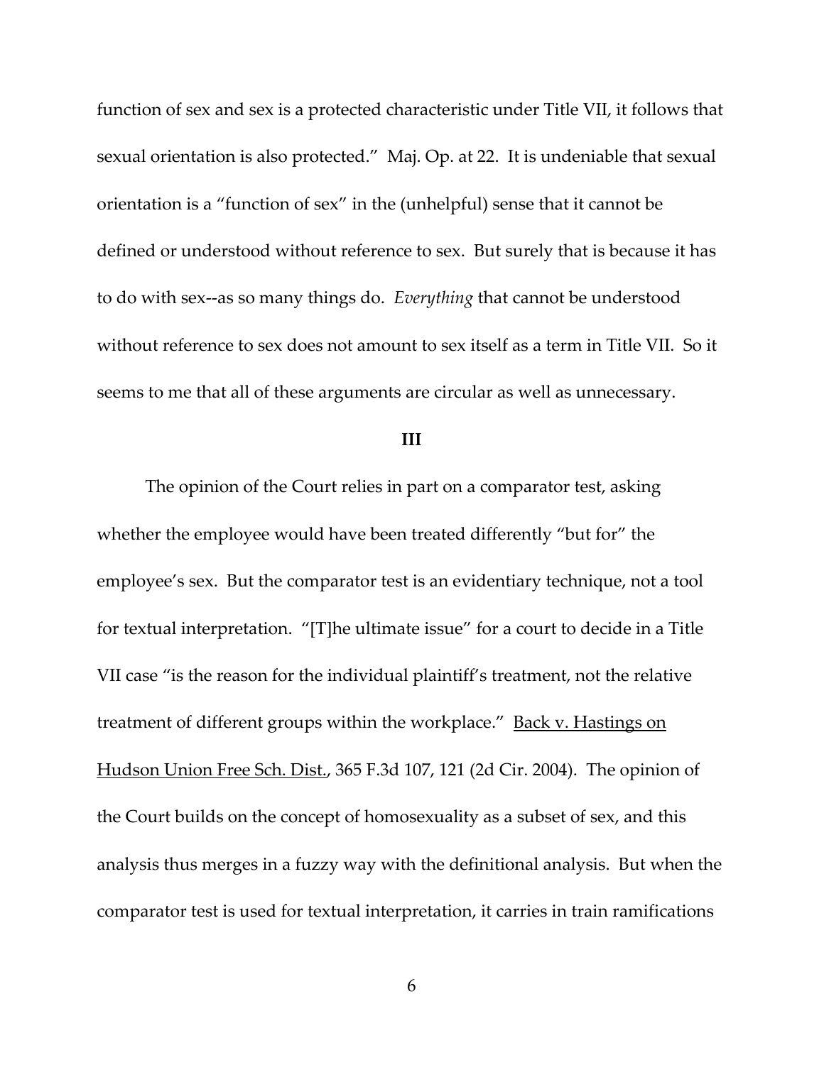function of sex and sex is a protected characteristic under Title VII, it follows that sexual orientation is also protected." Maj. Op. at 22. It is undeniable that sexual orientation is a "function of sex" in the (unhelpful) sense that it cannot be defined or understood without reference to sex. But surely that is because it has to do with sex--as so many things do. *Everything* that cannot be understood without reference to sex does not amount to sex itself as a term in Title VII. So it seems to me that all of these arguments are circular as well as unnecessary.

**III**

The opinion of the Court relies in part on a comparator test, asking whether the employee would have been treated differently "but for" the employee's sex. But the comparator test is an evidentiary technique, not a tool for textual interpretation. "[T]he ultimate issue" for a court to decide in a Title VII case "is the reason for the individual plaintiff's treatment, not the relative treatment of different groups within the workplace." Back v. Hastings on Hudson Union Free Sch. Dist., 365 F.3d 107, 121 (2d Cir. 2004). The opinion of the Court builds on the concept of homosexuality as a subset of sex, and this analysis thus merges in a fuzzy way with the definitional analysis. But when the comparator test is used for textual interpretation, it carries in train ramifications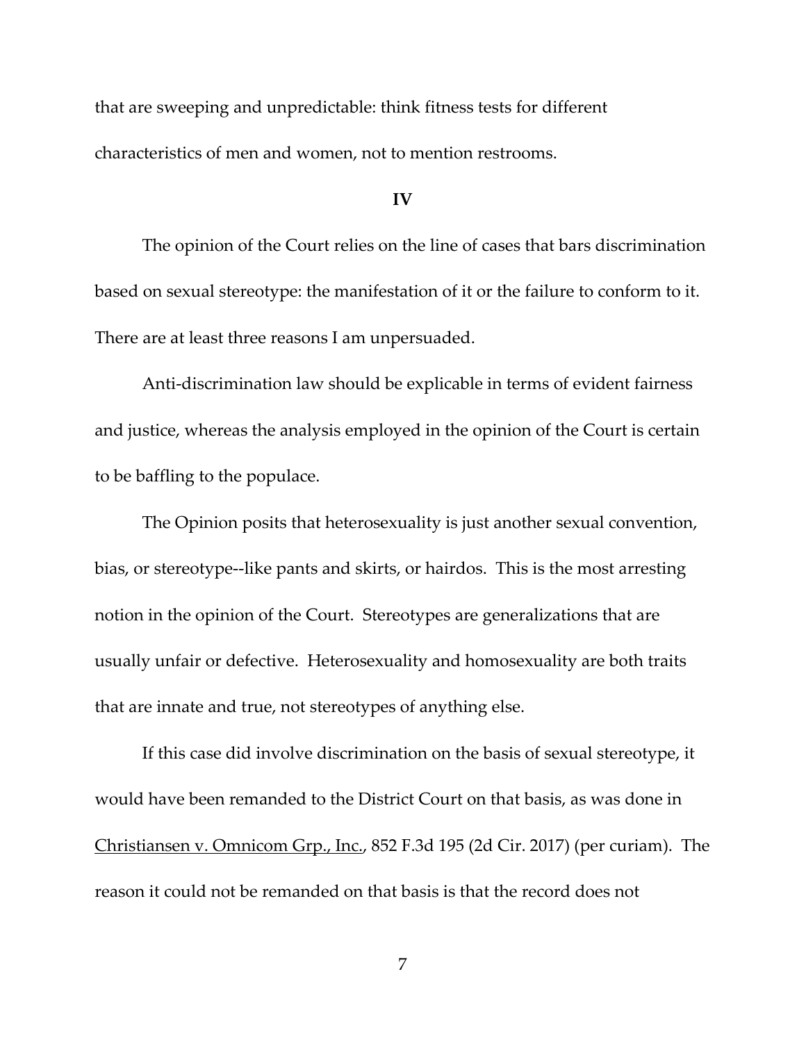that are sweeping and unpredictable: think fitness tests for different characteristics of men and women, not to mention restrooms.

**IV**

The opinion of the Court relies on the line of cases that bars discrimination based on sexual stereotype: the manifestation of it or the failure to conform to it. There are at least three reasons I am unpersuaded.

Anti-discrimination law should be explicable in terms of evident fairness and justice, whereas the analysis employed in the opinion of the Court is certain to be baffling to the populace.

The Opinion posits that heterosexuality is just another sexual convention, bias, or stereotype--like pants and skirts, or hairdos. This is the most arresting notion in the opinion of the Court. Stereotypes are generalizations that are usually unfair or defective. Heterosexuality and homosexuality are both traits that are innate and true, not stereotypes of anything else.

If this case did involve discrimination on the basis of sexual stereotype, it would have been remanded to the District Court on that basis, as was done in Christiansen v. Omnicom Grp., Inc., 852 F.3d 195 (2d Cir. 2017) (per curiam). The reason it could not be remanded on that basis is that the record does not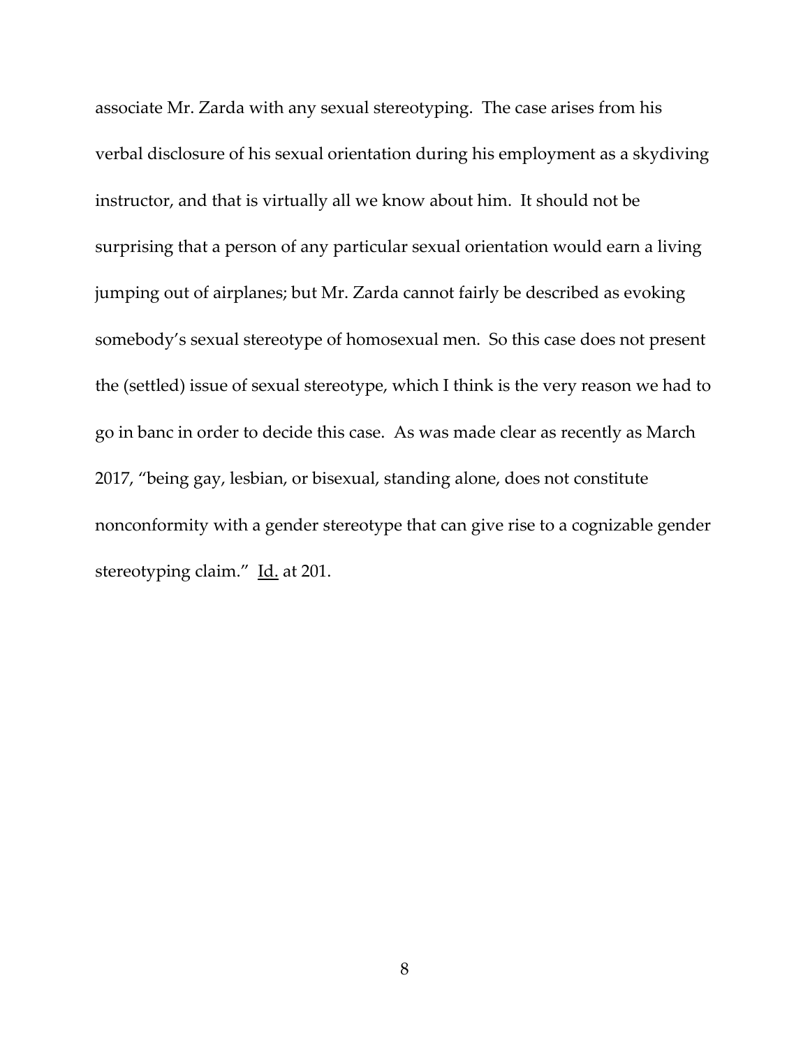associate Mr. Zarda with any sexual stereotyping. The case arises from his verbal disclosure of his sexual orientation during his employment as a skydiving instructor, and that is virtually all we know about him. It should not be surprising that a person of any particular sexual orientation would earn a living jumping out of airplanes; but Mr. Zarda cannot fairly be described as evoking somebody's sexual stereotype of homosexual men. So this case does not present the (settled) issue of sexual stereotype, which I think is the very reason we had to go in banc in order to decide this case. As was made clear as recently as March 2017, "being gay, lesbian, or bisexual, standing alone, does not constitute nonconformity with a gender stereotype that can give rise to a cognizable gender stereotyping claim." Id. at 201.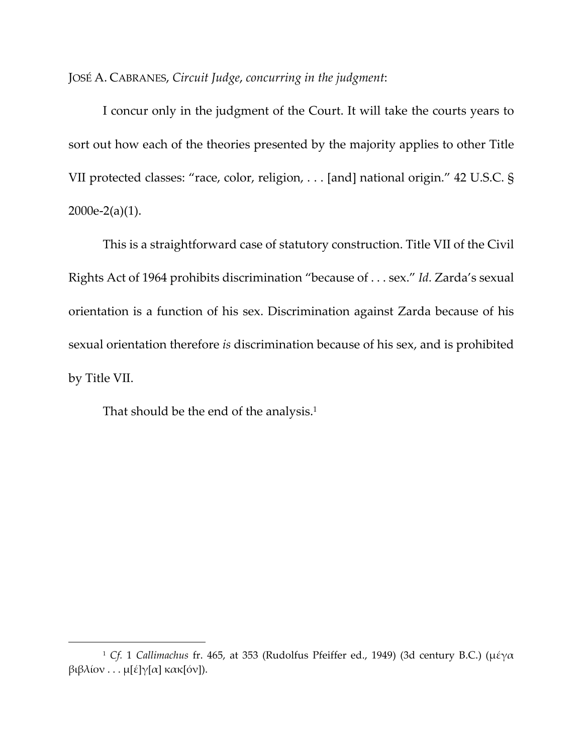JOSÉ A. CABRANES, *Circuit Judge*, *concurring in the judgment*:

I concur only in the judgment of the Court. It will take the courts years to sort out how each of the theories presented by the majority applies to other Title VII protected classes: "race, color, religion, . . . [and] national origin." 42 U.S.C. § 2000e-2(a)(1).

This is a straightforward case of statutory construction. Title VII of the Civil Rights Act of 1964 prohibits discrimination "because of . . . sex." *Id.* Zarda's sexual orientation is a function of his sex. Discrimination against Zarda because of his sexual orientation therefore *is* discrimination because of his sex, and is prohibited by Title VII.

That should be the end of the analysis.[1]

---

[1] *Cf.* 1 *Callimachus* fr. 465, at 353 (Rudolfus Pfeiffer ed., 1949) (3d century B.C.) (μέγα βιβλίον . . . μ[έ]γ[α] κακ[όν]).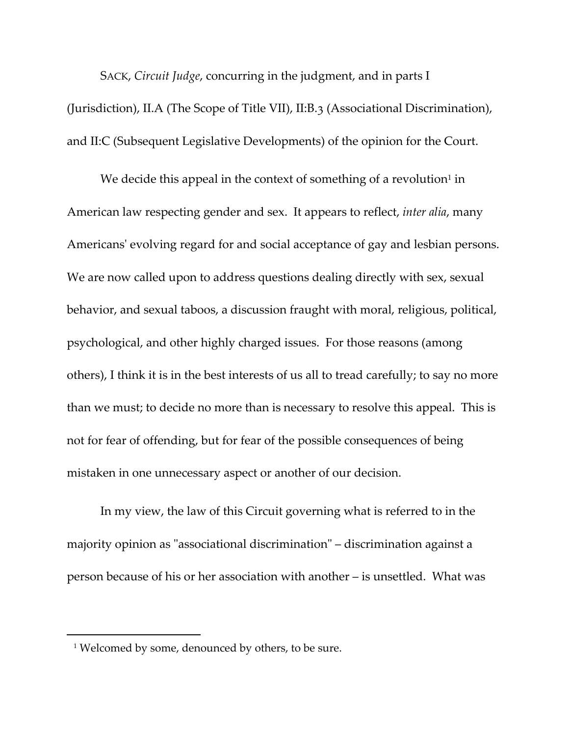SACK, *Circuit Judge*, concurring in the judgment, and in parts I (Jurisdiction), II.A (The Scope of Title VII), II:B.3 (Associational Discrimination), and II:C (Subsequent Legislative Developments) of the opinion for the Court.

We decide this appeal in the context of something of a revolution[1] in American law respecting gender and sex. It appears to reflect, *inter alia*, many Americans' evolving regard for and social acceptance of gay and lesbian persons. We are now called upon to address questions dealing directly with sex, sexual behavior, and sexual taboos, a discussion fraught with moral, religious, political, psychological, and other highly charged issues. For those reasons (among others), I think it is in the best interests of us all to tread carefully; to say no more than we must; to decide no more than is necessary to resolve this appeal. This is not for fear of offending, but for fear of the possible consequences of being mistaken in one unnecessary aspect or another of our decision.

In my view, the law of this Circuit governing what is referred to in the majority opinion as "associational discrimination" – discrimination against a person because of his or her association with another – is unsettled. What was

[1] Welcomed by some, denounced by others, to be sure.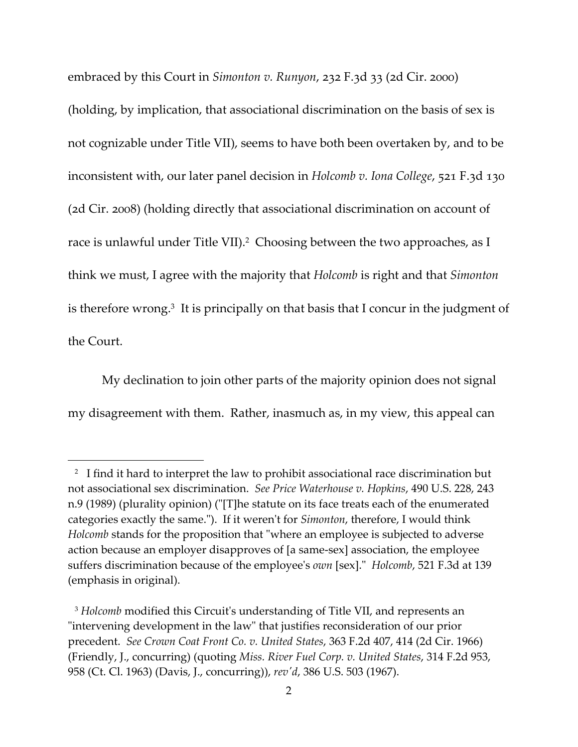embraced by this Court in *Simonton v. Runyon*, 232 F.3d 33 (2d Cir. 2000) (holding, by implication, that associational discrimination on the basis of sex is not cognizable under Title VII), seems to have both been overtaken by, and to be inconsistent with, our later panel decision in *Holcomb v. Iona College*, 521 F.3d 130 (2d Cir. 2008) (holding directly that associational discrimination on account of race is unlawful under Title VII).[2] Choosing between the two approaches, as I think we must, I agree with the majority that *Holcomb* is right and that *Simonton* is therefore wrong.[3] It is principally on that basis that I concur in the judgment of the Court.

My declination to join other parts of the majority opinion does not signal my disagreement with them. Rather, inasmuch as, in my view, this appeal can

---

[2] I find it hard to interpret the law to prohibit associational race discrimination but not associational sex discrimination. *See Price Waterhouse v. Hopkins*, 490 U.S. 228, 243 n.9 (1989) (plurality opinion) ("[T]he statute on its face treats each of the enumerated categories exactly the same."). If it weren't for *Simonton*, therefore, I would think *Holcomb* stands for the proposition that "where an employee is subjected to adverse action because an employer disapproves of [a same-sex] association, the employee suffers discrimination because of the employee's *own* [sex]." *Holcomb*, 521 F.3d at 139 (emphasis in original).

[3] *Holcomb* modified this Circuit's understanding of Title VII, and represents an "intervening development in the law" that justifies reconsideration of our prior precedent. *See Crown Coat Front Co. v. United States*, 363 F.2d 407, 414 (2d Cir. 1966) (Friendly, J., concurring) (quoting *Miss. River Fuel Corp. v. United States*, 314 F.2d 953, 958 (Ct. Cl. 1963) (Davis, J., concurring)), *rev'd*, 386 U.S. 503 (1967).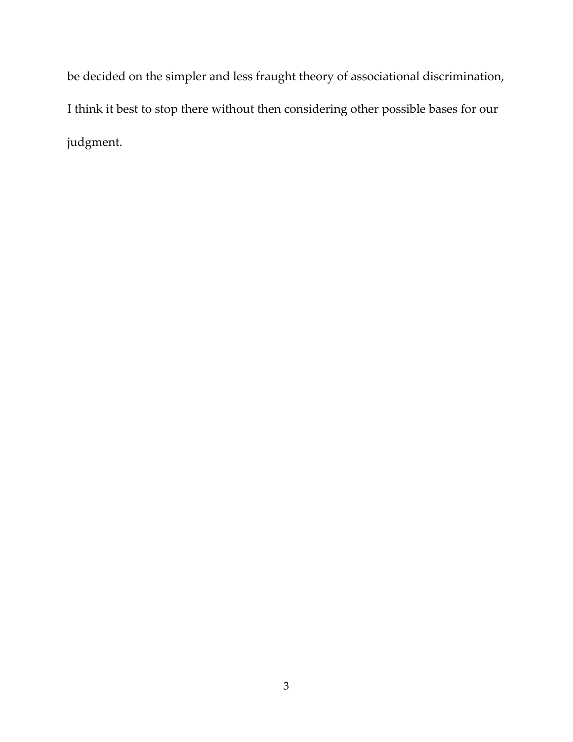be decided on the simpler and less fraught theory of associational discrimination, I think it best to stop there without then considering other possible bases for our judgment.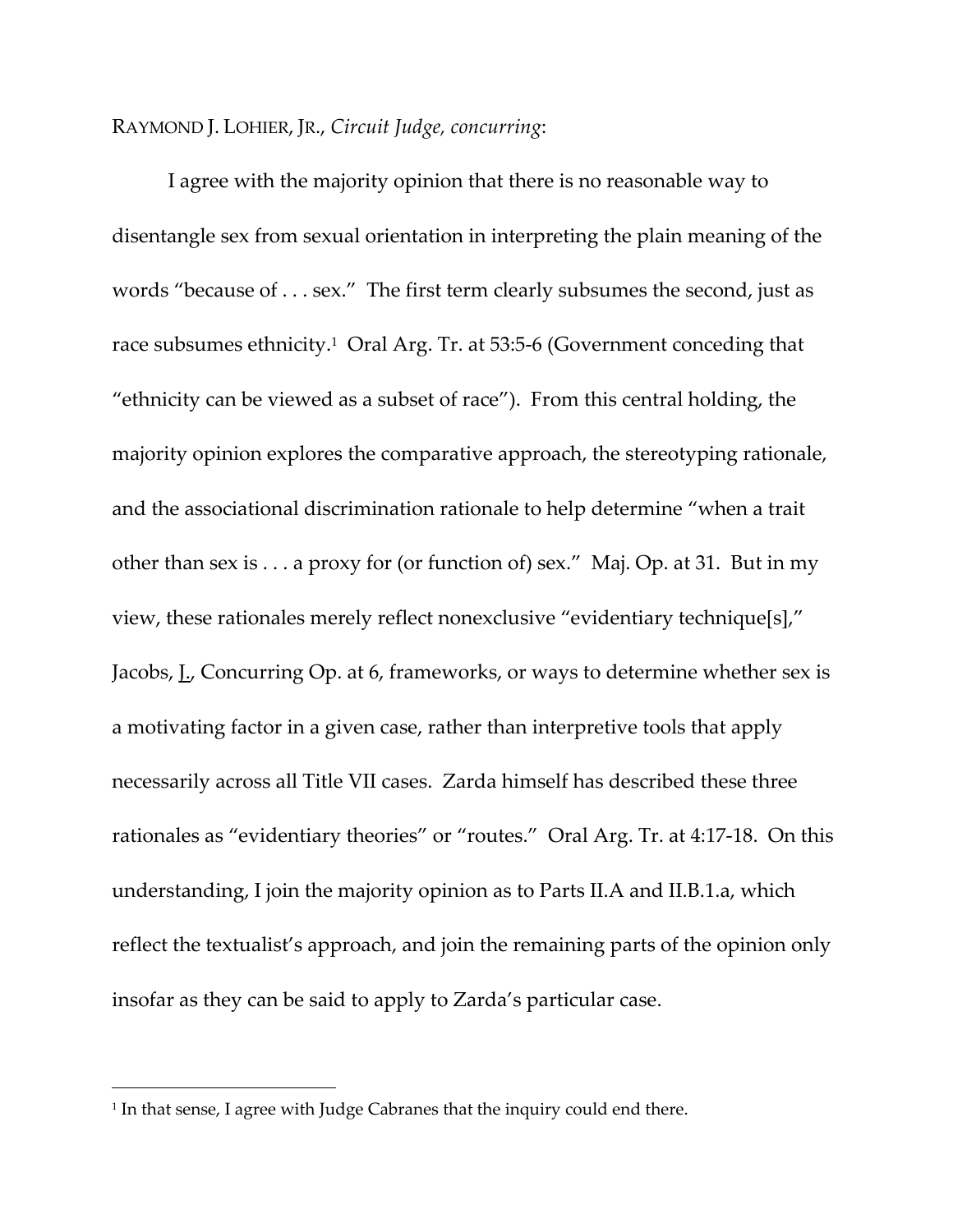RAYMOND J. LOHIER, JR., *Circuit Judge, concurring*:

I agree with the majority opinion that there is no reasonable way to disentangle sex from sexual orientation in interpreting the plain meaning of the words "because of . . . sex." The first term clearly subsumes the second, just as race subsumes ethnicity.[1] Oral Arg. Tr. at 53:5-6 (Government conceding that "ethnicity can be viewed as a subset of race"). From this central holding, the majority opinion explores the comparative approach, the stereotyping rationale, and the associational discrimination rationale to help determine "when a trait other than sex is . . . a proxy for (or function of) sex." Maj. Op. at 31. But in my view, these rationales merely reflect nonexclusive "evidentiary technique[s]," Jacobs, J., Concurring Op. at 6, frameworks, or ways to determine whether sex is a motivating factor in a given case, rather than interpretive tools that apply necessarily across all Title VII cases. Zarda himself has described these three rationales as "evidentiary theories" or "routes." Oral Arg. Tr. at 4:17-18. On this understanding, I join the majority opinion as to Parts II.A and II.B.1.a, which reflect the textualist's approach, and join the remaining parts of the opinion only insofar as they can be said to apply to Zarda's particular case.

---

[1] In that sense, I agree with Judge Cabranes that the inquiry could end there.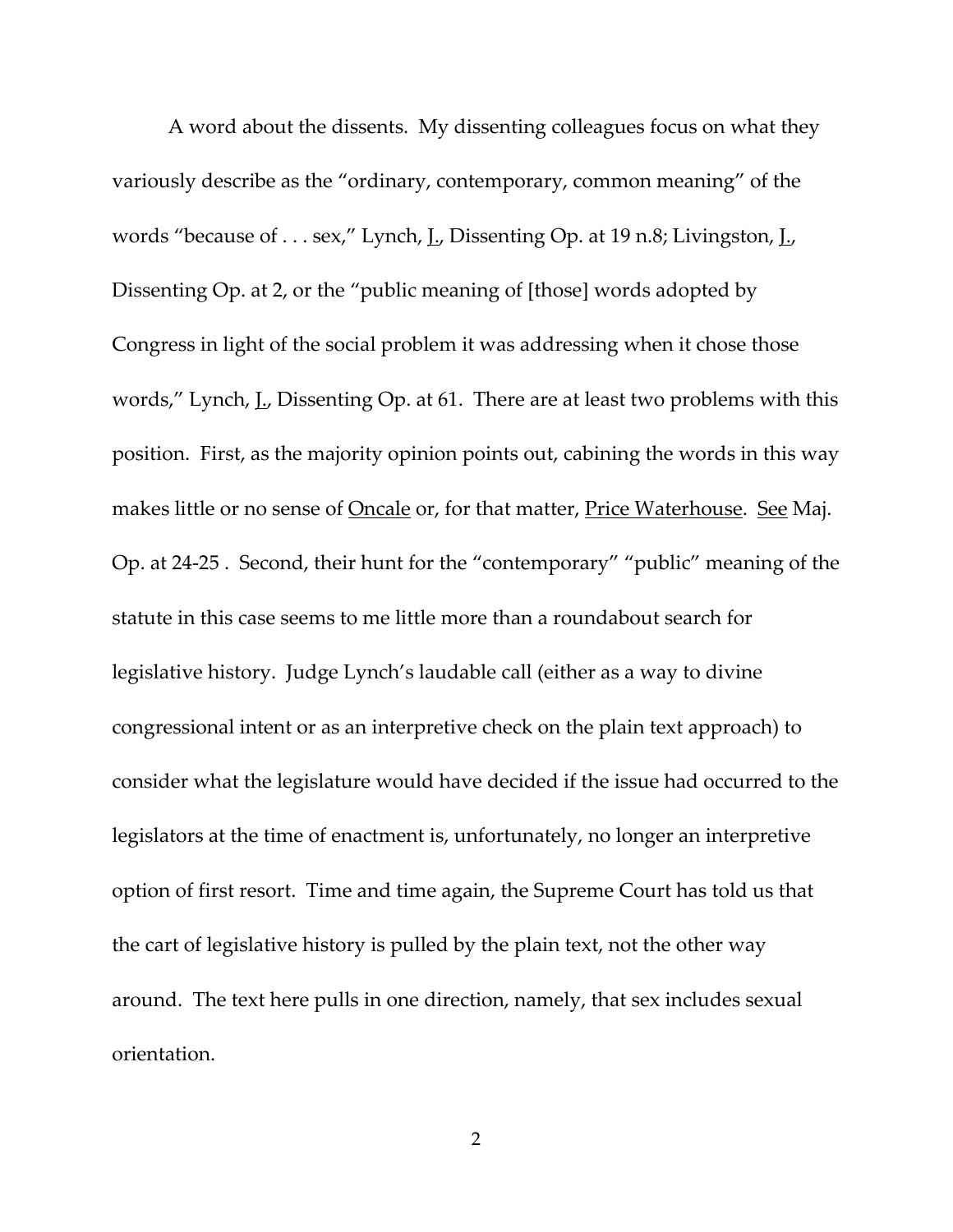A word about the dissents. My dissenting colleagues focus on what they variously describe as the "ordinary, contemporary, common meaning" of the words "because of . . . sex," Lynch, J., Dissenting Op. at 19 n.8; Livingston, J., Dissenting Op. at 2, or the "public meaning of [those] words adopted by Congress in light of the social problem it was addressing when it chose those words," Lynch, J., Dissenting Op. at 61. There are at least two problems with this position. First, as the majority opinion points out, cabining the words in this way makes little or no sense of Oncale or, for that matter, Price Waterhouse. See Maj. Op. at 24-25 . Second, their hunt for the "contemporary" "public" meaning of the statute in this case seems to me little more than a roundabout search for legislative history. Judge Lynch's laudable call (either as a way to divine congressional intent or as an interpretive check on the plain text approach) to consider what the legislature would have decided if the issue had occurred to the legislators at the time of enactment is, unfortunately, no longer an interpretive option of first resort. Time and time again, the Supreme Court has told us that the cart of legislative history is pulled by the plain text, not the other way around. The text here pulls in one direction, namely, that sex includes sexual orientation.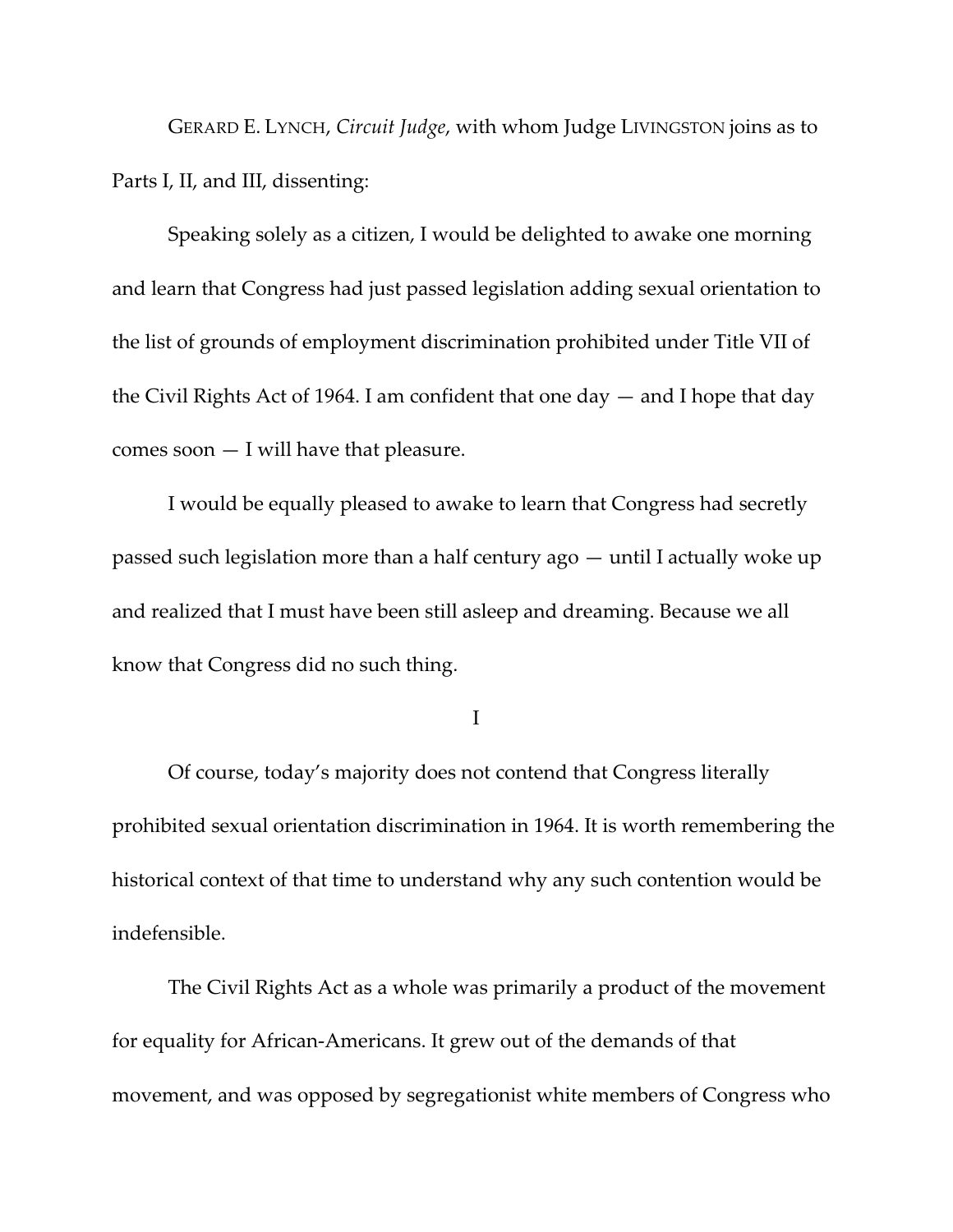GERARD E. LYNCH, *Circuit Judge*, with whom Judge LIVINGSTON joins as to Parts I, II, and III, dissenting:

Speaking solely as a citizen, I would be delighted to awake one morning and learn that Congress had just passed legislation adding sexual orientation to the list of grounds of employment discrimination prohibited under Title VII of the Civil Rights Act of 1964. I am confident that one day — and I hope that day comes soon — I will have that pleasure.

I would be equally pleased to awake to learn that Congress had secretly passed such legislation more than a half century ago — until I actually woke up and realized that I must have been still asleep and dreaming. Because we all know that Congress did no such thing.

I

Of course, today's majority does not contend that Congress literally prohibited sexual orientation discrimination in 1964. It is worth remembering the historical context of that time to understand why any such contention would be indefensible.

The Civil Rights Act as a whole was primarily a product of the movement for equality for African-Americans. It grew out of the demands of that movement, and was opposed by segregationist white members of Congress who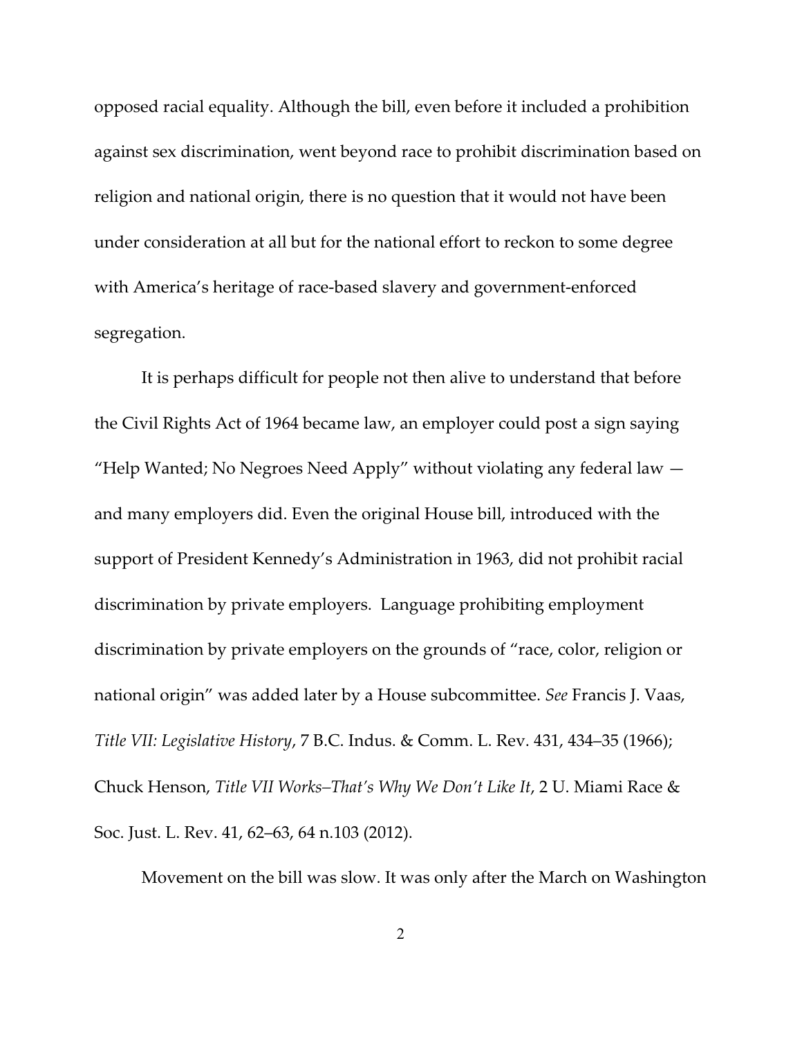opposed racial equality. Although the bill, even before it included a prohibition against sex discrimination, went beyond race to prohibit discrimination based on religion and national origin, there is no question that it would not have been under consideration at all but for the national effort to reckon to some degree with America's heritage of race-based slavery and government-enforced segregation.

It is perhaps difficult for people not then alive to understand that before the Civil Rights Act of 1964 became law, an employer could post a sign saying "Help Wanted; No Negroes Need Apply" without violating any federal law — and many employers did. Even the original House bill, introduced with the support of President Kennedy's Administration in 1963, did not prohibit racial discrimination by private employers. Language prohibiting employment discrimination by private employers on the grounds of "race, color, religion or national origin" was added later by a House subcommittee. *See* Francis J. Vaas, *Title VII: Legislative History*, 7 B.C. Indus. & Comm. L. Rev. 431, 434–35 (1966); Chuck Henson, *Title VII Works–That's Why We Don't Like It*, 2 U. Miami Race & Soc. Just. L. Rev. 41, 62–63, 64 n.103 (2012).

Movement on the bill was slow. It was only after the March on Washington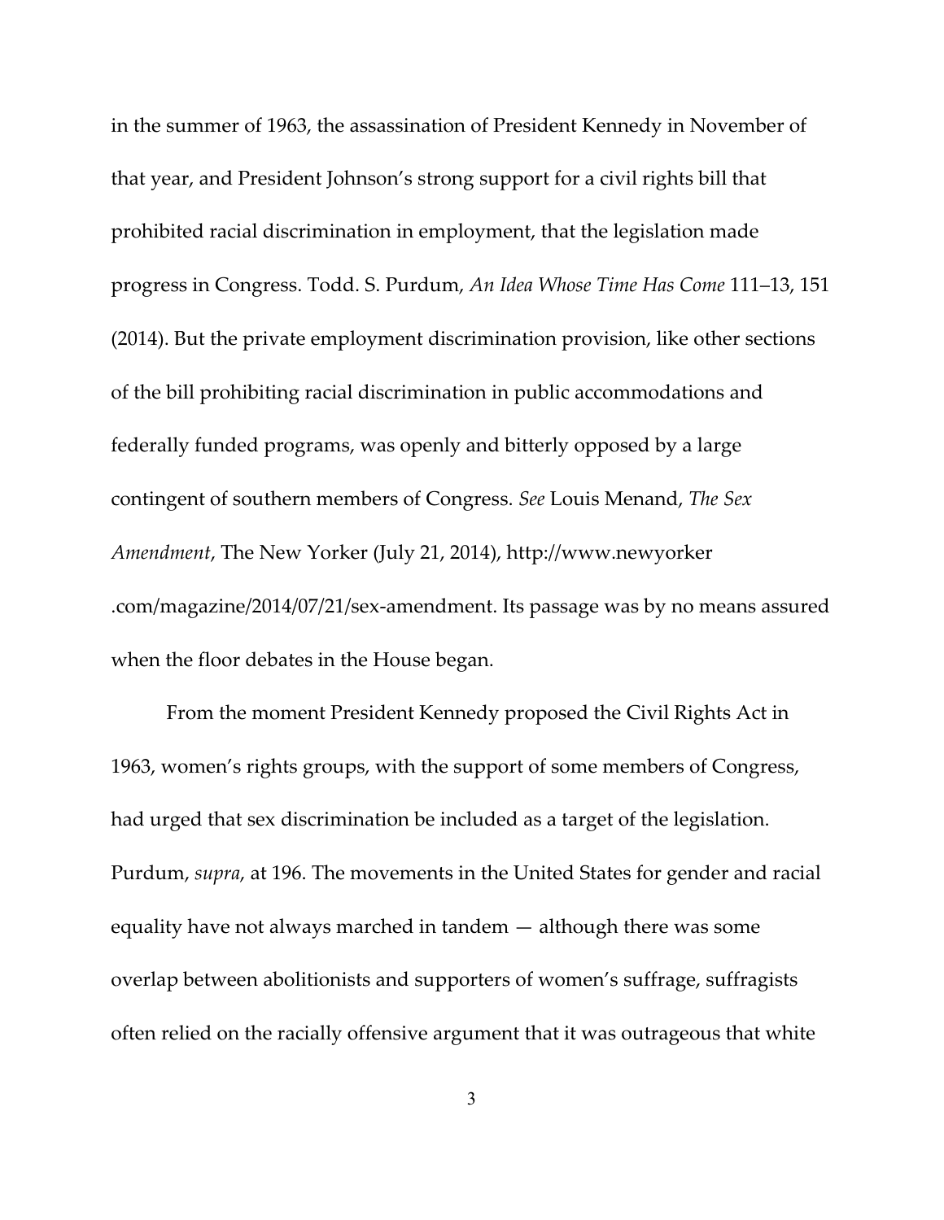in the summer of 1963, the assassination of President Kennedy in November of that year, and President Johnson's strong support for a civil rights bill that prohibited racial discrimination in employment, that the legislation made progress in Congress. Todd. S. Purdum, *An Idea Whose Time Has Come* 111–13, 151 (2014). But the private employment discrimination provision, like other sections of the bill prohibiting racial discrimination in public accommodations and federally funded programs, was openly and bitterly opposed by a large contingent of southern members of Congress. *See* Louis Menand, *The Sex Amendment*, The New Yorker (July 21, 2014), http://www.newyorker.com/magazine/2014/07/21/sex-amendment. Its passage was by no means assured when the floor debates in the House began.

From the moment President Kennedy proposed the Civil Rights Act in 1963, women's rights groups, with the support of some members of Congress, had urged that sex discrimination be included as a target of the legislation. Purdum, *supra*, at 196. The movements in the United States for gender and racial equality have not always marched in tandem — although there was some overlap between abolitionists and supporters of women's suffrage, suffragists often relied on the racially offensive argument that it was outrageous that white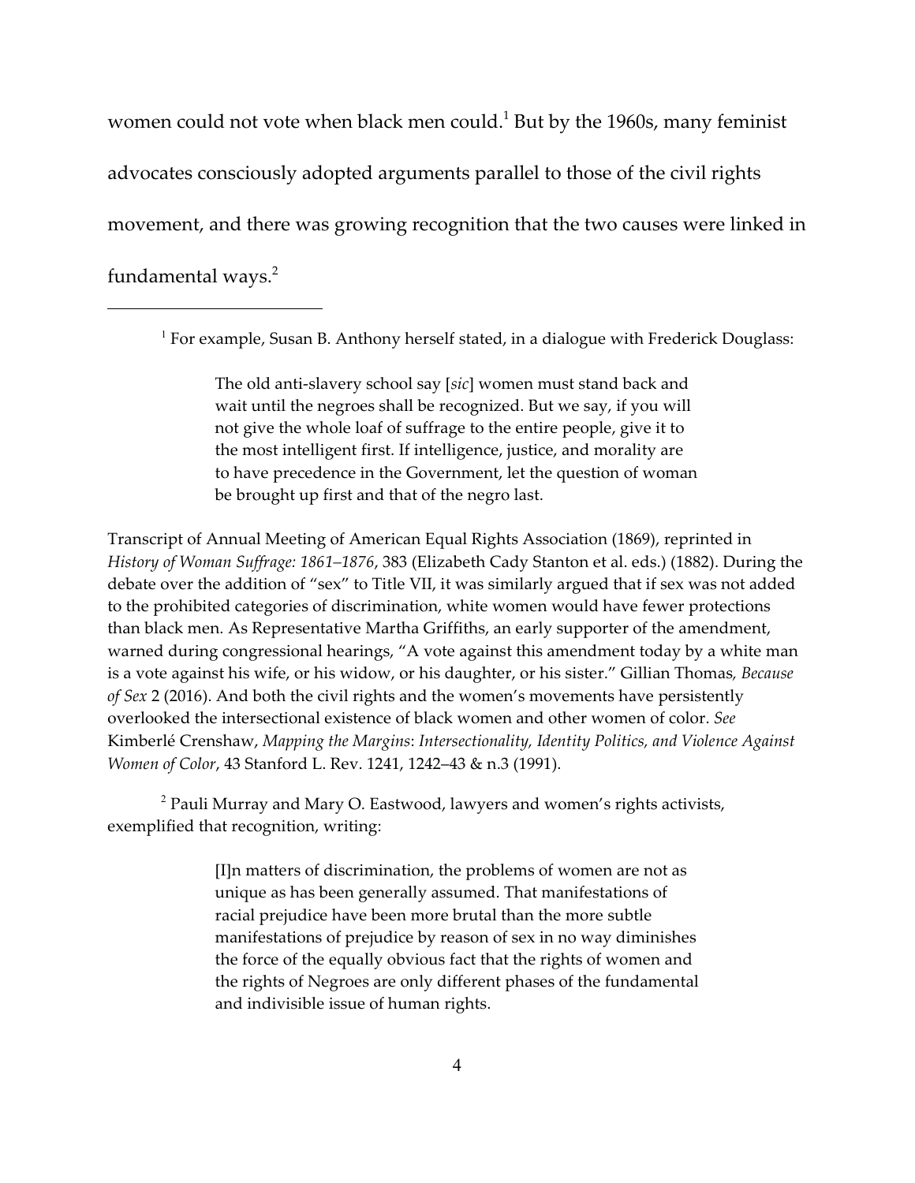women could not vote when black men could.[1] But by the 1960s, many feminist advocates consciously adopted arguments parallel to those of the civil rights movement, and there was growing recognition that the two causes were linked in fundamental ways.[2]

---

[1] For example, Susan B. Anthony herself stated, in a dialogue with Frederick Douglass:

> The old anti-slavery school say [*sic*] women must stand back and wait until the negroes shall be recognized. But we say, if you will not give the whole loaf of suffrage to the entire people, give it to the most intelligent first. If intelligence, justice, and morality are to have precedence in the Government, let the question of woman be brought up first and that of the negro last.

Transcript of Annual Meeting of American Equal Rights Association (1869), reprinted in *History of Woman Suffrage: 1861–1876*, 383 (Elizabeth Cady Stanton et al. eds.) (1882). During the debate over the addition of "sex" to Title VII, it was similarly argued that if sex was not added to the prohibited categories of discrimination, white women would have fewer protections than black men. As Representative Martha Griffiths, an early supporter of the amendment, warned during congressional hearings, "A vote against this amendment today by a white man is a vote against his wife, or his widow, or his daughter, or his sister." Gillian Thomas, *Because of Sex* 2 (2016). And both the civil rights and the women's movements have persistently overlooked the intersectional existence of black women and other women of color. *See* Kimberlé Crenshaw, *Mapping the Margins*: *Intersectionality, Identity Politics, and Violence Against Women of Color*, 43 Stanford L. Rev. 1241, 1242–43 & n.3 (1991).

[2] Pauli Murray and Mary O. Eastwood, lawyers and women's rights activists, exemplified that recognition, writing:

> [I]n matters of discrimination, the problems of women are not as unique as has been generally assumed. That manifestations of racial prejudice have been more brutal than the more subtle manifestations of prejudice by reason of sex in no way diminishes the force of the equally obvious fact that the rights of women and the rights of Negroes are only different phases of the fundamental and indivisible issue of human rights.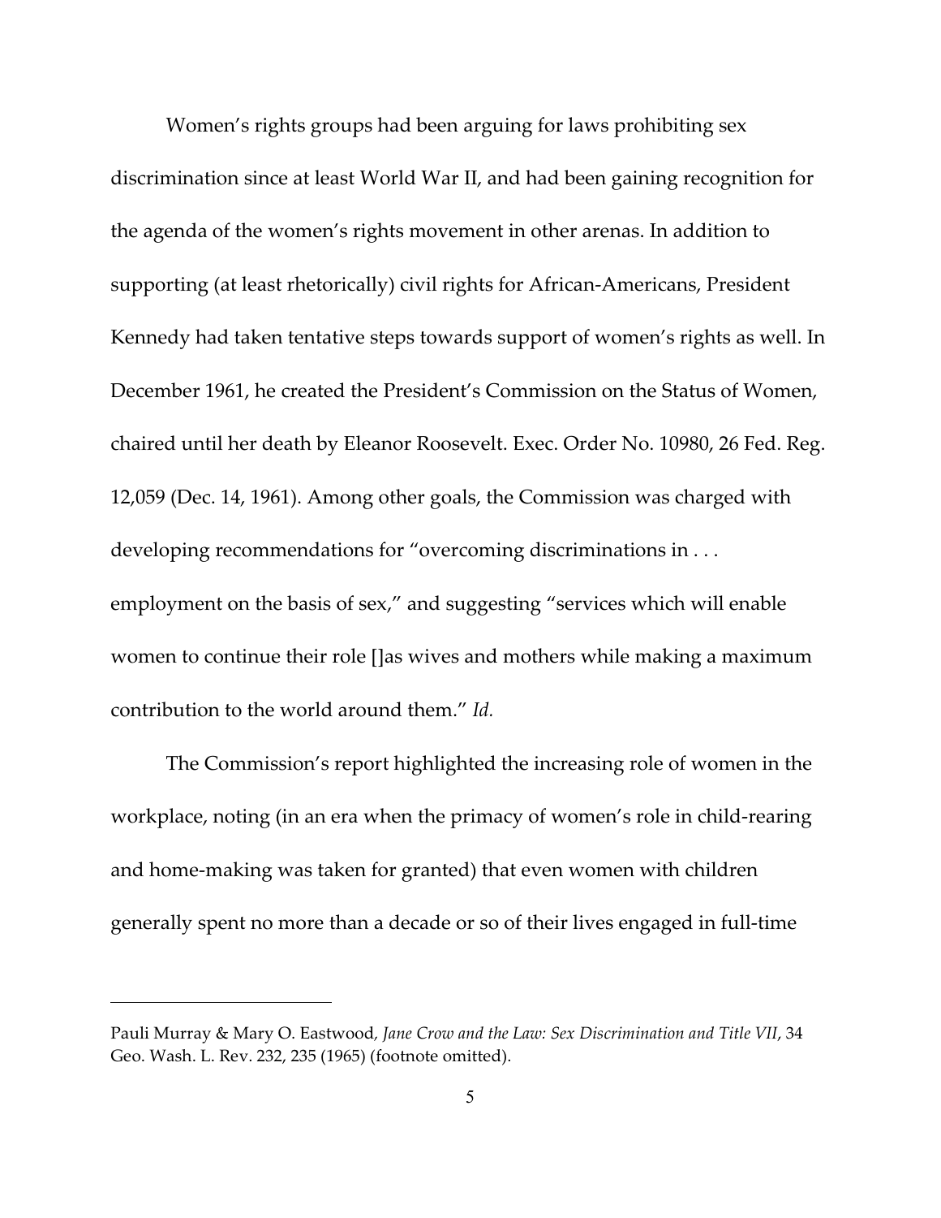Women's rights groups had been arguing for laws prohibiting sex discrimination since at least World War II, and had been gaining recognition for the agenda of the women's rights movement in other arenas. In addition to supporting (at least rhetorically) civil rights for African-Americans, President Kennedy had taken tentative steps towards support of women's rights as well. In December 1961, he created the President's Commission on the Status of Women, chaired until her death by Eleanor Roosevelt. Exec. Order No. 10980, 26 Fed. Reg. 12,059 (Dec. 14, 1961). Among other goals, the Commission was charged with developing recommendations for "overcoming discriminations in . . . employment on the basis of sex," and suggesting "services which will enable women to continue their role []as wives and mothers while making a maximum contribution to the world around them." *Id.*

The Commission's report highlighted the increasing role of women in the workplace, noting (in an era when the primacy of women's role in child-rearing and home-making was taken for granted) that even women with children generally spent no more than a decade or so of their lives engaged in full-time

---

Pauli Murray & Mary O. Eastwood, *Jane Crow and the Law: Sex Discrimination and Title VII*, 34 Geo. Wash. L. Rev. 232, 235 (1965) (footnote omitted).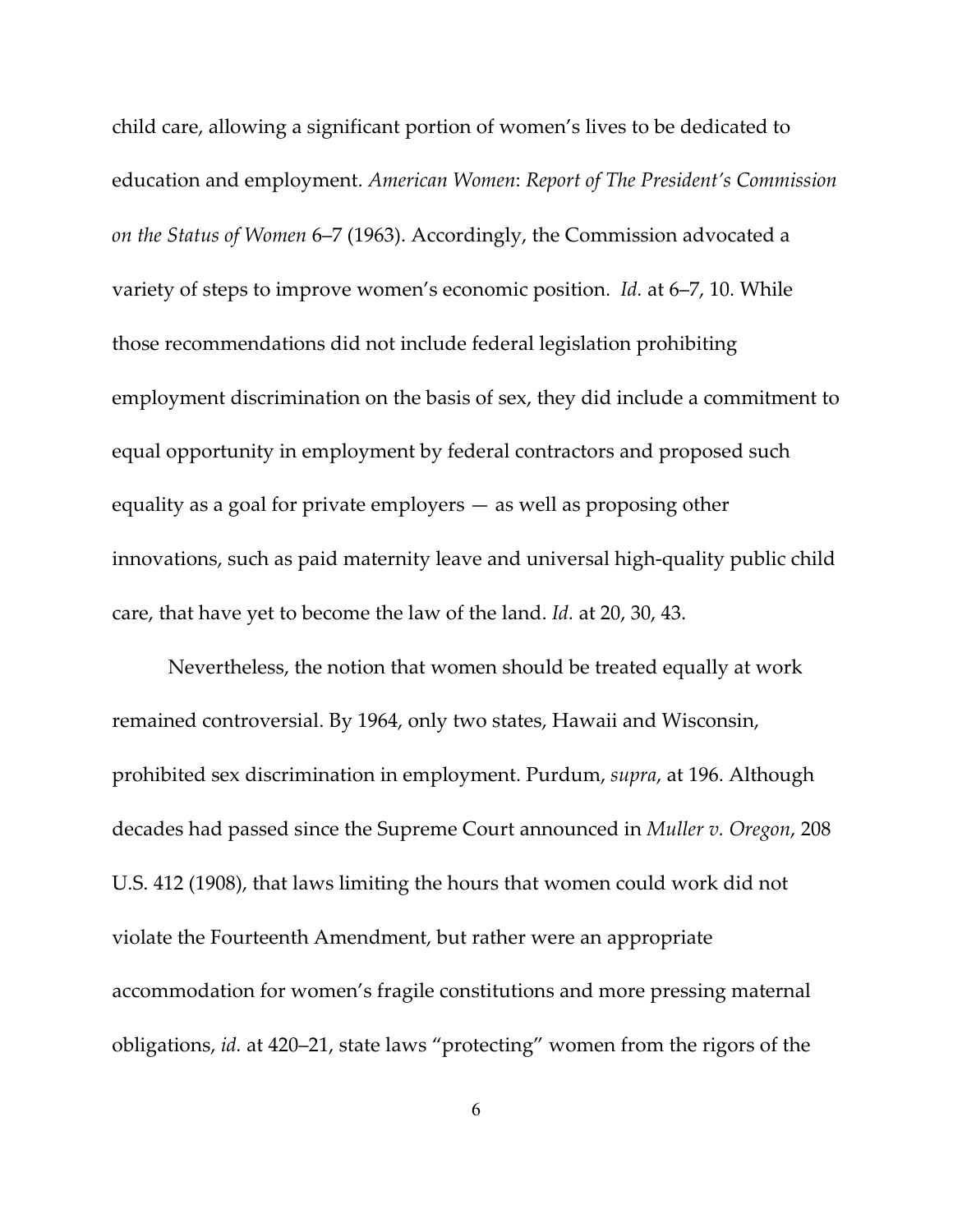child care, allowing a significant portion of women's lives to be dedicated to education and employment. *American Women*: *Report of The President's Commission on the Status of Women* 6–7 (1963). Accordingly, the Commission advocated a variety of steps to improve women's economic position. *Id.* at 6–7, 10. While those recommendations did not include federal legislation prohibiting employment discrimination on the basis of sex, they did include a commitment to equal opportunity in employment by federal contractors and proposed such equality as a goal for private employers — as well as proposing other innovations, such as paid maternity leave and universal high-quality public child care, that have yet to become the law of the land. *Id.* at 20, 30, 43.

Nevertheless, the notion that women should be treated equally at work remained controversial. By 1964, only two states, Hawaii and Wisconsin, prohibited sex discrimination in employment. Purdum, *supra*, at 196. Although decades had passed since the Supreme Court announced in *Muller v. Oregon*, 208 U.S. 412 (1908), that laws limiting the hours that women could work did not violate the Fourteenth Amendment, but rather were an appropriate accommodation for women's fragile constitutions and more pressing maternal obligations, *id.* at 420–21, state laws "protecting" women from the rigors of the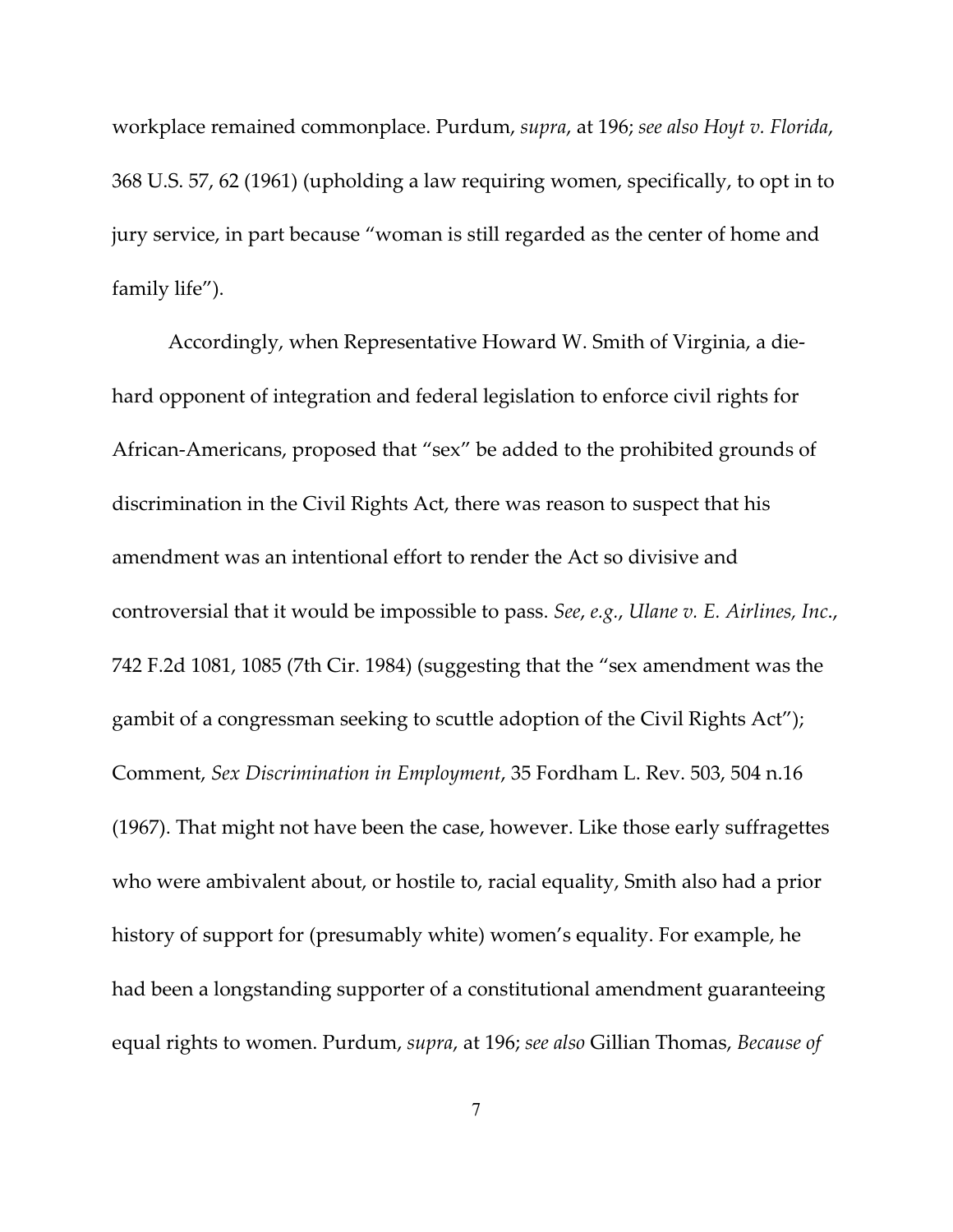workplace remained commonplace. Purdum, *supra*, at 196; *see also Hoyt v. Florida*, 368 U.S. 57, 62 (1961) (upholding a law requiring women, specifically, to opt in to jury service, in part because "woman is still regarded as the center of home and family life").

Accordingly, when Representative Howard W. Smith of Virginia, a die-hard opponent of integration and federal legislation to enforce civil rights for African-Americans, proposed that "sex" be added to the prohibited grounds of discrimination in the Civil Rights Act, there was reason to suspect that his amendment was an intentional effort to render the Act so divisive and controversial that it would be impossible to pass. *See, e.g.*, *Ulane v. E. Airlines, Inc.*, 742 F.2d 1081, 1085 (7th Cir. 1984) (suggesting that the "sex amendment was the gambit of a congressman seeking to scuttle adoption of the Civil Rights Act"); Comment, *Sex Discrimination in Employment*, 35 Fordham L. Rev. 503, 504 n.16 (1967). That might not have been the case, however. Like those early suffragettes who were ambivalent about, or hostile to, racial equality, Smith also had a prior history of support for (presumably white) women's equality. For example, he had been a longstanding supporter of a constitutional amendment guaranteeing equal rights to women. Purdum, *supra*, at 196; *see also* Gillian Thomas, *Because of*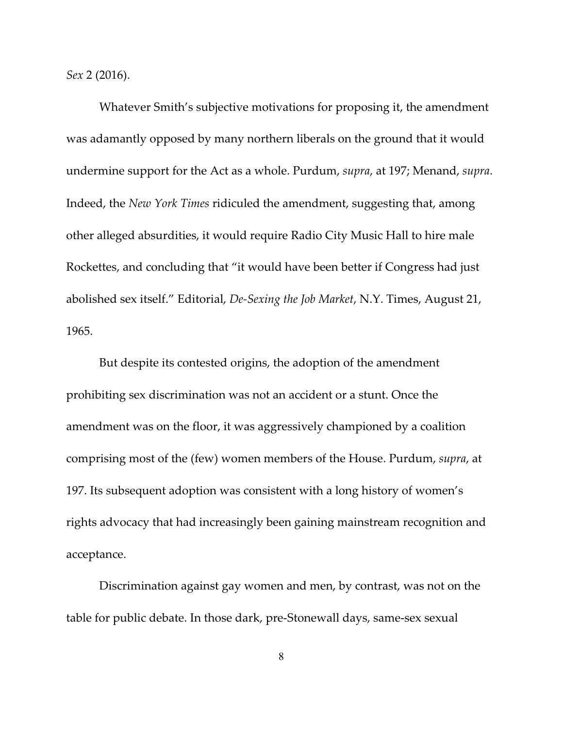*Sex* 2 (2016).

Whatever Smith's subjective motivations for proposing it, the amendment was adamantly opposed by many northern liberals on the ground that it would undermine support for the Act as a whole. Purdum, *supra*, at 197; Menand, *supra*. Indeed, the *New York Times* ridiculed the amendment, suggesting that, among other alleged absurdities, it would require Radio City Music Hall to hire male Rockettes, and concluding that "it would have been better if Congress had just abolished sex itself." Editorial, *De-Sexing the Job Market*, N.Y. Times, August 21, 1965.

But despite its contested origins, the adoption of the amendment prohibiting sex discrimination was not an accident or a stunt. Once the amendment was on the floor, it was aggressively championed by a coalition comprising most of the (few) women members of the House. Purdum, *supra*, at 197. Its subsequent adoption was consistent with a long history of women's rights advocacy that had increasingly been gaining mainstream recognition and acceptance.

Discrimination against gay women and men, by contrast, was not on the table for public debate. In those dark, pre-Stonewall days, same-sex sexual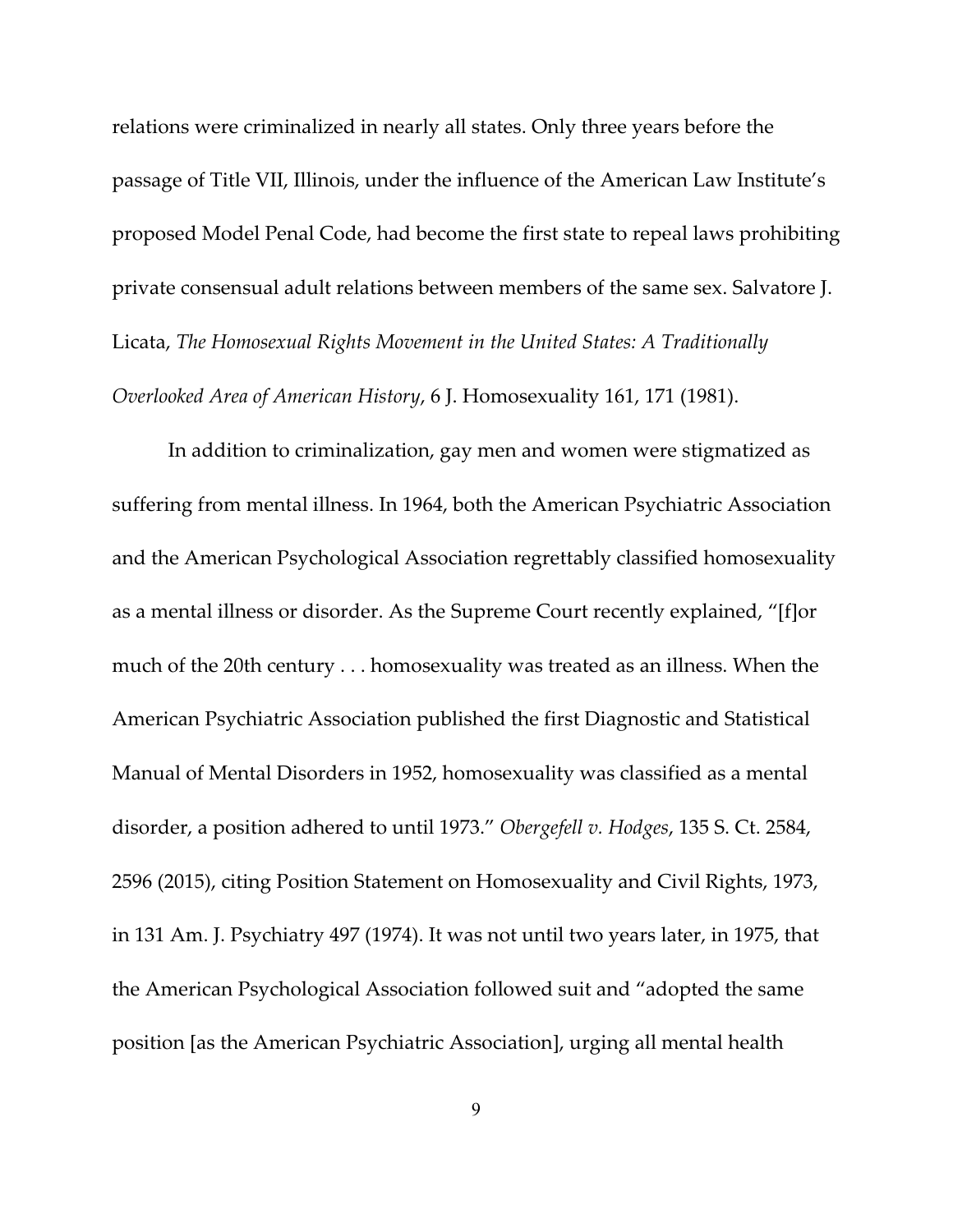relations were criminalized in nearly all states. Only three years before the passage of Title VII, Illinois, under the influence of the American Law Institute's proposed Model Penal Code, had become the first state to repeal laws prohibiting private consensual adult relations between members of the same sex. Salvatore J. Licata, *The Homosexual Rights Movement in the United States: A Traditionally Overlooked Area of American History*, 6 J. Homosexuality 161, 171 (1981).

In addition to criminalization, gay men and women were stigmatized as suffering from mental illness. In 1964, both the American Psychiatric Association and the American Psychological Association regrettably classified homosexuality as a mental illness or disorder. As the Supreme Court recently explained, "[f]or much of the 20th century . . . homosexuality was treated as an illness. When the American Psychiatric Association published the first Diagnostic and Statistical Manual of Mental Disorders in 1952, homosexuality was classified as a mental disorder, a position adhered to until 1973." *Obergefell v. Hodges*, 135 S. Ct. 2584, 2596 (2015), citing Position Statement on Homosexuality and Civil Rights, 1973, in 131 Am. J. Psychiatry 497 (1974). It was not until two years later, in 1975, that the American Psychological Association followed suit and "adopted the same position [as the American Psychiatric Association], urging all mental health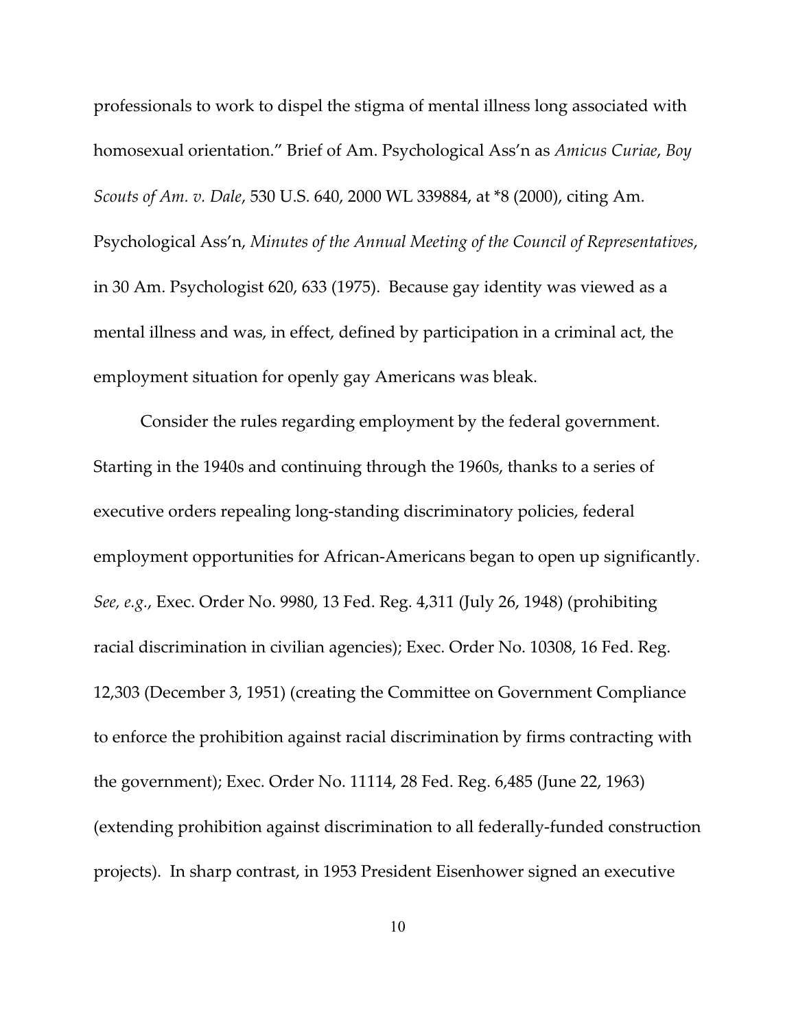professionals to work to dispel the stigma of mental illness long associated with homosexual orientation." Brief of Am. Psychological Ass'n as *Amicus Curiae*, *Boy Scouts of Am. v. Dale*, 530 U.S. 640, 2000 WL 339884, at *8 (2000), citing Am. Psychological Ass'n, *Minutes of the Annual Meeting of the Council of Representatives*, in 30 Am. Psychologist 620, 633 (1975). Because gay identity was viewed as a mental illness and was, in effect, defined by participation in a criminal act, the employment situation for openly gay Americans was bleak.

Consider the rules regarding employment by the federal government. Starting in the 1940s and continuing through the 1960s, thanks to a series of executive orders repealing long-standing discriminatory policies, federal employment opportunities for African-Americans began to open up significantly. *See, e.g.*, Exec. Order No. 9980, 13 Fed. Reg. 4,311 (July 26, 1948) (prohibiting racial discrimination in civilian agencies); Exec. Order No. 10308, 16 Fed. Reg. 12,303 (December 3, 1951) (creating the Committee on Government Compliance to enforce the prohibition against racial discrimination by firms contracting with the government); Exec. Order No. 11114, 28 Fed. Reg. 6,485 (June 22, 1963) (extending prohibition against discrimination to all federally-funded construction projects). In sharp contrast, in 1953 President Eisenhower signed an executive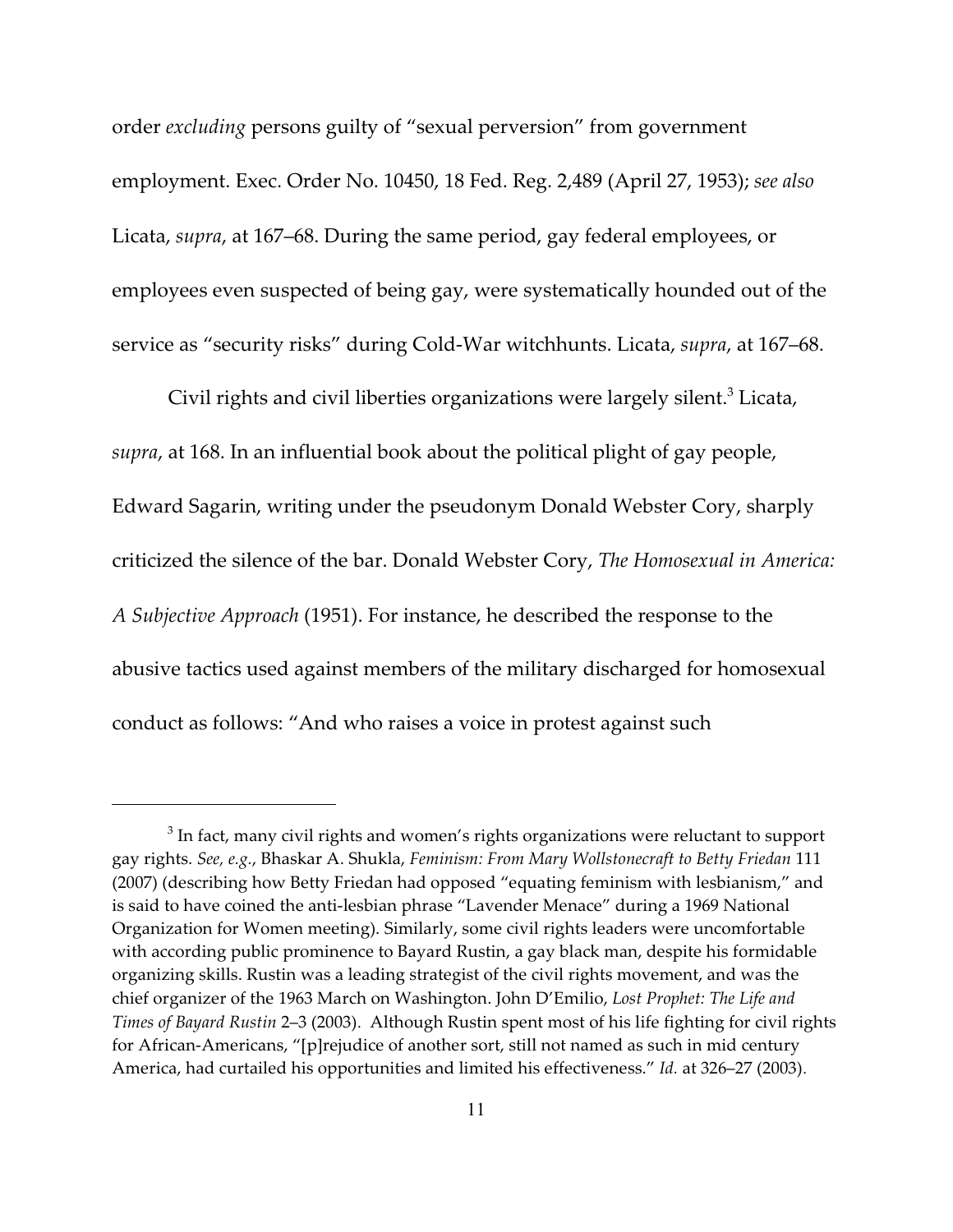order *excluding* persons guilty of "sexual perversion" from government employment. Exec. Order No. 10450, 18 Fed. Reg. 2,489 (April 27, 1953); *see also* Licata, *supra*, at 167–68. During the same period, gay federal employees, or employees even suspected of being gay, were systematically hounded out of the service as "security risks" during Cold-War witchhunts. Licata, *supra*, at 167–68.

Civil rights and civil liberties organizations were largely silent.[3] Licata, *supra*, at 168. In an influential book about the political plight of gay people, Edward Sagarin, writing under the pseudonym Donald Webster Cory, sharply criticized the silence of the bar. Donald Webster Cory, *The Homosexual in America: A Subjective Approach* (1951). For instance, he described the response to the abusive tactics used against members of the military discharged for homosexual conduct as follows: "And who raises a voice in protest against such

---

[3] In fact, many civil rights and women's rights organizations were reluctant to support gay rights. *See, e.g.*, Bhaskar A. Shukla, *Feminism: From Mary Wollstonecraft to Betty Friedan* 111 (2007) (describing how Betty Friedan had opposed "equating feminism with lesbianism," and is said to have coined the anti-lesbian phrase "Lavender Menace" during a 1969 National Organization for Women meeting). Similarly, some civil rights leaders were uncomfortable with according public prominence to Bayard Rustin, a gay black man, despite his formidable organizing skills. Rustin was a leading strategist of the civil rights movement, and was the chief organizer of the 1963 March on Washington. John D'Emilio, *Lost Prophet: The Life and Times of Bayard Rustin* 2–3 (2003). Although Rustin spent most of his life fighting for civil rights for African-Americans, "[p]rejudice of another sort, still not named as such in mid century America, had curtailed his opportunities and limited his effectiveness." *Id.* at 326–27 (2003).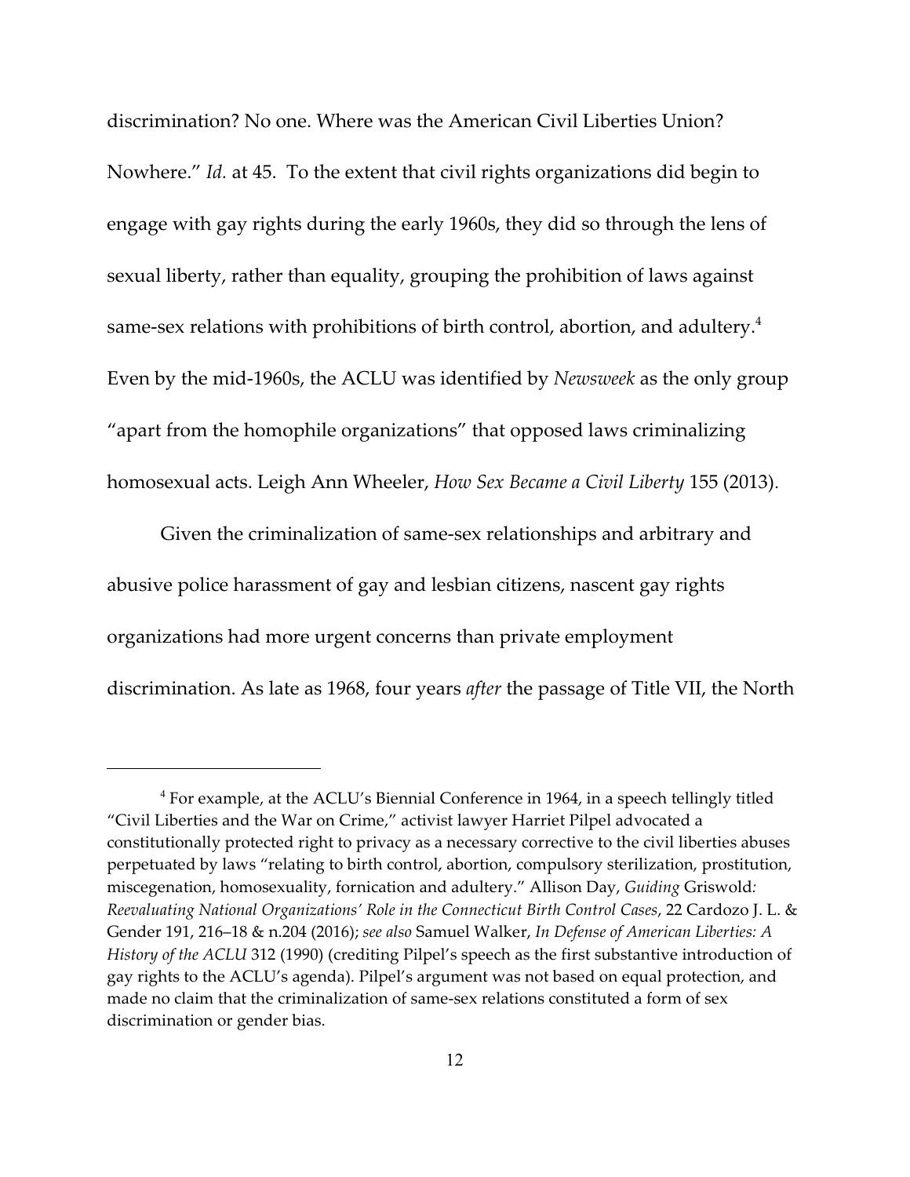discrimination? No one. Where was the American Civil Liberties Union? Nowhere." *Id.* at 45. To the extent that civil rights organizations did begin to engage with gay rights during the early 1960s, they did so through the lens of sexual liberty, rather than equality, grouping the prohibition of laws against same-sex relations with prohibitions of birth control, abortion, and adultery.[4] Even by the mid-1960s, the ACLU was identified by *Newsweek* as the only group "apart from the homophile organizations" that opposed laws criminalizing homosexual acts. Leigh Ann Wheeler, *How Sex Became a Civil Liberty* 155 (2013).

Given the criminalization of same-sex relationships and arbitrary and abusive police harassment of gay and lesbian citizens, nascent gay rights organizations had more urgent concerns than private employment discrimination. As late as 1968, four years *after* the passage of Title VII, the North

---

[4] For example, at the ACLU's Biennial Conference in 1964, in a speech tellingly titled "Civil Liberties and the War on Crime," activist lawyer Harriet Pilpel advocated a constitutionally protected right to privacy as a necessary corrective to the civil liberties abuses perpetuated by laws "relating to birth control, abortion, compulsory sterilization, prostitution, miscegenation, homosexuality, fornication and adultery." Allison Day, *Guiding* Griswold*: Reevaluating National Organizations' Role in the Connecticut Birth Control Cases*, 22 Cardozo J. L. & Gender 191, 216–18 & n.204 (2016); *see also* Samuel Walker, *In Defense of American Liberties: A History of the ACLU* 312 (1990) (crediting Pilpel's speech as the first substantive introduction of gay rights to the ACLU's agenda). Pilpel's argument was not based on equal protection, and made no claim that the criminalization of same-sex relations constituted a form of sex discrimination or gender bias.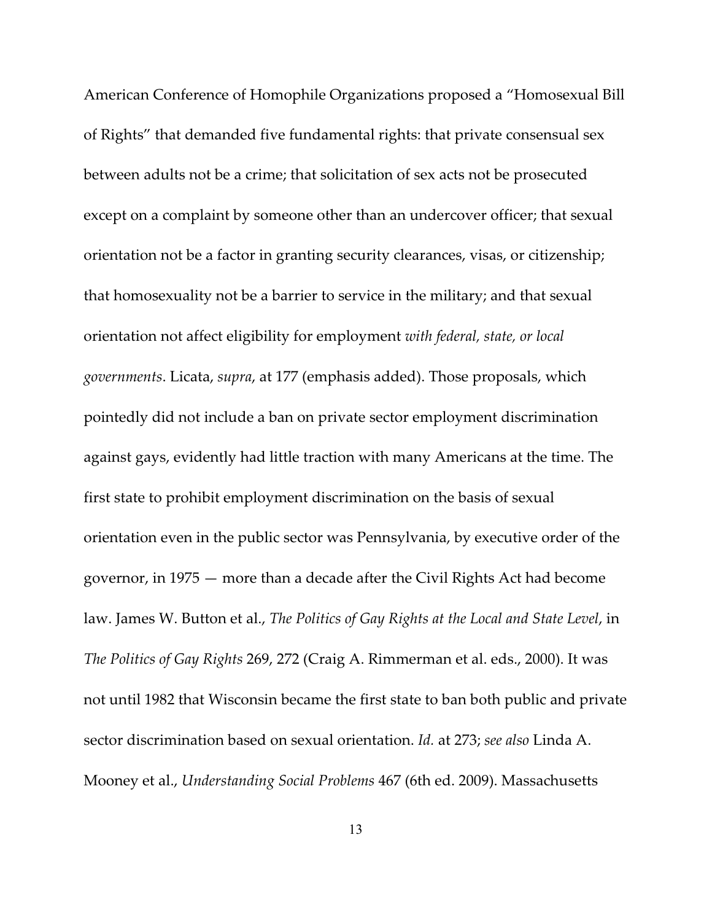American Conference of Homophile Organizations proposed a "Homosexual Bill of Rights" that demanded five fundamental rights: that private consensual sex between adults not be a crime; that solicitation of sex acts not be prosecuted except on a complaint by someone other than an undercover officer; that sexual orientation not be a factor in granting security clearances, visas, or citizenship; that homosexuality not be a barrier to service in the military; and that sexual orientation not affect eligibility for employment *with federal, state, or local governments*. Licata, *supra*, at 177 (emphasis added). Those proposals, which pointedly did not include a ban on private sector employment discrimination against gays, evidently had little traction with many Americans at the time. The first state to prohibit employment discrimination on the basis of sexual orientation even in the public sector was Pennsylvania, by executive order of the governor, in 1975 — more than a decade after the Civil Rights Act had become law. James W. Button et al., *The Politics of Gay Rights at the Local and State Level*, in *The Politics of Gay Rights* 269, 272 (Craig A. Rimmerman et al. eds., 2000). It was not until 1982 that Wisconsin became the first state to ban both public and private sector discrimination based on sexual orientation. *Id.* at 273; *see also* Linda A. Mooney et al., *Understanding Social Problems* 467 (6th ed. 2009). Massachusetts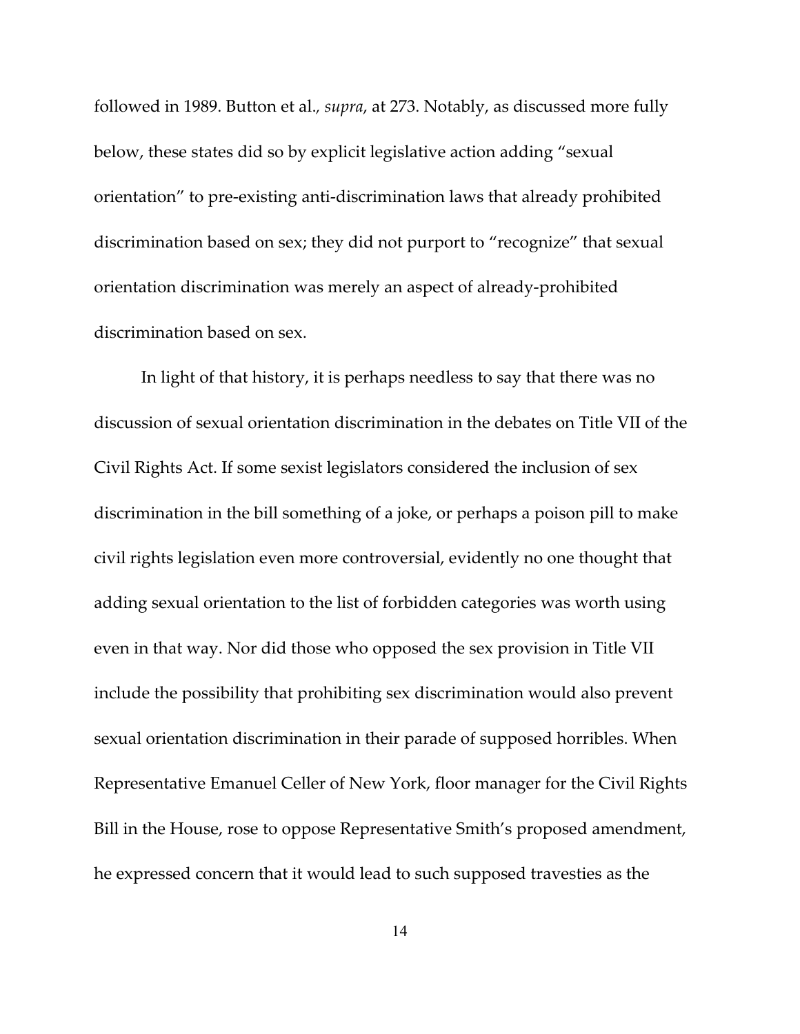followed in 1989. Button et al., *supra*, at 273. Notably, as discussed more fully below, these states did so by explicit legislative action adding "sexual orientation" to pre-existing anti-discrimination laws that already prohibited discrimination based on sex; they did not purport to "recognize" that sexual orientation discrimination was merely an aspect of already-prohibited discrimination based on sex.

In light of that history, it is perhaps needless to say that there was no discussion of sexual orientation discrimination in the debates on Title VII of the Civil Rights Act. If some sexist legislators considered the inclusion of sex discrimination in the bill something of a joke, or perhaps a poison pill to make civil rights legislation even more controversial, evidently no one thought that adding sexual orientation to the list of forbidden categories was worth using even in that way. Nor did those who opposed the sex provision in Title VII include the possibility that prohibiting sex discrimination would also prevent sexual orientation discrimination in their parade of supposed horribles. When Representative Emanuel Celler of New York, floor manager for the Civil Rights Bill in the House, rose to oppose Representative Smith's proposed amendment, he expressed concern that it would lead to such supposed travesties as the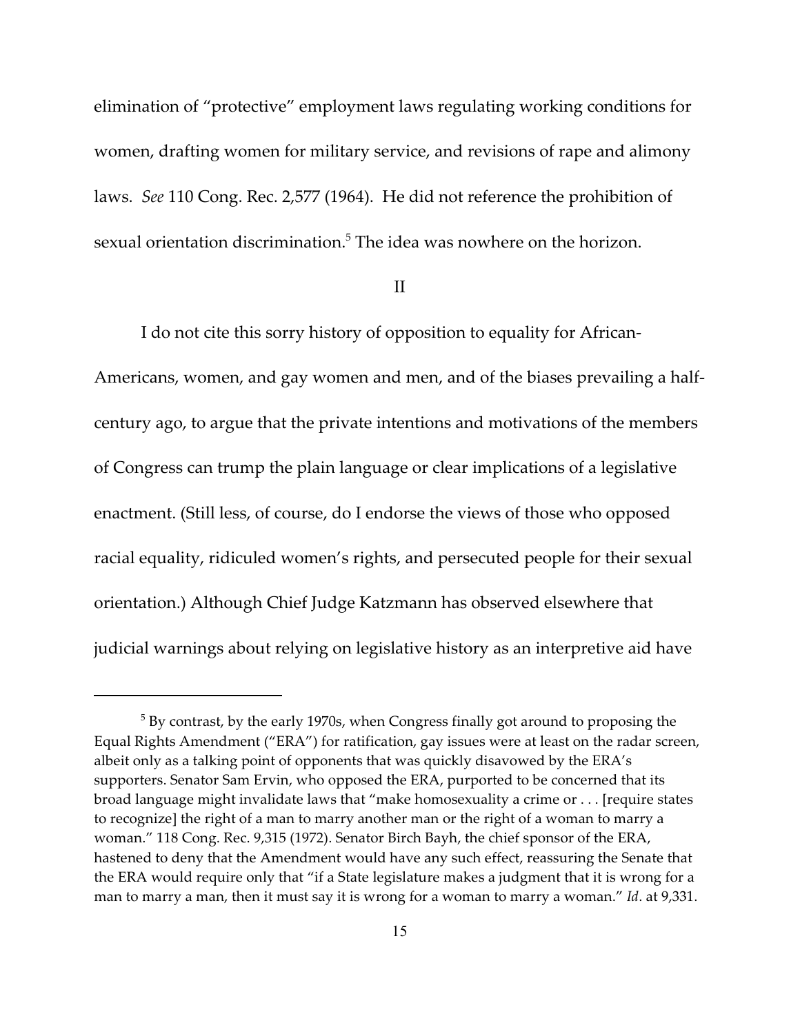elimination of "protective" employment laws regulating working conditions for women, drafting women for military service, and revisions of rape and alimony laws. *See* 110 Cong. Rec. 2,577 (1964). He did not reference the prohibition of sexual orientation discrimination.[5] The idea was nowhere on the horizon.

## II

I do not cite this sorry history of opposition to equality for African-Americans, women, and gay women and men, and of the biases prevailing a half-century ago, to argue that the private intentions and motivations of the members of Congress can trump the plain language or clear implications of a legislative enactment. (Still less, of course, do I endorse the views of those who opposed racial equality, ridiculed women's rights, and persecuted people for their sexual orientation.) Although Chief Judge Katzmann has observed elsewhere that judicial warnings about relying on legislative history as an interpretive aid have

---

[5] By contrast, by the early 1970s, when Congress finally got around to proposing the Equal Rights Amendment ("ERA") for ratification, gay issues were at least on the radar screen, albeit only as a talking point of opponents that was quickly disavowed by the ERA's supporters. Senator Sam Ervin, who opposed the ERA, purported to be concerned that its broad language might invalidate laws that "make homosexuality a crime or . . . [require states to recognize] the right of a man to marry another man or the right of a woman to marry a woman." 118 Cong. Rec. 9,315 (1972). Senator Birch Bayh, the chief sponsor of the ERA, hastened to deny that the Amendment would have any such effect, reassuring the Senate that the ERA would require only that "if a State legislature makes a judgment that it is wrong for a man to marry a man, then it must say it is wrong for a woman to marry a woman." *Id*. at 9,331.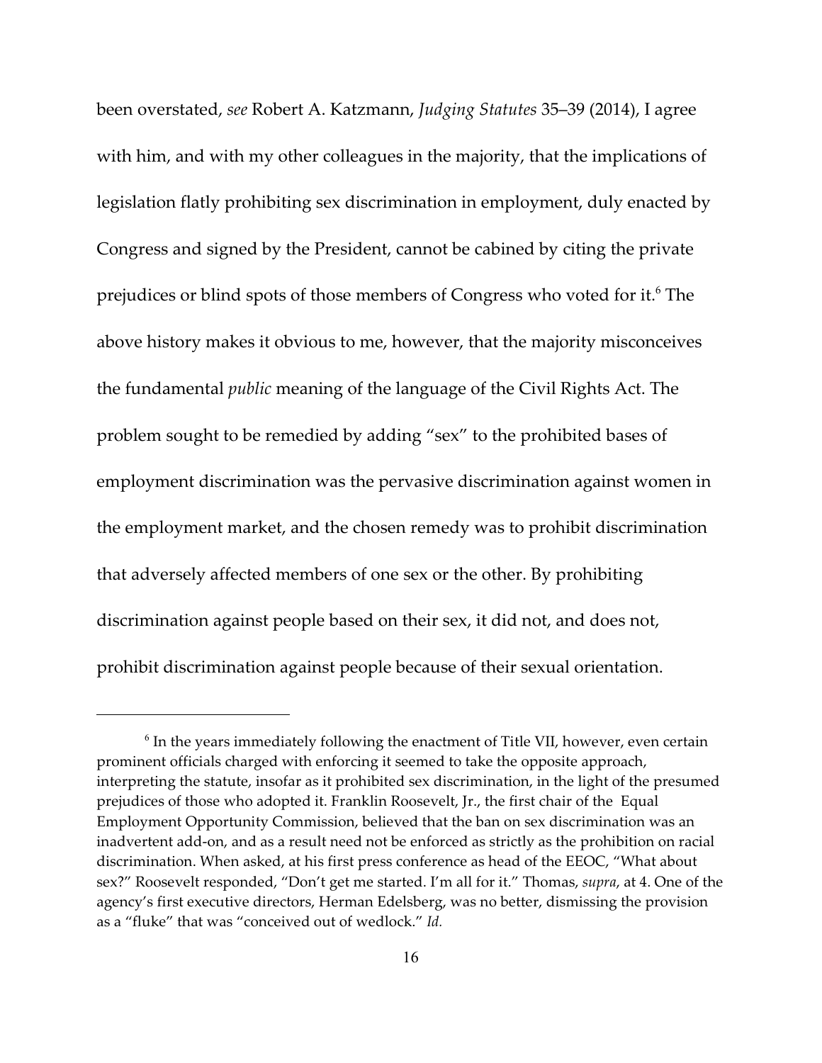been overstated, *see* Robert A. Katzmann, *Judging Statutes* 35–39 (2014), I agree with him, and with my other colleagues in the majority, that the implications of legislation flatly prohibiting sex discrimination in employment, duly enacted by Congress and signed by the President, cannot be cabined by citing the private prejudices or blind spots of those members of Congress who voted for it.[6] The above history makes it obvious to me, however, that the majority misconceives the fundamental *public* meaning of the language of the Civil Rights Act. The problem sought to be remedied by adding "sex" to the prohibited bases of employment discrimination was the pervasive discrimination against women in the employment market, and the chosen remedy was to prohibit discrimination that adversely affected members of one sex or the other. By prohibiting discrimination against people based on their sex, it did not, and does not, prohibit discrimination against people because of their sexual orientation.

---

[6] In the years immediately following the enactment of Title VII, however, even certain prominent officials charged with enforcing it seemed to take the opposite approach, interpreting the statute, insofar as it prohibited sex discrimination, in the light of the presumed prejudices of those who adopted it. Franklin Roosevelt, Jr., the first chair of the Equal Employment Opportunity Commission, believed that the ban on sex discrimination was an inadvertent add-on, and as a result need not be enforced as strictly as the prohibition on racial discrimination. When asked, at his first press conference as head of the EEOC, "What about sex?" Roosevelt responded, "Don't get me started. I'm all for it." Thomas, *supra*, at 4. One of the agency's first executive directors, Herman Edelsberg, was no better, dismissing the provision as a "fluke" that was "conceived out of wedlock." *Id.*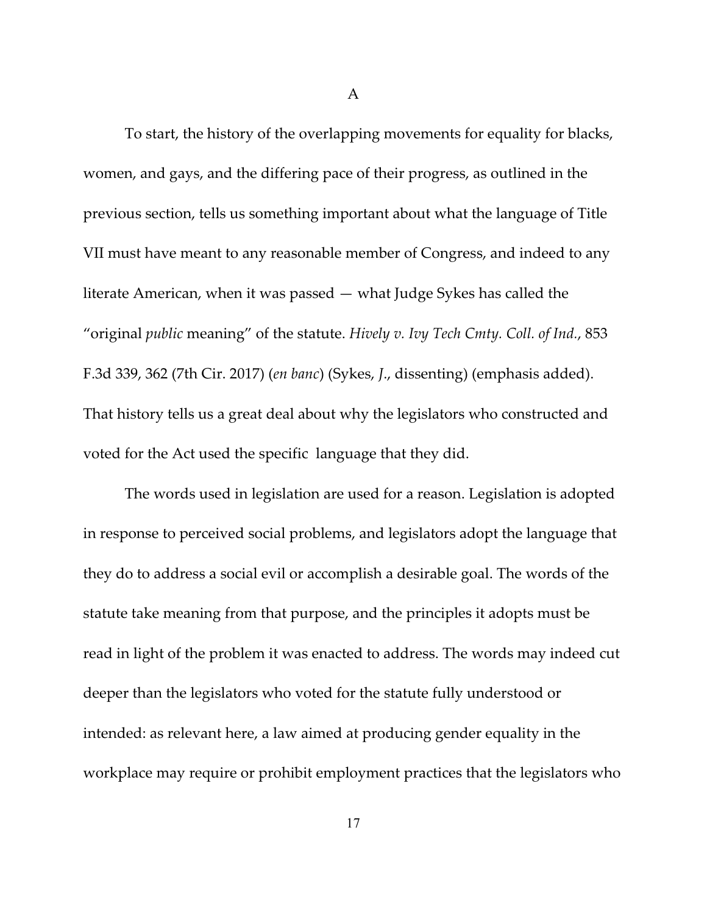A

To start, the history of the overlapping movements for equality for blacks, women, and gays, and the differing pace of their progress, as outlined in the previous section, tells us something important about what the language of Title VII must have meant to any reasonable member of Congress, and indeed to any literate American, when it was passed — what Judge Sykes has called the "original *public* meaning" of the statute. *Hively v. Ivy Tech Cmty. Coll. of Ind.*, 853 F.3d 339, 362 (7th Cir. 2017) (*en banc*) (Sykes, *J.*, dissenting) (emphasis added). That history tells us a great deal about why the legislators who constructed and voted for the Act used the specific language that they did.

The words used in legislation are used for a reason. Legislation is adopted in response to perceived social problems, and legislators adopt the language that they do to address a social evil or accomplish a desirable goal. The words of the statute take meaning from that purpose, and the principles it adopts must be read in light of the problem it was enacted to address. The words may indeed cut deeper than the legislators who voted for the statute fully understood or intended: as relevant here, a law aimed at producing gender equality in the workplace may require or prohibit employment practices that the legislators who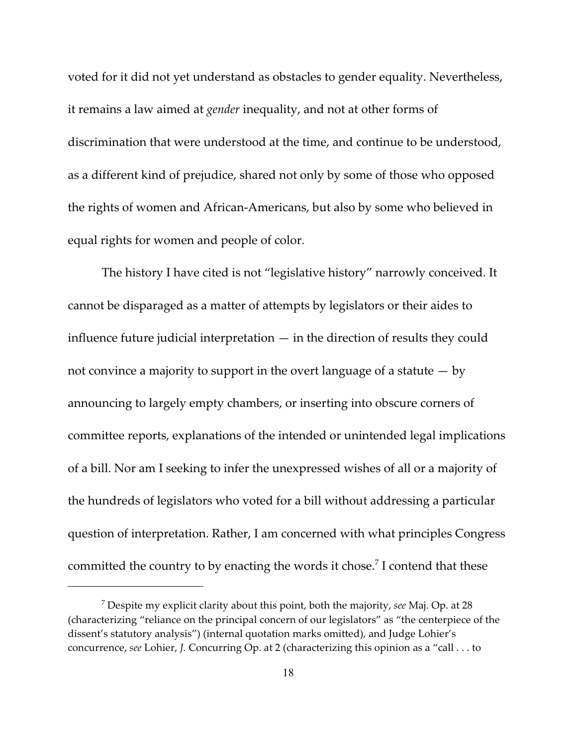voted for it did not yet understand as obstacles to gender equality. Nevertheless, it remains a law aimed at *gender* inequality, and not at other forms of discrimination that were understood at the time, and continue to be understood, as a different kind of prejudice, shared not only by some of those who opposed the rights of women and African-Americans, but also by some who believed in equal rights for women and people of color.

The history I have cited is not "legislative history" narrowly conceived. It cannot be disparaged as a matter of attempts by legislators or their aides to influence future judicial interpretation — in the direction of results they could not convince a majority to support in the overt language of a statute — by announcing to largely empty chambers, or inserting into obscure corners of committee reports, explanations of the intended or unintended legal implications of a bill. Nor am I seeking to infer the unexpressed wishes of all or a majority of the hundreds of legislators who voted for a bill without addressing a particular question of interpretation. Rather, I am concerned with what principles Congress committed the country to by enacting the words it chose.[7] I contend that these

[7] Despite my explicit clarity about this point, both the majority, *see* Maj. Op. at 28 (characterizing "reliance on the principal concern of our legislators" as "the centerpiece of the dissent's statutory analysis") (internal quotation marks omitted), and Judge Lohier's concurrence, *see* Lohier, *J.* Concurring Op. at 2 (characterizing this opinion as a "call . . . to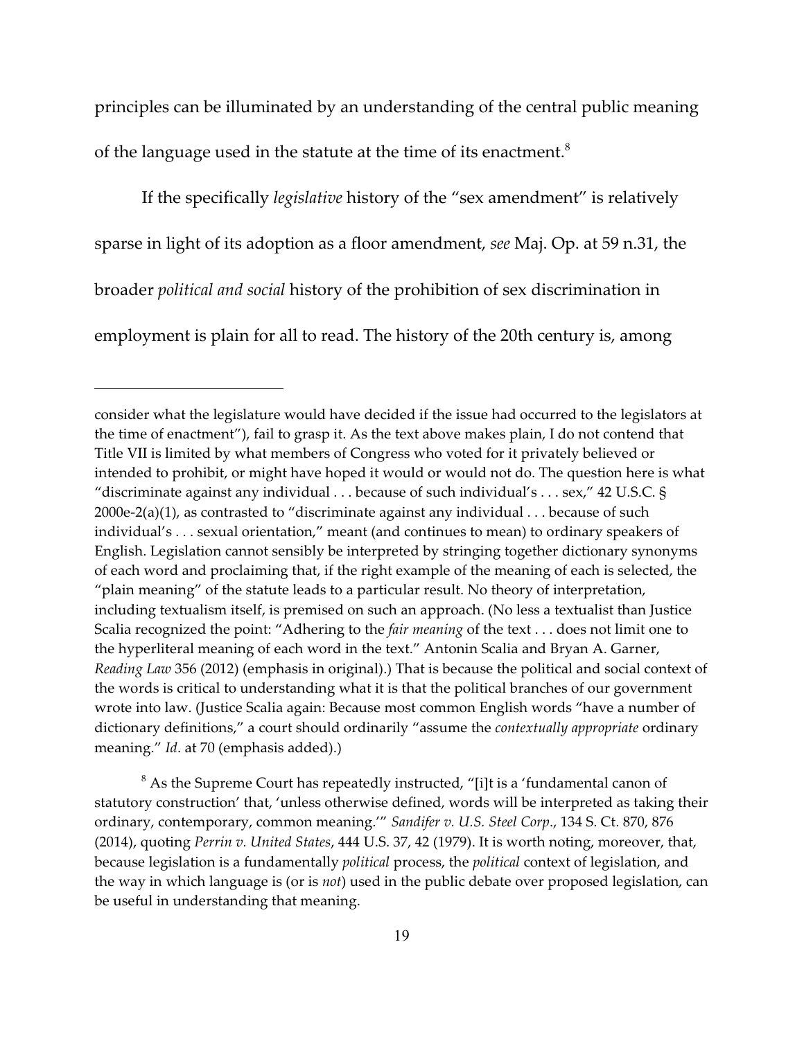principles can be illuminated by an understanding of the central public meaning of the language used in the statute at the time of its enactment.[8]

If the specifically *legislative* history of the "sex amendment" is relatively sparse in light of its adoption as a floor amendment, *see* Maj. Op. at 59 n.31, the broader *political and social* history of the prohibition of sex discrimination in employment is plain for all to read. The history of the 20th century is, among

---

consider what the legislature would have decided if the issue had occurred to the legislators at the time of enactment"), fail to grasp it. As the text above makes plain, I do not contend that Title VII is limited by what members of Congress who voted for it privately believed or intended to prohibit, or might have hoped it would or would not do. The question here is what "discriminate against any individual . . . because of such individual's . . . sex," 42 U.S.C. § 2000e-2(a)(1), as contrasted to "discriminate against any individual . . . because of such individual's . . . sexual orientation," meant (and continues to mean) to ordinary speakers of English. Legislation cannot sensibly be interpreted by stringing together dictionary synonyms of each word and proclaiming that, if the right example of the meaning of each is selected, the "plain meaning" of the statute leads to a particular result. No theory of interpretation, including textualism itself, is premised on such an approach. (No less a textualist than Justice Scalia recognized the point: "Adhering to the *fair meaning* of the text . . . does not limit one to the hyperliteral meaning of each word in the text." Antonin Scalia and Bryan A. Garner, *Reading Law* 356 (2012) (emphasis in original).) That is because the political and social context of the words is critical to understanding what it is that the political branches of our government wrote into law. (Justice Scalia again: Because most common English words "have a number of dictionary definitions," a court should ordinarily "assume the *contextually appropriate* ordinary meaning." *Id*. at 70 (emphasis added).)

[8] As the Supreme Court has repeatedly instructed, "[i]t is a 'fundamental canon of statutory construction' that, 'unless otherwise defined, words will be interpreted as taking their ordinary, contemporary, common meaning.'" *Sandifer v. U.S. Steel Corp*., 134 S. Ct. 870, 876 (2014), quoting *Perrin v. United States*, 444 U.S. 37, 42 (1979). It is worth noting, moreover, that, because legislation is a fundamentally *political* process, the *political* context of legislation, and the way in which language is (or is *not*) used in the public debate over proposed legislation, can be useful in understanding that meaning.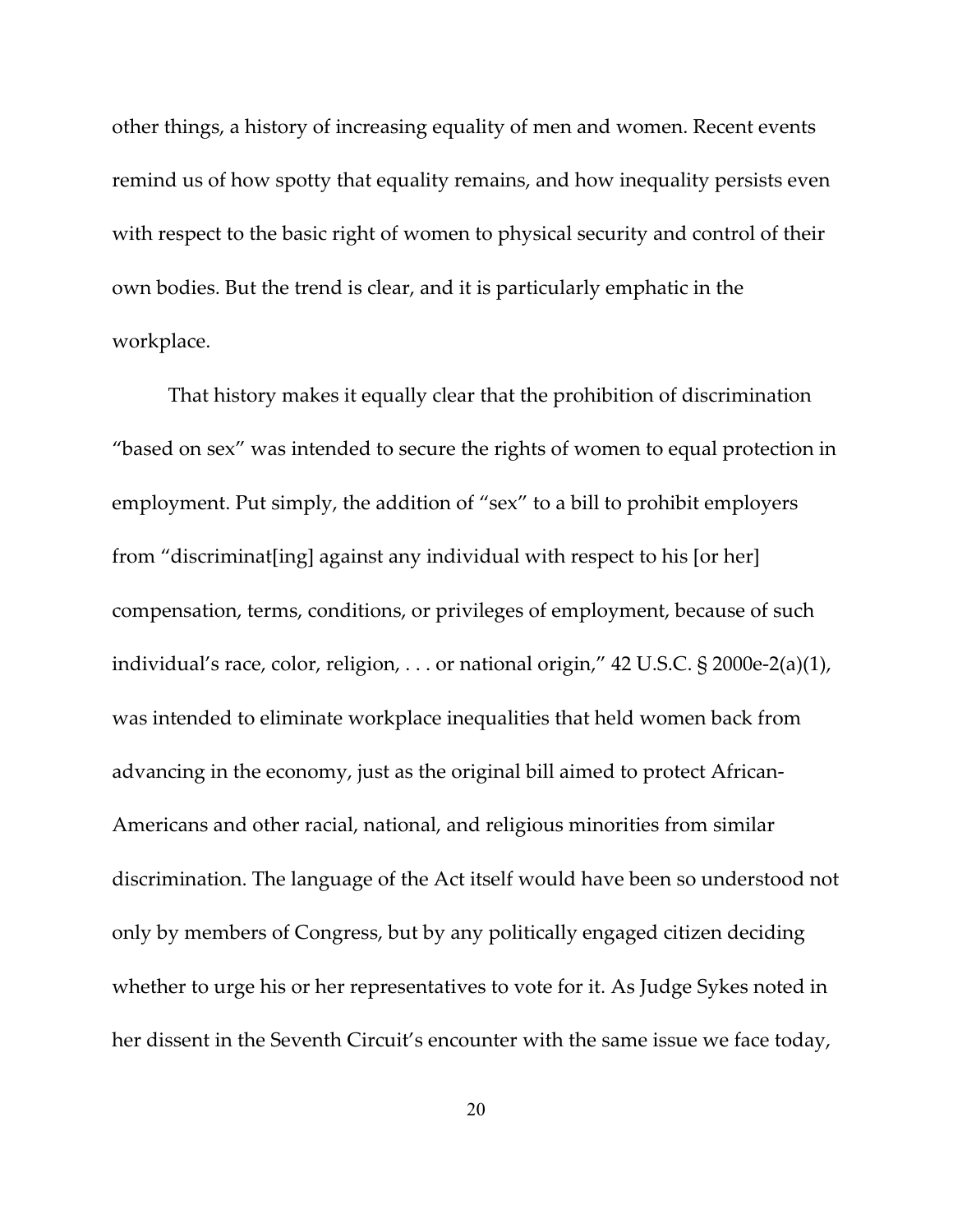other things, a history of increasing equality of men and women. Recent events remind us of how spotty that equality remains, and how inequality persists even with respect to the basic right of women to physical security and control of their own bodies. But the trend is clear, and it is particularly emphatic in the workplace.

That history makes it equally clear that the prohibition of discrimination "based on sex" was intended to secure the rights of women to equal protection in employment. Put simply, the addition of "sex" to a bill to prohibit employers from "discriminat[ing] against any individual with respect to his [or her] compensation, terms, conditions, or privileges of employment, because of such individual's race, color, religion, . . . or national origin," 42 U.S.C. § 2000e-2(a)(1), was intended to eliminate workplace inequalities that held women back from advancing in the economy, just as the original bill aimed to protect African-Americans and other racial, national, and religious minorities from similar discrimination. The language of the Act itself would have been so understood not only by members of Congress, but by any politically engaged citizen deciding whether to urge his or her representatives to vote for it. As Judge Sykes noted in her dissent in the Seventh Circuit's encounter with the same issue we face today,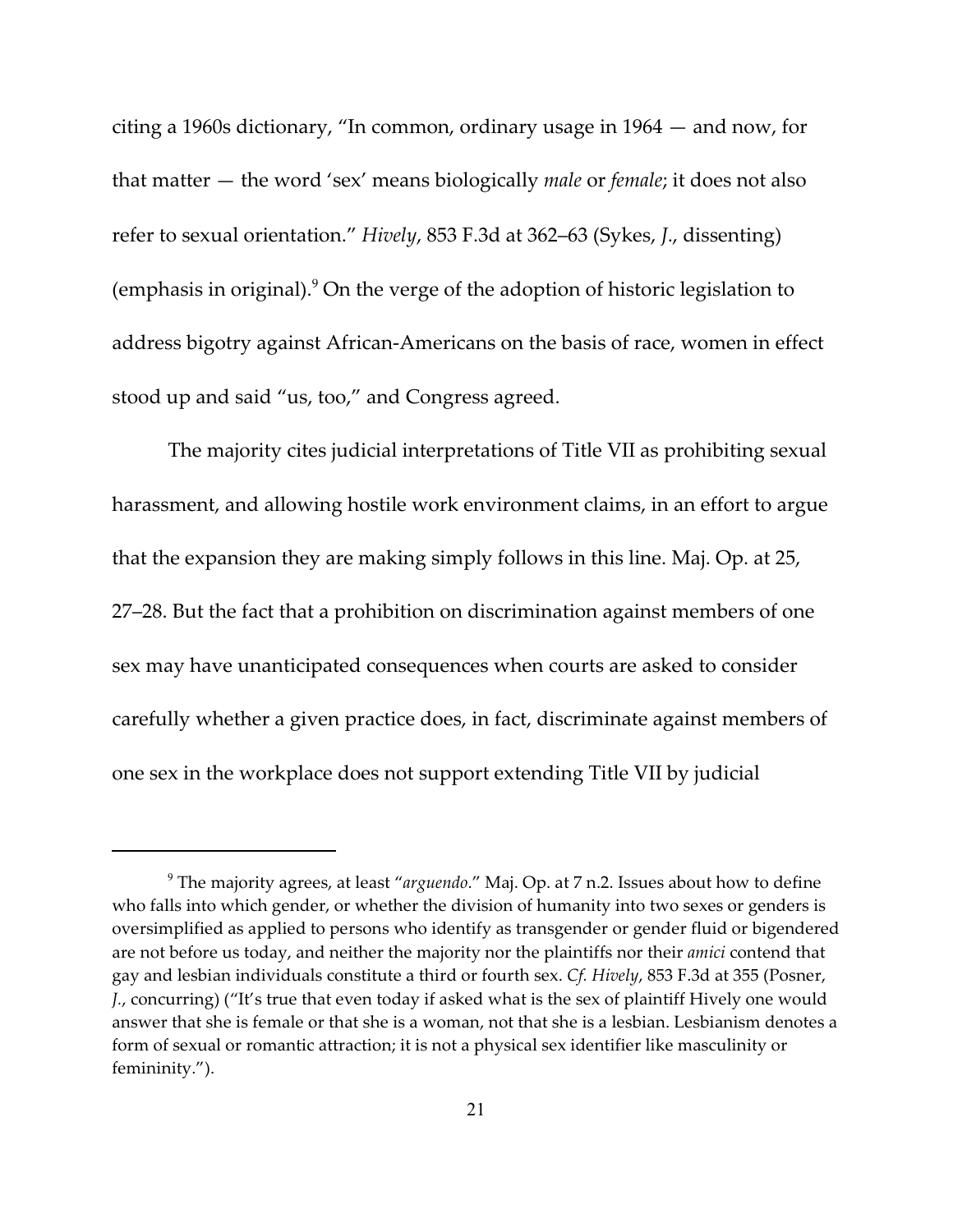citing a 1960s dictionary, "In common, ordinary usage in 1964 — and now, for that matter — the word 'sex' means biologically *male* or *female*; it does not also refer to sexual orientation." *Hively*, 853 F.3d at 362–63 (Sykes, *J*., dissenting) (emphasis in original).[9] On the verge of the adoption of historic legislation to address bigotry against African-Americans on the basis of race, women in effect stood up and said "us, too," and Congress agreed.

The majority cites judicial interpretations of Title VII as prohibiting sexual harassment, and allowing hostile work environment claims, in an effort to argue that the expansion they are making simply follows in this line. Maj. Op. at 25, 27–28. But the fact that a prohibition on discrimination against members of one sex may have unanticipated consequences when courts are asked to consider carefully whether a given practice does, in fact, discriminate against members of one sex in the workplace does not support extending Title VII by judicial

---

[9] The majority agrees, at least "*arguendo*." Maj. Op. at 7 n.2. Issues about how to define who falls into which gender, or whether the division of humanity into two sexes or genders is oversimplified as applied to persons who identify as transgender or gender fluid or bigendered are not before us today, and neither the majority nor the plaintiffs nor their *amici* contend that gay and lesbian individuals constitute a third or fourth sex. *Cf. Hively*, 853 F.3d at 355 (Posner, *J*., concurring) ("It's true that even today if asked what is the sex of plaintiff Hively one would answer that she is female or that she is a woman, not that she is a lesbian. Lesbianism denotes a form of sexual or romantic attraction; it is not a physical sex identifier like masculinity or femininity.").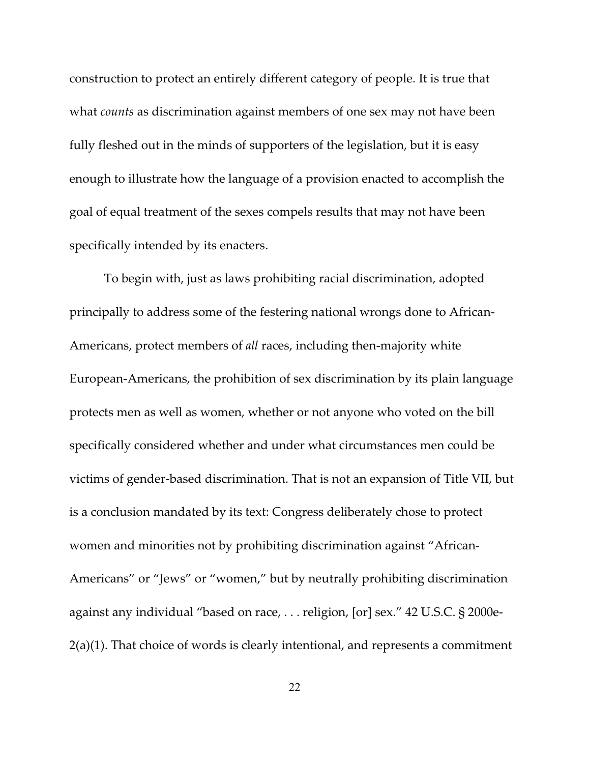construction to protect an entirely different category of people. It is true that what *counts* as discrimination against members of one sex may not have been fully fleshed out in the minds of supporters of the legislation, but it is easy enough to illustrate how the language of a provision enacted to accomplish the goal of equal treatment of the sexes compels results that may not have been specifically intended by its enacters.

To begin with, just as laws prohibiting racial discrimination, adopted principally to address some of the festering national wrongs done to African-Americans, protect members of *all* races, including then-majority white European-Americans, the prohibition of sex discrimination by its plain language protects men as well as women, whether or not anyone who voted on the bill specifically considered whether and under what circumstances men could be victims of gender-based discrimination. That is not an expansion of Title VII, but is a conclusion mandated by its text: Congress deliberately chose to protect women and minorities not by prohibiting discrimination against "African-Americans" or "Jews" or "women," but by neutrally prohibiting discrimination against any individual "based on race, . . . religion, [or] sex." 42 U.S.C. § 2000e-2(a)(1). That choice of words is clearly intentional, and represents a commitment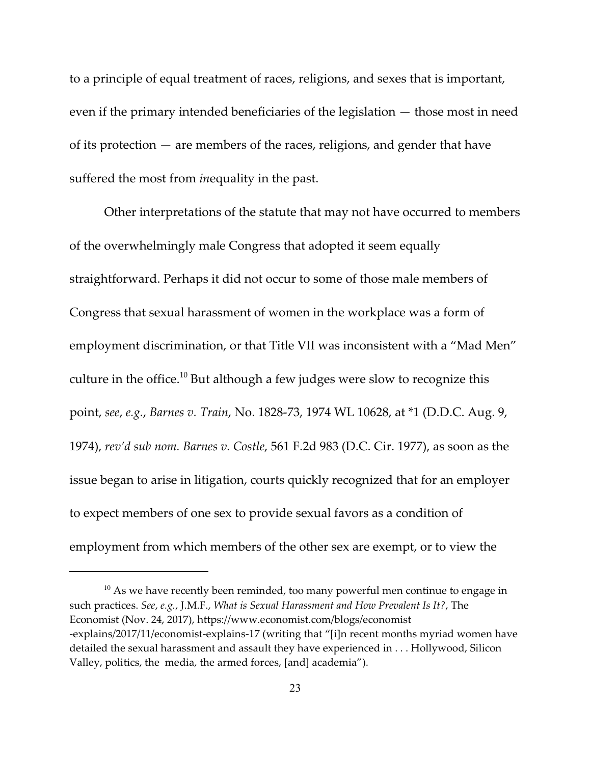to a principle of equal treatment of races, religions, and sexes that is important, even if the primary intended beneficiaries of the legislation — those most in need of its protection — are members of the races, religions, and gender that have suffered the most from *in*equality in the past.

Other interpretations of the statute that may not have occurred to members of the overwhelmingly male Congress that adopted it seem equally straightforward. Perhaps it did not occur to some of those male members of Congress that sexual harassment of women in the workplace was a form of employment discrimination, or that Title VII was inconsistent with a "Mad Men" culture in the office.[10] But although a few judges were slow to recognize this point, *see*, *e.g.*, *Barnes v. Train*, No. 1828-73, 1974 WL 10628, at *1 (D.D.C. Aug. 9, 1974), *rev'd sub nom. Barnes v. Costle*, 561 F.2d 983 (D.C. Cir. 1977), as soon as the issue began to arise in litigation, courts quickly recognized that for an employer to expect members of one sex to provide sexual favors as a condition of employment from which members of the other sex are exempt, or to view the

---

[10] As we have recently been reminded, too many powerful men continue to engage in such practices. *See*, *e.g.*, J.M.F., *What is Sexual Harassment and How Prevalent Is It?*, The Economist (Nov. 24, 2017), https://www.economist.com/blogs/economist-explains/2017/11/economist-explains-17 (writing that "[i]n recent months myriad women have detailed the sexual harassment and assault they have experienced in . . . Hollywood, Silicon Valley, politics, the media, the armed forces, [and] academia").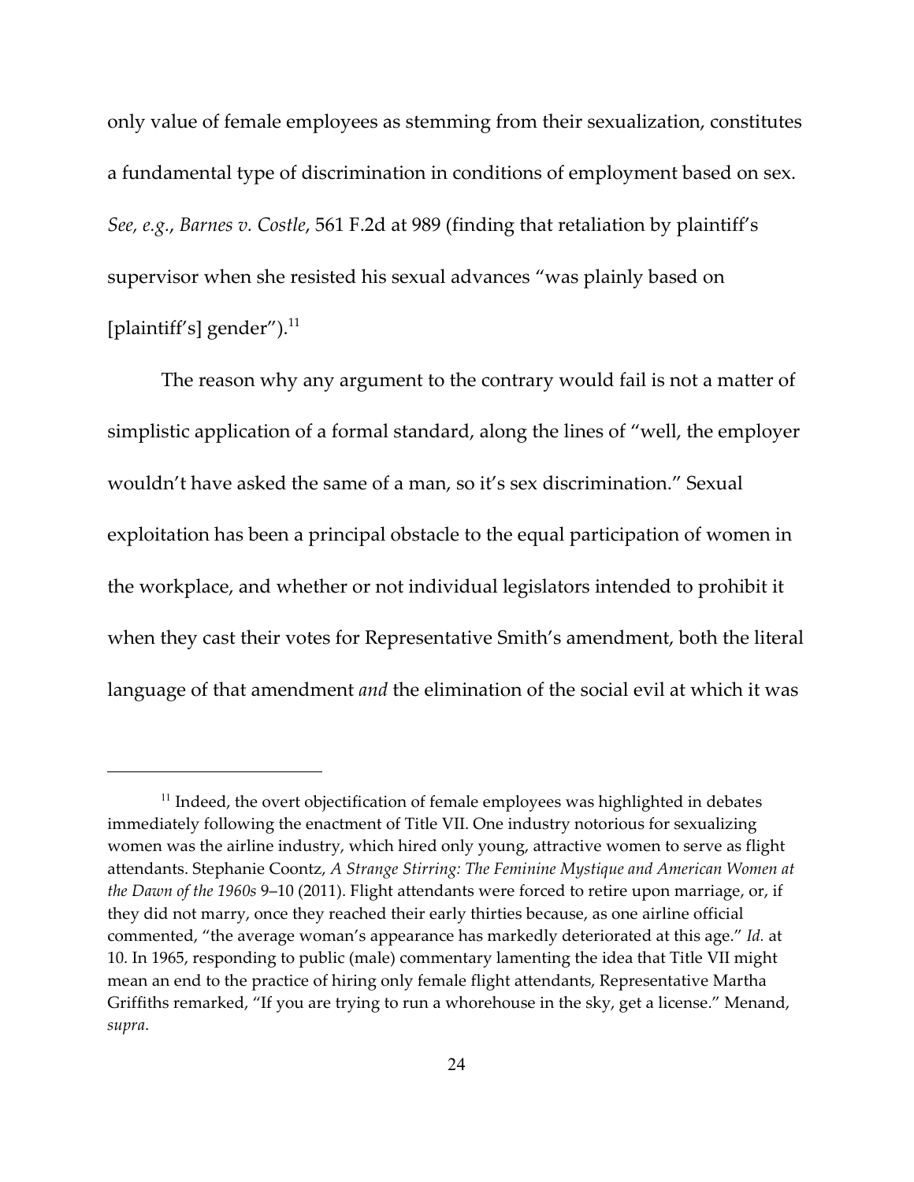only value of female employees as stemming from their sexualization, constitutes a fundamental type of discrimination in conditions of employment based on sex. *See, e.g.*, *Barnes v. Costle*, 561 F.2d at 989 (finding that retaliation by plaintiff's supervisor when she resisted his sexual advances "was plainly based on [plaintiff's] gender").[11]

The reason why any argument to the contrary would fail is not a matter of simplistic application of a formal standard, along the lines of "well, the employer wouldn't have asked the same of a man, so it's sex discrimination." Sexual exploitation has been a principal obstacle to the equal participation of women in the workplace, and whether or not individual legislators intended to prohibit it when they cast their votes for Representative Smith's amendment, both the literal language of that amendment *and* the elimination of the social evil at which it was

---

[11] Indeed, the overt objectification of female employees was highlighted in debates immediately following the enactment of Title VII. One industry notorious for sexualizing women was the airline industry, which hired only young, attractive women to serve as flight attendants. Stephanie Coontz, *A Strange Stirring: The Feminine Mystique and American Women at the Dawn of the 1960s* 9–10 (2011). Flight attendants were forced to retire upon marriage, or, if they did not marry, once they reached their early thirties because, as one airline official commented, "the average woman's appearance has markedly deteriorated at this age." *Id.* at 10. In 1965, responding to public (male) commentary lamenting the idea that Title VII might mean an end to the practice of hiring only female flight attendants, Representative Martha Griffiths remarked, "If you are trying to run a whorehouse in the sky, get a license." Menand, *supra*.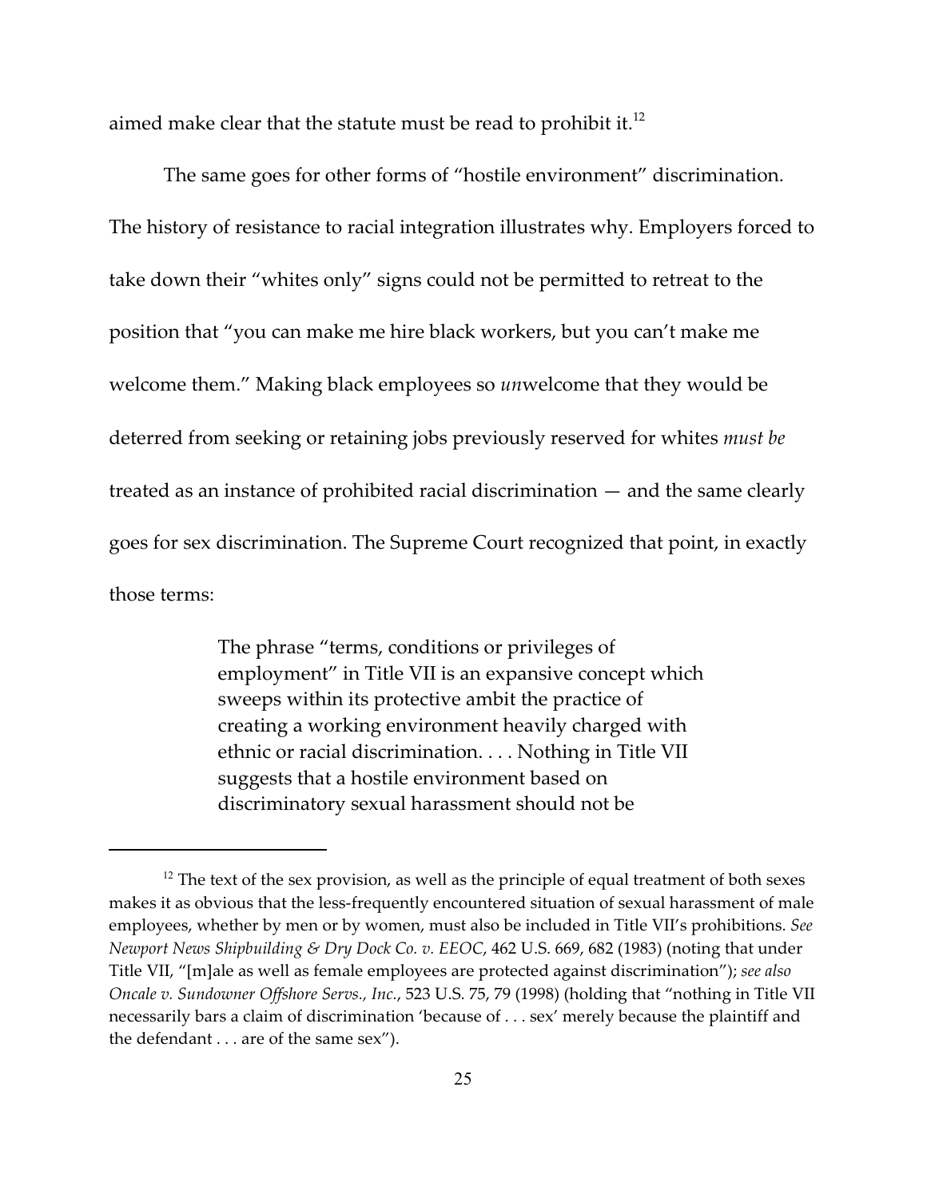aimed make clear that the statute must be read to prohibit it.[12]

The same goes for other forms of "hostile environment" discrimination. The history of resistance to racial integration illustrates why. Employers forced to take down their "whites only" signs could not be permitted to retreat to the position that "you can make me hire black workers, but you can't make me welcome them." Making black employees so *un*welcome that they would be deterred from seeking or retaining jobs previously reserved for whites *must be* treated as an instance of prohibited racial discrimination — and the same clearly goes for sex discrimination. The Supreme Court recognized that point, in exactly those terms:

> The phrase "terms, conditions or privileges of employment" in Title VII is an expansive concept which sweeps within its protective ambit the practice of creating a working environment heavily charged with ethnic or racial discrimination. . . . Nothing in Title VII suggests that a hostile environment based on discriminatory sexual harassment should not be

---

[12] The text of the sex provision, as well as the principle of equal treatment of both sexes makes it as obvious that the less-frequently encountered situation of sexual harassment of male employees, whether by men or by women, must also be included in Title VII's prohibitions. *See Newport News Shipbuilding & Dry Dock Co. v. EEOC*, 462 U.S. 669, 682 (1983) (noting that under Title VII, "[m]ale as well as female employees are protected against discrimination"); *see also Oncale v. Sundowner Offshore Servs., Inc.*, 523 U.S. 75, 79 (1998) (holding that "nothing in Title VII necessarily bars a claim of discrimination 'because of . . . sex' merely because the plaintiff and the defendant . . . are of the same sex").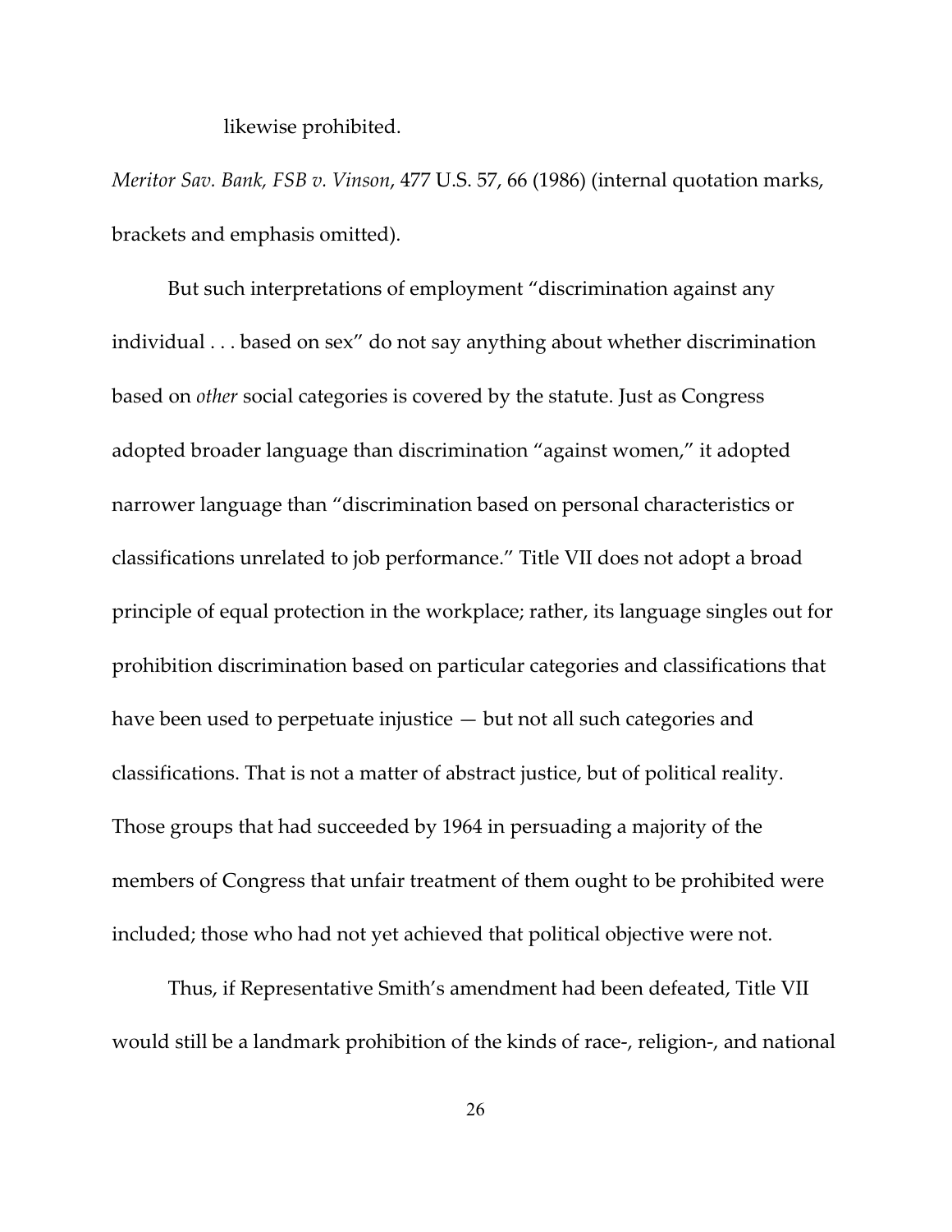likewise prohibited.

*Meritor Sav. Bank, FSB v. Vinson*, 477 U.S. 57, 66 (1986) (internal quotation marks, brackets and emphasis omitted).

But such interpretations of employment "discrimination against any individual . . . based on sex" do not say anything about whether discrimination based on *other* social categories is covered by the statute. Just as Congress adopted broader language than discrimination "against women," it adopted narrower language than "discrimination based on personal characteristics or classifications unrelated to job performance." Title VII does not adopt a broad principle of equal protection in the workplace; rather, its language singles out for prohibition discrimination based on particular categories and classifications that have been used to perpetuate injustice — but not all such categories and classifications. That is not a matter of abstract justice, but of political reality. Those groups that had succeeded by 1964 in persuading a majority of the members of Congress that unfair treatment of them ought to be prohibited were included; those who had not yet achieved that political objective were not.

Thus, if Representative Smith's amendment had been defeated, Title VII would still be a landmark prohibition of the kinds of race-, religion-, and national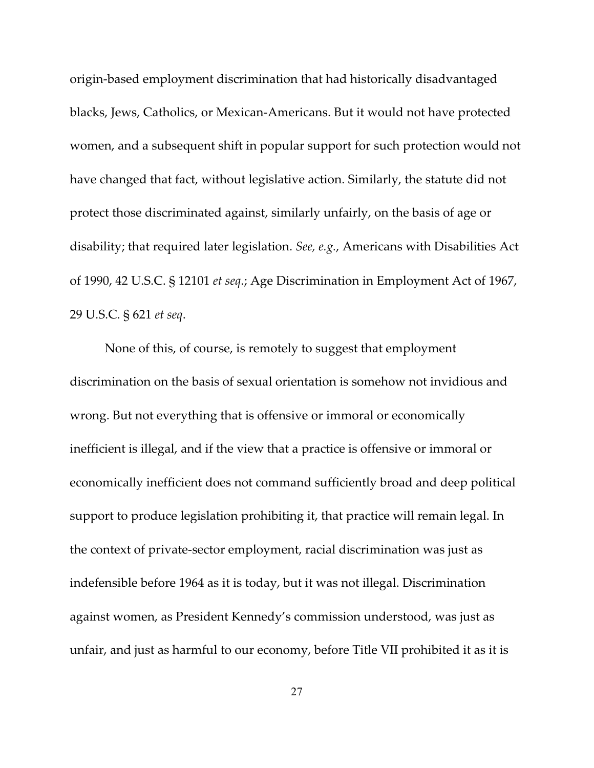origin-based employment discrimination that had historically disadvantaged blacks, Jews, Catholics, or Mexican-Americans. But it would not have protected women, and a subsequent shift in popular support for such protection would not have changed that fact, without legislative action. Similarly, the statute did not protect those discriminated against, similarly unfairly, on the basis of age or disability; that required later legislation. *See, e.g.*, Americans with Disabilities Act of 1990, 42 U.S.C. § 12101 *et seq*.; Age Discrimination in Employment Act of 1967, 29 U.S.C. § 621 *et seq*.

None of this, of course, is remotely to suggest that employment discrimination on the basis of sexual orientation is somehow not invidious and wrong. But not everything that is offensive or immoral or economically inefficient is illegal, and if the view that a practice is offensive or immoral or economically inefficient does not command sufficiently broad and deep political support to produce legislation prohibiting it, that practice will remain legal. In the context of private-sector employment, racial discrimination was just as indefensible before 1964 as it is today, but it was not illegal. Discrimination against women, as President Kennedy's commission understood, was just as unfair, and just as harmful to our economy, before Title VII prohibited it as it is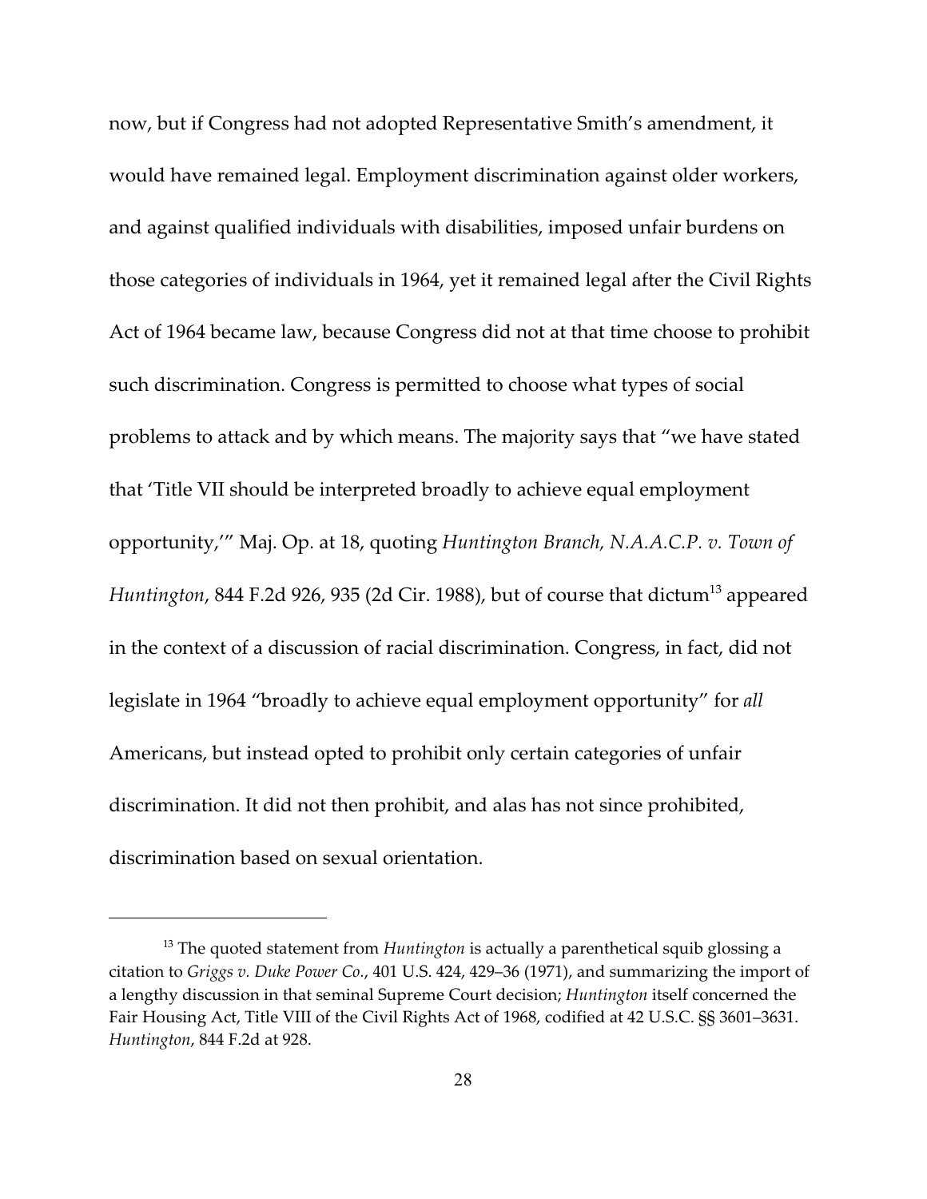now, but if Congress had not adopted Representative Smith's amendment, it would have remained legal. Employment discrimination against older workers, and against qualified individuals with disabilities, imposed unfair burdens on those categories of individuals in 1964, yet it remained legal after the Civil Rights Act of 1964 became law, because Congress did not at that time choose to prohibit such discrimination. Congress is permitted to choose what types of social problems to attack and by which means. The majority says that "we have stated that 'Title VII should be interpreted broadly to achieve equal employment opportunity,'" Maj. Op. at 18, quoting *Huntington Branch, N.A.A.C.P. v. Town of Huntington*, 844 F.2d 926, 935 (2d Cir. 1988), but of course that dictum[13] appeared in the context of a discussion of racial discrimination. Congress, in fact, did not legislate in 1964 "broadly to achieve equal employment opportunity" for *all* Americans, but instead opted to prohibit only certain categories of unfair discrimination. It did not then prohibit, and alas has not since prohibited, discrimination based on sexual orientation.

---

[13] The quoted statement from *Huntington* is actually a parenthetical squib glossing a citation to *Griggs v. Duke Power Co.*, 401 U.S. 424, 429–36 (1971), and summarizing the import of a lengthy discussion in that seminal Supreme Court decision; *Huntington* itself concerned the Fair Housing Act, Title VIII of the Civil Rights Act of 1968, codified at 42 U.S.C. §§ 3601–3631. *Huntington*, 844 F.2d at 928.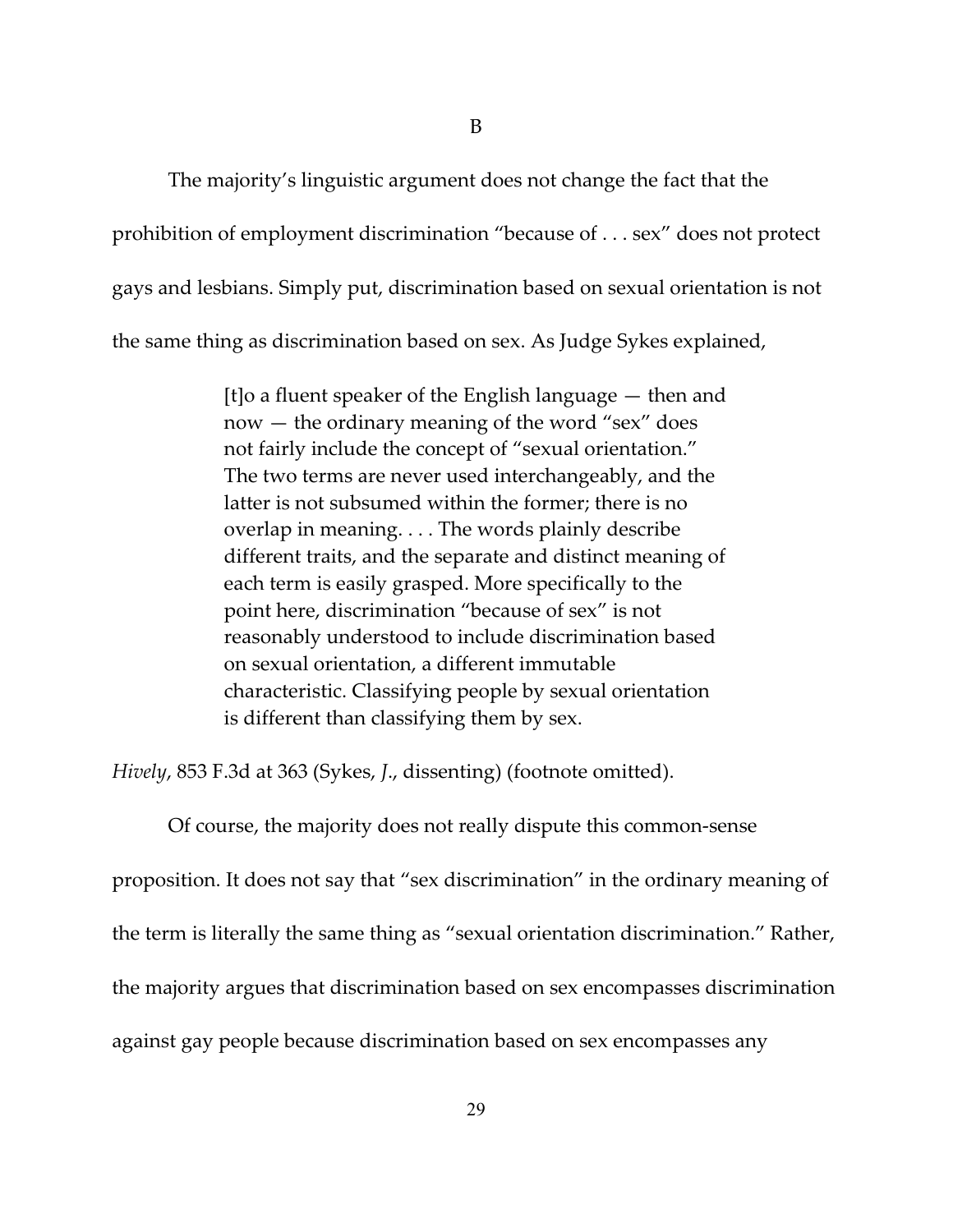B

The majority's linguistic argument does not change the fact that the prohibition of employment discrimination "because of . . . sex" does not protect gays and lesbians. Simply put, discrimination based on sexual orientation is not the same thing as discrimination based on sex. As Judge Sykes explained,

> [t]o a fluent speaker of the English language — then and now — the ordinary meaning of the word "sex" does not fairly include the concept of "sexual orientation." The two terms are never used interchangeably, and the latter is not subsumed within the former; there is no overlap in meaning. . . . The words plainly describe different traits, and the separate and distinct meaning of each term is easily grasped. More specifically to the point here, discrimination "because of sex" is not reasonably understood to include discrimination based on sexual orientation, a different immutable characteristic. Classifying people by sexual orientation is different than classifying them by sex.

*Hively*, 853 F.3d at 363 (Sykes, *J*., dissenting) (footnote omitted).

Of course, the majority does not really dispute this common-sense proposition. It does not say that "sex discrimination" in the ordinary meaning of the term is literally the same thing as "sexual orientation discrimination." Rather, the majority argues that discrimination based on sex encompasses discrimination against gay people because discrimination based on sex encompasses any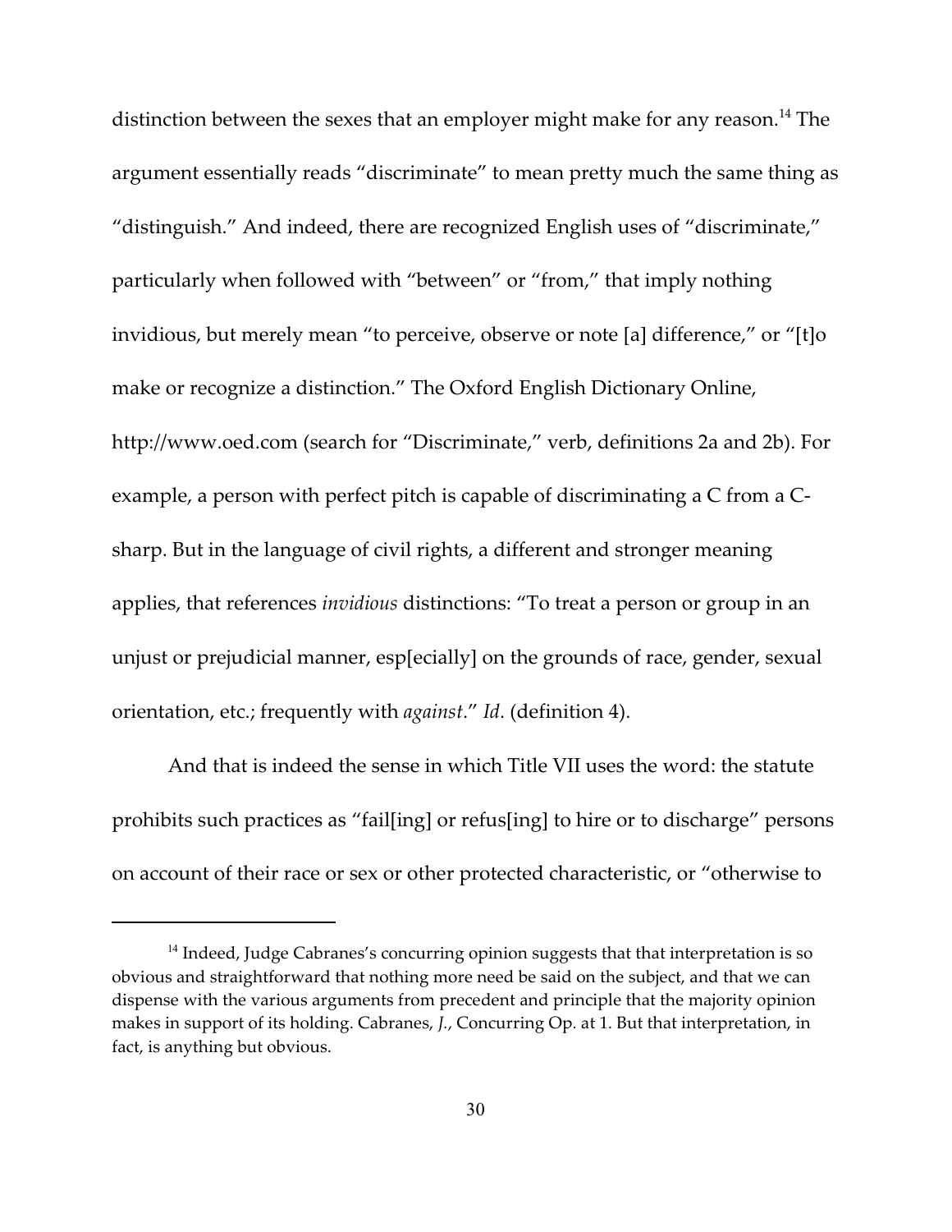distinction between the sexes that an employer might make for any reason.[14] The argument essentially reads "discriminate" to mean pretty much the same thing as "distinguish." And indeed, there are recognized English uses of "discriminate," particularly when followed with "between" or "from," that imply nothing invidious, but merely mean "to perceive, observe or note [a] difference," or "[t]o make or recognize a distinction." The Oxford English Dictionary Online, http://www.oed.com (search for "Discriminate," verb, definitions 2a and 2b). For example, a person with perfect pitch is capable of discriminating a C from a C-sharp. But in the language of civil rights, a different and stronger meaning applies, that references *invidious* distinctions: "To treat a person or group in an unjust or prejudicial manner, esp[ecially] on the grounds of race, gender, sexual orientation, etc.; frequently with *against*." *Id*. (definition 4).

And that is indeed the sense in which Title VII uses the word: the statute prohibits such practices as "fail[ing] or refus[ing] to hire or to discharge" persons on account of their race or sex or other protected characteristic, or "otherwise to

---

[14] Indeed, Judge Cabranes's concurring opinion suggests that that interpretation is so obvious and straightforward that nothing more need be said on the subject, and that we can dispense with the various arguments from precedent and principle that the majority opinion makes in support of its holding. Cabranes, *J.*, Concurring Op. at 1. But that interpretation, in fact, is anything but obvious.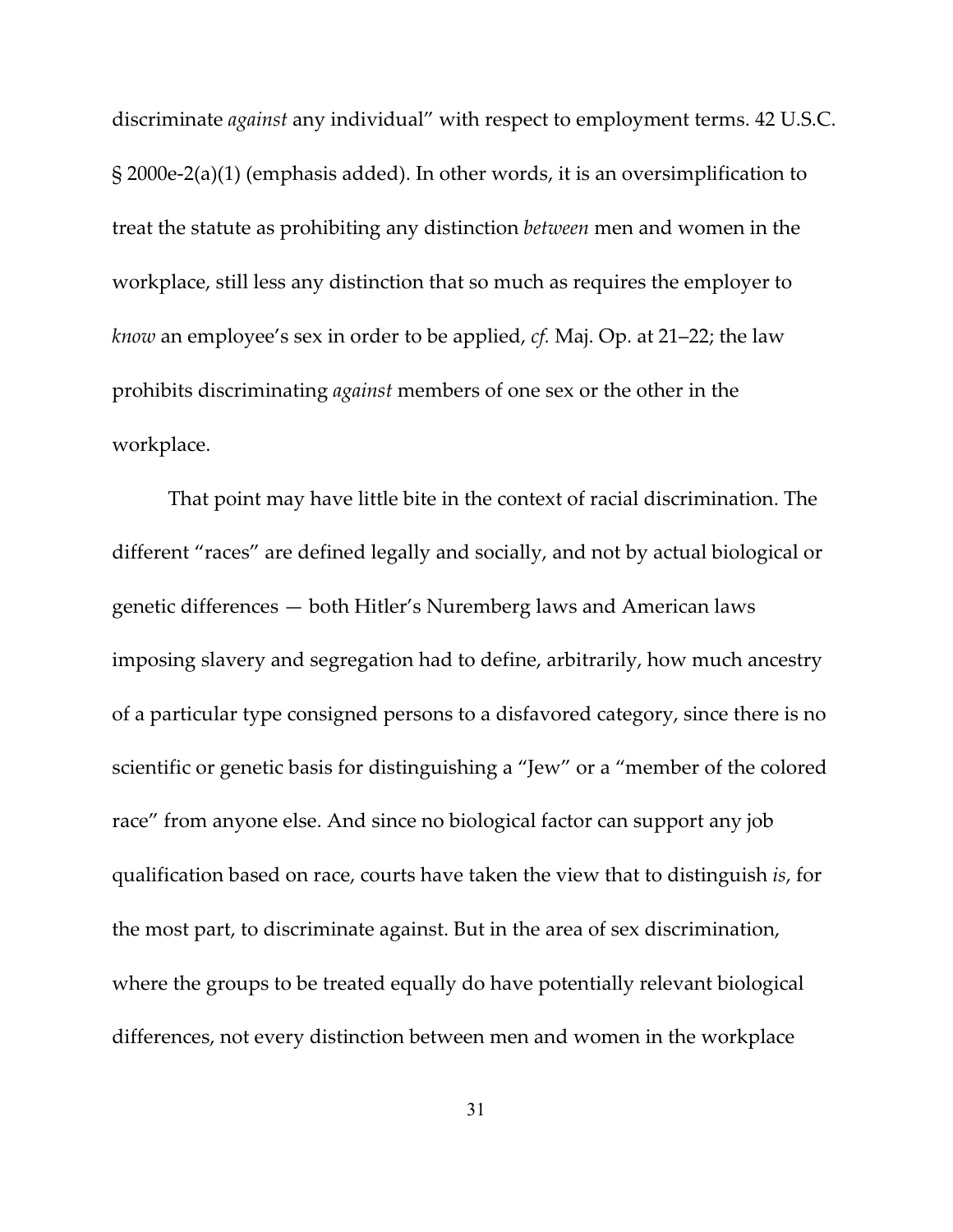discriminate *against* any individual" with respect to employment terms. 42 U.S.C. § 2000e-2(a)(1) (emphasis added). In other words, it is an oversimplification to treat the statute as prohibiting any distinction *between* men and women in the workplace, still less any distinction that so much as requires the employer to *know* an employee's sex in order to be applied, *cf.* Maj. Op. at 21–22; the law prohibits discriminating *against* members of one sex or the other in the workplace.

That point may have little bite in the context of racial discrimination. The different "races" are defined legally and socially, and not by actual biological or genetic differences — both Hitler's Nuremberg laws and American laws imposing slavery and segregation had to define, arbitrarily, how much ancestry of a particular type consigned persons to a disfavored category, since there is no scientific or genetic basis for distinguishing a "Jew" or a "member of the colored race" from anyone else. And since no biological factor can support any job qualification based on race, courts have taken the view that to distinguish *is*, for the most part, to discriminate against. But in the area of sex discrimination, where the groups to be treated equally do have potentially relevant biological differences, not every distinction between men and women in the workplace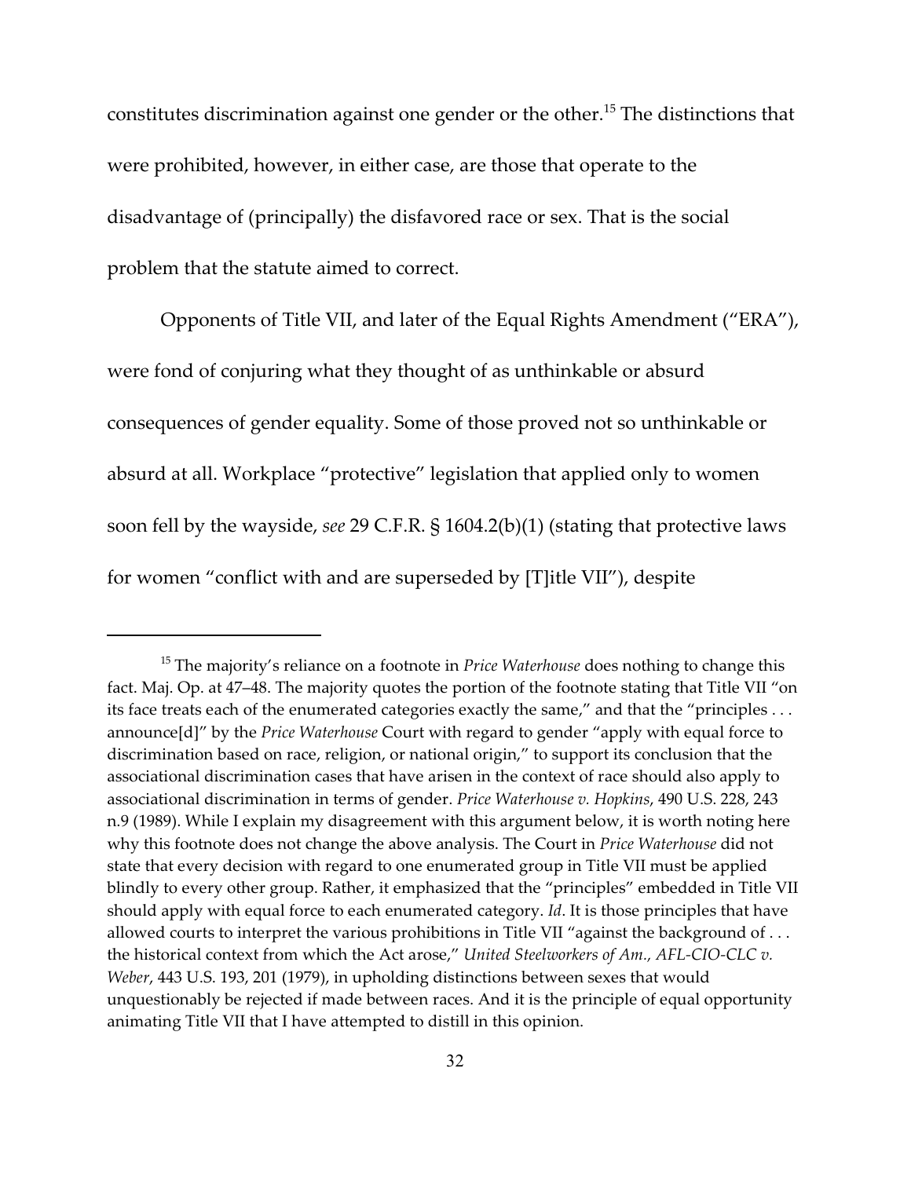constitutes discrimination against one gender or the other.[15] The distinctions that were prohibited, however, in either case, are those that operate to the disadvantage of (principally) the disfavored race or sex. That is the social problem that the statute aimed to correct.

Opponents of Title VII, and later of the Equal Rights Amendment ("ERA"), were fond of conjuring what they thought of as unthinkable or absurd consequences of gender equality. Some of those proved not so unthinkable or absurd at all. Workplace "protective" legislation that applied only to women soon fell by the wayside, *see* 29 C.F.R. § 1604.2(b)(1) (stating that protective laws for women "conflict with and are superseded by [T]itle VII"), despite

---

[15] The majority's reliance on a footnote in *Price Waterhouse* does nothing to change this fact. Maj. Op. at 47–48. The majority quotes the portion of the footnote stating that Title VII "on its face treats each of the enumerated categories exactly the same," and that the "principles . . . announce[d]" by the *Price Waterhouse* Court with regard to gender "apply with equal force to discrimination based on race, religion, or national origin," to support its conclusion that the associational discrimination cases that have arisen in the context of race should also apply to associational discrimination in terms of gender. *Price Waterhouse v. Hopkins*, 490 U.S. 228, 243 n.9 (1989). While I explain my disagreement with this argument below, it is worth noting here why this footnote does not change the above analysis. The Court in *Price Waterhouse* did not state that every decision with regard to one enumerated group in Title VII must be applied blindly to every other group. Rather, it emphasized that the "principles" embedded in Title VII should apply with equal force to each enumerated category. *Id*. It is those principles that have allowed courts to interpret the various prohibitions in Title VII "against the background of . . . the historical context from which the Act arose," *United Steelworkers of Am., AFL-CIO-CLC v. Weber*, 443 U.S. 193, 201 (1979), in upholding distinctions between sexes that would unquestionably be rejected if made between races. And it is the principle of equal opportunity animating Title VII that I have attempted to distill in this opinion.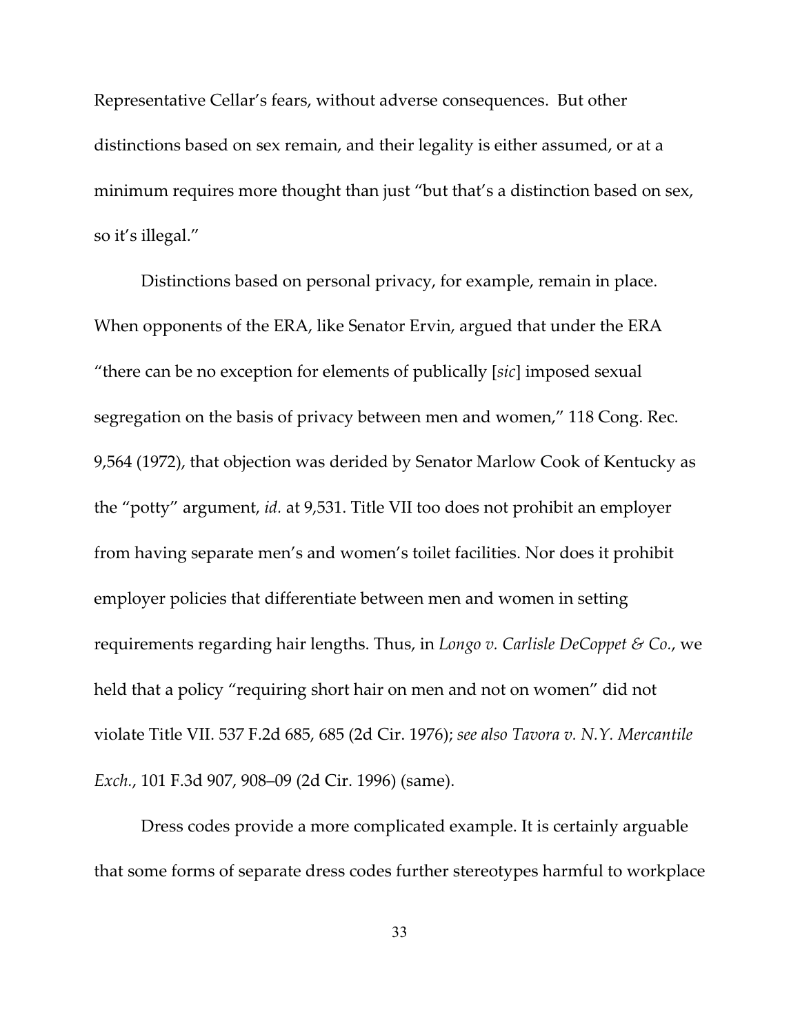Representative Cellar's fears, without adverse consequences. But other distinctions based on sex remain, and their legality is either assumed, or at a minimum requires more thought than just "but that's a distinction based on sex, so it's illegal."

Distinctions based on personal privacy, for example, remain in place. When opponents of the ERA, like Senator Ervin, argued that under the ERA "there can be no exception for elements of publically [*sic*] imposed sexual segregation on the basis of privacy between men and women," 118 Cong. Rec. 9,564 (1972), that objection was derided by Senator Marlow Cook of Kentucky as the "potty" argument, *id.* at 9,531. Title VII too does not prohibit an employer from having separate men's and women's toilet facilities. Nor does it prohibit employer policies that differentiate between men and women in setting requirements regarding hair lengths. Thus, in *Longo v. Carlisle DeCoppet & Co.*, we held that a policy "requiring short hair on men and not on women" did not violate Title VII. 537 F.2d 685, 685 (2d Cir. 1976); *see also Tavora v. N.Y. Mercantile Exch.*, 101 F.3d 907, 908–09 (2d Cir. 1996) (same).

Dress codes provide a more complicated example. It is certainly arguable that some forms of separate dress codes further stereotypes harmful to workplace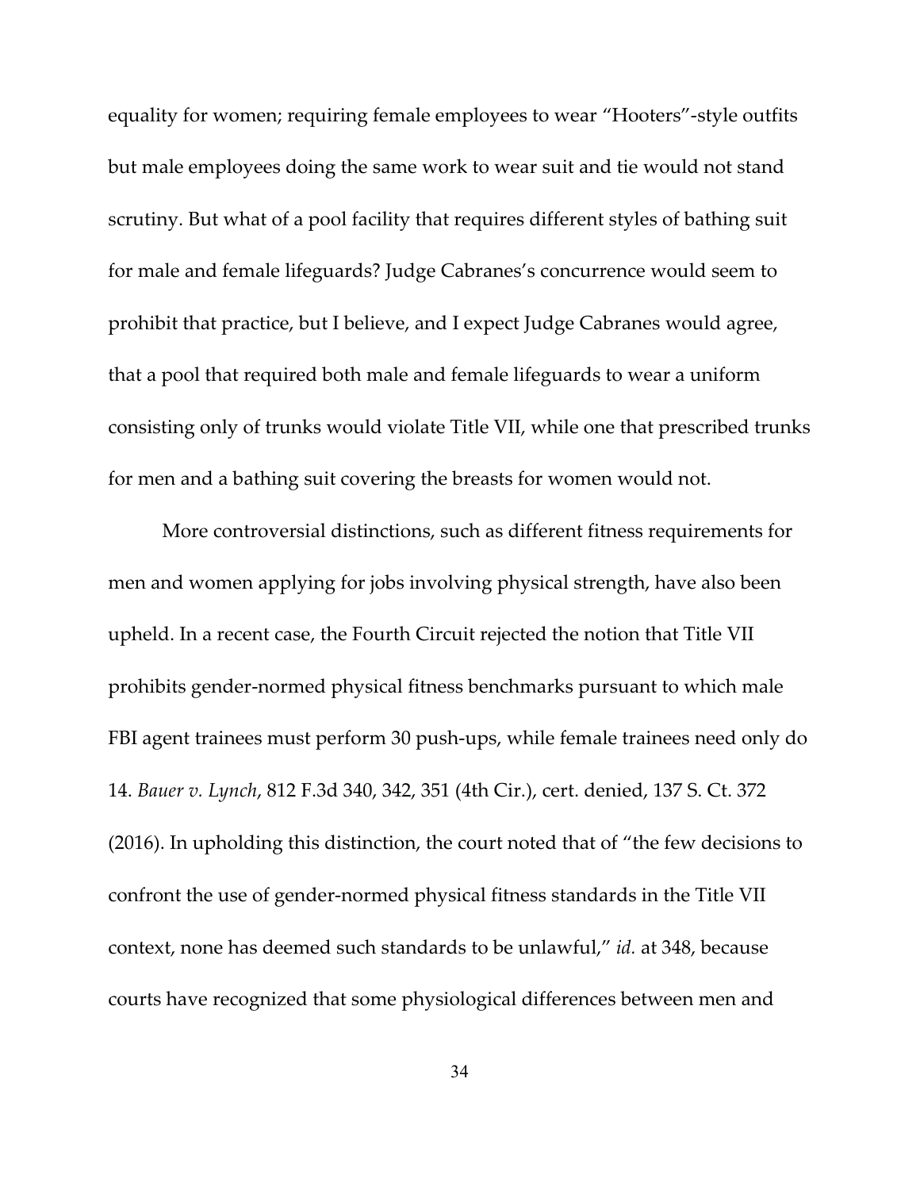equality for women; requiring female employees to wear "Hooters"-style outfits but male employees doing the same work to wear suit and tie would not stand scrutiny. But what of a pool facility that requires different styles of bathing suit for male and female lifeguards? Judge Cabranes's concurrence would seem to prohibit that practice, but I believe, and I expect Judge Cabranes would agree, that a pool that required both male and female lifeguards to wear a uniform consisting only of trunks would violate Title VII, while one that prescribed trunks for men and a bathing suit covering the breasts for women would not.

More controversial distinctions, such as different fitness requirements for men and women applying for jobs involving physical strength, have also been upheld. In a recent case, the Fourth Circuit rejected the notion that Title VII prohibits gender-normed physical fitness benchmarks pursuant to which male FBI agent trainees must perform 30 push-ups, while female trainees need only do 14. *Bauer v. Lynch*, 812 F.3d 340, 342, 351 (4th Cir.), cert. denied, 137 S. Ct. 372 (2016). In upholding this distinction, the court noted that of "the few decisions to confront the use of gender-normed physical fitness standards in the Title VII context, none has deemed such standards to be unlawful," *id.* at 348, because courts have recognized that some physiological differences between men and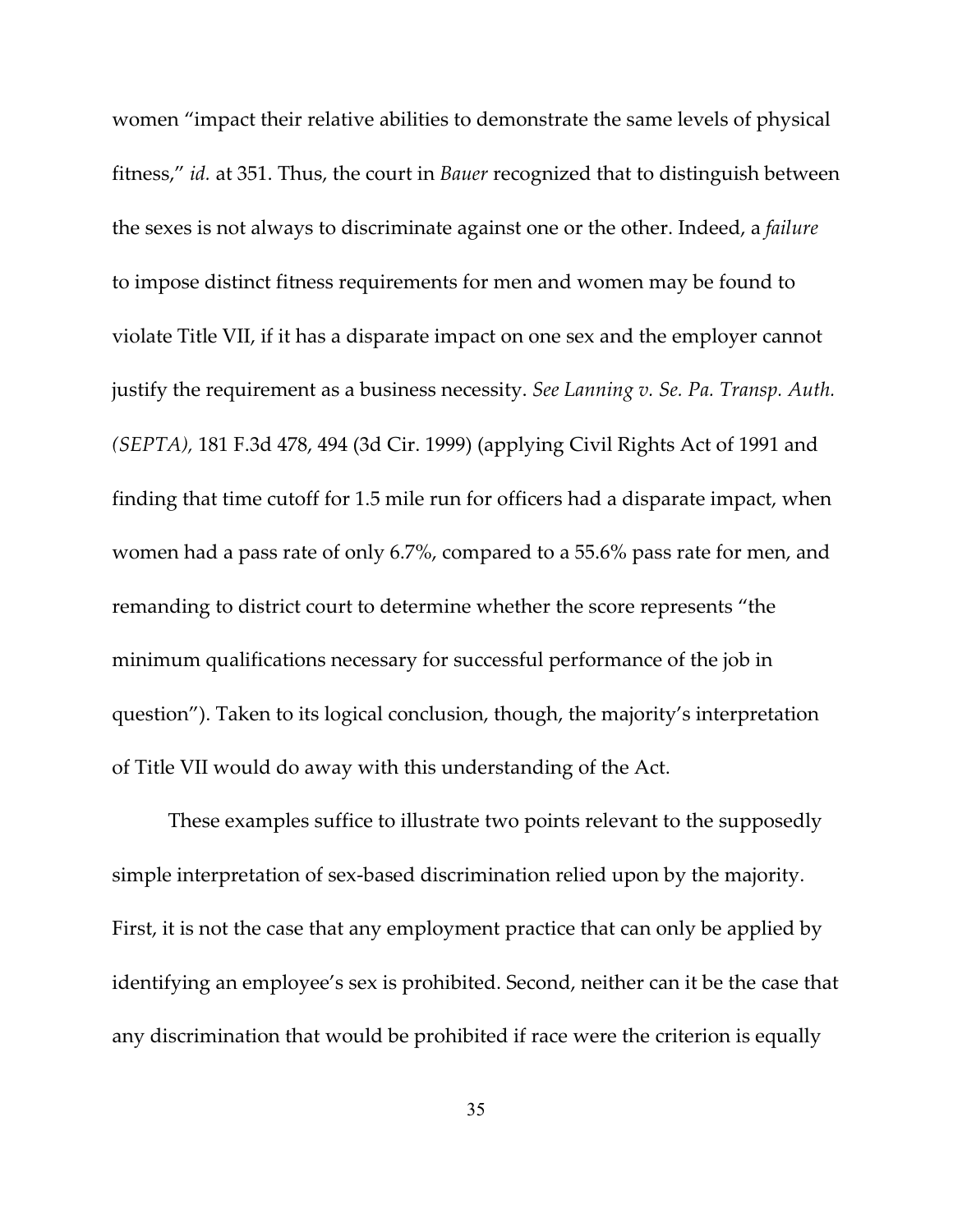women "impact their relative abilities to demonstrate the same levels of physical fitness," *id.* at 351. Thus, the court in *Bauer* recognized that to distinguish between the sexes is not always to discriminate against one or the other. Indeed, a *failure* to impose distinct fitness requirements for men and women may be found to violate Title VII, if it has a disparate impact on one sex and the employer cannot justify the requirement as a business necessity. *See Lanning v. Se. Pa. Transp. Auth. (SEPTA)*, 181 F.3d 478, 494 (3d Cir. 1999) (applying Civil Rights Act of 1991 and finding that time cutoff for 1.5 mile run for officers had a disparate impact, when women had a pass rate of only 6.7%, compared to a 55.6% pass rate for men, and remanding to district court to determine whether the score represents "the minimum qualifications necessary for successful performance of the job in question"). Taken to its logical conclusion, though, the majority's interpretation of Title VII would do away with this understanding of the Act.

These examples suffice to illustrate two points relevant to the supposedly simple interpretation of sex-based discrimination relied upon by the majority. First, it is not the case that any employment practice that can only be applied by identifying an employee's sex is prohibited. Second, neither can it be the case that any discrimination that would be prohibited if race were the criterion is equally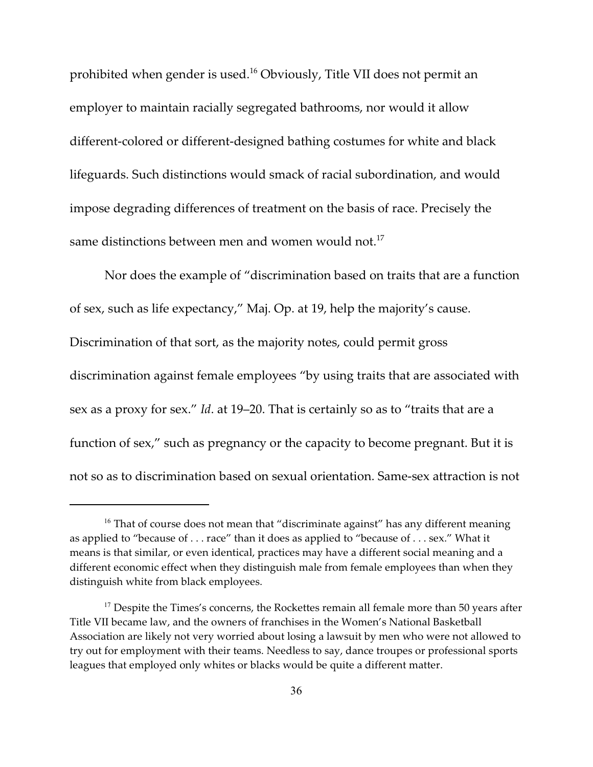prohibited when gender is used.[16] Obviously, Title VII does not permit an employer to maintain racially segregated bathrooms, nor would it allow different-colored or different-designed bathing costumes for white and black lifeguards. Such distinctions would smack of racial subordination, and would impose degrading differences of treatment on the basis of race. Precisely the same distinctions between men and women would not.[17]

Nor does the example of "discrimination based on traits that are a function of sex, such as life expectancy," Maj. Op. at 19, help the majority's cause. Discrimination of that sort, as the majority notes, could permit gross discrimination against female employees "by using traits that are associated with sex as a proxy for sex." *Id*. at 19–20. That is certainly so as to "traits that are a function of sex," such as pregnancy or the capacity to become pregnant. But it is not so as to discrimination based on sexual orientation. Same-sex attraction is not

---

[16] That of course does not mean that "discriminate against" has any different meaning as applied to "because of . . . race" than it does as applied to "because of . . . sex." What it means is that similar, or even identical, practices may have a different social meaning and a different economic effect when they distinguish male from female employees than when they distinguish white from black employees.

[17] Despite the Times's concerns, the Rockettes remain all female more than 50 years after Title VII became law, and the owners of franchises in the Women's National Basketball Association are likely not very worried about losing a lawsuit by men who were not allowed to try out for employment with their teams. Needless to say, dance troupes or professional sports leagues that employed only whites or blacks would be quite a different matter.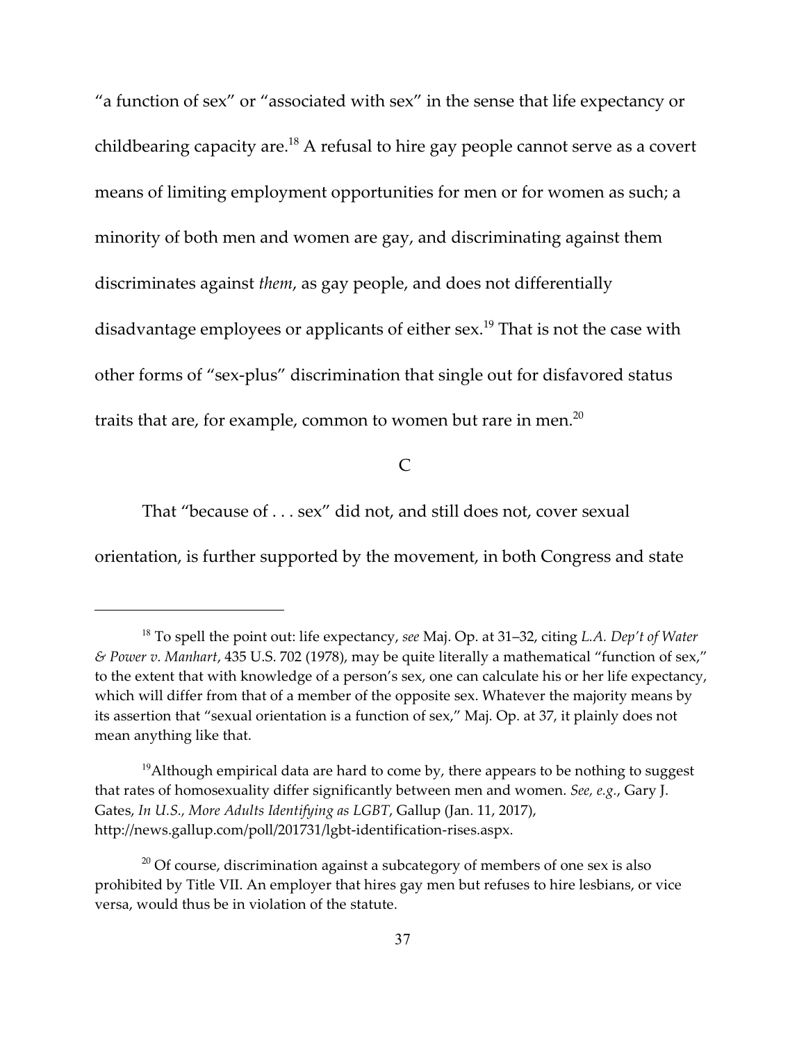"a function of sex" or "associated with sex" in the sense that life expectancy or childbearing capacity are.[18] A refusal to hire gay people cannot serve as a covert means of limiting employment opportunities for men or for women as such; a minority of both men and women are gay, and discriminating against them discriminates against *them*, as gay people, and does not differentially disadvantage employees or applicants of either sex.[19] That is not the case with other forms of "sex-plus" discrimination that single out for disfavored status traits that are, for example, common to women but rare in men.[20]

## C

That "because of . . . sex" did not, and still does not, cover sexual orientation, is further supported by the movement, in both Congress and state

---

[18] To spell the point out: life expectancy, *see* Maj. Op. at 31–32, citing *L.A. Dep't of Water & Power v. Manhart*, 435 U.S. 702 (1978), may be quite literally a mathematical "function of sex," to the extent that with knowledge of a person's sex, one can calculate his or her life expectancy, which will differ from that of a member of the opposite sex. Whatever the majority means by its assertion that "sexual orientation is a function of sex," Maj. Op. at 37, it plainly does not mean anything like that.

[19] Although empirical data are hard to come by, there appears to be nothing to suggest that rates of homosexuality differ significantly between men and women. *See, e.g.*, Gary J. Gates, *In U.S., More Adults Identifying as LGBT*, Gallup (Jan. 11, 2017), http://news.gallup.com/poll/201731/lgbt-identification-rises.aspx.

[20] Of course, discrimination against a subcategory of members of one sex is also prohibited by Title VII. An employer that hires gay men but refuses to hire lesbians, or vice versa, would thus be in violation of the statute.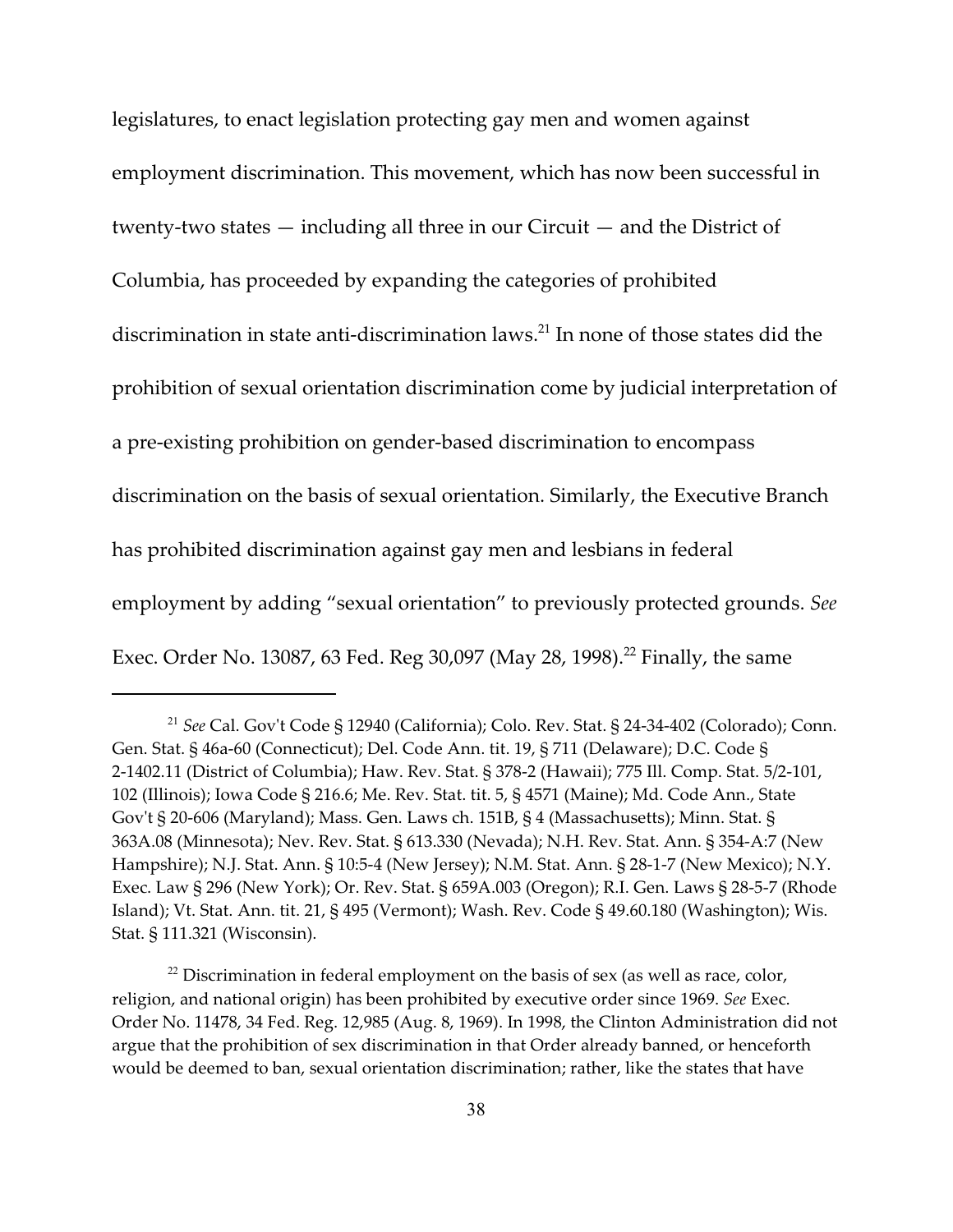legislatures, to enact legislation protecting gay men and women against employment discrimination. This movement, which has now been successful in twenty-two states — including all three in our Circuit — and the District of Columbia, has proceeded by expanding the categories of prohibited discrimination in state anti-discrimination laws.[21] In none of those states did the prohibition of sexual orientation discrimination come by judicial interpretation of a pre-existing prohibition on gender-based discrimination to encompass discrimination on the basis of sexual orientation. Similarly, the Executive Branch has prohibited discrimination against gay men and lesbians in federal employment by adding "sexual orientation" to previously protected grounds. *See* Exec. Order No. 13087, 63 Fed. Reg 30,097 (May 28, 1998).[22] Finally, the same

---

[21] *See* Cal. Gov't Code § 12940 (California); Colo. Rev. Stat. § 24-34-402 (Colorado); Conn. Gen. Stat. § 46a-60 (Connecticut); Del. Code Ann. tit. 19, § 711 (Delaware); D.C. Code § 2-1402.11 (District of Columbia); Haw. Rev. Stat. § 378-2 (Hawaii); 775 Ill. Comp. Stat. 5/2-101, 102 (Illinois); Iowa Code § 216.6; Me. Rev. Stat. tit. 5, § 4571 (Maine); Md. Code Ann., State Gov't § 20-606 (Maryland); Mass. Gen. Laws ch. 151B, § 4 (Massachusetts); Minn. Stat. § 363A.08 (Minnesota); Nev. Rev. Stat. § 613.330 (Nevada); N.H. Rev. Stat. Ann. § 354-A:7 (New Hampshire); N.J. Stat. Ann. § 10:5-4 (New Jersey); N.M. Stat. Ann. § 28-1-7 (New Mexico); N.Y. Exec. Law § 296 (New York); Or. Rev. Stat. § 659A.003 (Oregon); R.I. Gen. Laws § 28-5-7 (Rhode Island); Vt. Stat. Ann. tit. 21, § 495 (Vermont); Wash. Rev. Code § 49.60.180 (Washington); Wis. Stat. § 111.321 (Wisconsin).

[22] Discrimination in federal employment on the basis of sex (as well as race, color, religion, and national origin) has been prohibited by executive order since 1969. *See* Exec. Order No. 11478, 34 Fed. Reg. 12,985 (Aug. 8, 1969). In 1998, the Clinton Administration did not argue that the prohibition of sex discrimination in that Order already banned, or henceforth would be deemed to ban, sexual orientation discrimination; rather, like the states that have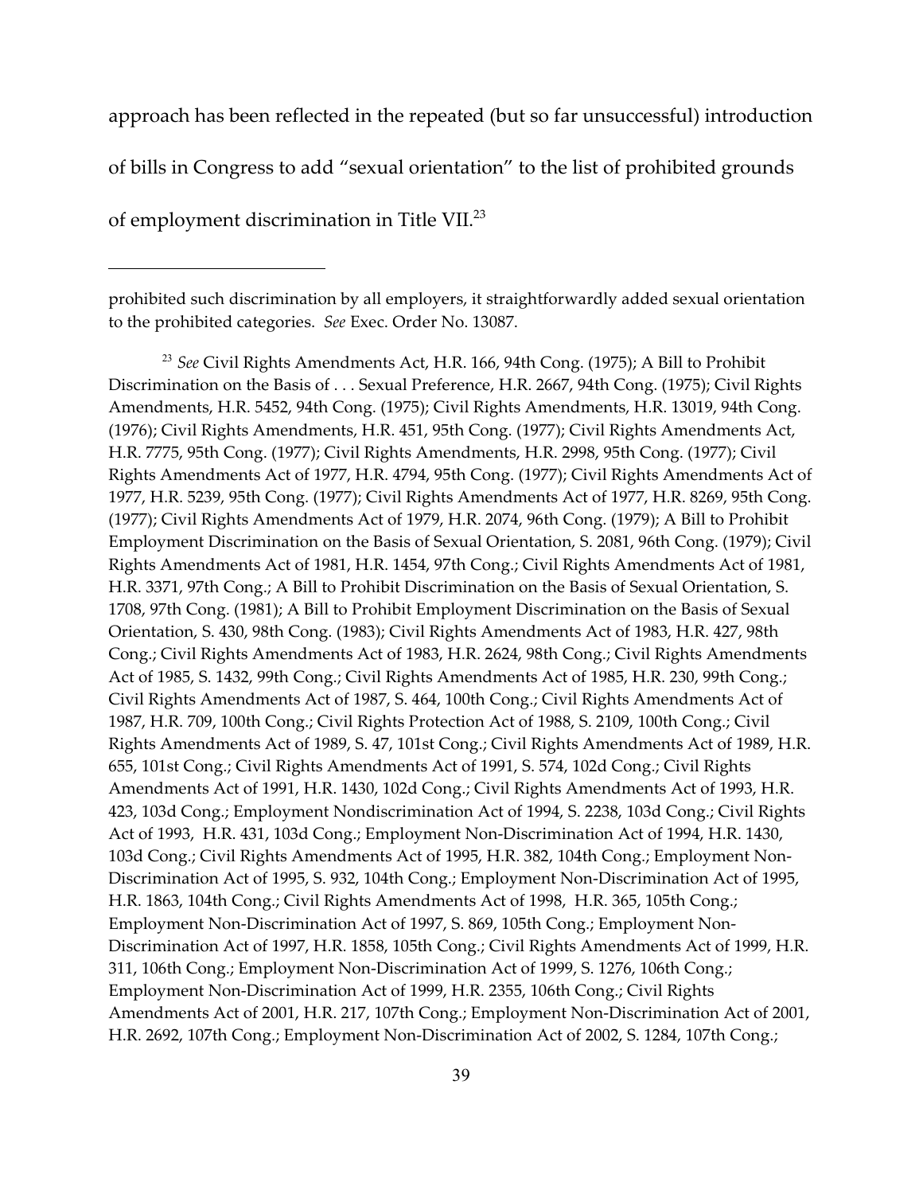approach has been reflected in the repeated (but so far unsuccessful) introduction of bills in Congress to add "sexual orientation" to the list of prohibited grounds of employment discrimination in Title VII.[23]

---

prohibited such discrimination by all employers, it straightforwardly added sexual orientation to the prohibited categories. *See* Exec. Order No. 13087.

[23] *See* Civil Rights Amendments Act, H.R. 166, 94th Cong. (1975); A Bill to Prohibit Discrimination on the Basis of . . . Sexual Preference, H.R. 2667, 94th Cong. (1975); Civil Rights Amendments, H.R. 5452, 94th Cong. (1975); Civil Rights Amendments, H.R. 13019, 94th Cong. (1976); Civil Rights Amendments, H.R. 451, 95th Cong. (1977); Civil Rights Amendments Act, H.R. 7775, 95th Cong. (1977); Civil Rights Amendments, H.R. 2998, 95th Cong. (1977); Civil Rights Amendments Act of 1977, H.R. 4794, 95th Cong. (1977); Civil Rights Amendments Act of 1977, H.R. 5239, 95th Cong. (1977); Civil Rights Amendments Act of 1977, H.R. 8269, 95th Cong. (1977); Civil Rights Amendments Act of 1979, H.R. 2074, 96th Cong. (1979); A Bill to Prohibit Employment Discrimination on the Basis of Sexual Orientation, S. 2081, 96th Cong. (1979); Civil Rights Amendments Act of 1981, H.R. 1454, 97th Cong.; Civil Rights Amendments Act of 1981, H.R. 3371, 97th Cong.; A Bill to Prohibit Discrimination on the Basis of Sexual Orientation, S. 1708, 97th Cong. (1981); A Bill to Prohibit Employment Discrimination on the Basis of Sexual Orientation, S. 430, 98th Cong. (1983); Civil Rights Amendments Act of 1983, H.R. 427, 98th Cong.; Civil Rights Amendments Act of 1983, H.R. 2624, 98th Cong.; Civil Rights Amendments Act of 1985, S. 1432, 99th Cong.; Civil Rights Amendments Act of 1985, H.R. 230, 99th Cong.; Civil Rights Amendments Act of 1987, S. 464, 100th Cong.; Civil Rights Amendments Act of 1987, H.R. 709, 100th Cong.; Civil Rights Protection Act of 1988, S. 2109, 100th Cong.; Civil Rights Amendments Act of 1989, S. 47, 101st Cong.; Civil Rights Amendments Act of 1989, H.R. 655, 101st Cong.; Civil Rights Amendments Act of 1991, S. 574, 102d Cong.; Civil Rights Amendments Act of 1991, H.R. 1430, 102d Cong.; Civil Rights Amendments Act of 1993, H.R. 423, 103d Cong.; Employment Nondiscrimination Act of 1994, S. 2238, 103d Cong.; Civil Rights Act of 1993, H.R. 431, 103d Cong.; Employment Non-Discrimination Act of 1994, H.R. 1430, 103d Cong.; Civil Rights Amendments Act of 1995, H.R. 382, 104th Cong.; Employment Non-Discrimination Act of 1995, S. 932, 104th Cong.; Employment Non-Discrimination Act of 1995, H.R. 1863, 104th Cong.; Civil Rights Amendments Act of 1998, H.R. 365, 105th Cong.; Employment Non-Discrimination Act of 1997, S. 869, 105th Cong.; Employment Non-Discrimination Act of 1997, H.R. 1858, 105th Cong.; Civil Rights Amendments Act of 1999, H.R. 311, 106th Cong.; Employment Non-Discrimination Act of 1999, S. 1276, 106th Cong.; Employment Non-Discrimination Act of 1999, H.R. 2355, 106th Cong.; Civil Rights Amendments Act of 2001, H.R. 217, 107th Cong.; Employment Non-Discrimination Act of 2001, H.R. 2692, 107th Cong.; Employment Non-Discrimination Act of 2002, S. 1284, 107th Cong.;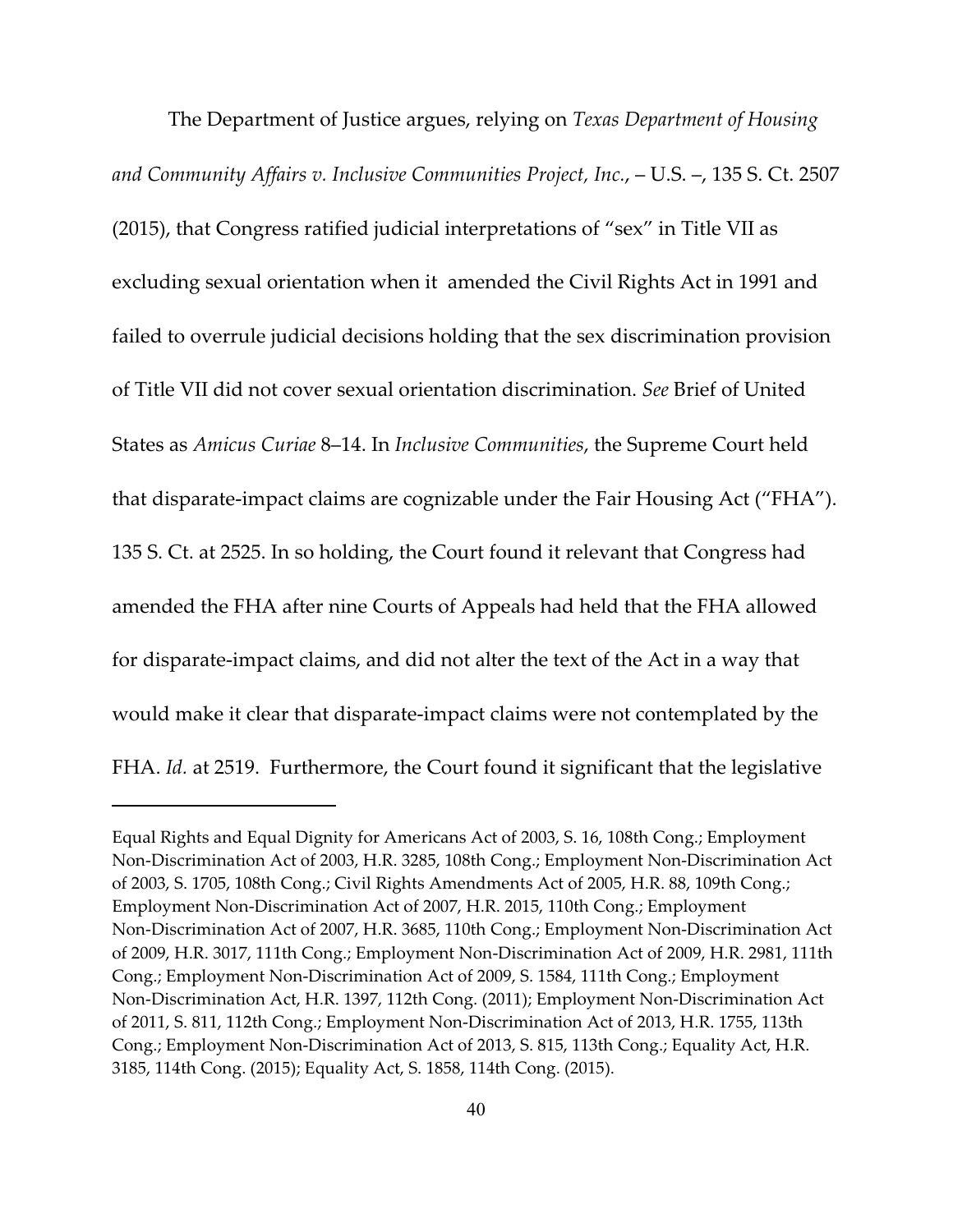The Department of Justice argues, relying on *Texas Department of Housing and Community Affairs v. Inclusive Communities Project, Inc.*, – U.S. –, 135 S. Ct. 2507 (2015), that Congress ratified judicial interpretations of "sex" in Title VII as excluding sexual orientation when it amended the Civil Rights Act in 1991 and failed to overrule judicial decisions holding that the sex discrimination provision of Title VII did not cover sexual orientation discrimination. *See* Brief of United States as *Amicus Curiae* 8–14. In *Inclusive Communities*, the Supreme Court held that disparate-impact claims are cognizable under the Fair Housing Act ("FHA"). 135 S. Ct. at 2525. In so holding, the Court found it relevant that Congress had amended the FHA after nine Courts of Appeals had held that the FHA allowed for disparate-impact claims, and did not alter the text of the Act in a way that would make it clear that disparate-impact claims were not contemplated by the FHA. *Id.* at 2519. Furthermore, the Court found it significant that the legislative

---

Equal Rights and Equal Dignity for Americans Act of 2003, S. 16, 108th Cong.; Employment Non-Discrimination Act of 2003, H.R. 3285, 108th Cong.; Employment Non-Discrimination Act of 2003, S. 1705, 108th Cong.; Civil Rights Amendments Act of 2005, H.R. 88, 109th Cong.; Employment Non-Discrimination Act of 2007, H.R. 2015, 110th Cong.; Employment Non-Discrimination Act of 2007, H.R. 3685, 110th Cong.; Employment Non-Discrimination Act of 2009, H.R. 3017, 111th Cong.; Employment Non-Discrimination Act of 2009, H.R. 2981, 111th Cong.; Employment Non-Discrimination Act of 2009, S. 1584, 111th Cong.; Employment Non-Discrimination Act, H.R. 1397, 112th Cong. (2011); Employment Non-Discrimination Act of 2011, S. 811, 112th Cong.; Employment Non-Discrimination Act of 2013, H.R. 1755, 113th Cong.; Employment Non-Discrimination Act of 2013, S. 815, 113th Cong.; Equality Act, H.R. 3185, 114th Cong. (2015); Equality Act, S. 1858, 114th Cong. (2015).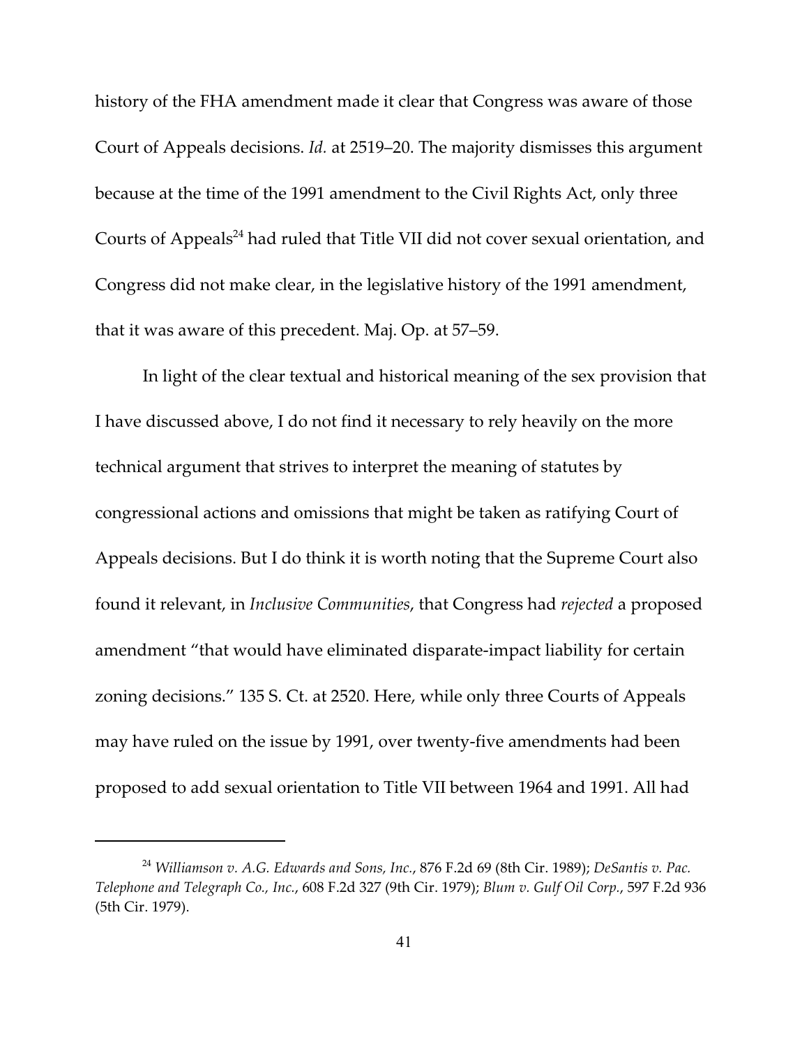history of the FHA amendment made it clear that Congress was aware of those Court of Appeals decisions. *Id.* at 2519–20. The majority dismisses this argument because at the time of the 1991 amendment to the Civil Rights Act, only three Courts of Appeals[24] had ruled that Title VII did not cover sexual orientation, and Congress did not make clear, in the legislative history of the 1991 amendment, that it was aware of this precedent. Maj. Op. at 57–59.

In light of the clear textual and historical meaning of the sex provision that I have discussed above, I do not find it necessary to rely heavily on the more technical argument that strives to interpret the meaning of statutes by congressional actions and omissions that might be taken as ratifying Court of Appeals decisions. But I do think it is worth noting that the Supreme Court also found it relevant, in *Inclusive Communities*, that Congress had *rejected* a proposed amendment "that would have eliminated disparate-impact liability for certain zoning decisions." 135 S. Ct. at 2520. Here, while only three Courts of Appeals may have ruled on the issue by 1991, over twenty-five amendments had been proposed to add sexual orientation to Title VII between 1964 and 1991. All had

---

[24] *Williamson v. A.G. Edwards and Sons, Inc.*, 876 F.2d 69 (8th Cir. 1989); *DeSantis v. Pac. Telephone and Telegraph Co., Inc.*, 608 F.2d 327 (9th Cir. 1979); *Blum v. Gulf Oil Corp.*, 597 F.2d 936 (5th Cir. 1979).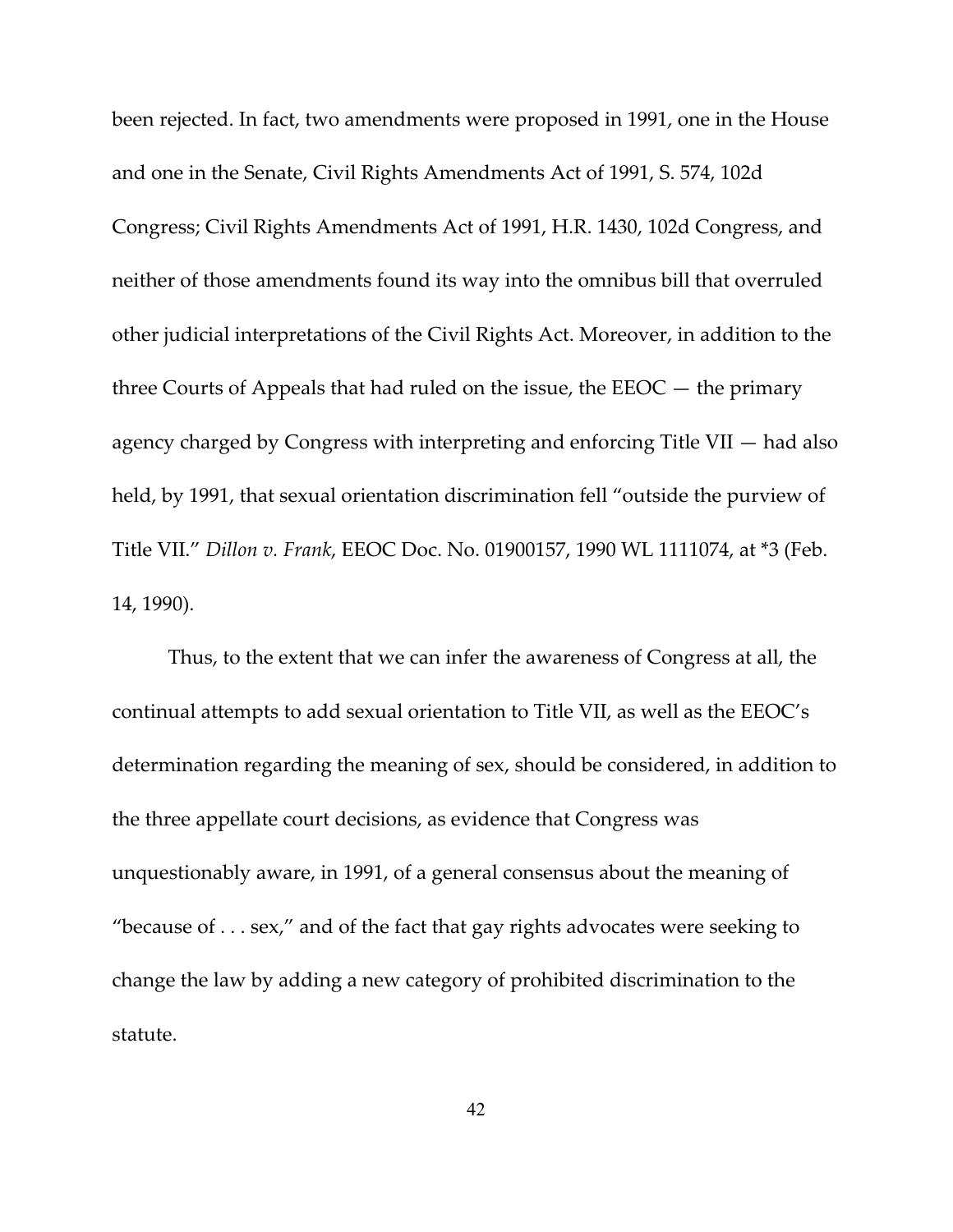been rejected. In fact, two amendments were proposed in 1991, one in the House and one in the Senate, Civil Rights Amendments Act of 1991, S. 574, 102d Congress; Civil Rights Amendments Act of 1991, H.R. 1430, 102d Congress, and neither of those amendments found its way into the omnibus bill that overruled other judicial interpretations of the Civil Rights Act. Moreover, in addition to the three Courts of Appeals that had ruled on the issue, the EEOC — the primary agency charged by Congress with interpreting and enforcing Title VII — had also held, by 1991, that sexual orientation discrimination fell "outside the purview of Title VII." *Dillon v. Frank*, EEOC Doc. No. 01900157, 1990 WL 1111074, at *3 (Feb. 14, 1990).

Thus, to the extent that we can infer the awareness of Congress at all, the continual attempts to add sexual orientation to Title VII, as well as the EEOC's determination regarding the meaning of sex, should be considered, in addition to the three appellate court decisions, as evidence that Congress was unquestionably aware, in 1991, of a general consensus about the meaning of "because of . . . sex," and of the fact that gay rights advocates were seeking to change the law by adding a new category of prohibited discrimination to the statute.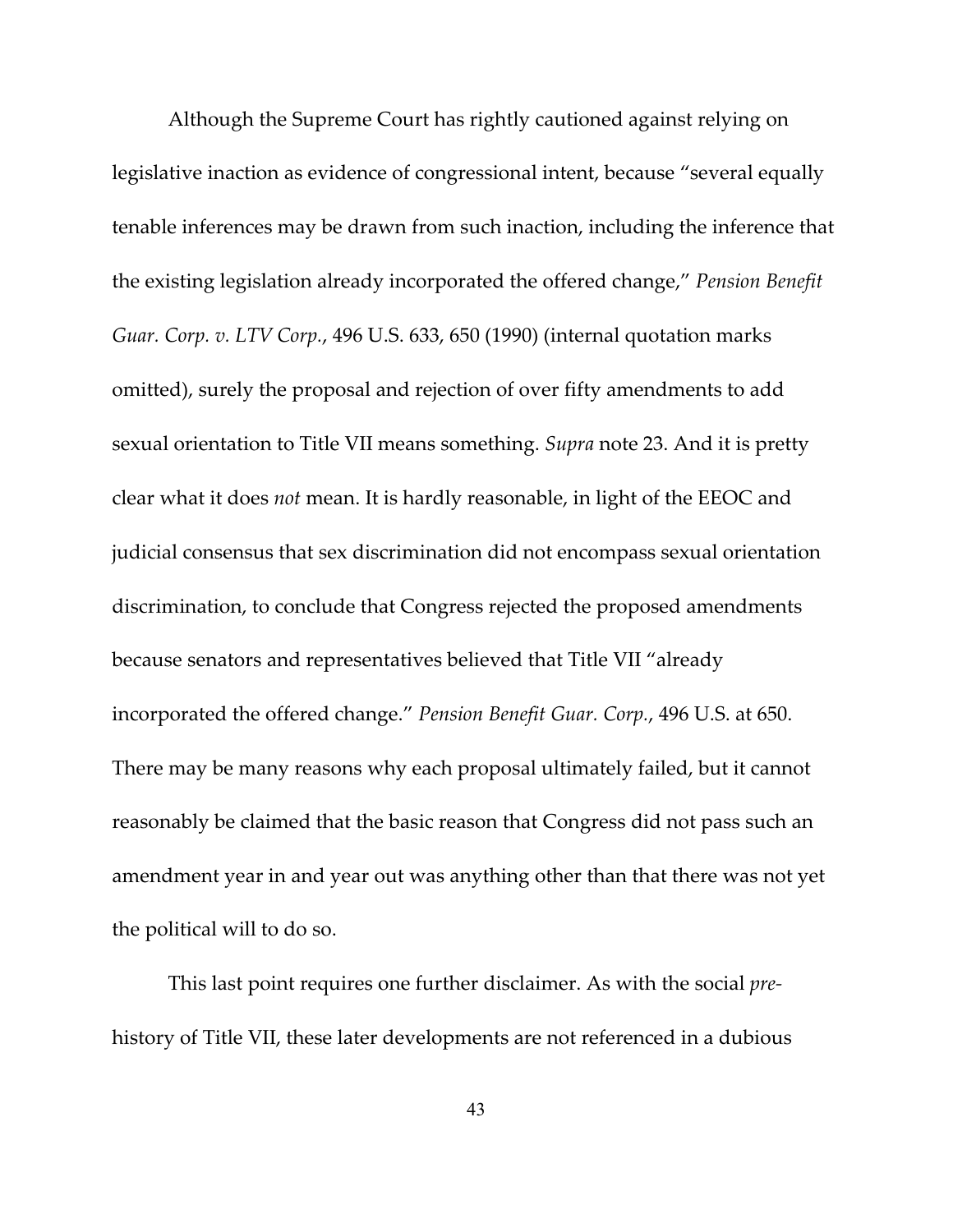Although the Supreme Court has rightly cautioned against relying on legislative inaction as evidence of congressional intent, because "several equally tenable inferences may be drawn from such inaction, including the inference that the existing legislation already incorporated the offered change," *Pension Benefit Guar. Corp. v. LTV Corp.*, 496 U.S. 633, 650 (1990) (internal quotation marks omitted), surely the proposal and rejection of over fifty amendments to add sexual orientation to Title VII means something. *Supra* note 23. And it is pretty clear what it does *not* mean. It is hardly reasonable, in light of the EEOC and judicial consensus that sex discrimination did not encompass sexual orientation discrimination, to conclude that Congress rejected the proposed amendments because senators and representatives believed that Title VII "already incorporated the offered change." *Pension Benefit Guar. Corp.*, 496 U.S. at 650. There may be many reasons why each proposal ultimately failed, but it cannot reasonably be claimed that the basic reason that Congress did not pass such an amendment year in and year out was anything other than that there was not yet the political will to do so.

This last point requires one further disclaimer. As with the social *pre*-history of Title VII, these later developments are not referenced in a dubious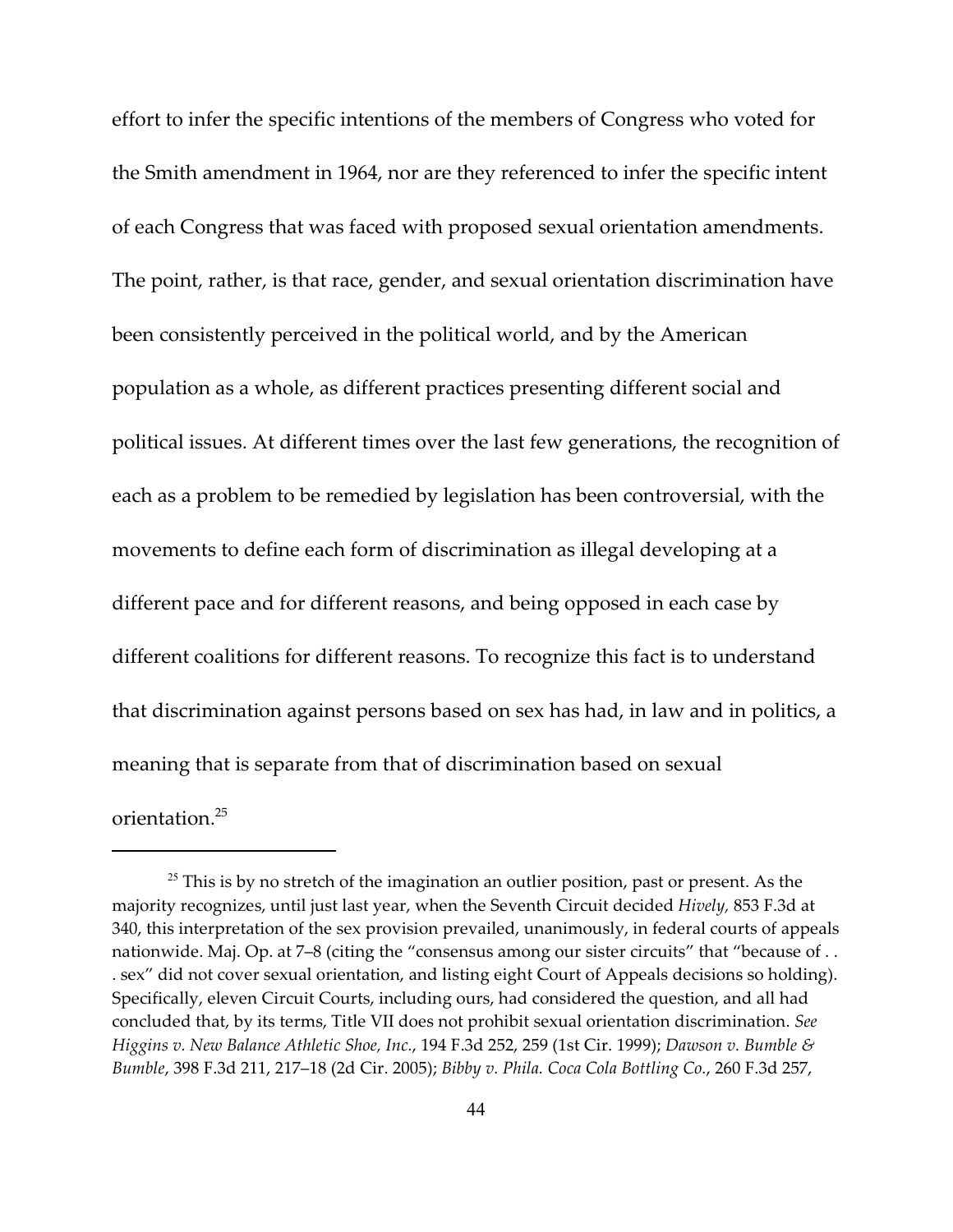effort to infer the specific intentions of the members of Congress who voted for the Smith amendment in 1964, nor are they referenced to infer the specific intent of each Congress that was faced with proposed sexual orientation amendments. The point, rather, is that race, gender, and sexual orientation discrimination have been consistently perceived in the political world, and by the American population as a whole, as different practices presenting different social and political issues. At different times over the last few generations, the recognition of each as a problem to be remedied by legislation has been controversial, with the movements to define each form of discrimination as illegal developing at a different pace and for different reasons, and being opposed in each case by different coalitions for different reasons. To recognize this fact is to understand that discrimination against persons based on sex has had, in law and in politics, a meaning that is separate from that of discrimination based on sexual orientation.[25]

---

[25] This is by no stretch of the imagination an outlier position, past or present. As the majority recognizes, until just last year, when the Seventh Circuit decided *Hively*, 853 F.3d at 340, this interpretation of the sex provision prevailed, unanimously, in federal courts of appeals nationwide. Maj. Op. at 7–8 (citing the "consensus among our sister circuits" that "because of . . . sex" did not cover sexual orientation, and listing eight Court of Appeals decisions so holding). Specifically, eleven Circuit Courts, including ours, had considered the question, and all had concluded that, by its terms, Title VII does not prohibit sexual orientation discrimination. *See Higgins v. New Balance Athletic Shoe, Inc.*, 194 F.3d 252, 259 (1st Cir. 1999); *Dawson v. Bumble & Bumble*, 398 F.3d 211, 217–18 (2d Cir. 2005); *Bibby v. Phila. Coca Cola Bottling Co.*, 260 F.3d 257,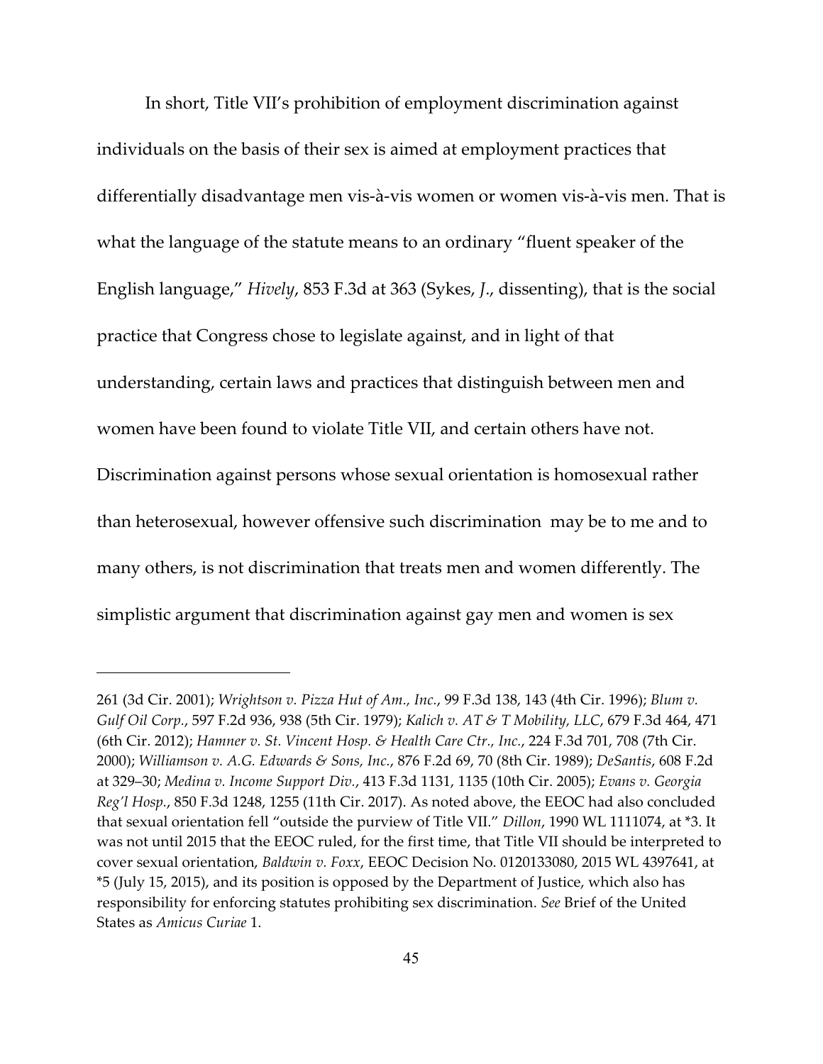In short, Title VII's prohibition of employment discrimination against individuals on the basis of their sex is aimed at employment practices that differentially disadvantage men vis-à-vis women or women vis-à-vis men. That is what the language of the statute means to an ordinary "fluent speaker of the English language," *Hively*, 853 F.3d at 363 (Sykes, *J.*, dissenting), that is the social practice that Congress chose to legislate against, and in light of that understanding, certain laws and practices that distinguish between men and women have been found to violate Title VII, and certain others have not. Discrimination against persons whose sexual orientation is homosexual rather than heterosexual, however offensive such discrimination may be to me and to many others, is not discrimination that treats men and women differently. The simplistic argument that discrimination against gay men and women is sex

---

261 (3d Cir. 2001); *Wrightson v. Pizza Hut of Am., Inc.*, 99 F.3d 138, 143 (4th Cir. 1996); *Blum v. Gulf Oil Corp.*, 597 F.2d 936, 938 (5th Cir. 1979); *Kalich v. AT & T Mobility, LLC*, 679 F.3d 464, 471 (6th Cir. 2012); *Hamner v. St. Vincent Hosp. & Health Care Ctr., Inc.*, 224 F.3d 701, 708 (7th Cir. 2000); *Williamson v. A.G. Edwards & Sons, Inc.*, 876 F.2d 69, 70 (8th Cir. 1989); *DeSantis*, 608 F.2d at 329–30; *Medina v. Income Support Div.*, 413 F.3d 1131, 1135 (10th Cir. 2005); *Evans v. Georgia Reg'l Hosp.*, 850 F.3d 1248, 1255 (11th Cir. 2017). As noted above, the EEOC had also concluded that sexual orientation fell "outside the purview of Title VII." *Dillon*, 1990 WL 1111074, at *3. It was not until 2015 that the EEOC ruled, for the first time, that Title VII should be interpreted to cover sexual orientation, *Baldwin v. Foxx*, EEOC Decision No. 0120133080, 2015 WL 4397641, at *5 (July 15, 2015), and its position is opposed by the Department of Justice, which also has responsibility for enforcing statutes prohibiting sex discrimination. *See* Brief of the United States as *Amicus Curiae* 1.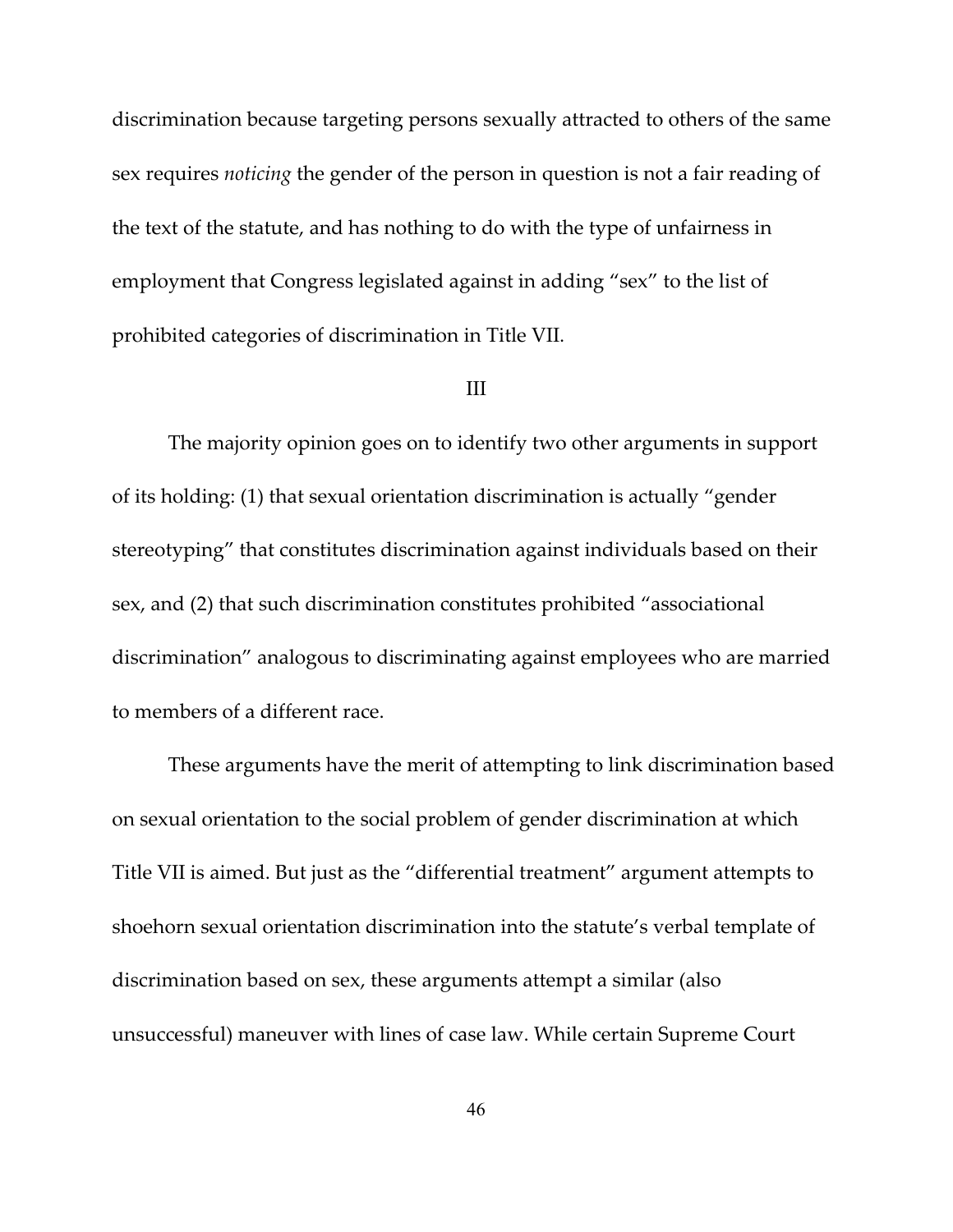discrimination because targeting persons sexually attracted to others of the same sex requires *noticing* the gender of the person in question is not a fair reading of the text of the statute, and has nothing to do with the type of unfairness in employment that Congress legislated against in adding "sex" to the list of prohibited categories of discrimination in Title VII.

III

The majority opinion goes on to identify two other arguments in support of its holding: (1) that sexual orientation discrimination is actually "gender stereotyping" that constitutes discrimination against individuals based on their sex, and (2) that such discrimination constitutes prohibited "associational discrimination" analogous to discriminating against employees who are married to members of a different race.

These arguments have the merit of attempting to link discrimination based on sexual orientation to the social problem of gender discrimination at which Title VII is aimed. But just as the "differential treatment" argument attempts to shoehorn sexual orientation discrimination into the statute's verbal template of discrimination based on sex, these arguments attempt a similar (also unsuccessful) maneuver with lines of case law. While certain Supreme Court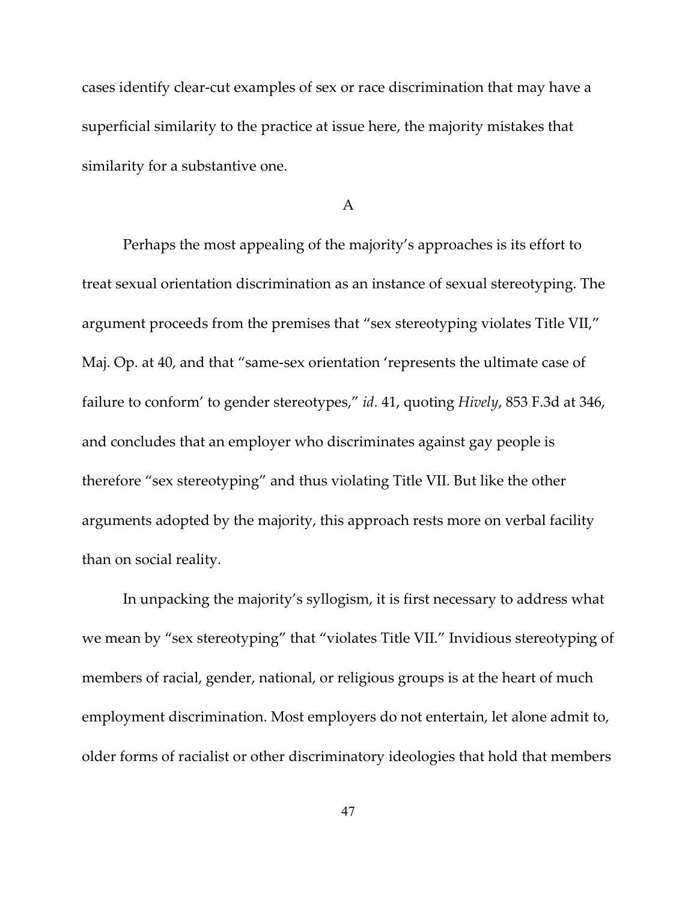cases identify clear-cut examples of sex or race discrimination that may have a superficial similarity to the practice at issue here, the majority mistakes that similarity for a substantive one.

### A

Perhaps the most appealing of the majority's approaches is its effort to treat sexual orientation discrimination as an instance of sexual stereotyping. The argument proceeds from the premises that "sex stereotyping violates Title VII," Maj. Op. at 40, and that "same-sex orientation 'represents the ultimate case of failure to conform' to gender stereotypes," *id*. 41, quoting *Hively*, 853 F.3d at 346, and concludes that an employer who discriminates against gay people is therefore "sex stereotyping" and thus violating Title VII. But like the other arguments adopted by the majority, this approach rests more on verbal facility than on social reality.

In unpacking the majority's syllogism, it is first necessary to address what we mean by "sex stereotyping" that "violates Title VII." Invidious stereotyping of members of racial, gender, national, or religious groups is at the heart of much employment discrimination. Most employers do not entertain, let alone admit to, older forms of racialist or other discriminatory ideologies that hold that members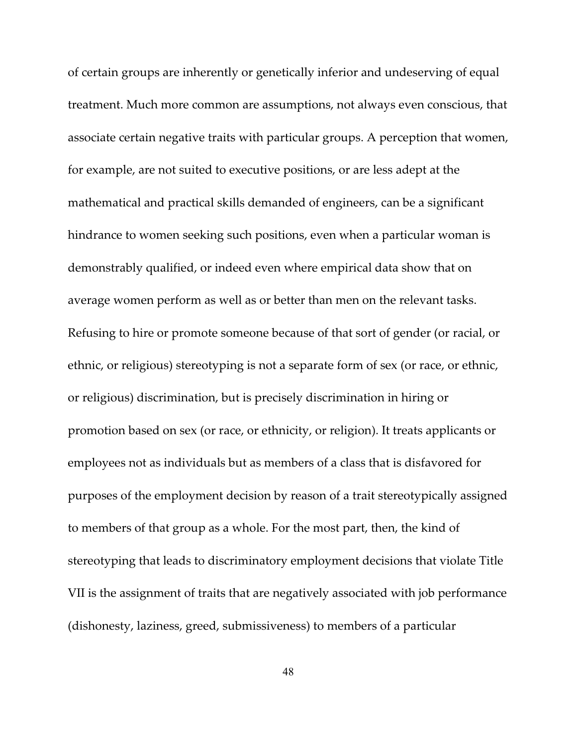of certain groups are inherently or genetically inferior and undeserving of equal treatment. Much more common are assumptions, not always even conscious, that associate certain negative traits with particular groups. A perception that women, for example, are not suited to executive positions, or are less adept at the mathematical and practical skills demanded of engineers, can be a significant hindrance to women seeking such positions, even when a particular woman is demonstrably qualified, or indeed even where empirical data show that on average women perform as well as or better than men on the relevant tasks. Refusing to hire or promote someone because of that sort of gender (or racial, or ethnic, or religious) stereotyping is not a separate form of sex (or race, or ethnic, or religious) discrimination, but is precisely discrimination in hiring or promotion based on sex (or race, or ethnicity, or religion). It treats applicants or employees not as individuals but as members of a class that is disfavored for purposes of the employment decision by reason of a trait stereotypically assigned to members of that group as a whole. For the most part, then, the kind of stereotyping that leads to discriminatory employment decisions that violate Title VII is the assignment of traits that are negatively associated with job performance (dishonesty, laziness, greed, submissiveness) to members of a particular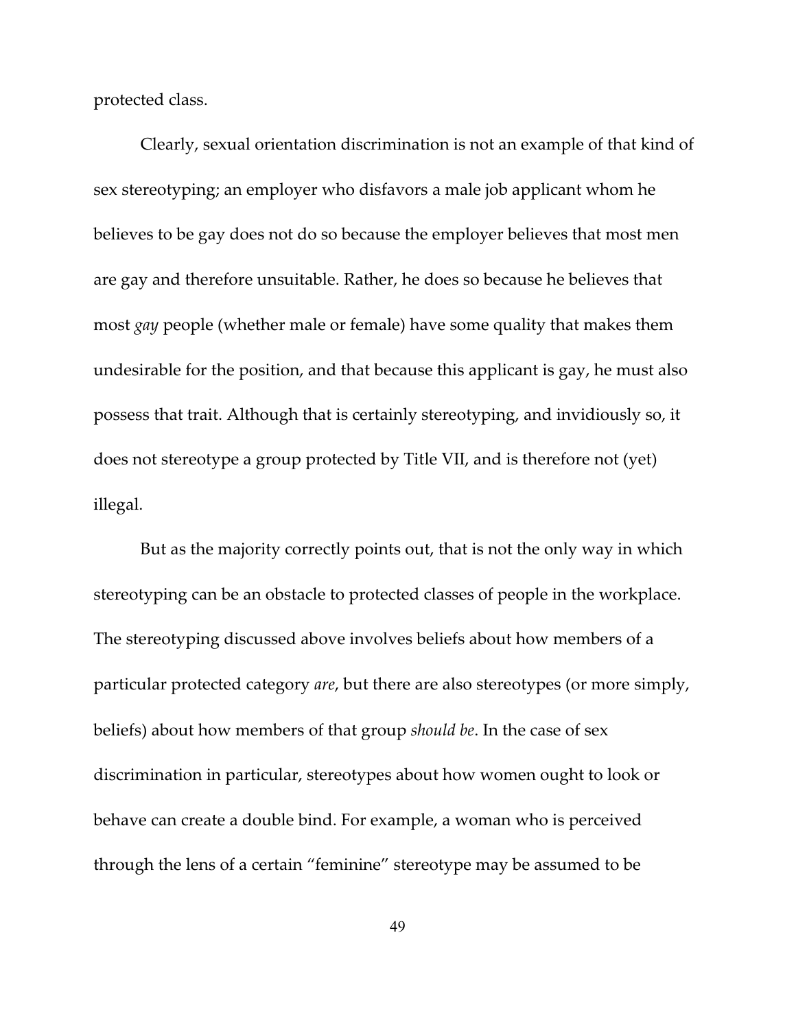protected class.

Clearly, sexual orientation discrimination is not an example of that kind of sex stereotyping; an employer who disfavors a male job applicant whom he believes to be gay does not do so because the employer believes that most men are gay and therefore unsuitable. Rather, he does so because he believes that most *gay* people (whether male or female) have some quality that makes them undesirable for the position, and that because this applicant is gay, he must also possess that trait. Although that is certainly stereotyping, and invidiously so, it does not stereotype a group protected by Title VII, and is therefore not (yet) illegal.

But as the majority correctly points out, that is not the only way in which stereotyping can be an obstacle to protected classes of people in the workplace. The stereotyping discussed above involves beliefs about how members of a particular protected category *are*, but there are also stereotypes (or more simply, beliefs) about how members of that group *should be*. In the case of sex discrimination in particular, stereotypes about how women ought to look or behave can create a double bind. For example, a woman who is perceived through the lens of a certain "feminine" stereotype may be assumed to be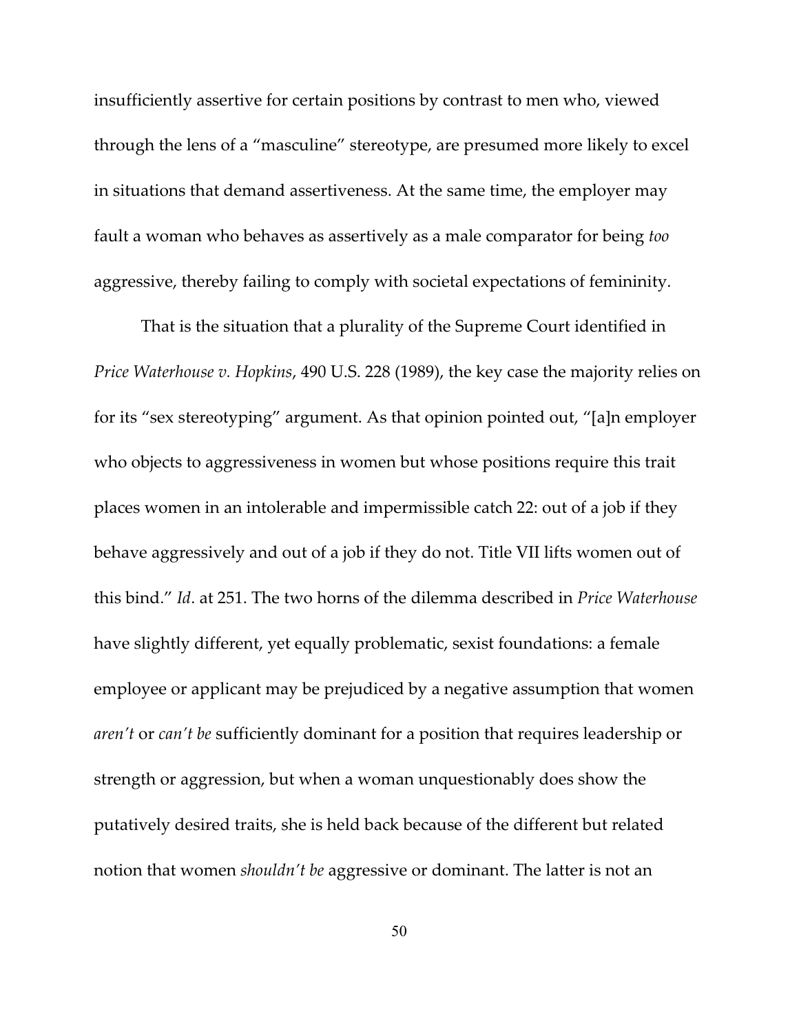insufficiently assertive for certain positions by contrast to men who, viewed through the lens of a "masculine" stereotype, are presumed more likely to excel in situations that demand assertiveness. At the same time, the employer may fault a woman who behaves as assertively as a male comparator for being *too* aggressive, thereby failing to comply with societal expectations of femininity.

That is the situation that a plurality of the Supreme Court identified in *Price Waterhouse v. Hopkins*, 490 U.S. 228 (1989), the key case the majority relies on for its "sex stereotyping" argument. As that opinion pointed out, "[a]n employer who objects to aggressiveness in women but whose positions require this trait places women in an intolerable and impermissible catch 22: out of a job if they behave aggressively and out of a job if they do not. Title VII lifts women out of this bind." *Id*. at 251. The two horns of the dilemma described in *Price Waterhouse* have slightly different, yet equally problematic, sexist foundations: a female employee or applicant may be prejudiced by a negative assumption that women *aren't* or *can't be* sufficiently dominant for a position that requires leadership or strength or aggression, but when a woman unquestionably does show the putatively desired traits, she is held back because of the different but related notion that women *shouldn't be* aggressive or dominant. The latter is not an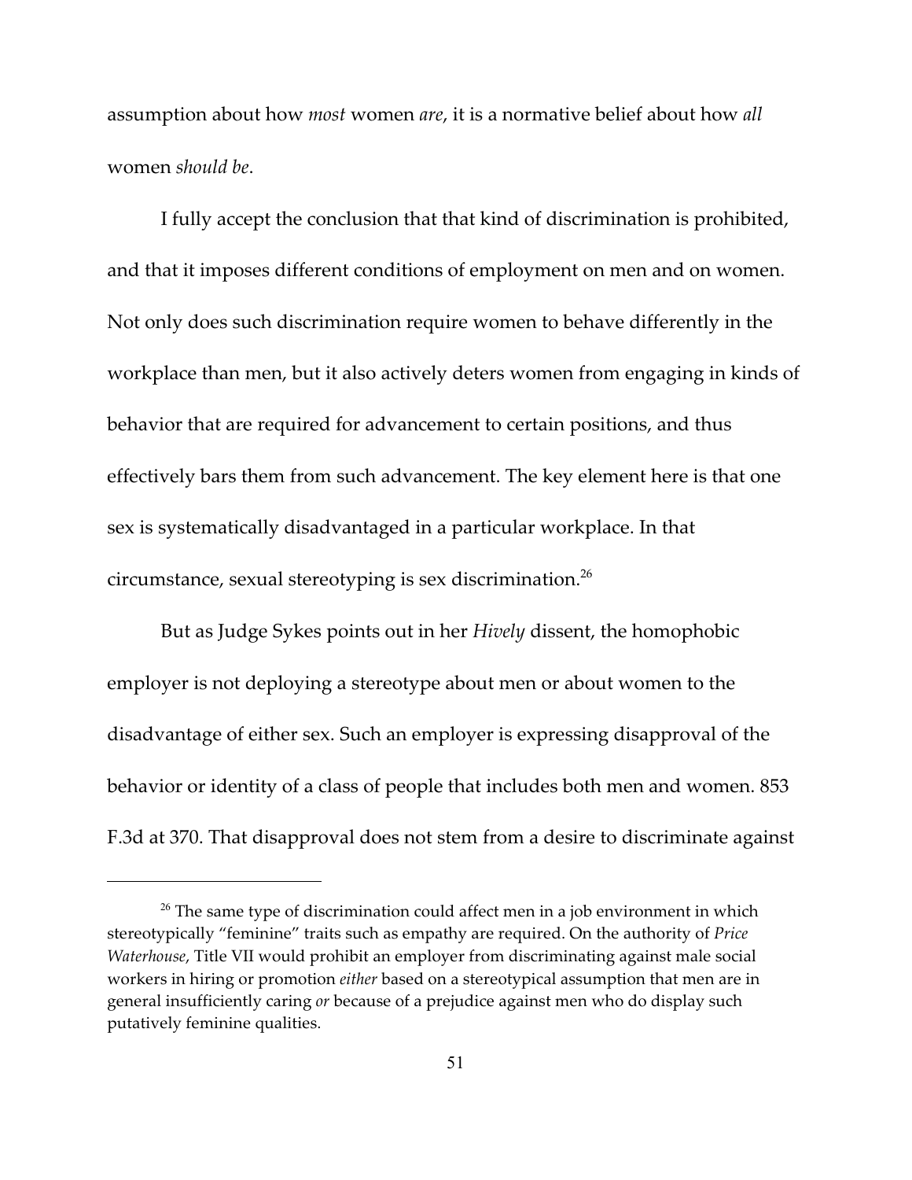assumption about how *most* women *are*, it is a normative belief about how *all* women *should be*.

I fully accept the conclusion that that kind of discrimination is prohibited, and that it imposes different conditions of employment on men and on women. Not only does such discrimination require women to behave differently in the workplace than men, but it also actively deters women from engaging in kinds of behavior that are required for advancement to certain positions, and thus effectively bars them from such advancement. The key element here is that one sex is systematically disadvantaged in a particular workplace. In that circumstance, sexual stereotyping is sex discrimination.[26]

But as Judge Sykes points out in her *Hively* dissent, the homophobic employer is not deploying a stereotype about men or about women to the disadvantage of either sex. Such an employer is expressing disapproval of the behavior or identity of a class of people that includes both men and women. 853 F.3d at 370. That disapproval does not stem from a desire to discriminate against

---

[26] The same type of discrimination could affect men in a job environment in which stereotypically "feminine" traits such as empathy are required. On the authority of *Price Waterhouse*, Title VII would prohibit an employer from discriminating against male social workers in hiring or promotion *either* based on a stereotypical assumption that men are in general insufficiently caring *or* because of a prejudice against men who do display such putatively feminine qualities.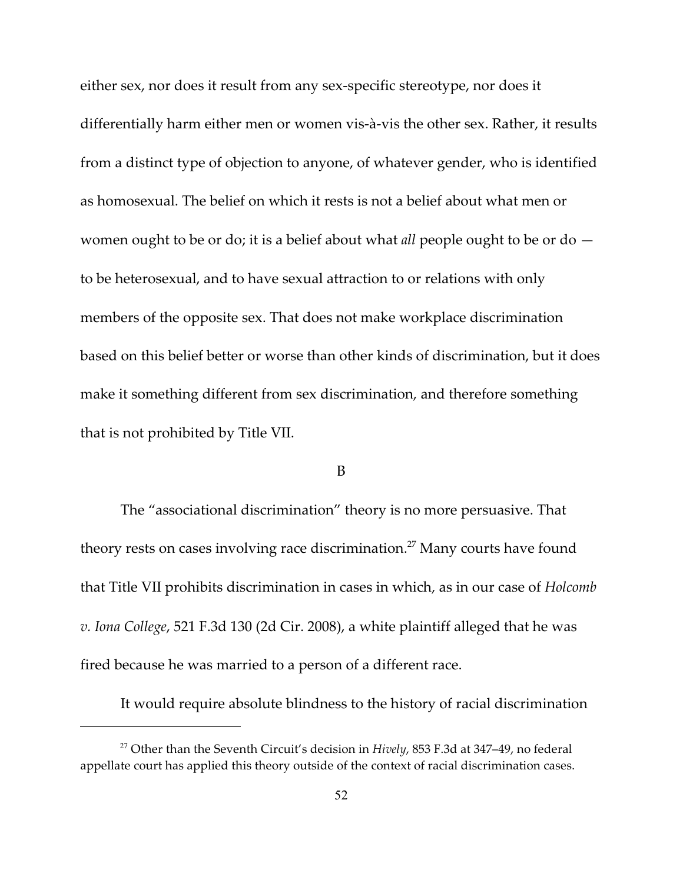either sex, nor does it result from any sex-specific stereotype, nor does it differentially harm either men or women vis-à-vis the other sex. Rather, it results from a distinct type of objection to anyone, of whatever gender, who is identified as homosexual. The belief on which it rests is not a belief about what men or women ought to be or do; it is a belief about what *all* people ought to be or do — to be heterosexual, and to have sexual attraction to or relations with only members of the opposite sex. That does not make workplace discrimination based on this belief better or worse than other kinds of discrimination, but it does make it something different from sex discrimination, and therefore something that is not prohibited by Title VII.

B

The "associational discrimination" theory is no more persuasive. That theory rests on cases involving race discrimination.[27] Many courts have found that Title VII prohibits discrimination in cases in which, as in our case of *Holcomb v. Iona College*, 521 F.3d 130 (2d Cir. 2008), a white plaintiff alleged that he was fired because he was married to a person of a different race.

It would require absolute blindness to the history of racial discrimination

[27] Other than the Seventh Circuit's decision in *Hively*, 853 F.3d at 347–49, no federal appellate court has applied this theory outside of the context of racial discrimination cases.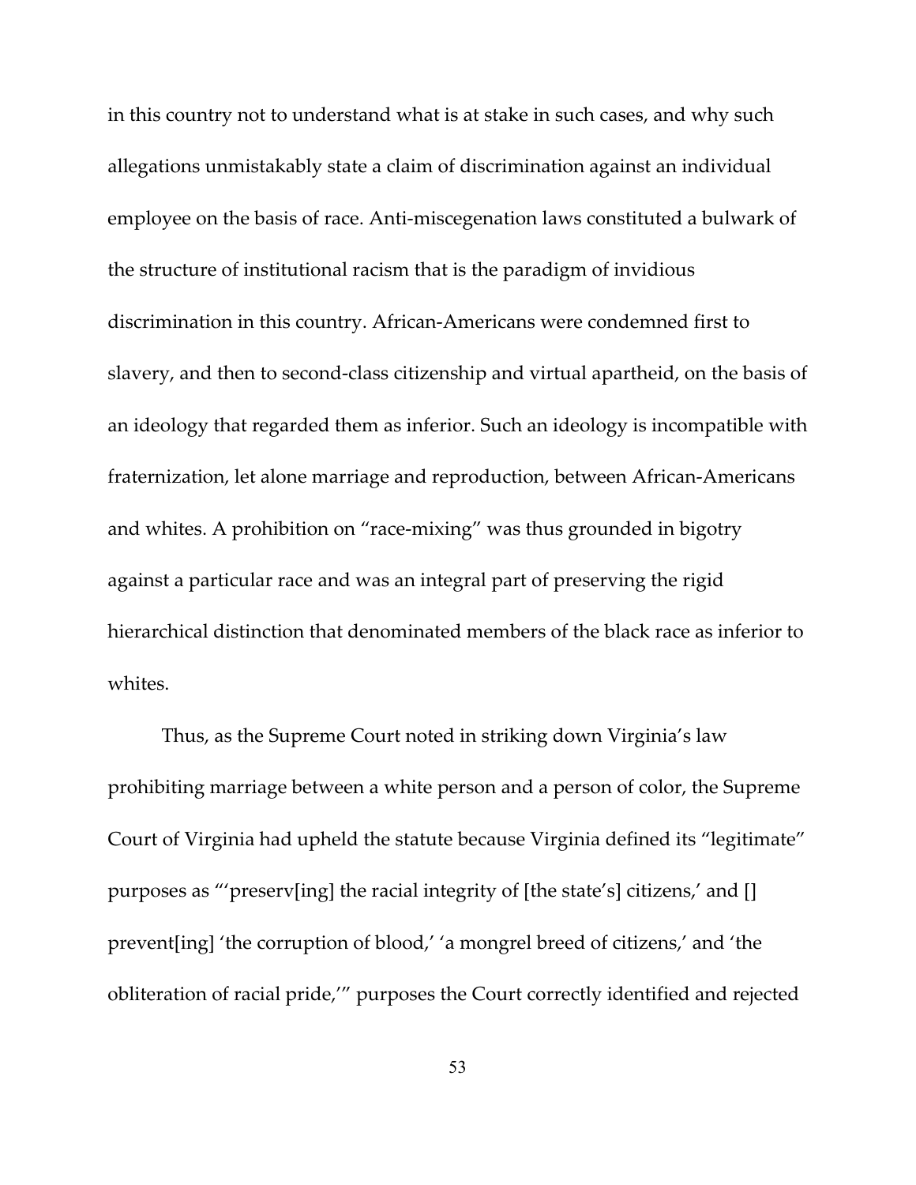in this country not to understand what is at stake in such cases, and why such allegations unmistakably state a claim of discrimination against an individual employee on the basis of race. Anti-miscegenation laws constituted a bulwark of the structure of institutional racism that is the paradigm of invidious discrimination in this country. African-Americans were condemned first to slavery, and then to second-class citizenship and virtual apartheid, on the basis of an ideology that regarded them as inferior. Such an ideology is incompatible with fraternization, let alone marriage and reproduction, between African-Americans and whites. A prohibition on "race-mixing" was thus grounded in bigotry against a particular race and was an integral part of preserving the rigid hierarchical distinction that denominated members of the black race as inferior to whites.

Thus, as the Supreme Court noted in striking down Virginia's law prohibiting marriage between a white person and a person of color, the Supreme Court of Virginia had upheld the statute because Virginia defined its "legitimate" purposes as "'preserv[ing] the racial integrity of [the state's] citizens,' and [] prevent[ing] 'the corruption of blood,' 'a mongrel breed of citizens,' and 'the obliteration of racial pride,'" purposes the Court correctly identified and rejected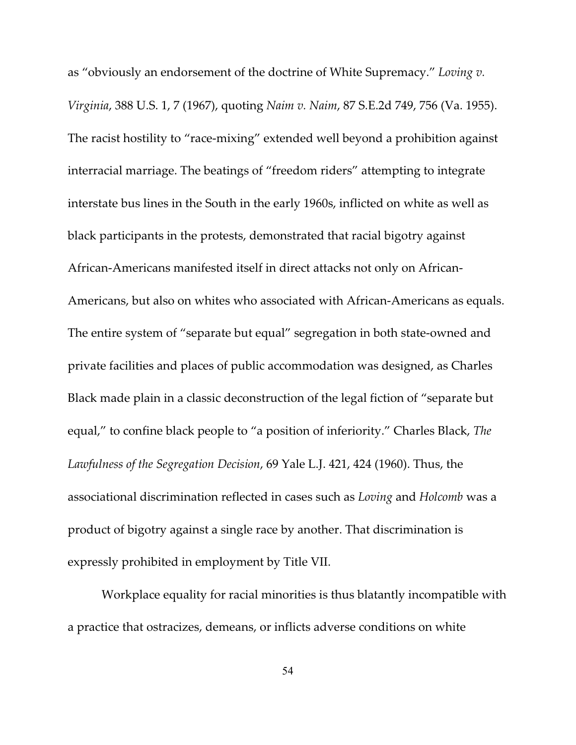as "obviously an endorsement of the doctrine of White Supremacy." *Loving v. Virginia*, 388 U.S. 1, 7 (1967), quoting *Naim v. Naim*, 87 S.E.2d 749, 756 (Va. 1955). The racist hostility to "race-mixing" extended well beyond a prohibition against interracial marriage. The beatings of "freedom riders" attempting to integrate interstate bus lines in the South in the early 1960s, inflicted on white as well as black participants in the protests, demonstrated that racial bigotry against African-Americans manifested itself in direct attacks not only on African-Americans, but also on whites who associated with African-Americans as equals. The entire system of "separate but equal" segregation in both state-owned and private facilities and places of public accommodation was designed, as Charles Black made plain in a classic deconstruction of the legal fiction of "separate but equal," to confine black people to "a position of inferiority." Charles Black, *The Lawfulness of the Segregation Decision*, 69 Yale L.J. 421, 424 (1960). Thus, the associational discrimination reflected in cases such as *Loving* and *Holcomb* was a product of bigotry against a single race by another. That discrimination is expressly prohibited in employment by Title VII.

Workplace equality for racial minorities is thus blatantly incompatible with a practice that ostracizes, demeans, or inflicts adverse conditions on white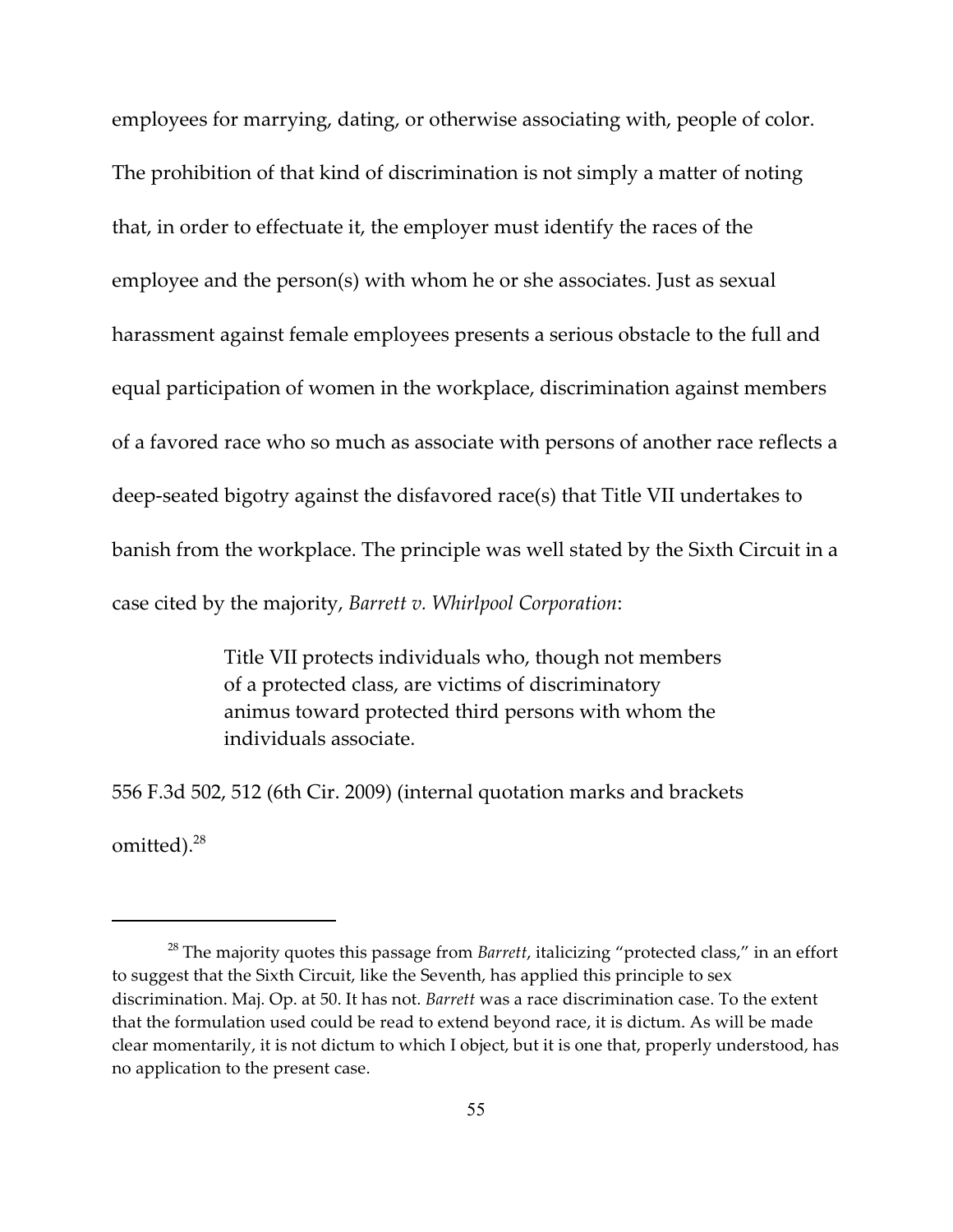employees for marrying, dating, or otherwise associating with, people of color. The prohibition of that kind of discrimination is not simply a matter of noting that, in order to effectuate it, the employer must identify the races of the employee and the person(s) with whom he or she associates. Just as sexual harassment against female employees presents a serious obstacle to the full and equal participation of women in the workplace, discrimination against members of a favored race who so much as associate with persons of another race reflects a deep-seated bigotry against the disfavored race(s) that Title VII undertakes to banish from the workplace. The principle was well stated by the Sixth Circuit in a case cited by the majority, *Barrett v. Whirlpool Corporation*:

> Title VII protects individuals who, though not members of a protected class, are victims of discriminatory animus toward protected third persons with whom the individuals associate.

556 F.3d 502, 512 (6th Cir. 2009) (internal quotation marks and brackets omitted).[28]

---

[28] The majority quotes this passage from *Barrett*, italicizing "protected class," in an effort to suggest that the Sixth Circuit, like the Seventh, has applied this principle to sex discrimination. Maj. Op. at 50. It has not. *Barrett* was a race discrimination case. To the extent that the formulation used could be read to extend beyond race, it is dictum. As will be made clear momentarily, it is not dictum to which I object, but it is one that, properly understood, has no application to the present case.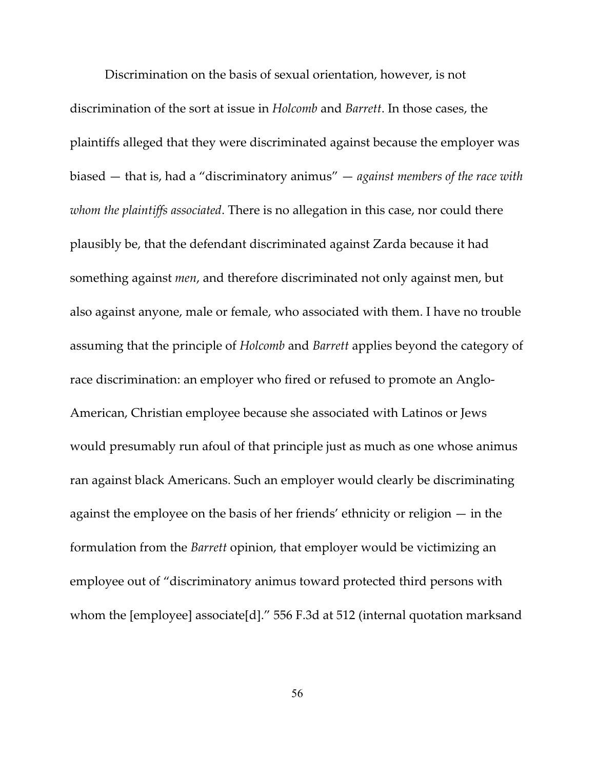Discrimination on the basis of sexual orientation, however, is not discrimination of the sort at issue in *Holcomb* and *Barrett*. In those cases, the plaintiffs alleged that they were discriminated against because the employer was biased — that is, had a "discriminatory animus" — *against members of the race with whom the plaintiffs associated*. There is no allegation in this case, nor could there plausibly be, that the defendant discriminated against Zarda because it had something against *men*, and therefore discriminated not only against men, but also against anyone, male or female, who associated with them. I have no trouble assuming that the principle of *Holcomb* and *Barrett* applies beyond the category of race discrimination: an employer who fired or refused to promote an Anglo-American, Christian employee because she associated with Latinos or Jews would presumably run afoul of that principle just as much as one whose animus ran against black Americans. Such an employer would clearly be discriminating against the employee on the basis of her friends' ethnicity or religion — in the formulation from the *Barrett* opinion, that employer would be victimizing an employee out of "discriminatory animus toward protected third persons with whom the [employee] associate[d]." 556 F.3d at 512 (internal quotation marksand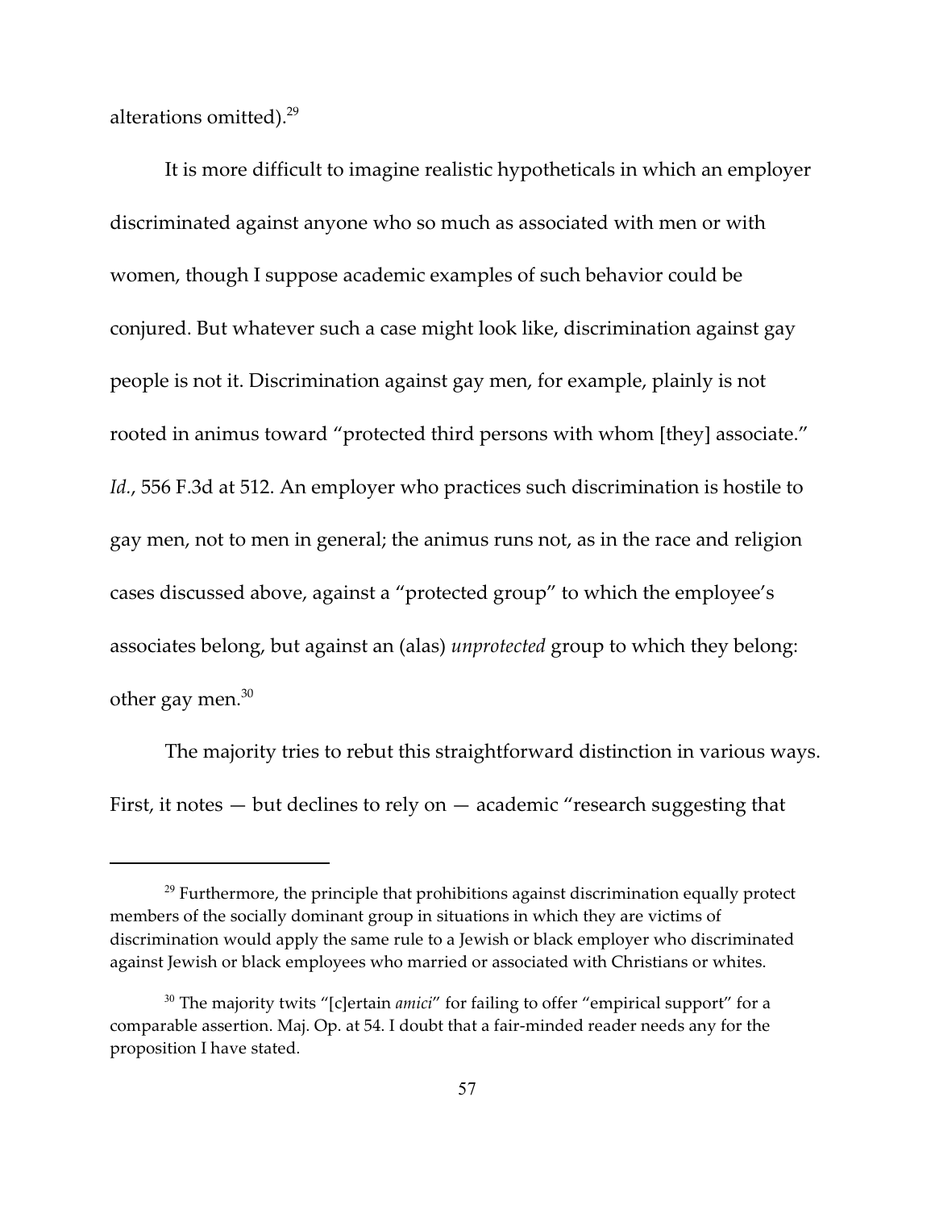alterations omitted).[29]

It is more difficult to imagine realistic hypotheticals in which an employer discriminated against anyone who so much as associated with men or with women, though I suppose academic examples of such behavior could be conjured. But whatever such a case might look like, discrimination against gay people is not it. Discrimination against gay men, for example, plainly is not rooted in animus toward "protected third persons with whom [they] associate." *Id.*, 556 F.3d at 512. An employer who practices such discrimination is hostile to gay men, not to men in general; the animus runs not, as in the race and religion cases discussed above, against a "protected group" to which the employee's associates belong, but against an (alas) *unprotected* group to which they belong: other gay men.[30]

The majority tries to rebut this straightforward distinction in various ways. First, it notes — but declines to rely on — academic "research suggesting that

---

[29] Furthermore, the principle that prohibitions against discrimination equally protect members of the socially dominant group in situations in which they are victims of discrimination would apply the same rule to a Jewish or black employer who discriminated against Jewish or black employees who married or associated with Christians or whites.

[30] The majority twits "[c]ertain *amici*" for failing to offer "empirical support" for a comparable assertion. Maj. Op. at 54. I doubt that a fair-minded reader needs any for the proposition I have stated.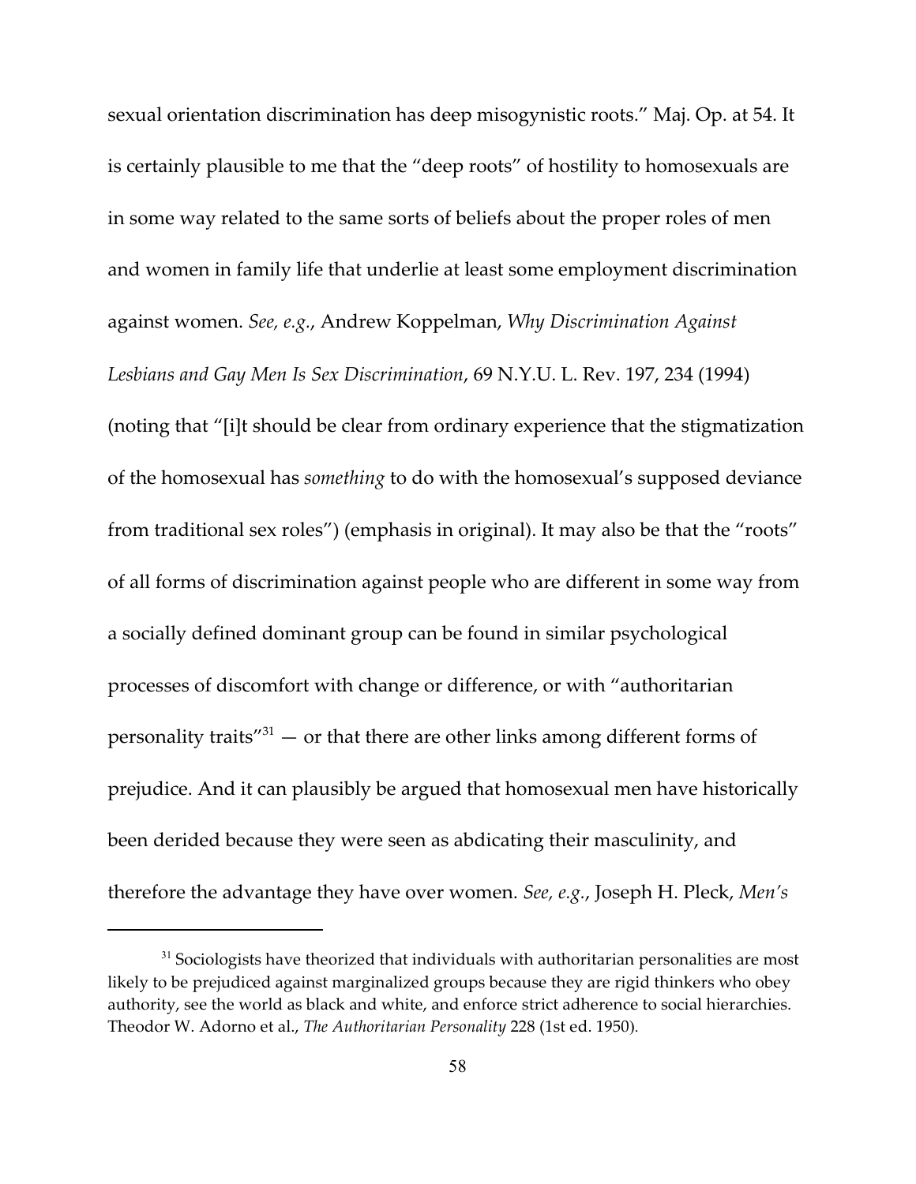sexual orientation discrimination has deep misogynistic roots." Maj. Op. at 54. It is certainly plausible to me that the "deep roots" of hostility to homosexuals are in some way related to the same sorts of beliefs about the proper roles of men and women in family life that underlie at least some employment discrimination against women. *See, e.g.*, Andrew Koppelman, *Why Discrimination Against Lesbians and Gay Men Is Sex Discrimination*, 69 N.Y.U. L. Rev. 197, 234 (1994) (noting that "[i]t should be clear from ordinary experience that the stigmatization of the homosexual has *something* to do with the homosexual's supposed deviance from traditional sex roles") (emphasis in original). It may also be that the "roots" of all forms of discrimination against people who are different in some way from a socially defined dominant group can be found in similar psychological processes of discomfort with change or difference, or with "authoritarian personality traits"[31] — or that there are other links among different forms of prejudice. And it can plausibly be argued that homosexual men have historically been derided because they were seen as abdicating their masculinity, and therefore the advantage they have over women. *See, e.g.*, Joseph H. Pleck, *Men's*

---

[31] Sociologists have theorized that individuals with authoritarian personalities are most likely to be prejudiced against marginalized groups because they are rigid thinkers who obey authority, see the world as black and white, and enforce strict adherence to social hierarchies. Theodor W. Adorno et al., *The Authoritarian Personality* 228 (1st ed. 1950).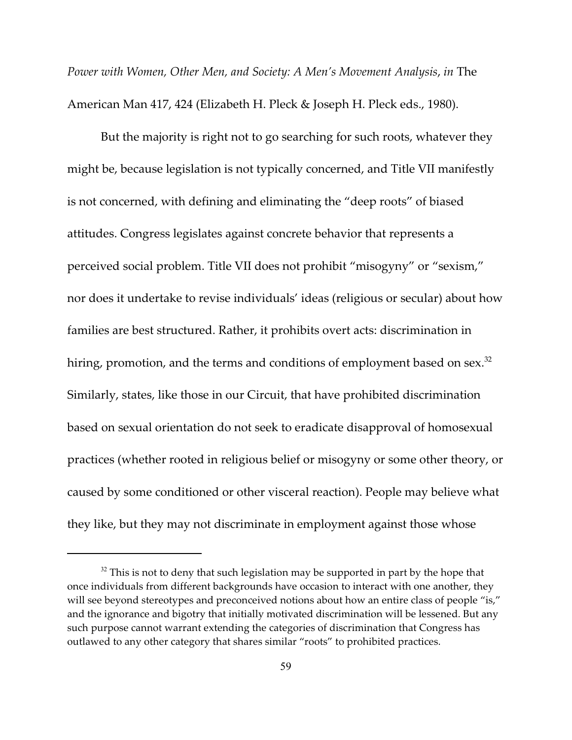*Power with Women, Other Men, and Society: A Men's Movement Analysis*, *in* The American Man 417, 424 (Elizabeth H. Pleck & Joseph H. Pleck eds., 1980).

But the majority is right not to go searching for such roots, whatever they might be, because legislation is not typically concerned, and Title VII manifestly is not concerned, with defining and eliminating the "deep roots" of biased attitudes. Congress legislates against concrete behavior that represents a perceived social problem. Title VII does not prohibit "misogyny" or "sexism," nor does it undertake to revise individuals' ideas (religious or secular) about how families are best structured. Rather, it prohibits overt acts: discrimination in hiring, promotion, and the terms and conditions of employment based on sex.[32] Similarly, states, like those in our Circuit, that have prohibited discrimination based on sexual orientation do not seek to eradicate disapproval of homosexual practices (whether rooted in religious belief or misogyny or some other theory, or caused by some conditioned or other visceral reaction). People may believe what they like, but they may not discriminate in employment against those whose

---

[32] This is not to deny that such legislation may be supported in part by the hope that once individuals from different backgrounds have occasion to interact with one another, they will see beyond stereotypes and preconceived notions about how an entire class of people "is," and the ignorance and bigotry that initially motivated discrimination will be lessened. But any such purpose cannot warrant extending the categories of discrimination that Congress has outlawed to any other category that shares similar "roots" to prohibited practices.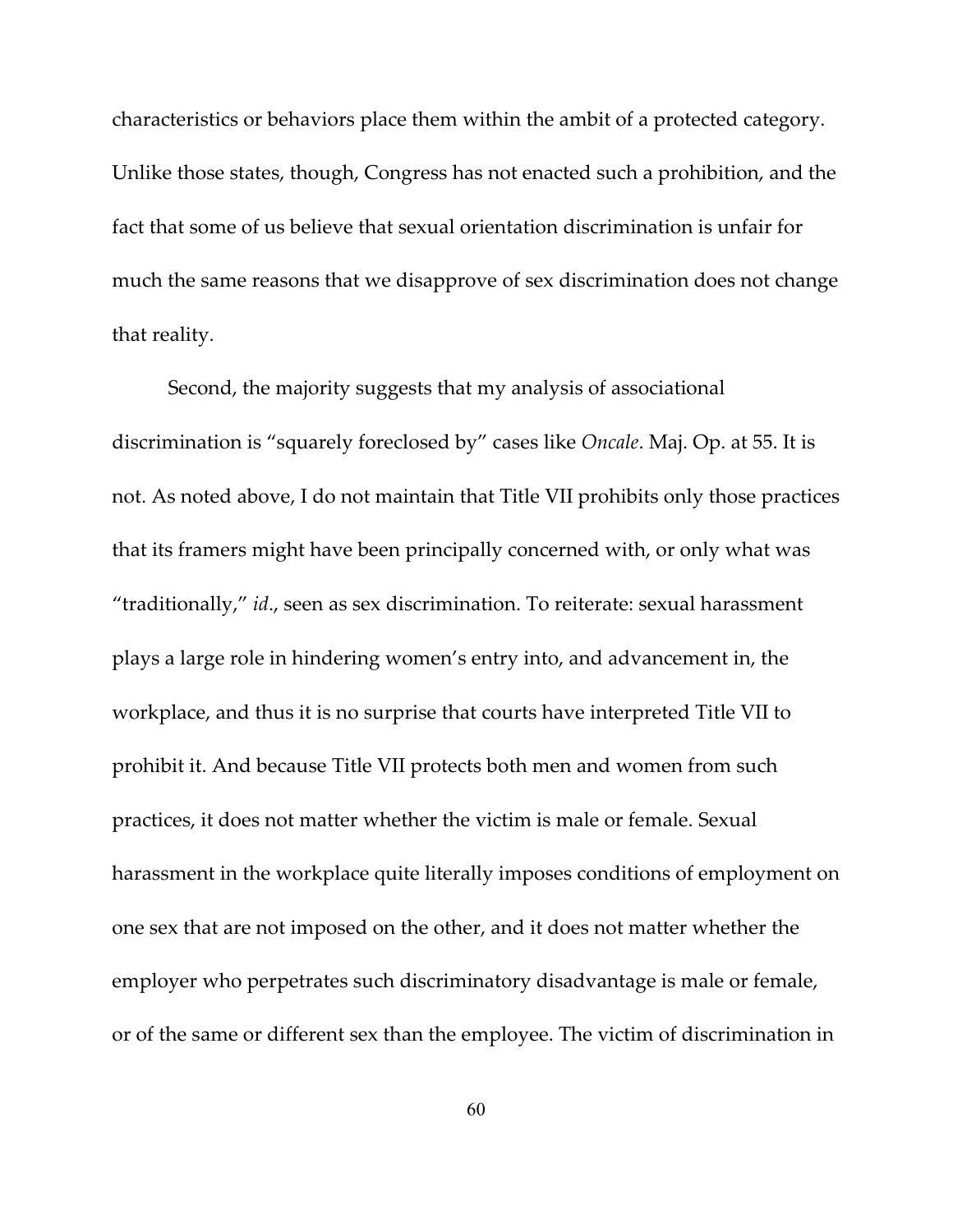characteristics or behaviors place them within the ambit of a protected category. Unlike those states, though, Congress has not enacted such a prohibition, and the fact that some of us believe that sexual orientation discrimination is unfair for much the same reasons that we disapprove of sex discrimination does not change that reality.

Second, the majority suggests that my analysis of associational discrimination is "squarely foreclosed by" cases like *Oncale*. Maj. Op. at 55. It is not. As noted above, I do not maintain that Title VII prohibits only those practices that its framers might have been principally concerned with, or only what was "traditionally," *id*., seen as sex discrimination. To reiterate: sexual harassment plays a large role in hindering women's entry into, and advancement in, the workplace, and thus it is no surprise that courts have interpreted Title VII to prohibit it. And because Title VII protects both men and women from such practices, it does not matter whether the victim is male or female. Sexual harassment in the workplace quite literally imposes conditions of employment on one sex that are not imposed on the other, and it does not matter whether the employer who perpetrates such discriminatory disadvantage is male or female, or of the same or different sex than the employee. The victim of discrimination in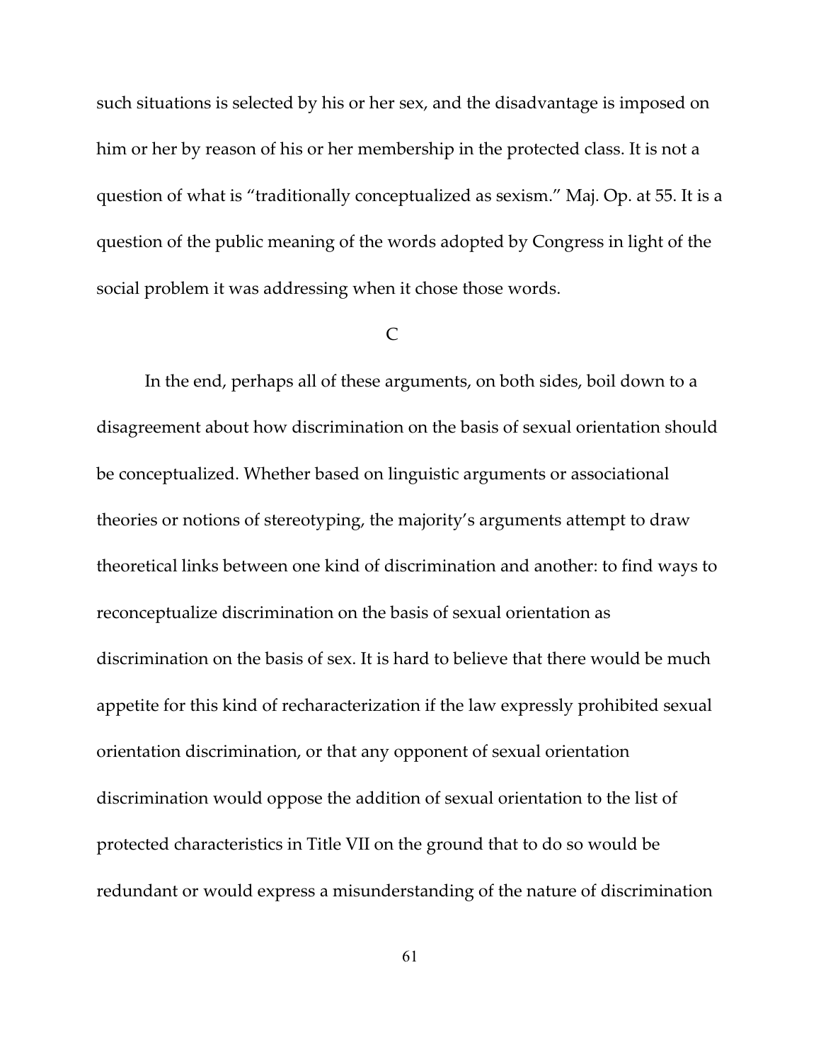such situations is selected by his or her sex, and the disadvantage is imposed on him or her by reason of his or her membership in the protected class. It is not a question of what is "traditionally conceptualized as sexism." Maj. Op. at 55. It is a question of the public meaning of the words adopted by Congress in light of the social problem it was addressing when it chose those words.

### C

In the end, perhaps all of these arguments, on both sides, boil down to a disagreement about how discrimination on the basis of sexual orientation should be conceptualized. Whether based on linguistic arguments or associational theories or notions of stereotyping, the majority's arguments attempt to draw theoretical links between one kind of discrimination and another: to find ways to reconceptualize discrimination on the basis of sexual orientation as discrimination on the basis of sex. It is hard to believe that there would be much appetite for this kind of recharacterization if the law expressly prohibited sexual orientation discrimination, or that any opponent of sexual orientation discrimination would oppose the addition of sexual orientation to the list of protected characteristics in Title VII on the ground that to do so would be redundant or would express a misunderstanding of the nature of discrimination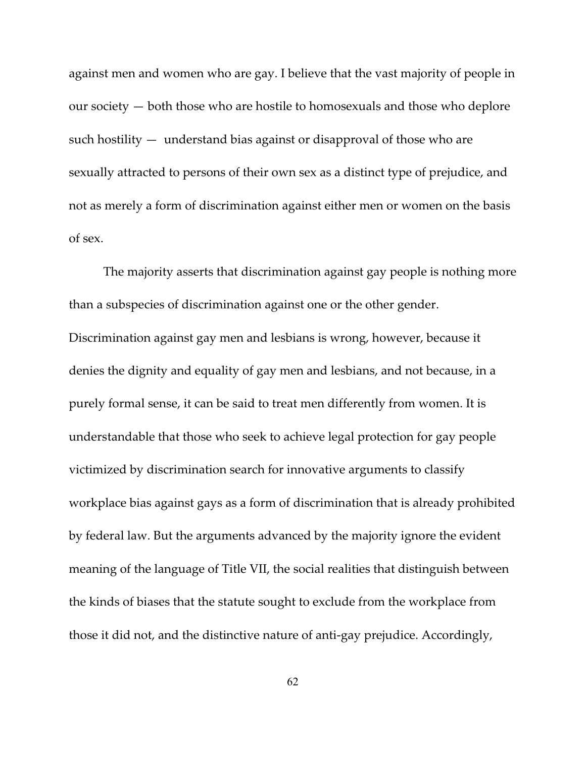against men and women who are gay. I believe that the vast majority of people in our society — both those who are hostile to homosexuals and those who deplore such hostility — understand bias against or disapproval of those who are sexually attracted to persons of their own sex as a distinct type of prejudice, and not as merely a form of discrimination against either men or women on the basis of sex.

The majority asserts that discrimination against gay people is nothing more than a subspecies of discrimination against one or the other gender. Discrimination against gay men and lesbians is wrong, however, because it denies the dignity and equality of gay men and lesbians, and not because, in a purely formal sense, it can be said to treat men differently from women. It is understandable that those who seek to achieve legal protection for gay people victimized by discrimination search for innovative arguments to classify workplace bias against gays as a form of discrimination that is already prohibited by federal law. But the arguments advanced by the majority ignore the evident meaning of the language of Title VII, the social realities that distinguish between the kinds of biases that the statute sought to exclude from the workplace from those it did not, and the distinctive nature of anti-gay prejudice. Accordingly,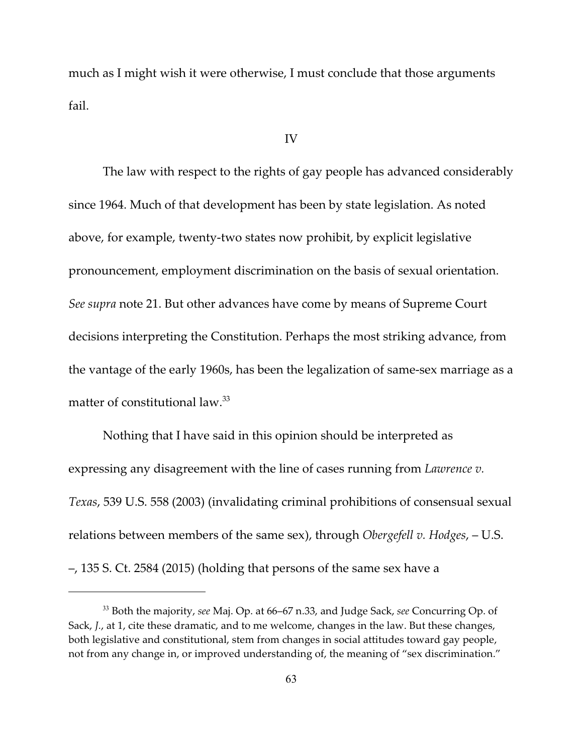much as I might wish it were otherwise, I must conclude that those arguments fail.

IV

The law with respect to the rights of gay people has advanced considerably since 1964. Much of that development has been by state legislation. As noted above, for example, twenty-two states now prohibit, by explicit legislative pronouncement, employment discrimination on the basis of sexual orientation. *See supra* note 21. But other advances have come by means of Supreme Court decisions interpreting the Constitution. Perhaps the most striking advance, from the vantage of the early 1960s, has been the legalization of same-sex marriage as a matter of constitutional law.[33]

Nothing that I have said in this opinion should be interpreted as expressing any disagreement with the line of cases running from *Lawrence v. Texas*, 539 U.S. 558 (2003) (invalidating criminal prohibitions of consensual sexual relations between members of the same sex), through *Obergefell v. Hodges*, – U.S. –, 135 S. Ct. 2584 (2015) (holding that persons of the same sex have a

---

[33] Both the majority, *see* Maj. Op. at 66–67 n.33, and Judge Sack, *see* Concurring Op. of Sack, *J.*, at 1, cite these dramatic, and to me welcome, changes in the law. But these changes, both legislative and constitutional, stem from changes in social attitudes toward gay people, not from any change in, or improved understanding of, the meaning of "sex discrimination."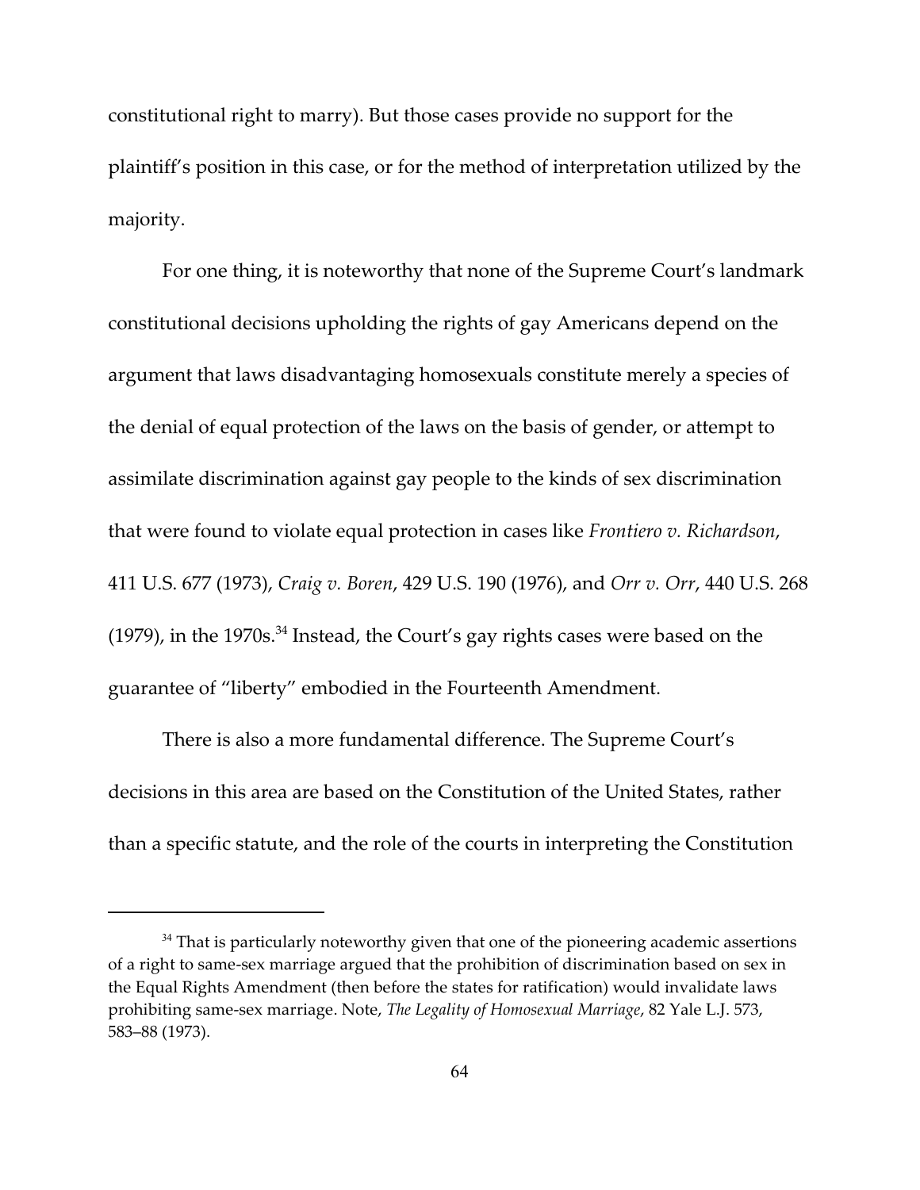constitutional right to marry). But those cases provide no support for the plaintiff's position in this case, or for the method of interpretation utilized by the majority.

For one thing, it is noteworthy that none of the Supreme Court's landmark constitutional decisions upholding the rights of gay Americans depend on the argument that laws disadvantaging homosexuals constitute merely a species of the denial of equal protection of the laws on the basis of gender, or attempt to assimilate discrimination against gay people to the kinds of sex discrimination that were found to violate equal protection in cases like *Frontiero v. Richardson*, 411 U.S. 677 (1973), *Craig v. Boren*, 429 U.S. 190 (1976), and *Orr v. Orr*, 440 U.S. 268 (1979), in the 1970s.[34] Instead, the Court's gay rights cases were based on the guarantee of "liberty" embodied in the Fourteenth Amendment.

There is also a more fundamental difference. The Supreme Court's decisions in this area are based on the Constitution of the United States, rather than a specific statute, and the role of the courts in interpreting the Constitution

---

[34] That is particularly noteworthy given that one of the pioneering academic assertions of a right to same-sex marriage argued that the prohibition of discrimination based on sex in the Equal Rights Amendment (then before the states for ratification) would invalidate laws prohibiting same-sex marriage. Note, *The Legality of Homosexual Marriage*, 82 Yale L.J. 573, 583–88 (1973).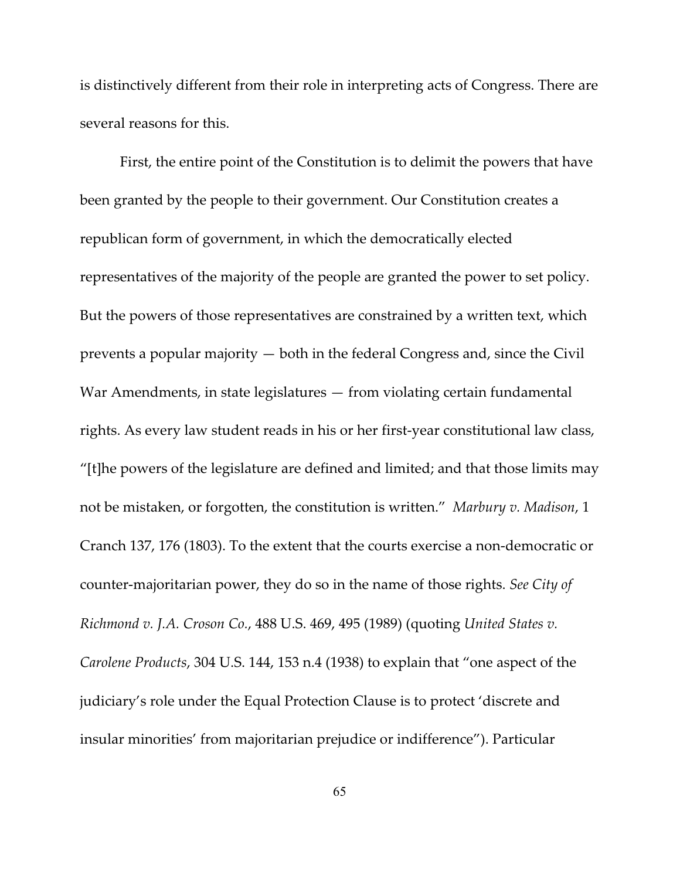is distinctively different from their role in interpreting acts of Congress. There are several reasons for this.

First, the entire point of the Constitution is to delimit the powers that have been granted by the people to their government. Our Constitution creates a republican form of government, in which the democratically elected representatives of the majority of the people are granted the power to set policy. But the powers of those representatives are constrained by a written text, which prevents a popular majority — both in the federal Congress and, since the Civil War Amendments, in state legislatures — from violating certain fundamental rights. As every law student reads in his or her first-year constitutional law class, "[t]he powers of the legislature are defined and limited; and that those limits may not be mistaken, or forgotten, the constitution is written." *Marbury v. Madison*, 1 Cranch 137, 176 (1803). To the extent that the courts exercise a non-democratic or counter-majoritarian power, they do so in the name of those rights. *See City of Richmond v. J.A. Croson Co.*, 488 U.S. 469, 495 (1989) (quoting *United States v. Carolene Products*, 304 U.S. 144, 153 n.4 (1938) to explain that "one aspect of the judiciary's role under the Equal Protection Clause is to protect 'discrete and insular minorities' from majoritarian prejudice or indifference"). Particular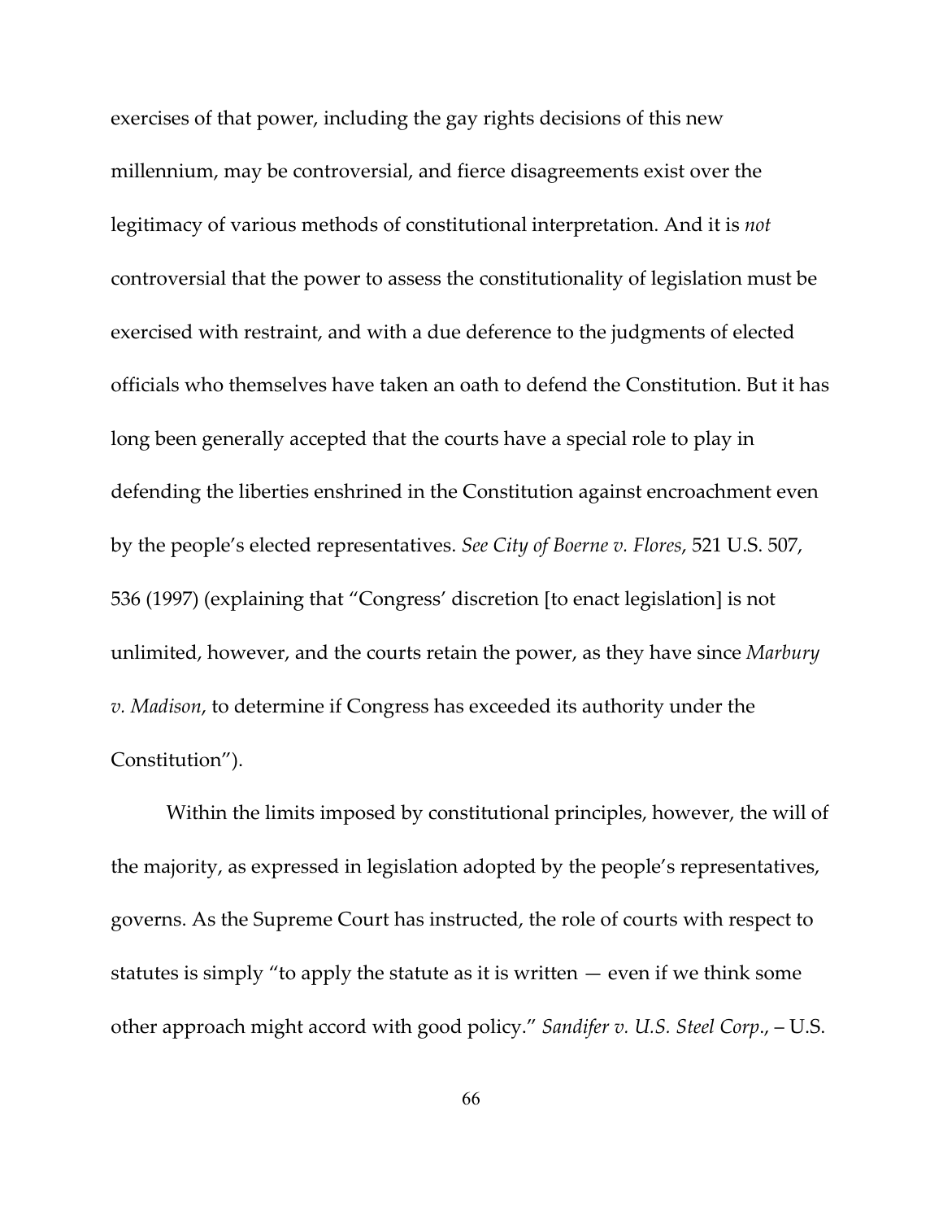exercises of that power, including the gay rights decisions of this new millennium, may be controversial, and fierce disagreements exist over the legitimacy of various methods of constitutional interpretation. And it is *not* controversial that the power to assess the constitutionality of legislation must be exercised with restraint, and with a due deference to the judgments of elected officials who themselves have taken an oath to defend the Constitution. But it has long been generally accepted that the courts have a special role to play in defending the liberties enshrined in the Constitution against encroachment even by the people's elected representatives. *See City of Boerne v. Flores*, 521 U.S. 507, 536 (1997) (explaining that "Congress' discretion [to enact legislation] is not unlimited, however, and the courts retain the power, as they have since *Marbury v. Madison*, to determine if Congress has exceeded its authority under the Constitution").

Within the limits imposed by constitutional principles, however, the will of the majority, as expressed in legislation adopted by the people's representatives, governs. As the Supreme Court has instructed, the role of courts with respect to statutes is simply "to apply the statute as it is written — even if we think some other approach might accord with good policy." *Sandifer v. U.S. Steel Corp*., – U.S.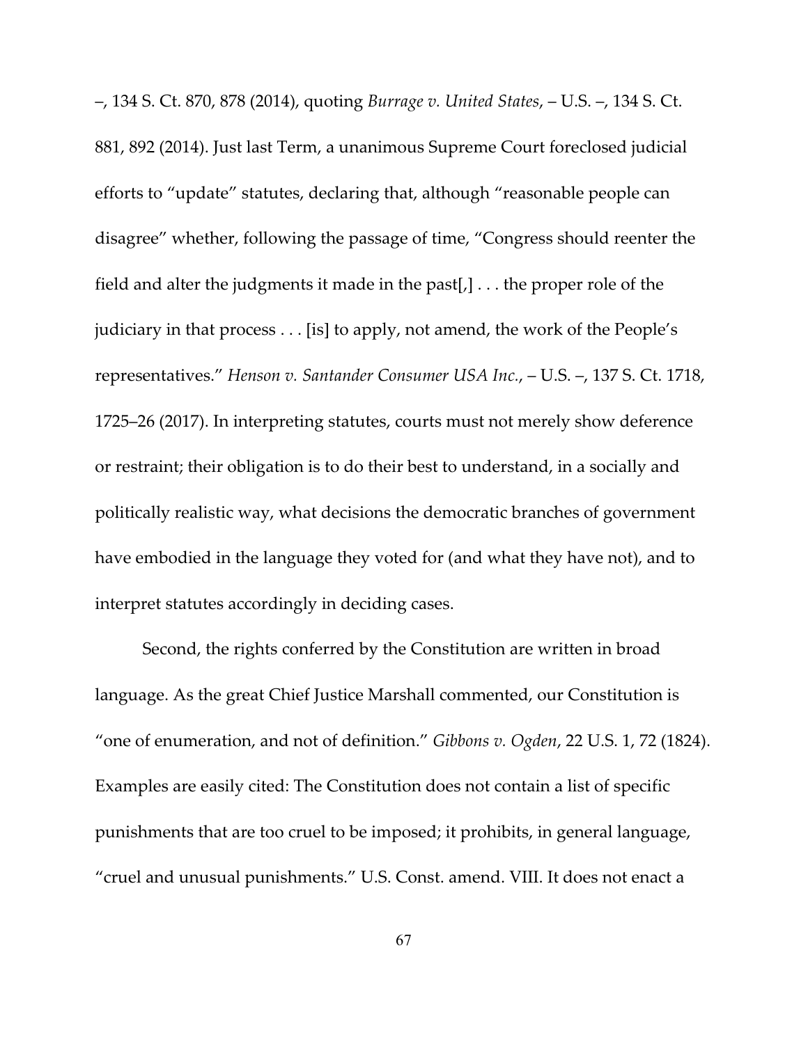–, 134 S. Ct. 870, 878 (2014), quoting *Burrage v. United States*, – U.S. –, 134 S. Ct. 881, 892 (2014). Just last Term, a unanimous Supreme Court foreclosed judicial efforts to "update" statutes, declaring that, although "reasonable people can disagree" whether, following the passage of time, "Congress should reenter the field and alter the judgments it made in the past[,] . . . the proper role of the judiciary in that process . . . [is] to apply, not amend, the work of the People's representatives." *Henson v. Santander Consumer USA Inc.*, – U.S. –, 137 S. Ct. 1718, 1725–26 (2017). In interpreting statutes, courts must not merely show deference or restraint; their obligation is to do their best to understand, in a socially and politically realistic way, what decisions the democratic branches of government have embodied in the language they voted for (and what they have not), and to interpret statutes accordingly in deciding cases.

Second, the rights conferred by the Constitution are written in broad language. As the great Chief Justice Marshall commented, our Constitution is "one of enumeration, and not of definition." *Gibbons v. Ogden*, 22 U.S. 1, 72 (1824). Examples are easily cited: The Constitution does not contain a list of specific punishments that are too cruel to be imposed; it prohibits, in general language, "cruel and unusual punishments." U.S. Const. amend. VIII. It does not enact a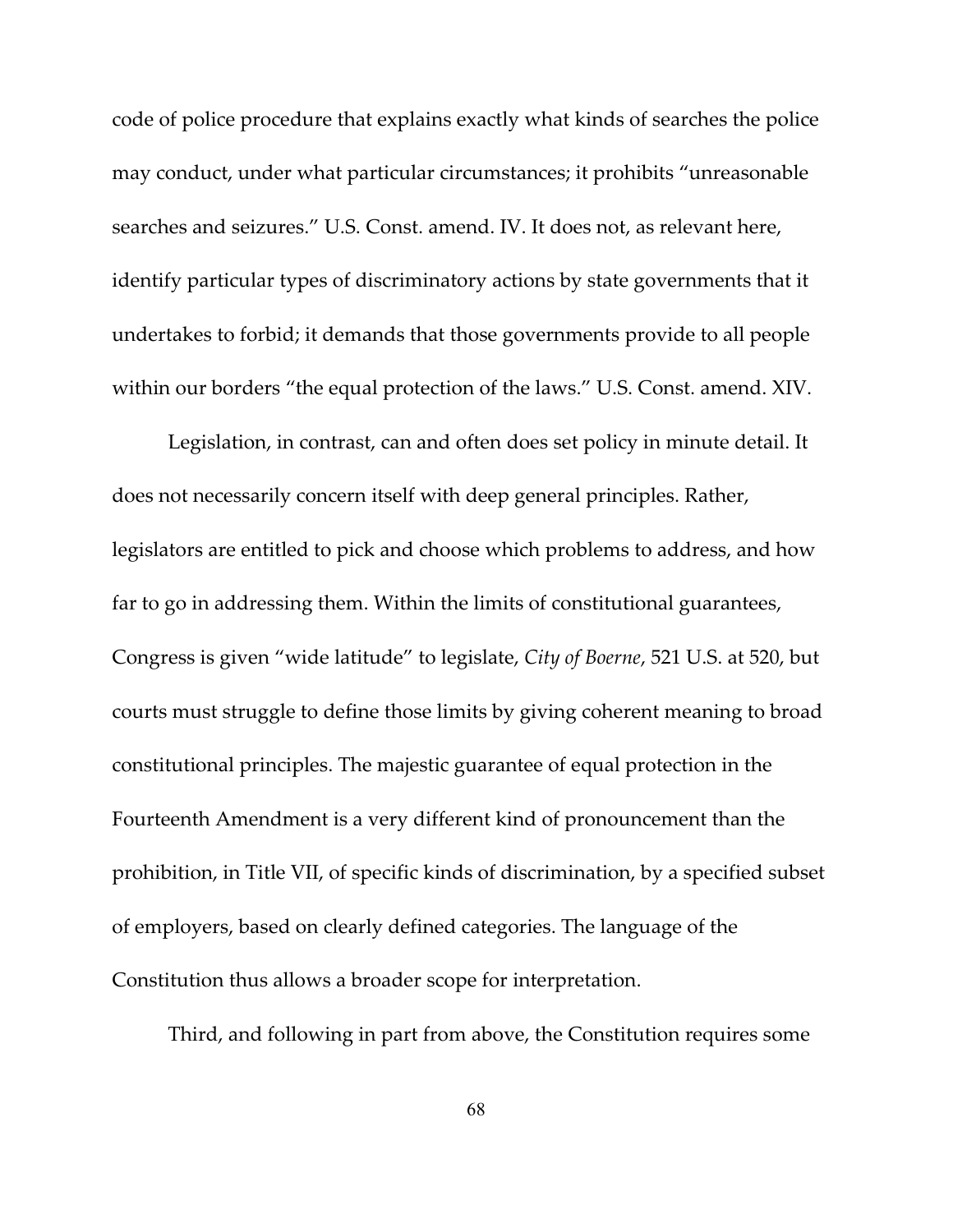code of police procedure that explains exactly what kinds of searches the police may conduct, under what particular circumstances; it prohibits "unreasonable searches and seizures." U.S. Const. amend. IV. It does not, as relevant here, identify particular types of discriminatory actions by state governments that it undertakes to forbid; it demands that those governments provide to all people within our borders "the equal protection of the laws." U.S. Const. amend. XIV.

Legislation, in contrast, can and often does set policy in minute detail. It does not necessarily concern itself with deep general principles. Rather, legislators are entitled to pick and choose which problems to address, and how far to go in addressing them. Within the limits of constitutional guarantees, Congress is given "wide latitude" to legislate, *City of Boerne*, 521 U.S. at 520, but courts must struggle to define those limits by giving coherent meaning to broad constitutional principles. The majestic guarantee of equal protection in the Fourteenth Amendment is a very different kind of pronouncement than the prohibition, in Title VII, of specific kinds of discrimination, by a specified subset of employers, based on clearly defined categories. The language of the Constitution thus allows a broader scope for interpretation.

Third, and following in part from above, the Constitution requires some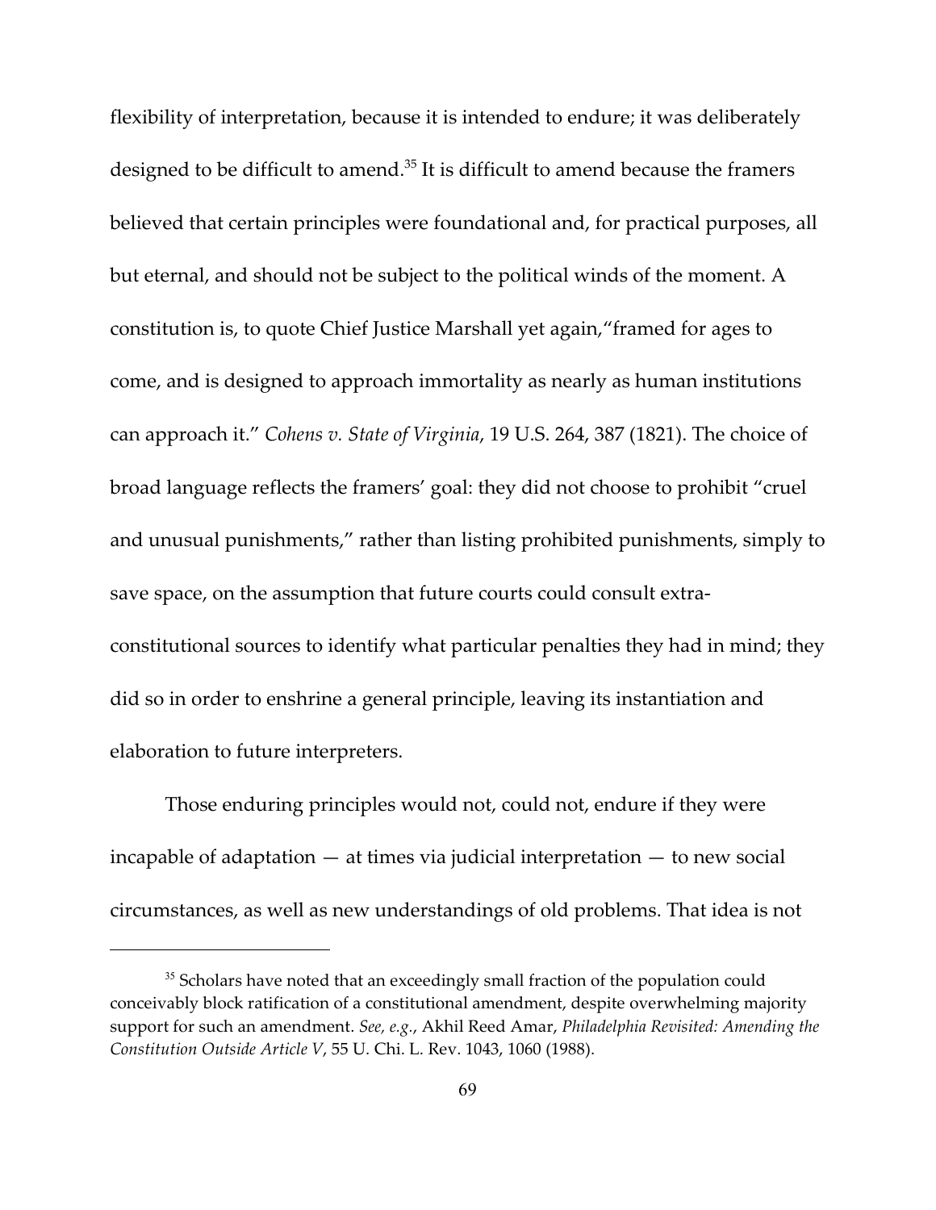flexibility of interpretation, because it is intended to endure; it was deliberately designed to be difficult to amend.[35] It is difficult to amend because the framers believed that certain principles were foundational and, for practical purposes, all but eternal, and should not be subject to the political winds of the moment. A constitution is, to quote Chief Justice Marshall yet again,"framed for ages to come, and is designed to approach immortality as nearly as human institutions can approach it." *Cohens v. State of Virginia*, 19 U.S. 264, 387 (1821). The choice of broad language reflects the framers' goal: they did not choose to prohibit "cruel and unusual punishments," rather than listing prohibited punishments, simply to save space, on the assumption that future courts could consult extra-constitutional sources to identify what particular penalties they had in mind; they did so in order to enshrine a general principle, leaving its instantiation and elaboration to future interpreters.

Those enduring principles would not, could not, endure if they were incapable of adaptation — at times via judicial interpretation — to new social circumstances, as well as new understandings of old problems. That idea is not

---

[35] Scholars have noted that an exceedingly small fraction of the population could conceivably block ratification of a constitutional amendment, despite overwhelming majority support for such an amendment. *See, e.g.*, Akhil Reed Amar, *Philadelphia Revisited: Amending the Constitution Outside Article V*, 55 U. Chi. L. Rev. 1043, 1060 (1988).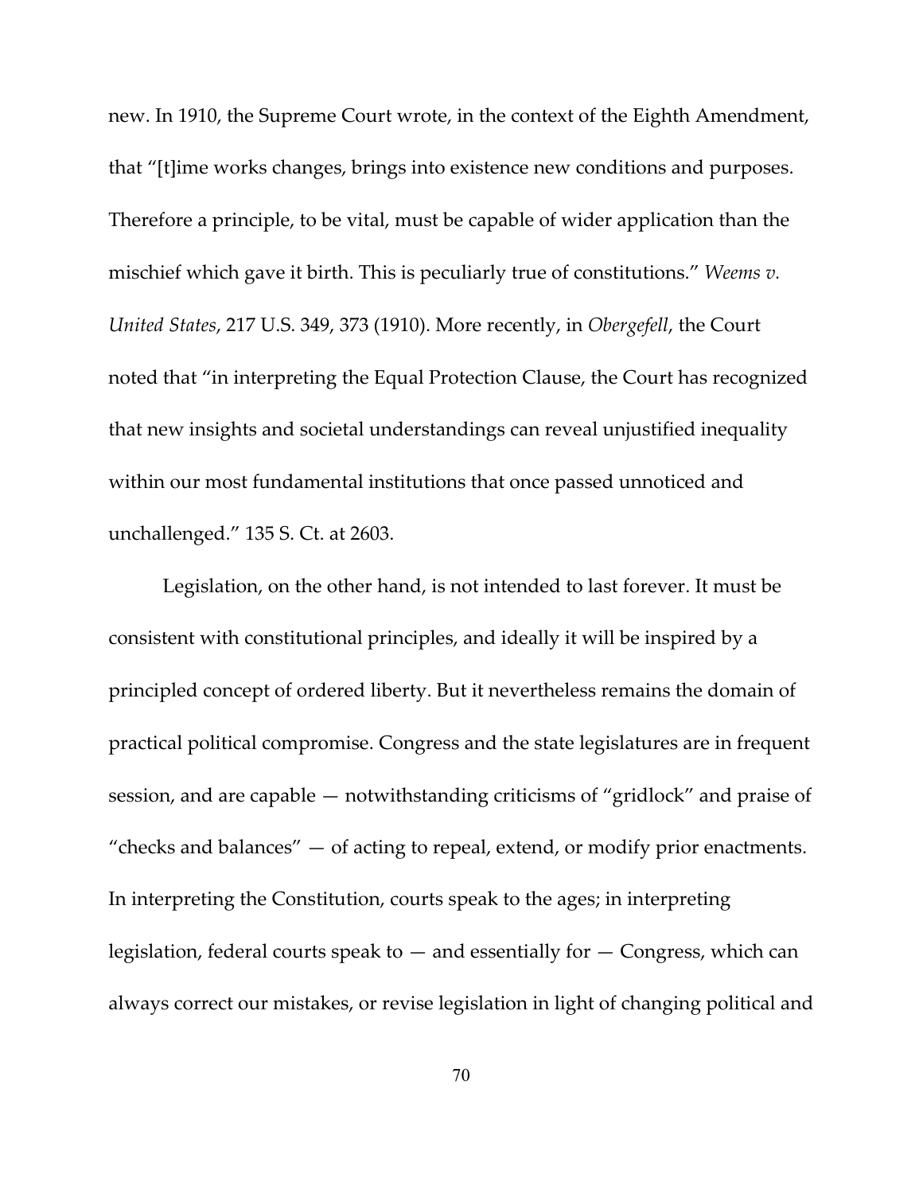new. In 1910, the Supreme Court wrote, in the context of the Eighth Amendment, that "[t]ime works changes, brings into existence new conditions and purposes. Therefore a principle, to be vital, must be capable of wider application than the mischief which gave it birth. This is peculiarly true of constitutions." *Weems v. United States*, 217 U.S. 349, 373 (1910). More recently, in *Obergefell*, the Court noted that "in interpreting the Equal Protection Clause, the Court has recognized that new insights and societal understandings can reveal unjustified inequality within our most fundamental institutions that once passed unnoticed and unchallenged." 135 S. Ct. at 2603.

Legislation, on the other hand, is not intended to last forever. It must be consistent with constitutional principles, and ideally it will be inspired by a principled concept of ordered liberty. But it nevertheless remains the domain of practical political compromise. Congress and the state legislatures are in frequent session, and are capable — notwithstanding criticisms of "gridlock" and praise of "checks and balances" — of acting to repeal, extend, or modify prior enactments. In interpreting the Constitution, courts speak to the ages; in interpreting legislation, federal courts speak to — and essentially for — Congress, which can always correct our mistakes, or revise legislation in light of changing political and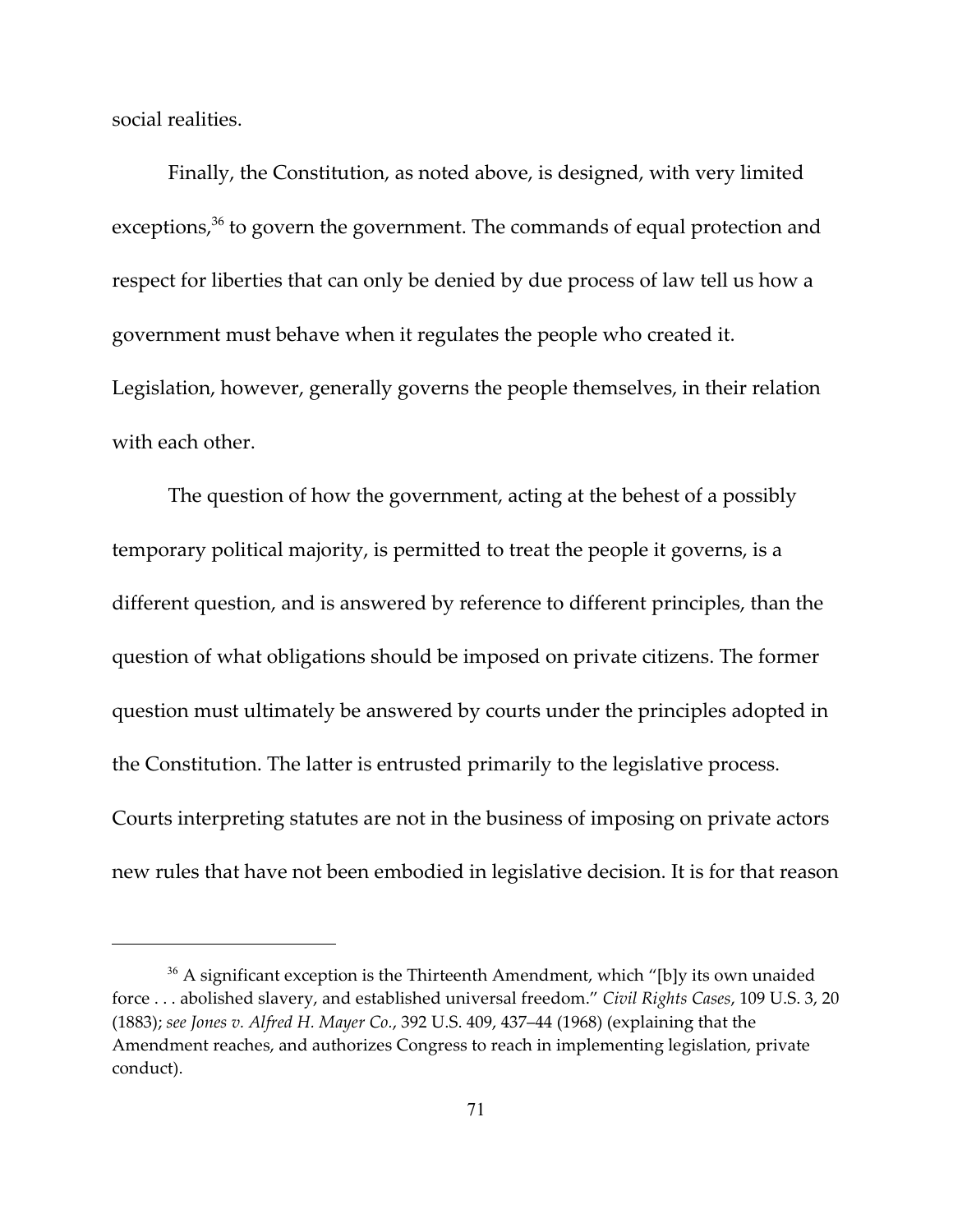social realities.

Finally, the Constitution, as noted above, is designed, with very limited exceptions,[36] to govern the government. The commands of equal protection and respect for liberties that can only be denied by due process of law tell us how a government must behave when it regulates the people who created it. Legislation, however, generally governs the people themselves, in their relation with each other.

The question of how the government, acting at the behest of a possibly temporary political majority, is permitted to treat the people it governs, is a different question, and is answered by reference to different principles, than the question of what obligations should be imposed on private citizens. The former question must ultimately be answered by courts under the principles adopted in the Constitution. The latter is entrusted primarily to the legislative process. Courts interpreting statutes are not in the business of imposing on private actors new rules that have not been embodied in legislative decision. It is for that reason

---

[36] A significant exception is the Thirteenth Amendment, which "[b]y its own unaided force . . . abolished slavery, and established universal freedom." *Civil Rights Cases*, 109 U.S. 3, 20 (1883); *see Jones v. Alfred H. Mayer Co.*, 392 U.S. 409, 437–44 (1968) (explaining that the Amendment reaches, and authorizes Congress to reach in implementing legislation, private conduct).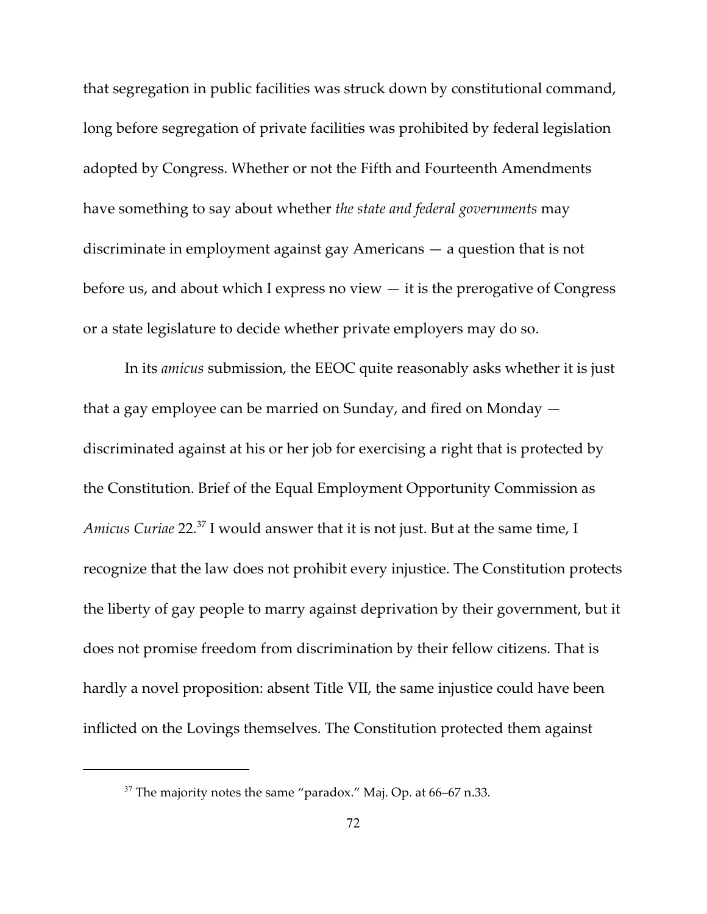that segregation in public facilities was struck down by constitutional command, long before segregation of private facilities was prohibited by federal legislation adopted by Congress. Whether or not the Fifth and Fourteenth Amendments have something to say about whether *the state and federal governments* may discriminate in employment against gay Americans — a question that is not before us, and about which I express no view — it is the prerogative of Congress or a state legislature to decide whether private employers may do so.

In its *amicus* submission, the EEOC quite reasonably asks whether it is just that a gay employee can be married on Sunday, and fired on Monday — discriminated against at his or her job for exercising a right that is protected by the Constitution. Brief of the Equal Employment Opportunity Commission as *Amicus Curiae* 22.[37] I would answer that it is not just. But at the same time, I recognize that the law does not prohibit every injustice. The Constitution protects the liberty of gay people to marry against deprivation by their government, but it does not promise freedom from discrimination by their fellow citizens. That is hardly a novel proposition: absent Title VII, the same injustice could have been inflicted on the Lovings themselves. The Constitution protected them against

---

[37] The majority notes the same "paradox." Maj. Op. at 66–67 n.33.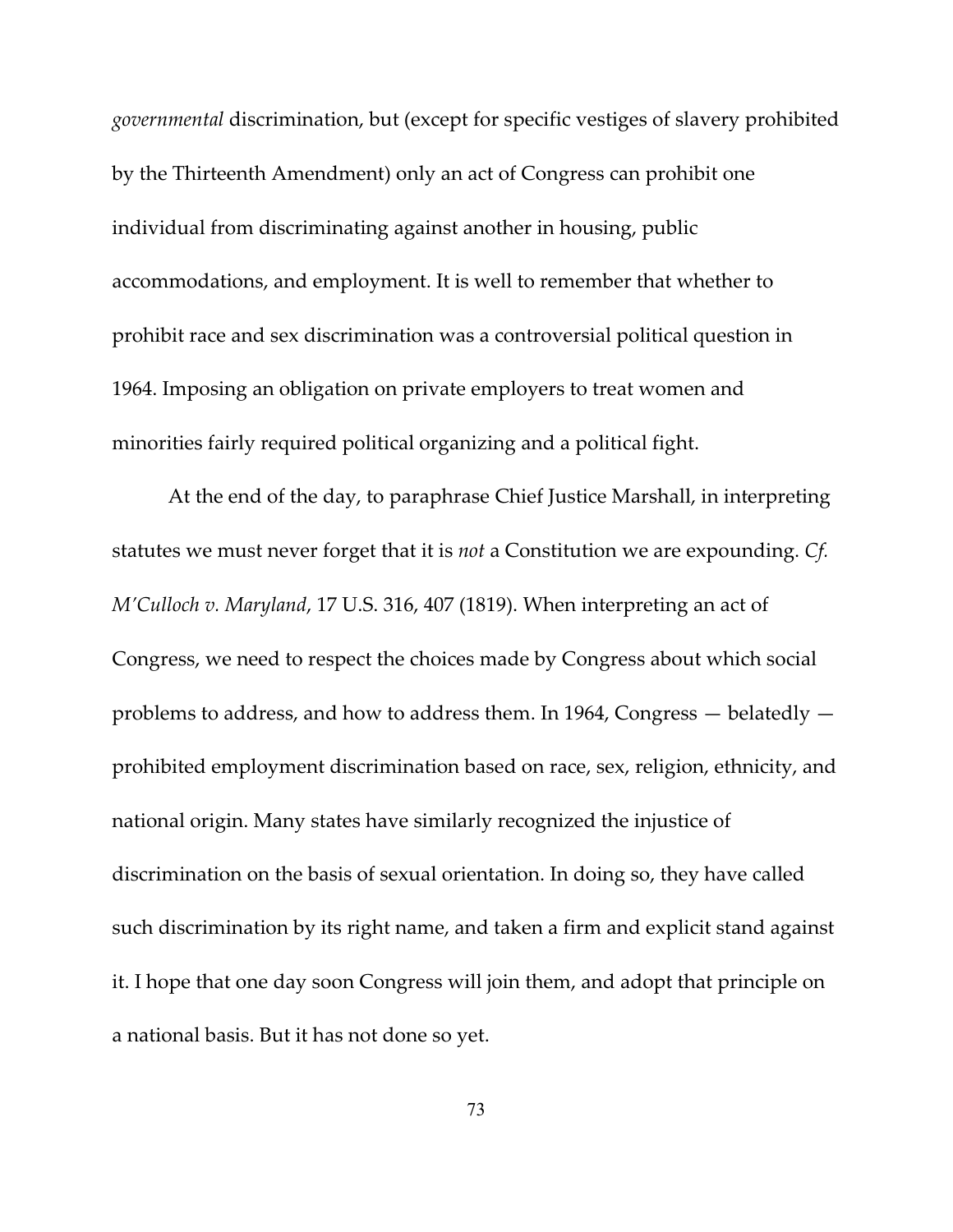*governmental* discrimination, but (except for specific vestiges of slavery prohibited by the Thirteenth Amendment) only an act of Congress can prohibit one individual from discriminating against another in housing, public accommodations, and employment. It is well to remember that whether to prohibit race and sex discrimination was a controversial political question in 1964. Imposing an obligation on private employers to treat women and minorities fairly required political organizing and a political fight.

At the end of the day, to paraphrase Chief Justice Marshall, in interpreting statutes we must never forget that it is *not* a Constitution we are expounding. *Cf. M'Culloch v. Maryland*, 17 U.S. 316, 407 (1819). When interpreting an act of Congress, we need to respect the choices made by Congress about which social problems to address, and how to address them. In 1964, Congress — belatedly — prohibited employment discrimination based on race, sex, religion, ethnicity, and national origin. Many states have similarly recognized the injustice of discrimination on the basis of sexual orientation. In doing so, they have called such discrimination by its right name, and taken a firm and explicit stand against it. I hope that one day soon Congress will join them, and adopt that principle on a national basis. But it has not done so yet.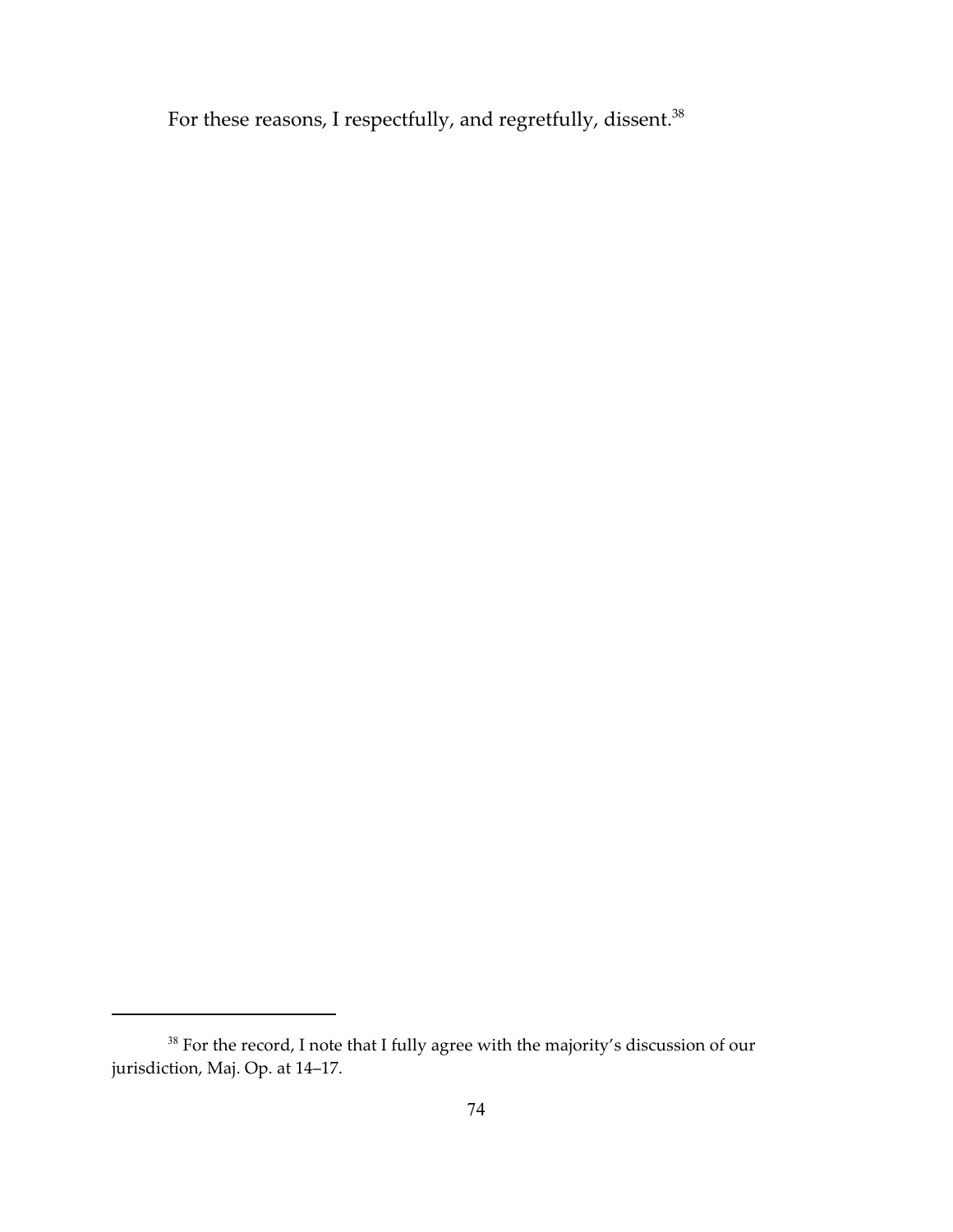For these reasons, I respectfully, and regretfully, dissent.[38]

[38] For the record, I note that I fully agree with the majority's discussion of our jurisdiction, Maj. Op. at 14–17.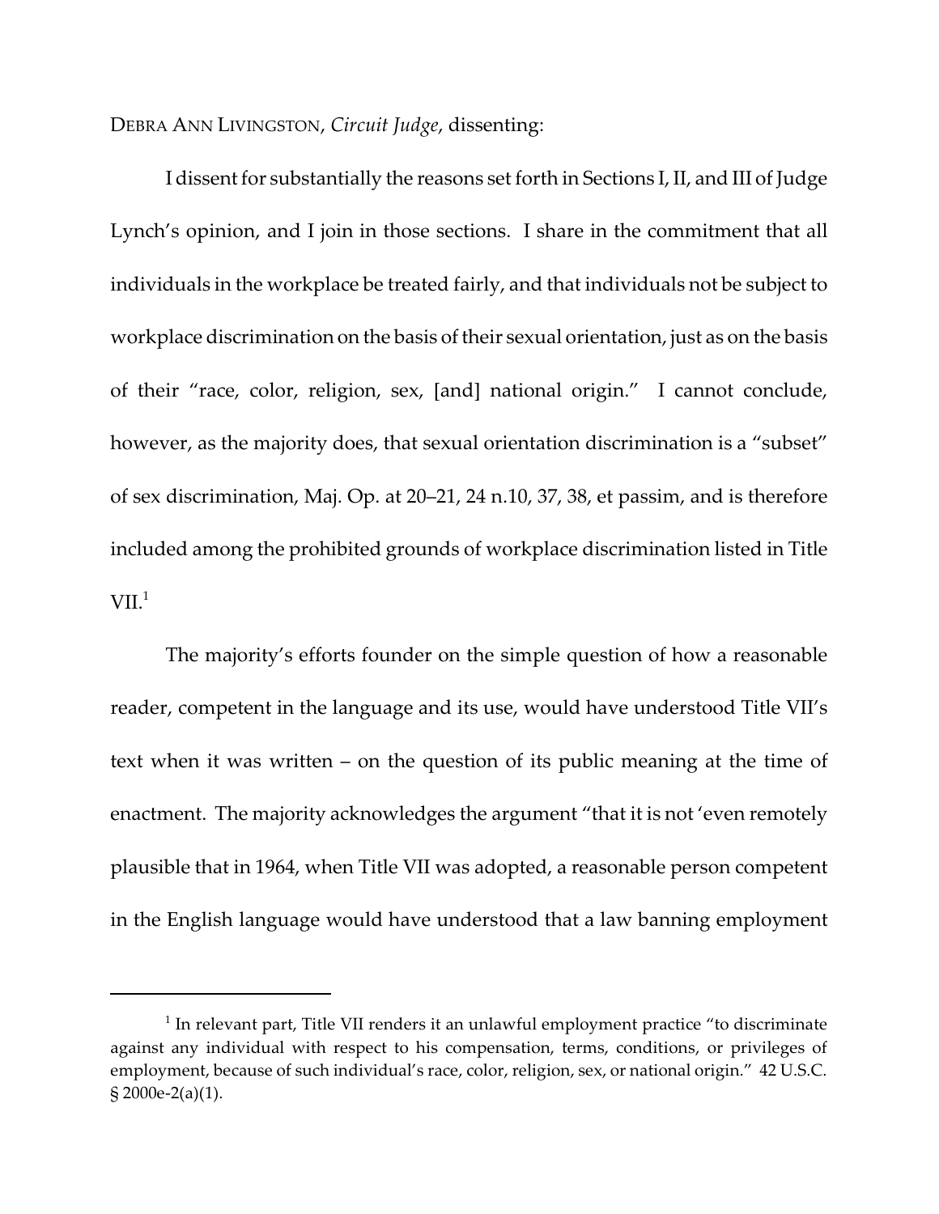DEBRA ANN LIVINGSTON, *Circuit Judge*, dissenting:

I dissent for substantially the reasons set forth in Sections I, II, and III of Judge Lynch's opinion, and I join in those sections. I share in the commitment that all individuals in the workplace be treated fairly, and that individuals not be subject to workplace discrimination on the basis of their sexual orientation, just as on the basis of their "race, color, religion, sex, [and] national origin." I cannot conclude, however, as the majority does, that sexual orientation discrimination is a "subset" of sex discrimination, Maj. Op. at 20–21, 24 n.10, 37, 38, et passim, and is therefore included among the prohibited grounds of workplace discrimination listed in Title VII.[1]

The majority's efforts founder on the simple question of how a reasonable reader, competent in the language and its use, would have understood Title VII's text when it was written – on the question of its public meaning at the time of enactment. The majority acknowledges the argument "that it is not 'even remotely plausible that in 1964, when Title VII was adopted, a reasonable person competent in the English language would have understood that a law banning employment

[1] In relevant part, Title VII renders it an unlawful employment practice "to discriminate against any individual with respect to his compensation, terms, conditions, or privileges of employment, because of such individual's race, color, religion, sex, or national origin." 42 U.S.C. § 2000e-2(a)(1).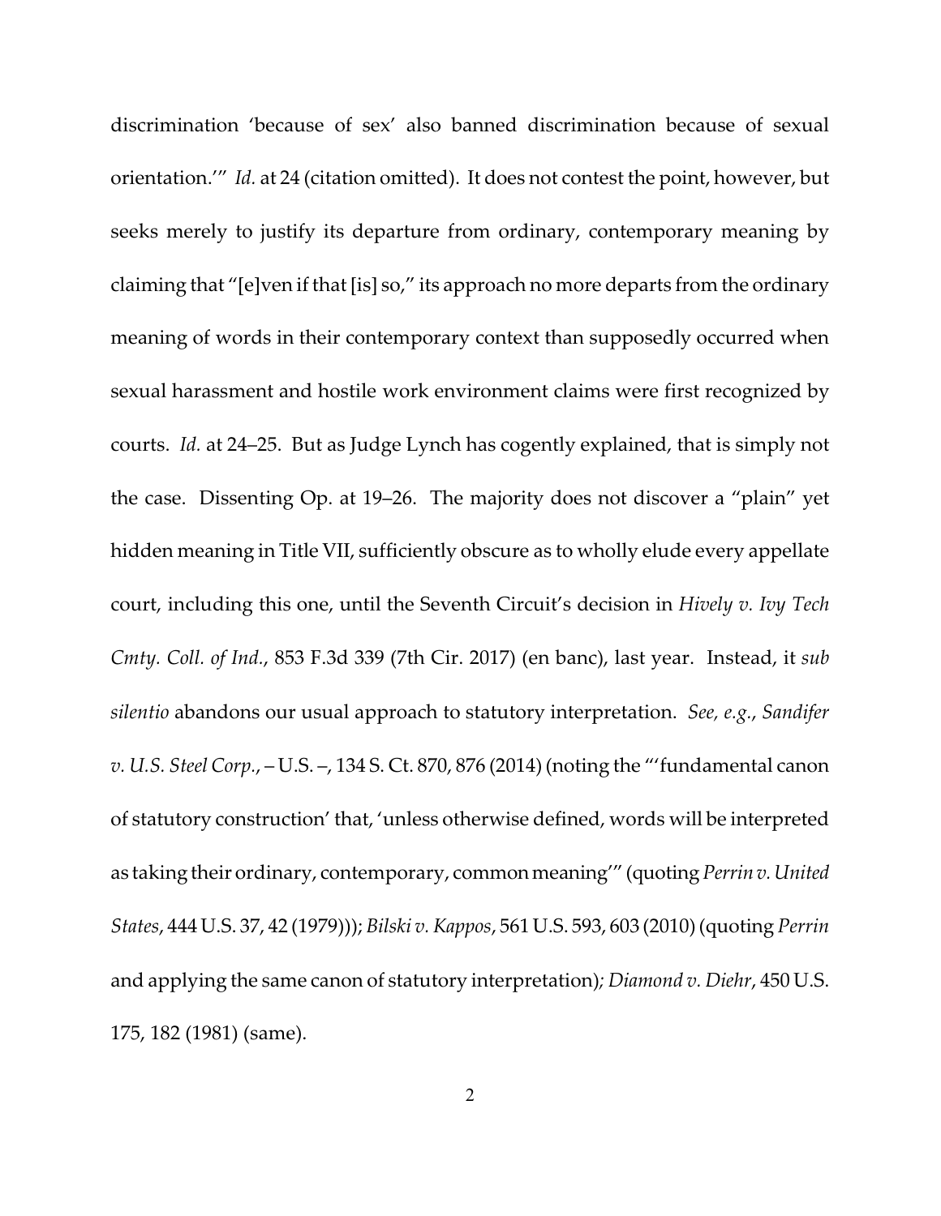discrimination 'because of sex' also banned discrimination because of sexual orientation.'" *Id.* at 24 (citation omitted). It does not contest the point, however, but seeks merely to justify its departure from ordinary, contemporary meaning by claiming that "[e]ven if that [is] so," its approach no more departs from the ordinary meaning of words in their contemporary context than supposedly occurred when sexual harassment and hostile work environment claims were first recognized by courts. *Id.* at 24–25. But as Judge Lynch has cogently explained, that is simply not the case. Dissenting Op. at 19–26. The majority does not discover a "plain" yet hidden meaning in Title VII, sufficiently obscure as to wholly elude every appellate court, including this one, until the Seventh Circuit's decision in *Hively v. Ivy Tech Cmty. Coll. of Ind.*, 853 F.3d 339 (7th Cir. 2017) (en banc), last year. Instead, it *sub silentio* abandons our usual approach to statutory interpretation. *See, e.g.*, *Sandifer v. U.S. Steel Corp.*, – U.S. –, 134 S. Ct. 870, 876 (2014) (noting the "'fundamental canon of statutory construction' that, 'unless otherwise defined, words will be interpreted as taking their ordinary, contemporary, common meaning'" (quoting *Perrin v. United States*, 444 U.S. 37, 42 (1979))); *Bilski v. Kappos*, 561 U.S. 593, 603 (2010) (quoting *Perrin* and applying the same canon of statutory interpretation)*; Diamond v. Diehr*, 450 U.S. 175, 182 (1981) (same).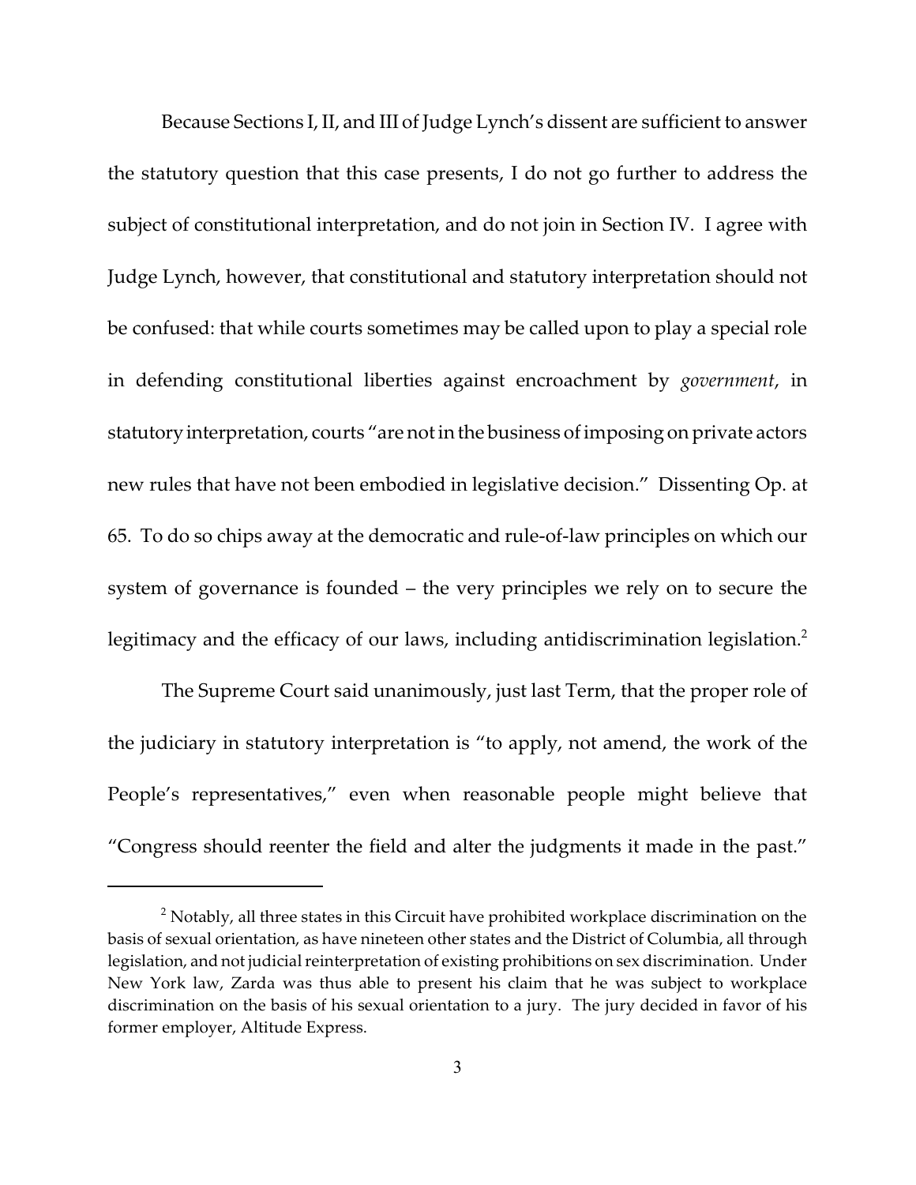Because Sections I, II, and III of Judge Lynch's dissent are sufficient to answer the statutory question that this case presents, I do not go further to address the subject of constitutional interpretation, and do not join in Section IV. I agree with Judge Lynch, however, that constitutional and statutory interpretation should not be confused: that while courts sometimes may be called upon to play a special role in defending constitutional liberties against encroachment by *government*, in statutory interpretation, courts "are not in the business of imposing on private actors new rules that have not been embodied in legislative decision." Dissenting Op. at 65. To do so chips away at the democratic and rule-of-law principles on which our system of governance is founded – the very principles we rely on to secure the legitimacy and the efficacy of our laws, including antidiscrimination legislation.[2]

The Supreme Court said unanimously, just last Term, that the proper role of the judiciary in statutory interpretation is "to apply, not amend, the work of the People's representatives," even when reasonable people might believe that "Congress should reenter the field and alter the judgments it made in the past."

---

[2] Notably, all three states in this Circuit have prohibited workplace discrimination on the basis of sexual orientation, as have nineteen other states and the District of Columbia, all through legislation, and not judicial reinterpretation of existing prohibitions on sex discrimination. Under New York law, Zarda was thus able to present his claim that he was subject to workplace discrimination on the basis of his sexual orientation to a jury. The jury decided in favor of his former employer, Altitude Express.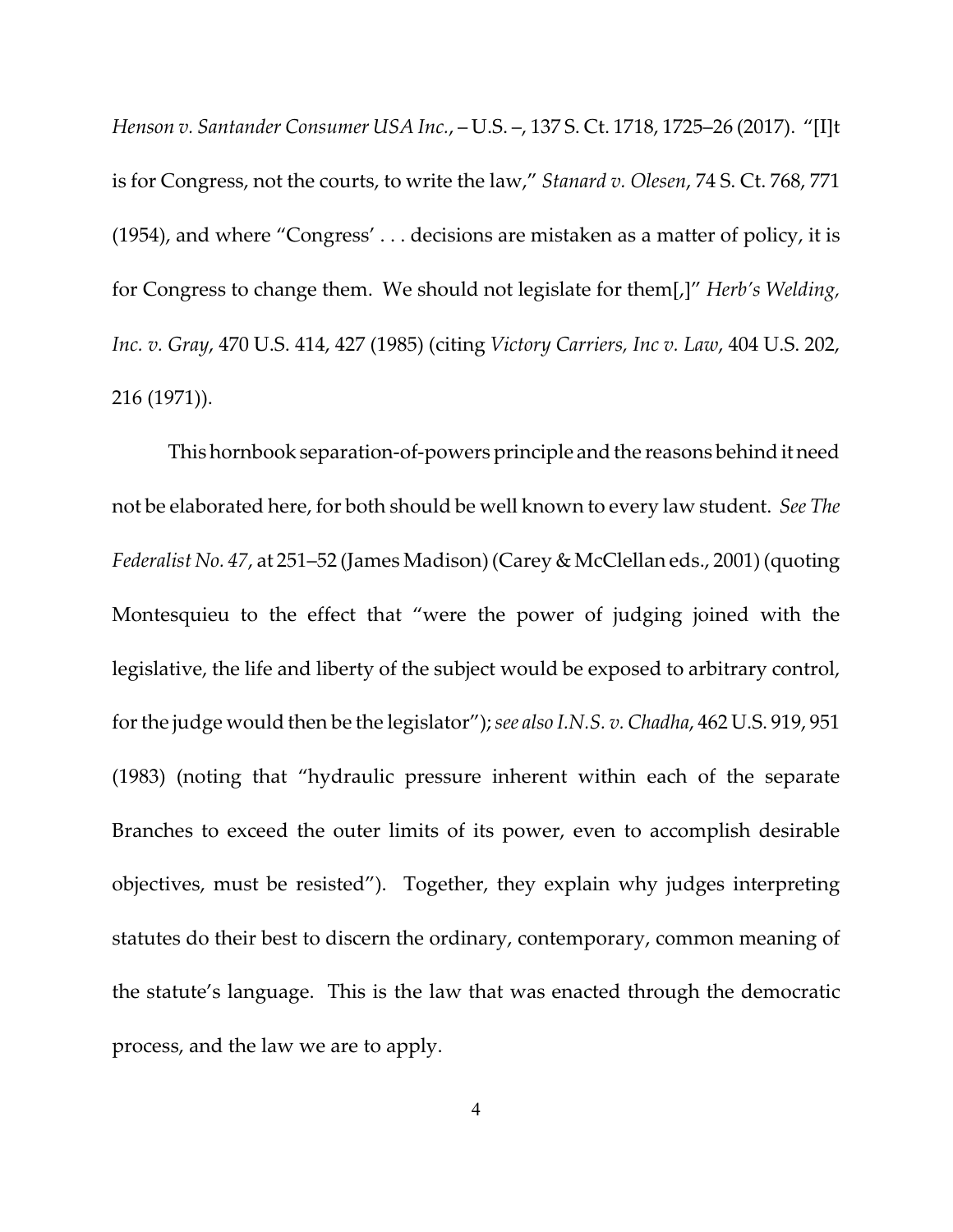*Henson v. Santander Consumer USA Inc.*, – U.S. –, 137 S. Ct. 1718, 1725–26 (2017). "[I]t is for Congress, not the courts, to write the law," *Stanard v. Olesen*, 74 S. Ct. 768, 771 (1954), and where "Congress' . . . decisions are mistaken as a matter of policy, it is for Congress to change them. We should not legislate for them[,]" *Herb's Welding, Inc. v. Gray*, 470 U.S. 414, 427 (1985) (citing *Victory Carriers, Inc v. Law*, 404 U.S. 202, 216 (1971)).

This hornbook separation-of-powers principle and the reasons behind it need not be elaborated here, for both should be well known to every law student. *See The Federalist No. 47*, at 251–52 (James Madison) (Carey & McClellan eds., 2001) (quoting Montesquieu to the effect that "were the power of judging joined with the legislative, the life and liberty of the subject would be exposed to arbitrary control, for the judge would then be the legislator"); *see also I.N.S. v. Chadha*, 462 U.S. 919, 951 (1983) (noting that "hydraulic pressure inherent within each of the separate Branches to exceed the outer limits of its power, even to accomplish desirable objectives, must be resisted"). Together, they explain why judges interpreting statutes do their best to discern the ordinary, contemporary, common meaning of the statute's language. This is the law that was enacted through the democratic process, and the law we are to apply.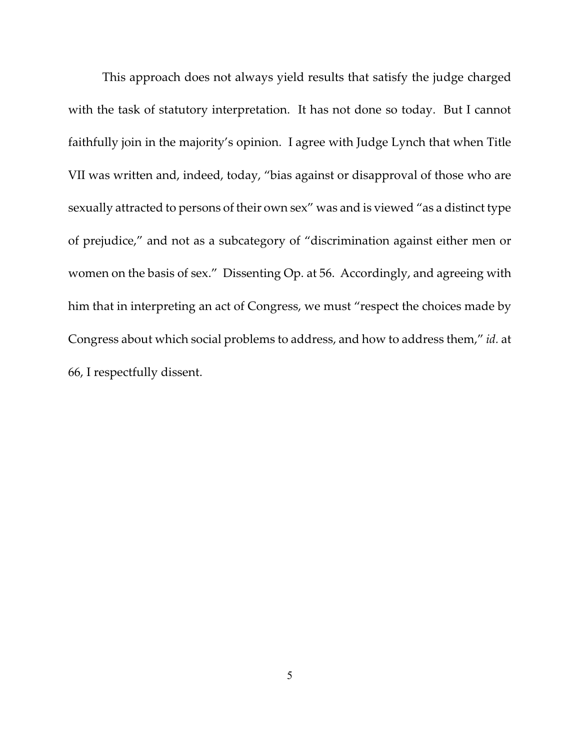This approach does not always yield results that satisfy the judge charged with the task of statutory interpretation. It has not done so today. But I cannot faithfully join in the majority's opinion. I agree with Judge Lynch that when Title VII was written and, indeed, today, "bias against or disapproval of those who are sexually attracted to persons of their own sex" was and is viewed "as a distinct type of prejudice," and not as a subcategory of "discrimination against either men or women on the basis of sex." Dissenting Op. at 56. Accordingly, and agreeing with him that in interpreting an act of Congress, we must "respect the choices made by Congress about which social problems to address, and how to address them," *id.* at 66, I respectfully dissent.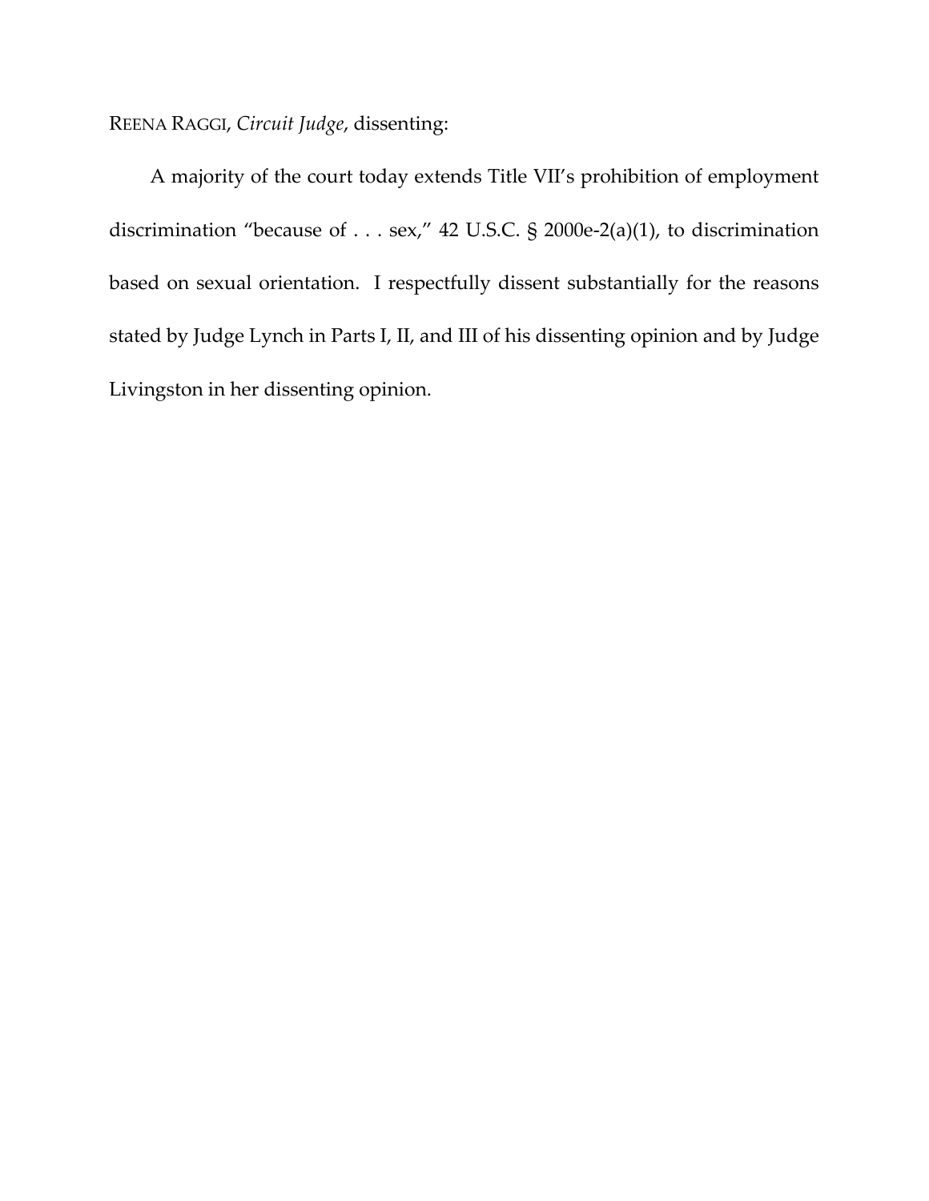REENA RAGGI, *Circuit Judge*, dissenting:

A majority of the court today extends Title VII's prohibition of employment discrimination "because of . . . sex," 42 U.S.C. § 2000e-2(a)(1), to discrimination based on sexual orientation. I respectfully dissent substantially for the reasons stated by Judge Lynch in Parts I, II, and III of his dissenting opinion and by Judge Livingston in her dissenting opinion.